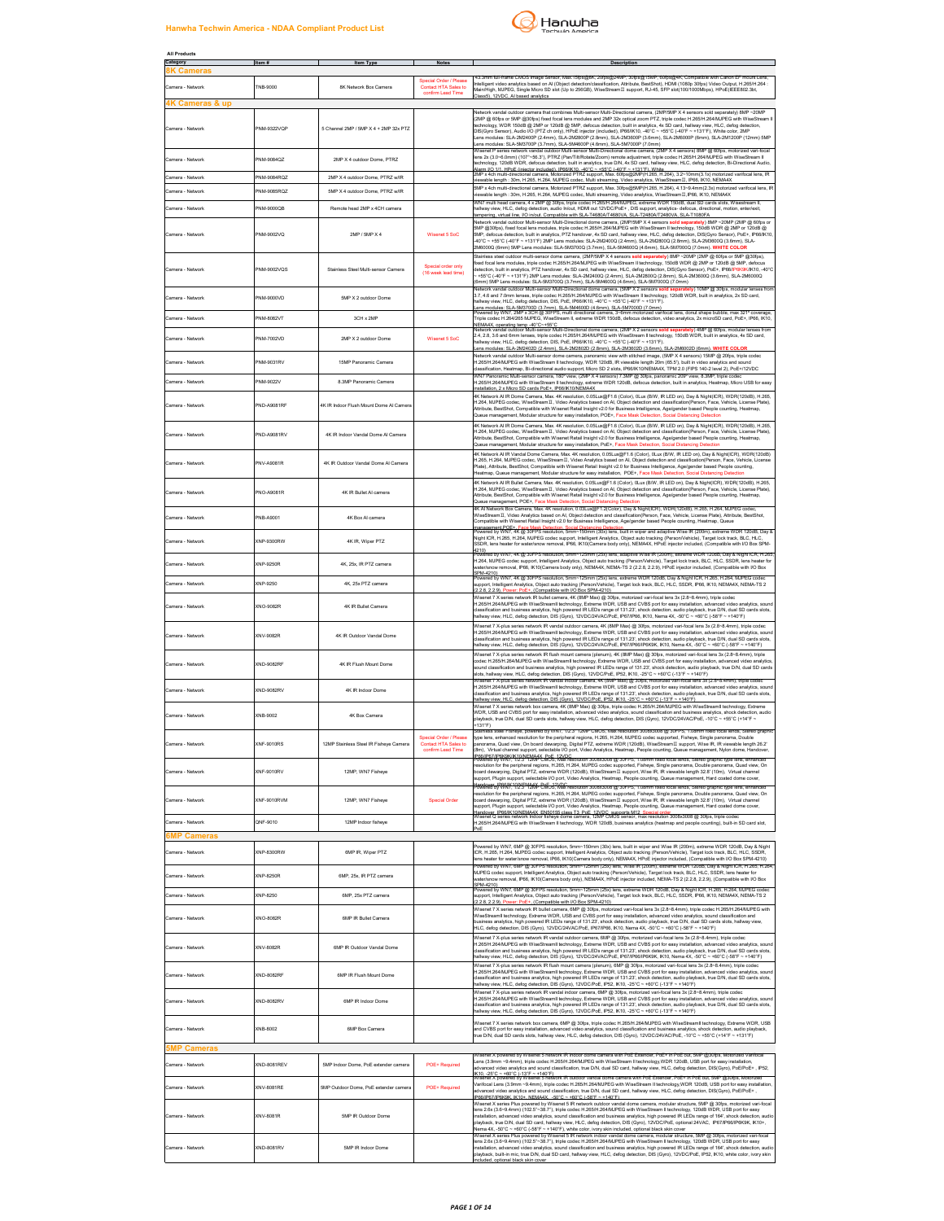# Hanwha Techwin America - NDAA Compliant Product List

**All Products**

| Category | Item # | Item Type | Notes | Description |
|---|---|---|---|---|
| **8K Cameras** | | | | |
| Camera - Network | TNB-9000 | 8K Network Box Camera | Special Order / Please Contact HTA Sales to confirm Lead Time | 4.3.5mm full-frame CMOS Image Sensor, Max 15fps@8K, 20fps@24MP, 30fps@15MP, 60fps@4K, Compatible with Canon EF mount Lens, Intelligent video analytics based on AI (Object detection/classification, Attribute, BestShot), HDMI (1080p 30fps) Video Output, H.265/H.264 : Main/High, MJPEG, Single Micro SD slot (Up to 256GB), WiseStreamⅡ support, RJ-45, SFP slot(100/1000Mbps), HPoE(IEEE802.3bt, Class5), 12VDC, AI based analytics |
| **4K Cameras & up** | | | | |
| Camera - Network | PNM-9322VQP | 5 Channel 2MP / 5MP X 4 + 2MP 32x PTZ | | Network vandal outdoor camera that combines Multi-sensor Multi-Directional camera, (2MP/5MP X 4 sensors sold separately) 8MP ~20MP (2MP @ 60fps or 5MP @30fps) fixed focal lens modules and 2MP 32x optical zoom PTZ, triple codec H.265/H.264/MJPEG with WiseStream II technology, WDR 150dB @ 2MP or 120dB @ 5MP, defocus detection, built in analytics, 4x SD card, hallway view, HLC, defog detection, DIS(Gyro Sensor), Audio I/O (PTZ ch only), HPoE injector (included), IP66/IK10, -40°C ~ +55°C (-40°F ~ +131°F), White color, 2MP Lens modules: SLA-2M2400P (2.4mm), SLA-2M2800P (2.8mm), SLA-2M3600P (3.6mm), SLA-2M6000P (6mm), SLA-2M1200P (12mm) 5MP Lens modules: SLA-5M3700P (3.7mm), SLA-5M4600P (4.6mm), SLA-5M7000P (7.0mm) |
| Camera - Network | PNM-9084QZ | 2MP X 4 outdoor Dome, PTRZ | | Wisenet P series network vandal outdoor Multi-sensor Multi-Directional dome camera, (2MP X 4 sensors) 8MP @ 60fps, motorized vari-focal lens 2x (3.0~6.0mm) (107°~56.3°), PTRZ (Pan/Tilt/Rotate/Zoom) remote adjustment, triple codec H.265/H.264/MJPEG with WiseStream II technology, 120dB WDR, defocus detection, built in analytics, true D/N, 4x SD card, hallway view, HLC, defog detection, Bi-Directional Audio, Alarm I/O 1/1, HPoE (injector included), IP66/IK10, -40°C ~ +55°C (-40°F ~ +131°F), White |
| Camera - Network | PNM-9084RQZ | 2MP X 4 outdoor Dome, PTRZ w/IR | | 2MP x 4ch multi-directional camera, Motorized PTRZ support, Max. 60fps@2MP(H.265, H.264), 3.2~10mm(3.1x) motorized varifocal lens, IR viewable length : 30m, H.265, H.264, MJPEG codec, Multi streaming, Video analytics, WiseStreamⅡ, IP66, IK10, NEMA4X |
| Camera - Network | PNM-9085RQZ | 5MP X 4 outdoor Dome, PTRZ w/IR | | 5MP x 4ch multi-directional camera, Motorized PTRZ support, Max. 30fps@5MP(H.265, H.264), 4.13~9.4mm(2.3x) motorized varifocal lens, IR viewable length : 30m, H.265, H.264, MJPEG codec, Multi streaming, Video analytics, WiseStreamⅡ, IP66, IK10, NEMA4X |
| Camera - Network | PNM-9000QB | Remote head 2MP x 4CH camera | | WN7 multi head camera, 4 x 2MP @ 30fps, triple codec H.265/H.264/MJPEG, extreme WDR 150dB, dual SD cards slots, Wisestream II, hallway view, HLC, defog detection, audio in/out, HDMI out 12VDC/PoE+ , DIS support, analytics- defocus, directional, motion, enter/exit, tampering, virtual line, I/O in/out. Compatible with SLA-T4680A/T4680VA, SLA-T2480A/T2480VA, SLA-T1080FA |
| Camera - Network | PNM-9002VQ | 2MP / 5MP X 4 | Wisenet 5 SoC | Network vandal outdoor Multi-sensor Multi-Directional dome camera, (2MP/5MP X 4 sensors **sold separately**) 8MP ~20MP (2MP @ 60fps or 5MP @30fps), fixed focal lens modules, triple codec H.265/H.264/MJPEG with WiseStream II technology, 150dB WDR @ 2MP or 120dB @ 5MP, defocus detection, built in analytics, PTZ handover, 4x SD card, hallway view, HLC, defog detection, DIS(Gyro Sensor), PoE+, IP66/IK10, -40°C ~ +55°C (-40°F ~ +131°F) 2MP Lens modules: SLA-2M2400Q (2.4mm), SLA-2M2800Q (2.8mm), SLA-2M3600Q (3.6mm), SLA-2M6000Q (6mm) 5MP Lens modules: SLA-5M3700Q (3.7mm), SLA-5M4600Q (4.6mm), SLA-5M7000Q (7.0mm), **WHITE COLOR** |
| Camera - Network | PNM-9002VQS | Stainless Steel Multi-sensor Camera | Special order only (16 week lead time) | Stainless steel outdoor multi-sensor dome camera, (2MP/5MP X 4 sensors **sold separately**) 8MP ~20MP (2MP @ 60fps or 5MP @30fps), fixed focal lens modules, triple codec H.265/H.264/MJPEG with WiseStream II technology, 150dB WDR @ 2MP or 120dB @ 5MP, defocus detection, built in analytics, PTZ handover, 4x SD card, hallway view, HLC, defog detection, DIS(Gyro Sensor), PoE+, IP66/IP67/IP69K/IK10, -40°C ~ +55°C (-40°F ~ +131°F) 2MP Lens modules: SLA-2M2400Q (2.4mm), SLA-2M2800Q (2.8mm), SLA-2M3600Q (3.6mm), SLA-2M6000Q (6mm) 5MP Lens modules: SLA-5M3700Q (3.7mm), SLA-5M4600Q (4.6mm), SLA-5M7000Q (7.0mm) |
| Camera - Network | PNM-9000VD | 5MP X 2 outdoor Dome | | Network vandal outdoor Multi-sensor Multi-Directional dome camera, (5MP X 2 sensors **sold separately**) 10MP @ 30fps, modular lenses from 3.7, 4.6 and 7.0mm lenses, triple codec H.265/H.264/MJPEG with WiseStream II technology, 120dB WDR, built in analytics, 2x SD card, hallway view, HLC, defog detection, DIS, PoE, IP66/IK10, -40°C ~ +55°C (-40°F ~ +131°F). Lens modules: SLA-5M3700D (3.7mm), SLA-5M4600D (4.6mm), SLA-5M7000D (7.0mm) |
| Camera - Network | PNM-8082VT | 3CH x 2MP | | Powered by WN7, 2MP x 3CH @ 30FPS, multi directional camera, 3~6mm motorized varifocal lens, donut shape bubble, max 321° coverage, Triple codec H.264/265 MJPEG, WiseStream II, extreme WDR 150dB, defocus detection, video analytics, 2x microSD card, PoE+, IP66, IK10, NEMA4X, operating temp -40°C~+55°C |
| Camera - Network | PNM-7002VD | 2MP X 2 outdoor Dome | Wisenet 5 SoC | Network vandal outdoor Multi-sensor Multi-Directional dome camera, (2MP X 2 sensors **sold separately**) 4MP @ 60fps, modular lenses from 2.4, 2.8, 3.6 and 6mm lenses, triple codec H.265/H.264/MJPEG with WiseStream II technology, 150dB WDR, built in analytics, 4x SD card, hallway view, HLC, defog detection, DIS, PoE, IP66/IK10, -40°C ~ +55°C (-40°F ~ +131°F). Lens modules: SLA-2M2402D (2.4mm), SLA-2M2802D (2.8mm), SLA-2M3602D (3.6mm), SLA-2M6002D (6mm), **WHITE COLOR** |
| Camera - Network | PNM-9031RV | 15MP Panoramic Camera | | Network vandal outdoor Multi-sensor dome camera, panoramic view with stitched image, (5MP X 4 sensors) 15MP @ 20fps, triple codec H.265/H.264/MJPEG with WiseStream II technology, WDR 120dB, IR viewable length 20m (65.5'), built in video analytics and sound classification, Heatmap, Bi-directional audio support, Micro SD 2 slots, IP66/IK10/NEMA4X, TPM 2.0 (FIPS 140-2 level 2), PoE+/12VDC |
| Camera - Network | PNM-9022V | 8.3MP Panoramic Camera | | WN7 Panoramic Multi-sensor camera, 180° view, (2MP X 4 sensors) 7.3MP @ 30fps, panoramic 208° view, 8.3MP, triple codec H.265/H.264/MJPEG with WiseStream II technology, extreme WDR 120dB, defocus detection, built in analytics, Heatmap, Micro USB for easy installation, 2 x Micro SD cards PoE+, IP66/IK10/NEMA4X |
| Camera - Network | PND-A9081RF | 4K IR Indoor Flush Mount Dome AI Camera | | 4K Network AI IR Dome Camera, Max. 4K resolution, 0.05Lux@F1.6 (Color), 0Lux (B/W, IR LED on), Day & Night(ICR), WDR(120dB), H.265, H.264, MJPEG codec, WiseStreamⅡ, Video Analytics based on AI, Object detection and classification(Person, Face, Vehicle, License Plate), Attribute, BestShot, Compatible with Wisenet Retail Insight v2.0 for Business Intelligence, Age/gender based People counting, Heatmap, Queue management, Modular structure for easy installation, POE+, Face Mask Detection, Social Distancing Detection |
| Camera - Network | PND-A9081RV | 4K IR Indoor Vandal Dome AI Camera | | 4K Network AI IR Dome Camera, Max. 4K resolution, 0.05Lux@F1.6 (Color), 0Lux (B/W, IR LED on), Day & Night(ICR), WDR(120dB), H.265, H.264, MJPEG codec, WiseStreamⅡ, Video Analytics based on AI, Object detection and classification(Person, Face, Vehicle, License Plate), Attribute, BestShot, Compatible with Wisenet Retail Insight v2.0 for Business Intelligence, Age/gender based People counting, Heatmap, Queue management, Modular structure for easy installation, POE+, Face Mask Detection, Social Distancing Detection |
| Camera - Network | PNV-A9081R | 4K IR Outdoor Vandal Dome AI Camera | | 4K Network AI IR Vandal Dome Camera, Max. 4K resolution, 0.05Lux@F1.6 (Color), 0Lux (B/W, IR LED on), Day & Night(ICR), WDR(120dB) H.265, H.264, MJPEG codec, WiseStreamⅡ, Video Analytics based on AI, Object detection and classification(Person, Face, Vehicle, License Plate), Attribute, BestShot, Compatible with Wisenet Retail Insight v2.0 for Business Intelligence, Age/gender based People counting, Heatmap, Queue management, Modular structure for easy installation, POE+, Face Mask Detection, Social Distancing Detection |
| Camera - Network | PNO-A9081R | 4K IR Bullet AI camera | | 4K Network AI IR Bullet Camera, Max. 4K resolution, 0.05Lux@F1.6 (Color), 0Lux (B/W, IR LED on), Day & Night(ICR), WDR(120dB), H.265, H.264, MJPEG codec, WiseStreamⅡ, Video Analytics based on AI, Object detection and classification(Person, Face, Vehicle, License Plate), Attribute, BestShot, Compatible with Wisenet Retail Insight v2.0 for Business Intelligence, Age/gender based People counting, Heatmap, Queue management, POE+, Face Mask Detection, Social Distancing Detection |
| Camera - Network | PNB-A9001 | 4K Box AI camera | | 4K AI Network Box Camera, Max. 4K resolution, 0.03Lux@F1.2(Color), Day & Night(ICR), WDR(120dB), H.265, H.264, MJPEG codec, WiseStreamⅡ, Video Analytics based on AI, Object detection and classification(Person, Face, Vehicle, License Plate), Attribute, BestShot, Compatible with Wisenet Retail Insight v2.0 for Business Intelligence, Age/gender based People counting, Heatmap, Queue management, POE+, Face Mask Detection, Social Distancing Detection |
| Camera - Network | XNP-9300RW | 4K IR, Wiper PTZ | | Powered by WN7, 4K @ 30FPS resolution, 5mm~150mm (30x) lens, built in wiper and adaptive Wise IR (200m), extreme WDR 120dB, Day & Night ICR, H.265, H.264, MJPEG codec support, Intelligent Analytics, Object auto tracking (Person/Vehicle), Target lock track, BLC, HLC, SSDR, lens heater for water/snow removal, IP66, IK10(Camera body only), NEMA4X, HPoE injector included, (Compatible with I/O Box SPM-4210) |
| Camera - Network | XNP-9250R | 4K, 25x, IR PTZ camera | | Powered by WN7, 4K @ 30FPS resolution, 5mm~125mm (25x) lens, adaptive Wise IR (200m), extreme WDR 120dB, Day & Night ICR, H.265, H.264, MJPEG codec support, Intelligent Analytics, Object auto tracking (Person/Vehicle), Target lock track, BLC, HLC, SSDR, lens heater for water/snow removal, IP66, IK10(Camera body only), NEMA4X, NEMA-TS 2 (2.2.6, 2.2.9), HPoE injector included, (Compatible with I/O Box SPM-4210) |
| Camera - Network | XNP-9250 | 4K, 25x PTZ camera | | Powered by WN7, 4K @ 30FPS resolution, 5mm~125mm (25x) lens, extreme WDR 120dB, Day & Night ICR, H.265, H.264, MJPEG codec support, Intelligent Analytics, Object auto tracking (Person/Vehicle), Target lock track, BLC, HLC, SSDR, IP66, IK10, NEMA4X, NEMA-TS 2 (2.2.6, 2.2.9), Power: PoE+, (Compatible with I/O Box SPM-4210) |
| Camera - Network | XNO-9082R | 4K IR Bullet Camera | | Wisenet X series network IR bullet camera, 4K (8MP Max) @ 30fps, motorized vari-focal lens 3x (2.8~8.4mm), triple codec H.265/H.264/MJPEG with WiseStreamII technology, Extreme WDR, USB and CVBS port for easy installation, advanced video analytics, sound classification and business analytics, high powered IR LEDs range of 131.23', shock detection, audio playback, true D/N, dual SD cards slots, hallway view, HLC, defog detection, DIS (Gyro), 12VDC/24VAC/PoE, IP67/IP66, IK10, Nema 4X, -50°C ~ +60°C (-58°F ~ +140°F) |
| Camera - Network | XNV-9082R | 4K IR Outdoor Vandal Dome | | Wisenet X-plus series network IR vandal outdoor camera, 4K (8MP Max) @ 30fps, motorized vari-focal lens 3x (2.8~8.4mm), triple codec H.265/H.264/MJPEG with WiseStreamII technology, Extreme WDR, USB and CVBS port for easy installation, advanced video analytics, sound classification and business analytics, high powered IR LEDs range of 131.23', shock detection, audio playback, true D/N, dual SD cards slots, hallway view, HLC, defog detection, DIS (Gyro), 12VDC/24VAC/PoE, IP67/IP66/IP6K9K, IK10, Nema 4X, -50°C ~ +60°C (-58°F ~ +140°F) |
| Camera - Network | XND-9082RF | 4K IR Flush Mount Dome | | Wisenet X-plus series network IR flush mount camera (plenum), 4K (8MP Max) @ 30fps, motorized vari-focal lens 3x (2.8~8.4mm), triple codec H.265/H.264/MJPEG with WiseStreamII technology, Extreme WDR, USB and CVBS port for easy installation, advanced video analytics, sound classification and business analytics, high powered IR LEDs range of 131.23', shock detection, audio playback, true D/N, dual SD cards slots, hallway view, HLC, defog detection, DIS (Gyro), 12VDC/PoE, IP52, IK10, -25°C ~ +60°C (-13°F ~ +140°F) |
| Camera - Network | XND-9082RV | 4K IR Indoor Dome | | Wisenet X-plus series network IR vandal indoor camera, 4K (8MP Max) @ 30fps, motorized vari-focal lens 3x (2.8~8.4mm), triple codec H.265/H.264/MJPEG with WiseStreamII technology, Extreme WDR, USB and CVBS port for easy installation, advanced video analytics, sound classification and business analytics, high powered IR LEDs range of 131.23', shock detection, audio playback, true D/N, dual SD cards slots, hallway view, HLC, defog detection, DIS (Gyro), 12VDC/PoE, IP52, IK10, -25°C ~ +60°C (-13°F ~ +140°F) |
| Camera - Network | XNB-9002 | 4K Box Camera | | Wisenet X series network box camera, 4K (8MP Max) @ 30fps, triple codec H.265/H.264/MJPEG with WiseStreamII technology, Extreme WDR, USB and CVBS port for easy installation, advanced video analytics, sound classification and business analytics, shock detection, audio playback, true D/N, dual SD cards slots, hallway view, HLC, defog detection, DIS (Gyro), 12VDC/24VAC/PoE, -10°C ~ +55°C (+14°F ~ +131°F) |
| Camera - Network | XNF-9010RS | 12MP Stainless Steel IR Fisheye Camera | Special Order / Please Contact HTA Sales to confirm Lead Time | Stainless steel Fisheye, powered by WN7, 12.3" 12MP CMOS, Max resolution 3008x3008 @ 30FPS, 1.08mm fixed focal lenses, Stereo graphic type lens, enhanced resolution for the peripheral regions, H.265, H.264, MJPEG codec supported, Fisheye, Single panorama, Double panorama, Quad view, On board dewarping, Digital PTZ, extreme WDR (120dB), WiseStreamⅡ support, Wise IR, IR viewable length 26.2' (8m), Virtual channel support, selectable I/O port, Video Analytics, Heatmap, People counting, Queue management, Nylon dome, Handover, IP66/IP67/IP6K9K/IK10/NEMA4X, PoE, 12VDC |
| Camera - Network | XNF-9010RV | 12MP, WN7 Fisheye | | Powered by WN7, 12.3" 12MP CMOS, Max resolution 3008x3008 @ 30FPS, 1.08mm fixed focal lenses, Stereo graphic type lens, enhanced resolution for the peripheral regions, H.265, H.264, MJPEG codec supported, Fisheye, Single panorama, Double panorama, Quad view, On board dewarping, Digital PTZ, extreme WDR (120dB), WiseStreamⅡ support, Wise IR, IR viewable length 32.8' (10m), Virtual channel support, Plugin support, selectable I/O port, Video Analytics, Heatmap, People counting, Queue management, Hard coated dome cover, Handover, IP66/IK10/NEMA4X, PoE, 12VDC |
| Camera - Network | XNF-9010RVM | 12MP, WN7 Fisheye | Special Order | Powered by WN7, 12.3" 12MP CMOS, Max resolution 3008x3008 @ 30FPS, 1.08mm fixed focal lenses, Stereo graphic type lens, enhanced resolution for the peripheral regions, H.265, H.264, MJPEG codec supported, Fisheye, Single panorama, Double panorama, Quad view, On board dewarping, Digital PTZ, extreme WDR (120dB), WiseStreamⅡ support, Wise IR, IR viewable length 32.8' (10m), Virtual channel support, Plugin support, selectable I/O port, Video Analytics, Heatmap, People counting, Queue management, Hard coated dome cover, Handover, IP66/IK10/NEMA4X, EN50155 class T3, PoE, 12VDC, supports M12. Special order |
| Camera - Network | QNF-9010 | 12MP Indoor fisheye | | Wisenet Q series network indoor fisheye dome camera, 12MP CMOS sensor, max resolution 3008x3008 @ 30fps, triple codec H.265/H.264/MJPEG with WiseStream II technology, WDR 120dB, business analytics (heatmap and people counting), built-in SD card slot, PoE |
| **6MP Cameras** | | | | |
| Camera - Network | XNP-8300RW | 6MP IR, Wiper PTZ | | Powered by WN7, 6MP @ 30FPS resolution, 5mm~150mm (30x) lens, built in wiper and Wise IR (200m), extreme WDR 120dB, Day & Night ICR, H.265, H.264, MJPEG codec support, Intelligent Analytics, Object auto tracking (Person/Vehicle), Target lock track, BLC, HLC, SSDR, lens heater for water/snow removal, IP66, IK10(Camera body only), NEMA4X, HPoE injector included, (Compatible with I/O Box SPM-4210) |
| Camera - Network | XNP-8250R | 6MP, 25x, IR PTZ camera | | Powered by WN7, 6MP @ 30FPS resolution, 5mm~125mm (25x) lens, Wise IR (200m), extreme WDR 120dB, Day & Night ICR, H.265, H.264, MJPEG codec support, Intelligent Analytics, Object auto tracking (Person/Vehicle), Target lock track, BLC, HLC, SSDR, lens heater for water/snow removal, IP66, IK10(Camera body only), NEMA4X, NEMA-TS 2 (2.2.6, 2.2.9), HPoE injector included, (Compatible with I/O Box SPM-4210) |
| Camera - Network | XNP-8250 | 6MP, 25x PTZ camera | | Powered by WN7, 6MP @ 30FPS resolution, 5mm~125mm (25x) lens, extreme WDR 120dB, Day & Night ICR, H.265, H.264, MJPEG codec support, Intelligent Analytics, Object auto tracking (Person/Vehicle), Target lock track, BLC, HLC, SSDR, IP66, IK10, NEMA4X, NEMA-TS 2 (2.2.6, 2.2.9), Power: PoE+, (Compatible with I/O Box SPM-4210) |
| Camera - Network | XNO-8082R | 6MP IR Bullet Camera | | Wisenet X series network IR bullet camera, 6MP @ 30fps, motorized vari-focal lens 3x (2.8~8.4mm), triple codec H.265/H.264/MJPEG with WiseStreamII technology, Extreme WDR, USB and CVBS port for easy installation, advanced video analytics, sound classification and business analytics, high powered IR LEDs range of 131.23', shock detection, audio playback, true D/N, dual SD cards slots, hallway view, HLC, defog detection, DIS (Gyro), 12VDC/24VAC/PoE, IP67/IP66, IK10, Nema 4X, -50°C ~ +60°C (-58°F ~ +140°F) |
| Camera - Network | XNV-8082R | 6MP IR Outdoor Vandal Dome | | Wisenet X-plus series network IR vandal outdoor camera, 6MP @ 30fps, motorized vari-focal lens 3x (2.8~8.4mm), triple codec H.265/H.264/MJPEG with WiseStreamII technology, Extreme WDR, USB and CVBS port for easy installation, advanced video analytics, sound classification and business analytics, high powered IR LEDs range of 131.23', shock detection, audio playback, true D/N, dual SD cards slots, hallway view, HLC, defog detection, DIS (Gyro), 12VDC/24VAC/PoE, IP67/IP66/IP6K9K, IK10, Nema 4X, -50°C ~ +60°C (-58°F ~ +140°F) |
| Camera - Network | XND-8082RF | 6MP IR Flush Mount Dome | | Wisenet X-plus series network IR flush mount camera (plenum), 6MP @ 30fps, motorized vari-focal lens 3x (2.8~8.4mm), triple codec H.265/H.264/MJPEG with WiseStreamII technology, Extreme WDR, USB and CVBS port for easy installation, advanced video analytics, sound classification and business analytics, high powered IR LEDs range of 131.23', shock detection, audio playback, true D/N, dual SD cards slots, hallway view, HLC, defog detection, DIS (Gyro), 12VDC/PoE, IP52, IK10, -25°C ~ +60°C (-13°F ~ +140°F) |
| Camera - Network | XND-8082RV | 6MP IR Indoor Dome | | Wisenet X-plus series network IR vandal indoor camera, 6MP @ 30fps, motorized vari-focal lens 3x (2.8~8.4mm), triple codec H.265/H.264/MJPEG with WiseStreamII technology, Extreme WDR, USB and CVBS port for easy installation, advanced video analytics, sound classification and business analytics, high powered IR LEDs range of 131.23', shock detection, audio playback, true D/N, dual SD cards slots, hallway view, HLC, defog detection, DIS (Gyro), 12VDC/PoE, IP52, IK10, -25°C ~ +60°C (-13°F ~ +140°F) |
| Camera - Network | XNB-8002 | 6MP Box Camera | | Wisenet X series network box camera, 6MP @ 30fps, triple codec H.265/H.264/MJPEG with WiseStreamII technology, Extreme WDR, USB and CVBS port for easy installation, advanced video analytics, sound classification and business analytics, shock detection, audio playback, true D/N, dual SD cards slots, hallway view, HLC, defog detection, DIS (Gyro), 12VDC/24VAC/PoE, -10°C ~ +55°C (+14°F ~ +131°F) |
| **5MP Cameras** | | | | |
| Camera - Network | XND-8081REV | 5MP Indoor Dome, PoE extender camera | POE+ Required | Wisenet X powered by Wisenet 5 network IR indoor dome camera with PoE Extender, PoE+ in PoE out, 5MP @30fps, motorized Varifocal Lens (3.9mm ~9.4mm), triple codec H.265/H.264/MJPEG with WiseStream II technology, WDR 120dB, USB port for easy installation, advanced video analytics and sound classification, true D/N, dual SD card, hallway view, HLC, defog detection, DIS(Gyro), PoE/PoE+ , IP52, IK10, -25°C ~ +60°C (-13°F ~ +140°F) |
| Camera - Network | XNV-8081RE | 5MP Outdoor Dome, PoE extender camera | POE+ Required | Wisenet X powered by Wisenet 5 network IR outdoor vandal dome camera with PoE Extender, PoE+ in PoE out, 5MP @30fps, motorized Varifocal Lens (3.9mm ~9.4mm), triple codec H.265/H.264/MJPEG with WiseStream II technology, WDR 120dB, USB port for easy installation, advanced video analytics and sound classification, true D/N, dual SD card, hallway view, HLC, defog detection, DIS(Gyro), PoE/PoE+ , IP66/IP67/IP6K9K, IK10+, NEMA4X, -50°C ~ +60°C (-58°F ~ +140°F) |
| Camera - Network | XNV-8081R | 5MP IR Outdoor Dome | | Wisenet X series Plus powered by Wisenet 5 IR network outdoor vandal dome camera, modular structure, 5MP @ 30fps, motorized vari-focal lens 2.6x (3.6~9.4mm) (102.5°~38.7°), triple codec H.265/H.264/MJPEG with WiseStream II technology, 120dB WDR, USB port for easy installation, advanced video analytics, sound classification and business analytics, high powered IR LEDs range of 164', shock detection, audio playback, true D/N, dual SD card, hallway view, HLC, defog detection, DIS (Gyro), optional 24VAC, IP67/IP66/IP6K9K, IK10+, Nema 4X, -50°C ~ +60°C (-58°F ~ +140°F), white color, ivory skin included, optional black skin cover |
| Camera - Network | XND-8081RV | 5MP IR Indoor Dome | | Wisenet X series Plus powered by Wisenet 5 IR network indoor vandal dome camera, modular structure, 5MP @ 30fps, motorized vari-focal lens 2.6x (3.6~9.4mm) (102.5°~38.7°), triple codec H.265/H.264/MJPEG with WiseStream II technology, 120dB WDR, USB port for easy installation, advanced video analytics, sound classification and business analytics, high powered IR LEDs range of 164', shock detection, audio playback, built-in mic, true D/N, dual SD card, hallway view, HLC, defog detection, DIS (Gyro), 12VDC/PoE, IP52, IK10, white color, ivory skin included, optional black skin cover |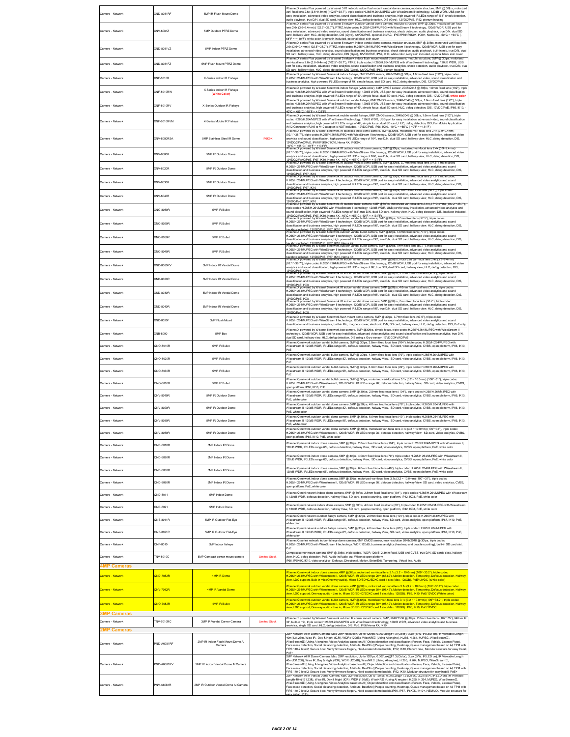| | | | | |
|---|---|---|---|---|
| Camera - Network | XND-8081RF | 5MP IR Flush Mount Dome | | Wisenet X series Plus powered by Wisenet 5 IR network indoor flush mount vandal dome camera, modular structure, 5MP @ 30fps, motorized vari-focal lens 2.6x (3.6~9.4mm) (102.5°~38.7°), triple codec H.265/H.264/MJPEG with WiseStream II technology, 120dB WDR, USB port for easy installation, advanced video analytics, sound classification and business analytics, high powered IR LEDs range of 164', shock detection, audio playback, true D/N, dual SD card, hallway view, HLC, defog detection, DIS (Gyro), 12VDC/PoE, IP52, plenum housing |
| Camera - Network | XNV-8081Z | 5MP Outdoor PTRZ Dome | | Wisenet X series Plus powered by Wisenet 5 network outdoor vandal dome camera, modular structure, 5MP @ 30fps, motorized vari-focal lens 2.6x (3.6~9.4mm) (102.5°~38.7°), PTRZ, triple codec H.265/H.264/MJPEG with WiseStream II technology, 120dB WDR, USB port for easy installation, advanced video analytics, sound classification and business analytics, shock detection, audio playback, true D/N, dual SD card, hallway view, HLC, defog detection, DIS (Gyro), 12VDC/PoE, optional 24VAC, IP67/IP66/IP6K9K, IK10+, Nema 4X, -50°C ~ +60°C (-58°F ~ +140°F), white color, ivory skin included, optional black skin cover |
| Camera - Network | XND-8081VZ | 5MP Indoor PTRZ Dome | | Wisenet X series Plus powered by Wisenet 5 network indoor vandal dome camera, modular structure, 5MP @ 30fps, motorized vari-focal lens 2.6x (3.6~9.4mm) (102.5°~38.7°), PTRZ, triple codec H.265/H.264/MJPEG with WiseStream II technology, 120dB WDR, USB port for easy installation, advanced video analytics, sound classification and business analytics, shock detection, audio playback, built-in mic, true D/N, dual SD card, hallway view, HLC, defog detection, DIS (Gyro), 12VDC/PoE, IP52, IK10, white color, ivory skin included, optional black skin cover |
| Camera - Network | XND-8081FZ | 5MP Flush Mount PTRZ Dome | | Wisenet X series Plus powered by Wisenet 5 network indoor flush mount vandal dome camera, modular structure, 5MP @ 30fps, motorized vari-focal lens 2.6x (3.6~9.4mm) (102.5°~38.7°), PTRZ, triple codec H.265/H.264/MJPEG with WiseStream II technology, 120dB WDR, USB port for easy installation, advanced video analytics, sound classification and business analytics, shock detection, audio playback, true D/N, dual SD card, hallway view, HLC, defog detection, DIS (Gyro), 12VDC/PoE, IP52, plenum housing |
| Camera - Network | XNF-8010R | X-Series Indoor IR Fisheye | | Wisenet X powered by Wisenet 5 network indoor fisheye, 6MP CMOS sensor, 2048x2048 @ 30fps, 1.6mm fixed lens (192°), triple codec H.265/H.264/MJPEG with WiseStream II technology, 120dB WDR, USB port for easy installation, advanced video, sound classification and business analytics, high powered IR LEDs range of 49', simple focus, dual SD card, HLC, defog detection, DIS, 12VDC/PoE |
| Camera - Network | XNF-8010RW | X-Series Indoor IR Fisheye (White Color) | | Wisenet X powered by Wisenet 5 network indoor fisheye (white color), 6MP CMOS sensor, 2048x2048 @ 30fps, 1.6mm fixed lens (192°), triple codec H.265/H.264/MJPEG with WiseStream II technology, 120dB WDR, USB port for easy installation, advanced video, sound classification and business analytics, high powered IR LEDs range of 49', simple focus, dual SD card, HLC, defog detection, DIS, 12VDC/PoE, white color |
| Camera - Network | XNF-8010RV | X-Series Outdoor IR Fisheye | | Wisenet X powered by Wisenet 5 network outdoor vandal fisheye, 6MP CMOS sensor, 2048x2048 @ 30fps, 1.6mm fixed lens (192°), triple codec H.265/H.264/MJPEG with WiseStream II technology, 120dB WDR, USB port for easy installation, advanced video, sound classification and business analytics, high powered IR LEDs range of 49', simple focus, dual SD card, HLC, defog detection, DIS, 12VDC/PoE, IP66, IK10, -40°C ~ +55°C (-40°F ~ +131°F) |
| Camera - Network | XNF-8010RVM | X-Series Mobile IR Fisheye | | Wisenet X powered by Wisenet 5 network mobile vandal fisheye, 6MP CMOS sensor, 2048x2048 @ 30fps, 1.6mm fixed lens (192°), triple codec H.265/H.264/MJPEG with WiseStream II technology, 120dB WDR, USB port for easy installation, advanced video, sound classification and business analytics, high powered IR LEDs range of 49', simple focus, dual SD card, HLC, defog detection, DIS, For Mobile Application (M12 Connector) RJ45 to M12 adapter is NOT included, 12VDC/PoE, IP66, IK10, -40°C ~ +55°C (-40°F ~ +131°F) |
| Camera - Network | XNV-8080RSA | 5MP Stainless Steel IR Dome | IP6K9K | Wisenet X powered by Wisenet 5 network IR stainless steel dome camera, 5MP @30fps, motorized vari-focal lens 2.4x (3.9~9.4mm) (92.1°~38.7°), triple codec H.265/H.264/MJPEG with WiseStream II technology, 120dB WDR, USB port for easy installation, advanced video analytics and sound classification, high powered IR LEDs range of 164', true D/N, dual SD card, hallway view, HLC, defog detection, DIS, 12VDC/24VAC/PoE, IP67/IP6K9K IK10, Nema 4X, IP6K9K, -40°C ~ +55°C (-40°F ~ +131°F) |
| Camera - Network | XNV-8080R | 5MP IR Outdoor Dome | | Wisenet X powered by Wisenet 5 network IR outdoor vandal dome camera, 5MP @30fps, motorized vari-focal lens 2.4x (3.9~9.4mm) (92.1°~38.7°), triple codec H.265/H.264/MJPEG with WiseStream II technology, 120dB WDR, USB port for easy installation, advanced video analytics and sound classification, high powered IR LEDs range of 164', true D/N, dual SD card, hallway view, HLC, defog detection, DIS, 12VDC/24VAC/PoE, IP67, IK10, Nema 4X, -40°C ~ +55°C (-40°F ~ +131°F) |
| Camera - Network | XNV-8020R | 5MP IR Outdoor Dome | | Wisenet X powered by Wisenet 5 network IR outdoor vandal dome camera, 5MP @30fps, 3.7mm fixed lens (97.5°), triple codec H.265/H.264/MJPEG with WiseStream II technology, 120dB WDR, USB port for easy installation, advanced video analytics and sound classification and business analytics, high powered IR LEDs range of 98', true D/N, dual SD card, hallway view, HLC, defog detection, DIS, 12VDC/PoE, IP67, IK10 |
| Camera - Network | XNV-8030R | 5MP IR Outdoor Dome | | Wisenet X powered by Wisenet 5 network IR outdoor vandal dome camera, 5MP @30fps, 4.6mm fixed lens (77.9°), triple codec H.265/H.264/MJPEG with WiseStream II technology, 120dB WDR, USB port for easy installation, advanced video analytics and sound classification and business analytics, high powered IR LEDs range of 98', true D/N, dual SD card, hallway view, HLC, defog detection, DIS, 12VDC/PoE, IP67, IK10 |
| Camera - Network | XNV-8040R | 5MP IR Outdoor Dome | | Wisenet X powered by Wisenet 5 network IR outdoor vandal dome camera, 5MP @30fps, 7mm fixed lens (50.7°), triple codec H.265/H.264/MJPEG with WiseStream II technology, 120dB WDR, USB port for easy installation, advanced video analytics and sound classification and business analytics, high powered IR LEDs range of 98', true D/N, dual SD card, hallway view, HLC, defog detection, DIS, 12VDC/PoE, IP67, IK10 |
| Camera - Network | XNO-8080R | 5MP IR Bullet | | Wisenet X powered by Wisenet 5 network IR outdoor bullet camera, 5MP @30fps, motorized vari-focal lens 2.4x (3.9~9.4mm) (100.2°~38.7°), triple codec H.265/H.264/MJPEG with WiseStream II technology, 120dB WDR, USB port for easy installation, advanced video analytics and sound classification, high powered IR LEDs range of 164', true D/N, dual SD card, hallway view, HLC, defog detection, DIS, backbox included, 12VDC/24VAC/PoE, IP67, IK10, Nema 4X, -40°C ~ +55°C (-40°F ~ +131°F) |
| Camera - Network | XNO-8020R | 5MP IR Bullet | | Wisenet X powered by Wisenet 5 network outdoor vandal bullet camera, 5MP @30fps, 3.7mm fixed lens (97.5°), triple codec H.265/H.264/MJPEG with WiseStream II technology, 120dB WDR, USB port for easy installation, advanced video analytics and sound classification and business analytics, high powered IR LEDs range of 98', true D/N, dual SD card, hallway view, HLC, defog detection, DIS, backbox included, 12VDC/PoE, IP67, IK10, Nema 4X |
| Camera - Network | XNO-8030R | 5MP IR Bullet | | Wisenet X powered by Wisenet 5 network outdoor vandal bullet camera, 5MP @30fps, 4.6mm fixed lens (77.9°), triple codec H.265/H.264/MJPEG with WiseStream II technology, 120dB WDR, USB port for easy installation, advanced video analytics and sound classification and business analytics, high powered IR LEDs range of 98', true D/N, dual SD card, hallway view, HLC, defog detection, DIS, backbox included, 12VDC/PoE, IP67, IK10, Nema 4X |
| Camera - Network | XNO-8040R | 5MP IR Bullet | | Wisenet X powered by Wisenet 5 network outdoor vandal bullet camera, 5MP @30fps, 7mm fixed lens (50.7°), triple codec H.265/H.264/MJPEG with WiseStream II technology, 120dB WDR, USB port for easy installation, advanced video analytics and sound classification and business analytics, high powered IR LEDs range of 98', true D/N, dual SD card, hallway view, HLC, defog detection, DIS, backbox included, 12VDC/PoE, IP67, IK10, Nema 4X |
| Camera - Network | XND-8080RV | 5MP Indoor IR Vandal Dome | | Wisenet X powered by Wisenet 5 network IR indoor vandal dome camera, 5MP @30fps, motorized vari-focal lens 2.4x (3.9~9.4mm) (92.1°~38.7°), triple codec H.265/H.264/MJPEG with WiseStream II technology, 120dB WDR, USB port for easy installation, advanced video analytics and sound classification, high powered IR LEDs range of 98', true D/N, dual SD card, hallway view, HLC, defog detection, DIS, 12VDC/PoE, IK08 |
| Camera - Network | XND-8020R | 5MP Indoor IR Vandal Dome | | Wisenet X powered by Wisenet 5 network IR indoor vandal dome camera, 5MP @30fps, 3.7mm fixed lens (97.5°), triple codec H.265/H.264/MJPEG with WiseStream II technology, 120dB WDR, USB port for easy installation, advanced video analytics and sound classification and business analytics, high powered IR LEDs range of 98', true D/N, dual SD card, hallway view, HLC, defog detection, DIS, 12VDC/PoE, IK08 |
| Camera - Network | XND-8030R | 5MP Indoor IR Vandal Dome | | Wisenet X powered by Wisenet 5 network IR indoor vandal dome camera, 5MP @30fps, 4.6mm fixed lens (77.9°), triple codec H.265/H.264/MJPEG with WiseStream II technology, 120dB WDR, USB port for easy installation, advanced video analytics and sound classification and business analytics, high powered IR LEDs range of 98', true D/N, dual SD card, hallway view, HLC, defog detection, DIS, 12VDC/PoE, IK08 |
| Camera - Network | XND-8040R | 5MP Indoor IR Vandal Dome | | Wisenet X powered by Wisenet 5 network IR indoor vandal dome camera, 5MP @30fps, 7mm fixed lens (50.7°), triple codec H.265/H.264/MJPEG with WiseStream II technology, 120dB WDR, USB port for easy installation, advanced video analytics and sound classification and business analytics, high powered IR LEDs range of 98', true D/N, dual SD card, hallway view, HLC, defog detection, DIS, 12VDC/PoE, IK08 |
| Camera - Network | XND-8020F | 5MP Flush Mount | | Wisenet X powered by Wisenet 5 network flush mount dome camera, 5MP @ 30fps, 3.7mm fixed lens (97.5°), triple codec H.265/H.264/MJPEG with WiseStream II technology, 120dB WDR, USB port for easy installation, advanced video analytics and sound classification and business analytics, built-in Mic, magnetic cover, electronic D/N, SD card, hallway view, HLC, defog detection, DIS, PoE only |
| Camera - Network | XNB-8000 | 5MP Box | | Wisenet X powered by Wisenet 5 network box camera, 5MP @30fps, simple focus, triple codec H.265/H.264/MJPEG with WiseStream II technology, 120dB WDR, USB port for easy installation, advanced video analytics and sound classification and business analytics, true D/N, dual SD card, hallway view, HLC, defog detection, DIS using a Gyro sensor, 12VDC/24VAC/PoE |
| Camera - Network | QNO-8010R | 5MP IR Bullet | | Wisenet Q network outdoor vandal bullet camera, 5MP @ 30fps, 2.8mm fixed focal lens (104°), triple codec H.265/H.264/MJPEG with Wisestream II, 120dB WDR, IR LEDs range 65', defocus detection, hallway View, SD card, video analytics, CVBS, open platform, IP66, IK10, PoE |
| Camera - Network | QNO-8020R | 5MP IR Bullet | | Wisenet Q network outdoor vandal bullet camera, 5MP @ 30fps, 4.0mm fixed focal lens (79°), triple codec H.265/H.264/MJPEG with Wisestream II, 120dB WDR, IR LEDs range 82', defocus detection, hallway View, SD card, video analytics, CVBS, open platform, IP66, IK10, PoE |
| Camera - Network | QNO-8030R | 5MP IR Bullet | | Wisenet Q network outdoor vandal bullet camera, 5MP @ 30fps, 6.0mm fixed focal lens (49°), triple codec H.265/H.264/MJPEG with Wisestream II, 120dB WDR, IR LEDs range 98', defocus detection, hallway View, SD card, video analytics, CVBS, open platform, IP66, IK10, PoE |
| Camera - Network | QNO-8080R | 5MP IR Bullet | | Wisenet Q network outdoor vandal bullet camera, 5MP @ 30fps, motorized vari-focal lens 3.1x (3.2 ~ 10.0mm) (100°~31°), triple codec H.265/H.264/MJPEG with Wisestream II, 120dB WDR, IR LEDs range 98', defocus detection, hallway View, SD card, video analytics, CVBS, open platform, IP66, IK10, PoE |
| Camera - Network | QNV-8010R | 5MP IR Outdoor Dome | | Wisenet Q network outdoor vandal dome camera, 5MP @ 30fps, 2.8mm fixed focal lens (104°), triple codec H.265/H.264/MJPEG with Wisestream II, 120dB WDR, IR LEDs range 65', defocus detection, hallway View, SD card, video analytics, CVBS, open platform, IP66, IK10, PoE, white color |
| Camera - Network | QNV-8020R | 5MP IR Outdoor Dome | | Wisenet Q network outdoor vandal dome camera, 5MP @ 30fps, 4.0mm fixed focal lens (79°), triple codec H.265/H.264/MJPEG with Wisestream II, 120dB WDR, IR LEDs range 82', defocus detection, hallway View, SD card, video analytics, CVBS, open platform, IP66, IK10, PoE, white color |
| Camera - Network | QNV-8030R | 5MP IR Outdoor Dome | | Wisenet Q network outdoor vandal dome camera, 5MP @ 30fps, 6.0mm fixed focal lens (49°), triple codec H.265/H.264/MJPEG with Wisestream II, 120dB WDR, IR LEDs range 98', defocus detection, hallway View, SD card, video analytics, CVBS, open platform, IP66, IK10, PoE, white color |
| Camera - Network | QNV-8080R | 5MP IR Outdoor Dome | | Wisenet Q network outdoor vandal dome camera, 5MP @ 30fps, motorized vari-focal lens 3.1x (3.2 ~ 10.0mm) (100°~31°), triple codec H.265/H.264/MJPEG with Wisestream II, 120dB WDR, IR LEDs range 98', defocus detection, hallway View, SD card, video analytics, CVBS, open platform, IP66, IK10, PoE, white color |
| Camera - Network | QND-8010R | 5MP Indoor IR Dome | | Wisenet Q network indoor dome camera, 5MP @ 30fps, 2.8mm fixed focal lens (104°), triple codec H.265/H.264/MJPEG with Wisestream II, 120dB WDR, IR LEDs range 65', defocus detection, hallway View, SD card, video analytics, CVBS, open platform, PoE, white color |
| Camera - Network | QND-8020R | 5MP Indoor IR Dome | | Wisenet Q network indoor dome camera, 5MP @ 30fps, 4.0mm fixed focal lens (79°), triple codec H.265/H.264/MJPEG with Wisestream II, 120dB WDR, IR LEDs range 65', defocus detection, hallway View, SD card, video analytics, CVBS, open platform, PoE, white color |
| Camera - Network | QND-8030R | 5MP Indoor IR Dome | | Wisenet Q network indoor dome camera, 5MP @ 30fps, 6.0mm fixed focal lens (49°), triple codec H.265/H.264/MJPEG with Wisestream II, 120dB WDR, IR LEDs range 65', defocus detection, hallway View, SD card, video analytics, CVBS, open platform, PoE, white color |
| Camera - Network | QND-8080R | 5MP Indoor IR Dome | | Wisenet Q network indoor dome camera, 5MP @ 30fps, motorized vari-focal lens 3.1x (3.2 ~ 10.0mm) (100°~31°), triple codec H.265/H.264/MJPEG with Wisestream II, 120dB WDR, IR LEDs range 98', defocus detection, hallway View, SD card, video analytics, CVBS, open platform, PoE, white color |
| Camera - Network | QND-8011 | 5MP Indoor Dome | | Wisenet Q mini network indoor dome camera, 5MP @ 30fps, 2.8mm fixed focal lens (104°), triple codec H.265/H.264/MJPEG with Wisestream II, 120dB WDR, defocus detection, hallway View, SD card, people counting, open platform, IP42, IK08, PoE, white color |
| Camera - Network | QND-8021 | 5MP Indoor Dome | | Wisenet Q mini network indoor dome camera, 5MP @ 30fps, 4.0mm fixed focal lens (80°), triple codec H.265/H.264/MJPEG with Wisestream II, 120dB WDR, defocus detection, hallway View, SD card, people counting, open platform, IP42, IK08, PoE, white color |
| Camera - Network | QNE-8011R | 5MP IR Outdoor Flat-Eye | | Wisenet Q mini network outdoor flateye camera, 5MP @ 30fps, 2.8mm fixed focal lens (104°), triple codec H.265/H.264/MJPEG with Wisestream II, 120dB WDR, IR LEDs range 65', defocus detection, hallway View, SD card, video analytics, open platform, IP67, IK10, PoE, white color |
| Camera - Network | QNE-8021R | 5MP IR Outdoor Flat-Eye | | Wisenet Q mini network outdoor flateye camera, 5MP @ 30fps, 4.0mm fixed focal lens (80°), triple codec H.265/H.264/MJPEG with Wisestream II, 120dB WDR, IR LEDs range 65', defocus detection, hallway View, SD card, video analytics, open platform, IP67, IK10, PoE, white color |
| Camera - Network | QNF-8010 | 6MP Indoor fisheye | | Wisenet Q series network indoor fisheye dome camera, 6MP CMOS sensor, max resolution 2048x2048 @ 30fps, triple codec H.265/H.264/MJPEG with WiseStream II technology, WDR 120dB, business analytics (heatmap and people counting), built-in SD card slot, PoE |
| Camera - Network | TNV-8010C | 5MP Compact corner mount camera | Limited Stock | Compact corner mount camera, 5MP @ 30fps, triple codec, WDR 120dB, 2.3mm fixed, USB and CVBS, true D/N, SD cards slots, hallway view, HLC, defog detection, PoE, Audio-in/Audio-out, Wisenet open platform IP66, IP6K9K, IK10, video analytics- Defocus, Directional, Motion, Enter/Exit, Tampering, Virtual line, Audio |
| **4MP Cameras** | | | | |
| Camera - Network | QND-7082R | 4MP IR Dome | | Wisenet Q network indoor dome camera, 4MP @30fps, motorized vari-focal lens 3.1x (3.2 ~ 10.0mm) (109°~33.2°), triple codec H.265/H.264/MJPEG with Wisestream II, 120dB WDR, IR LEDs range 20m (65.62'), Motion detection, Tampering, Defocus detection, Hallway view, LDC support, Built-in mic (One way audio), Micro SD/SDHC/SDXC card 1 slot (Max. 128GB), PoE/12VDC (White color) |
| Camera - Network | QNV-7082R | 4MP IR Vandal Dome | | Wisenet Q network outdoor vandal dome camera, 4MP @30fps, motorized vari-focal lens 3.1x (3.2 ~ 10.0mm) (109°~33.2°), triple codec H.265/H.264/MJPEG with Wisestream II, 120dB WDR, IR LEDs range 30m (98.42'), Motion detection, Tampering, Defocus detection, Hallway view, LDC support, One way audio - Line in, Micro SD/SDHC/SDXC card 1 slot (Max. 128GB), IP66, IK10, PoE/12VDC (White color) |
| Camera - Network | QNO-7082R | 4MP IR Bullet | | Wisenet Q network outdoor vandal bullet camera, 4MP @30fps, motorized vari-focal lens 3.1x (3.2 ~ 10.0mm) (109°~33.2°), triple codec H.265/H.264/MJPEG with Wisestream II, 120dB WDR, IR LEDs range 30m (98.42'), Motion detection, Tampering, Defocus detection, Hallway view, LDC support, One way audio - Line in, Micro SD/SDHC/SDXC card 1 slot (Max. 128GB), IP66, IK10, PoE/12VDC |
| **3MP Cameras** | | | | |
| Camera - Network | TNV-7010RC | 3MP IR Vandal Corner Camera | Limited Stock | Wisenet T powered by Wisenet 5 network outdoor IR corner mount camera, 3MP 2048*1536 @ 30fps, 2.8mm fixed lens (102°*75°), 940nm IR 32', built-in mic, triple codec H.265/H.264/MJPEG with WiseStream II technology, 120dB WDR, advanced video analytics and business analytics, single SD card, HLC, defog detection, DIS, PoE, IP66,Nema 4X, IK10 |
| **2MP Cameras** | | | | |
| Camera - Network | PND-A6081RF | 2MP IR Indoor Flush Mount Dome AI Camera | | 2MP Network AI IR Dome Camera, Max. 2MP resolution, Up to 120fps, 0.007Lux@F1.3 (Color), 0Lux (B/W, IR LED on), IR Viewable Length 40m(131.23ft), Wise IR, Day & Night (ICR), WDR (120dB), WiseNRII (Using AI engine), H.265, H.264, MJPEG, WiseStreamII, WiseStreamIII (Using AI engine), Video Analytics based on AI [ Object detection and classification (Person, Face, Vehicle, License Plate), Face mask detection, Social distancing detection, Attribute, BestShot] People counting, Heatmap, Queue management based on AI, TPM with FIPS 140-2 level2, Secure boot, Verify firmware forgery, Hard-coated dome bubble, IP52, IK10, Plenum rate, Modular structure for easy Install, PoE+ |
| Camera - Network | PND-A6081RV | 2MP IR Indoor Vandal Dome AI Camera | | 2MP Network AI IR Dome Camera, Max. 2MP resolution, Up to 120fps, 0.007Lux@F1.3 (Color), 0Lux (B/W, IR LED on), IR Viewable Length 40m(131.23ft), Wise IR, Day & Night (ICR), WDR (120dB), WiseNRII (Using AI engine), H.265, H.264, MJPEG, WiseStreamII, WiseStreamIII (Using AI engine), Video Analytics based on AI [ Object detection and classification (Person, Face, Vehicle, License Plate), Face mask detection, Social distancing detection, Attribute, BestShot] People counting, Heatmap, Queue management based on AI, TPM with FIPS 140-2 level2, Secure boot, Verify firmware forgery, Hard-coated dome bubble, IP52, IK10, Modular structure for easy Install, PoE+ |
| Camera - Network | PNV-A6081R | 2MP IR Outdoor Vandal Dome AI Camera | | 2MP Network AI IR Vandal Dome Camera, Max. 2MP resolution, Up to 120fps, 0.007Lux@F1.3 (Color), 0Lux (B/W, IR LED on), IR Viewable Length 40m(131.23ft), Wise IR, Day & Night (ICR), WDR (120dB), WiseNRII (Using AI engine), H.265, H.264, MJPEG, WiseStreamII, WiseStreamIII (Using AI engine), Video Analytics based on AI [ Object detection and classification (Person, Face, Vehicle, License Plate), Face mask detection, Social distancing detection, Attribute, BestShot] People counting, Heatmap, Queue management based on AI, TPM with FIPS 140-2 level2, Secure boot, Verify firmware forgery, Hard-coated dome bubble/IP66, IP67, IP6K9K, IK10+, NEMA4X, Modular structure for easy Install, PoE+ |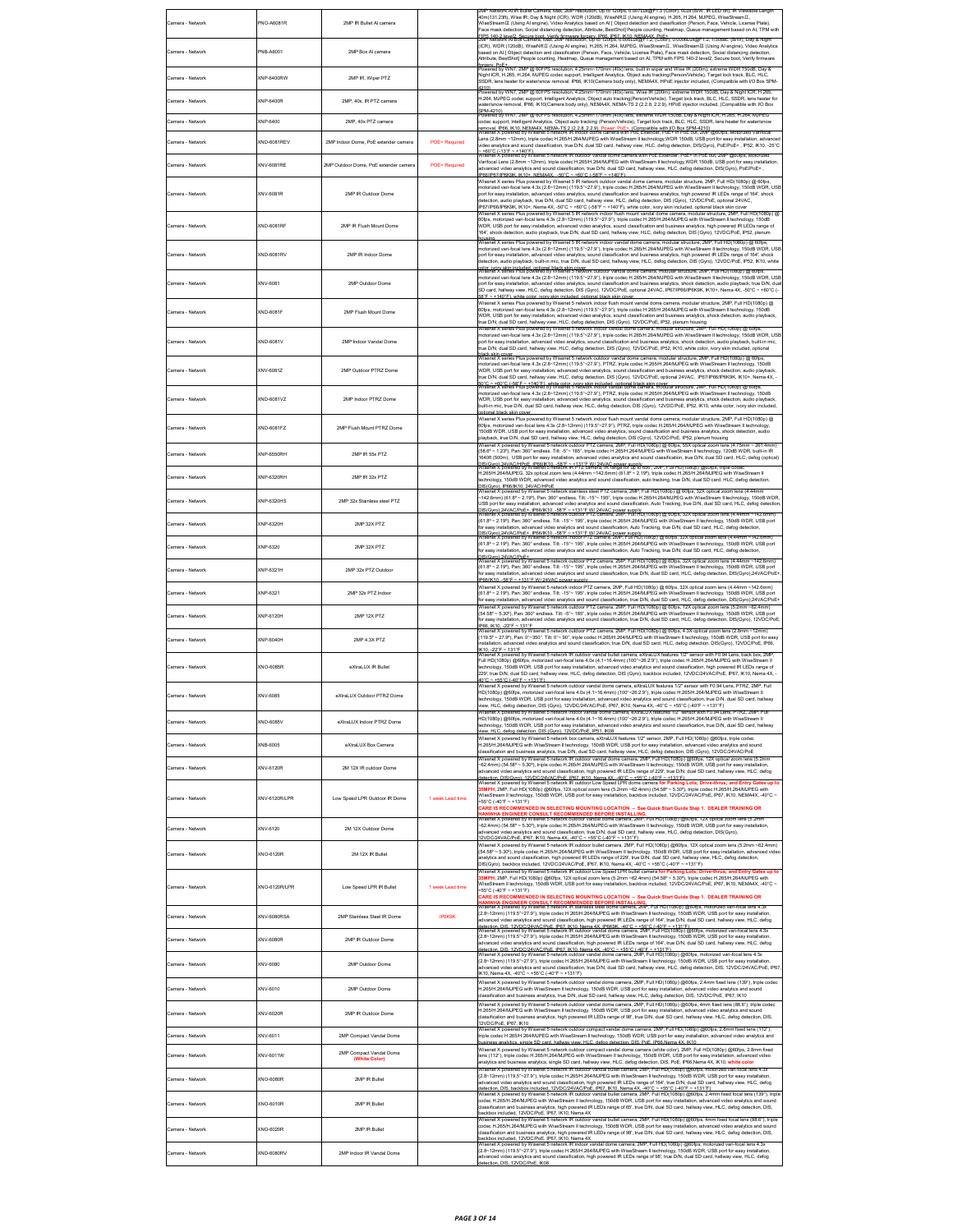| Camera - Network | PNO-A6081R | 2MP IR Bullet AI camera | | 2MP Network AI IR Bullet Camera, Max. 2MP resolution, Up to 120fps, 0.007Lux@F1.3 (Color), 0Lux (B/W: IR LED on), IR viewable Length 40m(131.23ft), Wise IR, Day & Night (ICR), WDR (120dB), WiseNR II (Using AI engine), H.265, H.264, MJPEG, WiseStream II, WiseStreamIII (Using AI engine), Video Analytics based on AI [ Object detection and classification (Person, Face, Vehicle, License Plate), Face mask detection, Social distancing detection, Attribute, BestShot] People counting, Heatmap, Queue management based on AI, TPM with FIPS 140-2 level2, Secure boot, Verify firmware forgery, IP66, IP67, IK10, NEMA4X, PoE+ |
|---|---|---|---|---|
| Camera - Network | PNB-A6001 | 2MP Box AI camera | | 2MP Network AI Box Camera, Max. 2MP resolution, Up to 120fps, 0.008Lux@F1.2 (Color), 0.0008Lux@F1.2, 1/30sec (B/W), Day & Night (ICR), WDR (120dB), WiseNR II (Using AI engine), H.265, H.264, MJPEG, WiseStream II, WiseStreamIII (Using AI engine), Video Analytics based on AI [ Object detection and classification (Person, Face, Vehicle, License Plate), Face mask detection, Social distancing detection, Attribute, BestShot] People counting, Heatmap, Queue management based on AI, TPM with FIPS 140-2 level2, Secure boot, Verify firmware forgery, PoE+ |
| Camera - Network | XNP-6400RW | 2MP IR, Wiper PTZ | | Powered by WN7, 2MP @ 60FPS resolution, 4.25mm~170mm (40x) lens, built in wiper and Wise IR (200m), extreme WDR 150dB, Day & Night ICR, H.265, H.264, MJPEG codec support, Intelligent Analytics, Object auto tracking(Person/Vehicle), Target lock track, BLC, HLC, SSDR, lens heater for water/snow removal, IP66, IK10(Camera body only), NEMA4X, HPoE injector included, (Compatible with I/O Box SPM-4210) |
| Camera - Network | XNP-6400R | 2MP, 40x, IR PTZ camera | | Powered by WN7, 2MP @ 60FPS resolution, 4.25mm~170mm (40x) lens, Wise IR (200m), extreme WDR 150dB, Day & Night ICR, H.265, H.264, MJPEG codec support, Intelligent Analytics, Object auto tracking(Person/Vehicle), Target lock track, BLC, HLC, SSDR, lens heater for water/snow removal, IP66, IK10(Camera body only), NEMA4X, NEMA-TS 2 (2.2.8, 2.2.9), HPoE injector included, (Compatible with I/O Box SPM-4210) |
| Camera - Network | XNP-6400 | 2MP, 40x PTZ camera | | Powered by WN7, 2MP @ 60FPS resolution, 4.25mm~170mm (40x) lens, extreme WDR 150dB, Day & Night ICR, H.265, H.264, MJPEG codec support, Intelligent Analytics, Object auto tracking (Person/Vehicle), Target lock track, BLC, HLC, SSDR, lens heater for water/snow removal, IP66, IK10, NEMA4X, NEMA-TS 2 (2.2.8, 2.2.9), Power: PoE+, (Compatible with I/O Box SPM-4210) |
| Camera - Network | XND-6081REV | 2MP Indoor Dome, PoE extender camera | POE+ Required | Wisenet X powered by Wisenet 5 network IR indoor dome camera with PoE Extender, PoE+ in PoE out, 2MP @60fps, Motorized Varifocal Lens (2.8mm ~12mm), triple codec H.265/H.264/MJPEG with WiseStream II technology,WDR 150dB, USB port for easy installation, advanced video analytics and sound classification, true D/N, dual SD card, hallway view, HLC, defog detection, DIS(Gyro), PoE/PoE+ , IP52, IK10, -25°C ~ +60°C (-13°F ~ +140°F) |
| Camera - Network | XNV-6081RE | 2MP Outdoor Dome, PoE extender camera | POE+ Required | Wisenet X powered by Wisenet 5 network IR outdoor vandal dome camera with PoE Extender, PoE+ in PoE out, 2MP @60fps, Motorized Varifocal Lens (2.8mm ~12mm), triple codec H.265/H.264/MJPEG with WiseStream II technology,WDR 150dB, USB port for easy installation, advanced video analytics and sound classification, true D/N, dual SD card, hallway view, HLC, defog detection, DIS(Gyro), PoE/PoE+ , IP66/IP67/IP6K9K, IK10+, NEMA4X, -50°C ~ +60°C (-58°F ~ +140°F) |
| Camera - Network | XNV-6081R | 2MP IR Outdoor Dome | | Wisenet X series Plus powered by Wisenet 5 IR network outdoor vandal dome camera, modular structure, 2MP, Full HD(1080p) @ 60fps, motorized vari-focal lens 4.3x (2.8~12mm) (119.5°~27.9°), triple codec H.265/H.264/MJPEG with WiseStream II technology, 150dB WDR, USB port for easy installation, advanced video analytics, sound classification and business analytics, high powered IR LEDs range of 164', shock detection, audio playback, true D/N, dual SD card, hallway view, HLC, defog detection, DIS (Gyro), 12VDC/PoE, optional 24VAC, IP67/IP66/IP6K9K, IK10+, Nema-4X, -50°C ~ +60°C (-58°F ~ +140°F), white color, ivory skin included, optional black skin cover |
| Camera - Network | XND-6081RF | 2MP IR Flush Mount Dome | | Wisenet X series Plus powered by Wisenet 5 IR network indoor flush mount vandal dome camera, modular structure, 2MP, Full HD(1080p) @ 60fps, motorized vari-focal lens 4.3x (2.8~12mm) (119.5°~27.9°), triple codec H.265/H.264/MJPEG with WiseStream II technology, 150dB WDR, USB port for easy installation, advanced video analytics, sound classification and business analytics, high powered IR LEDs range of 164', shock detection, audio playback, true D/N, dual SD card, hallway view, HLC, defog detection, DIS (Gyro), 12VDC/PoE, IP52, plenum housing |
| Camera - Network | XND-6081RV | 2MP IR Indoor Dome | | Wisenet X series Plus powered by Wisenet 5 IR network indoor vandal dome camera, modular structure, 2MP, Full HD(1080p) @ 60fps, motorized vari-focal lens 4.3x (2.8~12mm) (119.5°~27.9°), triple codec H.265/H.264/MJPEG with WiseStream II technology, 150dB WDR, USB port for easy installation, advanced video analytics, sound classification and business analytics, high powered IR LEDs range of 164', shock detection, audio playback, built-in mic, true D/N, dual SD card, hallway view, HLC, defog detection, DIS (Gyro), 12VDC/PoE, IP52, IK10, white color, ivory skin included, optional black skin cover |
| Camera - Network | XNV-6081 | 2MP Outdoor Dome | | Wisenet X series Plus powered by Wisenet 5 network outdoor vandal dome camera, modular structure, 2MP, Full HD(1080p) @ 60fps, motorized vari-focal lens 4.3x (2.8~12mm) (119.5°~27.9°), triple codec H.265/H.264/MJPEG with WiseStream II technology, 150dB WDR, USB port for easy installation, advanced video analytics, sound classification and business analytics, shock detection, audio playback, true D/N, dual SD card, hallway view, HLC, defog detection, DIS (Gyro), 12VDC/PoE, optional 24VAC, IP67/IP66/IP6K9K, IK10+, Nema 4X, -50°C ~ +60°C (-58°F ~ +140°F), white color, ivory skin included, optional black skin cover |
| Camera - Network | XND-6081F | 2MP Flush Mount Dome | | Wisenet X series Plus powered by Wisenet 5 network indoor flush mount vandal dome camera, modular structure, 2MP, Full HD(1080p) @ 60fps, motorized vari-focal lens 4.3x (2.8~12mm) (119.5°~27.9°), triple codec H.265/H.264/MJPEG with WiseStream II technology, 150dB WDR, USB port for easy installation, advanced video analytics, sound classification and business analytics, shock detection, audio playback, true D/N, dual SD card, hallway view, HLC, defog detection, DIS (Gyro), 12VDC/PoE, IP52, plenum housing |
| Camera - Network | XND-6081V | 2MP Indoor Vandal Dome | | Wisenet X series Plus powered by Wisenet 5 network indoor vandal dome camera, modular structure, 2MP, Full HD(1080p) @ 60fps, motorized vari-focal lens 4.3x (2.8~12mm) (119.5°~27.9°), triple codec H.265/H.264/MJPEG with WiseStream II technology, 150dB WDR, USB port for easy installation, advanced video analytics, sound classification and business analytics, shock detection, audio playback, built-in mic, true D/N, dual SD card, hallway view, HLC, defog detection, DIS (Gyro), 12VDC/PoE, IP52, IK10, white color, ivory skin included, optional black skin cover |
| Camera - Network | XNV-6081Z | 2MP Outdoor PTRZ Dome | | Wisenet X series Plus powered by Wisenet 5 network outdoor vandal dome camera, modular structure, 2MP, Full HD(1080p) @ 60fps, motorized vari-focal lens 4.3x (2.8~12mm) (119.5°~27.9°), PTRZ, triple codec H.265/H.264/MJPEG with WiseStream II technology, 150dB WDR, USB port for easy installation, advanced video analytics, sound classification and business analytics, shock detection, audio playback, true D/N, dual SD card, hallway view, HLC, defog detection, DIS (Gyro), 12VDC/PoE, optional 24VAC, IP67/IP66/IP6K9K, IK10+, Nema 4X, -50°C ~ +60°C (-58°F ~ +140°F), white color, ivory skin included, optional black skin cover |
| Camera - Network | XND-6081VZ | 2MP Indoor PTRZ Dome | | Wisenet X series Plus powered by Wisenet 5 network indoor vandal dome camera, modular structure, 2MP, Full HD(1080p) @ 60fps, motorized vari-focal lens 4.3x (2.8~12mm) (119.5°~27.9°), PTRZ, triple codec H.265/H.264/MJPEG with WiseStream II technology, 150dB WDR, USB port for easy installation, advanced video analytics, sound classification and business analytics, shock detection, audio playback, built-in mic, true D/N, dual SD card, hallway view, HLC, defog detection, DIS (Gyro), 12VDC/PoE, IP52, IK10, white color, ivory skin included, optional black skin cover |
| Camera - Network | XND-6081FZ | 2MP Flush Mount PTRZ Dome | | Wisenet X series Plus powered by Wisenet 5 network indoor flush mount vandal dome camera, modular structure, 2MP, Full HD(1080p) @ 60fps, motorized vari-focal lens 4.3x (2.8~12mm) (119.5°~27.9°), PTRZ, triple codec H.265/H.264/MJPEG with WiseStream II technology, 150dB WDR, USB port for easy installation, advanced video analytics, sound classification and business analytics, shock detection, audio playback, true D/N, dual SD card, hallway view, HLC, defog detection, DIS (Gyro), 12VDC/PoE, IP52, plenum housing |
| Camera - Network | XNP-6550RH | 2MP IR 55x PTZ | | Wisenet X powered by Wisenet 5 network outdoor PTZ camera, 2MP, Full HD(1080p) @ 60fps, 55X optical zoom lens (4.75mm ~ 261.4mm) (58.6° ~ 1.23°), Pan: 360° endless. Tilt: -5°~ 185°, triple codec H.265/H.264/MJPEG with WiseStream II technology, 120dB WDR, built-in IR 1640ft (500m), USB port for easy installation, advanced video analytics and sound classification, true D/N, dual SD card, HLC, defog (optical) DIS(Gyro) 24VAC/HPoE, IP66/IK10, -58°F ~ +131°F W/ 24VAC power supply |
| Camera - Network | XNP-6320RH | 2MP IR 32x PTZ | | Wisenet X powered by Wisenet 5 network IR PTZ camera, IR range for up to 656', 2MP, Full HD(1080p) @60fps, triple codec H.265/H.264/MJPEG, 32x optical zoom lens (4.44mm ~142.6mm) (61.8° ~ 2.19°), triple codec H.265/H.264/MJPEG with WiseStream II technology, 150dB WDR, advanced video analytics and sound classification, auto tracking, true D/N, dual SD card, HLC, defog detection, DIS(Gyro), IP66/IK10, 24VAC/HPoE |
| Camera - Network | XNP-6320HS | 2MP 32x Stainless Steel PTZ | | Wisenet X powered by Wisenet 5 network stainless steel PTZ camera, 2MP, Full HD(1080p) @ 60fps, 32X optical zoom lens (4.44mm ~142.6mm) (61.8° ~ 2.19°), Pan: 360° endless. Tilt: -15°~ 195°, triple codec H.265/H.264/MJPEG with WiseStream II technology, 150dB WDR, USB port for easy installation, advanced video analytics and sound classification, Auto Tracking, true D/N, dual SD card, HLC, defog detection, DIS(Gyro),24VAC/PoE+, IP66/IK10, -58°F ~ +131°F W/ 24VAC power supply |
| Camera - Network | XNP-6320H | 2MP 32X PTZ | | Wisenet X powered by Wisenet 5 network outdoor PTZ camera, 2MP, Full HD(1080p) @ 60fps, 32X optical zoom lens (4.44mm ~142.6mm) (61.8° ~ 2.19°), Pan: 360° endless. Tilt: -15°~ 195°, triple codec H.265/H.264/MJPEG with WiseStream II technology, 150dB WDR, USB port for easy installation, advanced video analytics and sound classification, Auto Tracking, true D/N, dual SD card, HLC, defog detection, DIS(Gyro),24VAC/PoE+, IP66/IK10, -58°F ~ +131°F W/ 24VAC power supply |
| Camera - Network | XNP-6320 | 2MP 32X PTZ | | Wisenet X powered by Wisenet 5 network indoor PTZ camera, 2MP, Full HD(1080p) @ 60fps, 32X optical zoom lens (4.44mm ~142.6mm) (61.8° ~ 2.19°), Pan: 360° endless. Tilt: -15°~ 195°, triple codec H.265/H.264/MJPEG with WiseStream II technology, 150dB WDR, USB port for easy installation, advanced video analytics and sound classification, Auto Tracking, true D/N, dual SD card, HLC, defog detection, DIS(Gyro),24VAC/PoE+ |
| Camera - Network | XNP-6321H | 2MP 32x PTZ Outdoor | | Wisenet X powered by Wisenet 5 network outdoor PTZ camera, 2MP, Full HD(1080p) @ 60fps, 32X optical zoom lens (4.44mm ~142.6mm) (61.8° ~ 2.19°), Pan: 360° endless. Tilt: -15°~ 195°, triple codec H.265/H.264/MJPEG with WiseStream II technology, 150dB WDR, USB port for easy installation, advanced video analytics and sound classification, true D/N, dual SD card, HLC, defog detection, DIS(Gyro),24VAC/PoE+, IP66/IK10, -58°F ~ +131°F W/ 24VAC power supply |
| Camera - Network | XNP-6321 | 2MP 32x PTZ Indoor | | Wisenet X powered by Wisenet 5 network indoor PTZ camera, 2MP, Full HD(1080p) @ 60fps, 32X optical zoom lens (4.44mm ~142.6mm) (61.8° ~ 2.19°), Pan: 360° endless. Tilt: -15°~ 195°, triple codec H.265/H.264/MJPEG with WiseStream II technology, 150dB WDR, USB port for easy installation, advanced video analytics and sound classification, true D/N, dual SD card, HLC, defog detection, DIS(Gyro),24VAC/PoE+ |
| Camera - Network | XNP-6120H | 2MP 12X PTZ | | Wisenet X powered by Wisenet 5 network outdoor PTZ camera, 2MP, Full HD(1080p) @ 60fps, 12X optical zoom lens (5.2mm ~62.4mm) (54.58° ~ 5.30°), Pan: 360° endless. Tilt: -5°~ 185°, triple codec H.265/H.264/MJPEG with WiseStream II technology, 150dB WDR, USB port for easy installation, advanced video analytics and sound classification, true D/N, dual SD card, HLC, defog detection, DIS(Gyro), 12VDC/PoE, IP66, IK10, -22°F ~ 131°F |
| Camera - Network | XNP-6040H | 2MP 4.3X PTZ | | Wisenet X powered by Wisenet 5 network outdoor PTZ camera, 2MP, Full HD(1080p) @ 60fps, 4.3X optical zoom lens (2.8mm ~12mm) (119.5° ~ 27.9°), Pan: 0°~350°, Tilt: 0°~ 90°, triple codec H.265/H.264/MJPEG with WiseStream II technology, 150dB WDR, USB port for easy installation, advanced video analytics and sound classification, true D/N, dual SD card, HLC, defog detection, DIS(Gyro), 12VDC/PoE, IP66, IK10, -22°F ~ 131°F |
| Camera - Network | XNO-6085R | eXtraLUX IR Bullet | | Wisenet X powered by Wisenet 5 network IR outdoor bullet camera, eXtraLUX features 1/2" sensor with F0.94 Lens, back box, 2MP, Full HD(1080p) @60fps, motorized vari-focal lens 4.0x (4.1~16.4mm) (100°~26.2.9°), triple codec H.265/H.264/MJPEG with WiseStream II technology, 150dB WDR, USB port for easy installation, advanced video analytics and sound classification, high powered IR LEDs range of 229', true D/N, dual SD card, hallway view, HLC, defog detection, DIS(Gyro), backbox included, 12VDC/24VAC/PoE, IP67, IK10, Nema 4X, -40°C ~ +55°C (-40°F ~ +131°F) |
| Camera - Network | XNV-6085 | eXtraLUX Outdoor PTRZ Dome | | Wisenet X powered by Wisenet 5 network outdoor vandal dome camera, eXtraLUX features 1/2" sensor with F0.94 Lens, PTRZ, 2MP, Full HD(1080p) @60fps, motorized vari-focal lens 4.0x (4.1~16.4mm) (100°~26.2.9°), triple codec H.265/H.264/MJPEG with WiseStream II technology, 150dB WDR, USB port for easy installation, advanced video analytics and sound classification, true D/N, dual SD card, hallway view, HLC, defog detection, DIS (Gyro), 12VDC/24VAC/PoE, IP67, IK10, Nema 4X, -40°C ~ +55°C (-40°F ~ +131°F) |
| Camera - Network | XND-6085V | eXtraLUX Indoor PTRZ Dome | | Wisenet X powered by Wisenet 5 network indoor vandal dome camera, eXtraLUX features 1/2" sensor with F0.94 Lens, PTRZ, 2MP, Full HD(1080p) @60fps, motorized vari-focal lens 4.0x (4.1~16.4mm) (100°~26.2.9°), triple codec H.265/H.264/MJPEG with WiseStream II technology, 150dB WDR, USB port for easy installation, advanced video analytics and sound classification, true D/N, dual SD card, hallway view, HLC, defog detection, DIS (Gyro), 12VDC/PoE, IP51, IK08 |
| Camera - Network | XNB-6005 | eXtraLUX Box Camera | | Wisenet X powered by Wisenet 5 network box camera, eXtraLUX features 1/2" sensor, 2MP, Full HD(1080p) @60fps, triple codec H.265/H.264/MJPEG with WiseStream II technology, 150dB WDR, USB port for easy installation, advanced video analytics and sound classification and business analytics, true D/N, dual SD card, hallway view, HLC, defog detection, DIS (Gyro), 12VDC/24VAC/PoE |
| Camera - Network | XNV-6120R | 2M 12X IR outdoor Dome | | Wisenet X powered by Wisenet 5 network IR outdoor vandal dome camera, 2MP, Full HD(1080p) @60fps, 12X optical zoom lens (5.2mm ~62.4mm) (54.58° ~ 5.30°), triple codec H.265/H.264/MJPEG with WiseStream II technology, 150dB WDR, USB port for easy installation, advanced video analytics and sound classification, high powered IR LEDs range of 229', true D/N, dual SD card, hallway view, HLC, defog detection, DIS(Gyro), 12VDC/24VAC/PoE, IP67, IK10, Nema 4X, -40°C ~ +55°C (-40°F ~ +131°F) |
| Camera - Network | XNV-6120LPR | Low Speed LPR Outdoor IR Dome | 1 week Lead time | Wisenet X powered by Wisenet 5 network IR outdoor Low Speed LPR dome camera **for Parking Lots; Drive-thrus; and Entry Gates up to 35MPH**, 2MP, Full HD(1080p) @60fps, 12X optical zoom lens (5.2mm ~62.4mm) (54.58° ~ 5.30°), triple codec H.265/H.264/MJPEG with WiseStream II technology, 150dB WDR, USB port for easy installation, backbox included, 12VDC/24VAC/PoE, IP67, IK10, NEMA4X, -40°C ~ +55°C (-40°F ~ +131°F) **CARE IS RECOMMENDED IN SELECTING MOUNTING LOCATION -- See Quick Start Guide Step 1. DEALER TRAINING OR HANWHA ENGINEER CONSULT RECOMMENDED BEFORE INSTALLING.** |
| Camera - Network | XNV-6120 | 2M 12X Outdoor Dome | | Wisenet X powered by Wisenet 5 network outdoor vandal dome camera, 2MP, Full HD(1080p) @60fps, 12X optical zoom lens (5.2mm ~62.4mm) (54.58° ~ 5.30°), triple codec H.265/H.264/MJPEG with WiseStream II technology, 150dB WDR, USB port for easy installation, advanced video analytics and sound classification, true D/N, dual SD card, hallway view, HLC, defog detection, DIS(Gyro), 12VDC/24VAC/PoE, IP67, IK10, Nema 4X, -40°C ~ +55°C (-40°F ~ +131°F) |
| Camera - Network | XNO-6120R | 2M 12X IR Bullet | | Wisenet X powered by Wisenet 5 network IR outdoor bullet camera, 2MP, Full HD(1080p) @60fps, 12X optical zoom lens (5.2mm ~62.4mm) (54.58° ~ 5.30°), triple codec H.265/H.264/MJPEG with WiseStream II technology, 150dB WDR, USB port for easy installation, advanced video analytics and sound classification, high powered IR LEDs range of 229', true D/N, dual SD card, hallway view, HLC, defog detection, DIS(Gyro), backbox included, 12VDC/24VAC/PoE, IP67, IK10, Nema 4X, -40°C ~ +55°C (-40°F ~ +131°F) |
| Camera - Network | XNO-6120R/LPR | Low Speed LPR Bullet | 1 week Lead time | Wisenet X powered by Wisenet 5 network IR outdoor Low Speed LPR bullet camera **for Parking Lots; Drive-thrus; and Entry Gates up to 35MPH**, 2MP, Full HD(1080p) @60fps, 12X optical zoom lens (5.2mm ~62.4mm) (54.58° ~ 5.30°), triple codec H.265/H.264/MJPEG with WiseStream II technology, 150dB WDR, USB port for easy installation, backbox included, 12VDC/24VAC/PoE, IP67, IK10, NEMA4X, -40°C ~ +55°C (-40°F ~ +131°F) **CARE IS RECOMMENDED IN SELECTING MOUNTING LOCATION -- See Quick Start Guide Step 1. DEALER TRAINING OR HANWHA ENGINEER CONSULT RECOMMENDED BEFORE INSTALLING.** |
| Camera - Network | XNV-6080RSA | 2MP Stainless Steel IR Dome | IP6K9K | Wisenet X powered by Wisenet 5 stainless steel dome camera, 2MP, Full HD(1080p) @60fps, motorized vari-focal lens 4.3x (2.8~12mm) (119.5°~27.9°), triple codec H.265/H.264/MJPEG with WiseStream II technology, 150dB WDR, USB port for easy installation, advanced video analytics and sound classification, high powered IR LEDs range of 164', true D/N, dual SD card, hallway view, HLC, defog detection, DIS, 12VDC/24VAC/PoE, IP67, IK10, Nema 4X, IP6K9K, -40°C ~ +55°C (-40°F ~ +131°F) |
| Camera - Network | XNV-6080R | 2MP IR Outdoor Dome | | Wisenet X powered by Wisenet 5 network IR outdoor vandal dome camera, 2MP, Full HD(1080p) @60fps, motorized vari-focal lens 4.3x (2.8~12mm) (119.5°~27.9°), triple codec H.265/H.264/MJPEG with WiseStream II technology, 150dB WDR, USB port for easy installation, advanced video analytics and sound classification, high powered IR LEDs range of 164', true D/N, dual SD card, hallway view, HLC, defog detection, DIS, 12VDC/24VAC/PoE, IP67, IK10, Nema 4X, -40°C ~ +55°C (-40°F ~ +131°F) |
| Camera - Network | XNV-6080 | 2MP Outdoor Dome | | Wisenet X powered by Wisenet 5 network outdoor vandal dome camera, 2MP, Full HD(1080p) @60fps, motorized vari-focal lens 4.3x (2.8~12mm) (119.5°~27.9°), triple codec H.265/H.264/MJPEG with WiseStream II technology, 150dB WDR, USB port for easy installation, advanced video analytics and sound classification, true D/N, dual SD card, hallway view, HLC, defog detection, DIS (Gyro), 12VDC/24VAC/PoE, IP67, IK10, Nema 4X, -40°C ~ +55°C (-40°F ~ +131°F) |
| Camera - Network | XNV-6010 | 2MP Outdoor Dome | | Wisenet X powered by Wisenet 5 network outdoor vandal dome camera, 2MP, Full HD(1080p) @60fps, 2.4mm fixed lens (139°), triple codec H.265/H.264/MJPEG with WiseStream II technology, 150dB WDR, USB port for easy installation, advanced video analytics and sound classification and business analytics, true D/N, dual SD card, hallway view, HLC, defog detection, DIS, 12VDC/PoE, IP67, IK10 |
| Camera - Network | XNV-6020R | 2MP IR Outdoor Dome | | Wisenet X powered by Wisenet 5 network outdoor vandal dome camera, 2MP, Full HD(1080p) @60fps, 4mm fixed lens (88.6°), triple codec H.265/H.264/MJPEG with WiseStream II technology, 150dB WDR, USB port for easy installation, advanced video analytics and sound classification and business analytics, high powered IR LEDs range of 98', true D/N, dual SD card, hallway view, HLC, defog detection, DIS, 12VDC/PoE, IP67, IK10 |
| Camera - Network | XNV-6011 | 2MP Compact Vandal Dome | | Wisenet X powered by Wisenet 5 network outdoor compact vandal dome camera, 2MP, Full HD(1080p) @60fps, 2.8mm fixed lens (112°), triple codec H.265/H.264/MJPEG with WiseStream II technology, 150dB WDR, USB port for easy installation, advanced video analytics and business analytics, single SD card, hallway view, HLC, defog detection, DIS, PoE, IP66,Nema 4X, IK10 |
| Camera - Network | XNV-6011W | 2MP Compact Vandal Dome (White Color) | | Wisenet X powered by Wisenet 5 network outdoor compact vandal dome camera (white color), 2MP, Full HD(1080p) @60fps, 2.8mm fixed lens (112°), triple codec H.265/H.264/MJPEG with WiseStream II technology, 150dB WDR, USB port for easy installation, advanced video analytics and business analytics, single SD card, hallway view, HLC, defog detection, DIS, PoE, IP66,Nema 4X, IK10, white color |
| Camera - Network | XNO-6080R | 2MP IR Bullet | | Wisenet X powered by Wisenet 5 network IR outdoor vandal dome camera, 2MP, Full HD(1080p) @60fps, motorized vari-focal lens 4.3x (2.8~12mm) (119.5°~27.9°), triple codec H.265/H.264/MJPEG with WiseStream II technology, 150dB WDR, USB port for easy installation, advanced video analytics and sound classification, high powered IR LEDs range of 164', true D/N, dual SD card, hallway view, HLC, defog detection, DIS, backbox included, 12VDC/24VAC/PoE, IP67, IK10, Nema 4X, -40°C ~ +55°C (-40°F ~ +131°F) |
| Camera - Network | XNO-6010R | 2MP IR Bullet | | Wisenet X powered by Wisenet 5 network IR outdoor bullet camera, 2MP, Full HD(1080p) @60fps, 2.4mm fixed lens (139°), triple codec H.265/H.264/MJPEG with WiseStream II technology, 150dB WDR, USB port for easy installation, advanced video analytics and sound classification and business analytics, high powered IR LEDs range of 65', true D/N, dual SD card, hallway view, HLC, defog detection, DIS, backbox included, 12VDC/PoE, IP67, IK10, Nema 4X |
| Camera - Network | XNO-6020R | 2MP IR Bullet | | Wisenet X powered by Wisenet 5 network IR outdoor bullet camera, 2MP, Full HD(1080p) @60fps, 4mm fixed lens (88.6°), triple codec H.265/H.264/MJPEG with WiseStream II technology, 150dB WDR, USB port for easy installation, advanced video analytics and sound classification and business analytics, high powered IR LEDs range of 98', true D/N, dual SD card, hallway view, HLC, defog detection, DIS, backbox included, 12VDC/PoE, IP67, IK10, Nema 4X |
| Camera - Network | XND-6080RV | 2MP Indoor IR Vandal Dome | | Wisenet X powered by Wisenet 5 network IR indoor vandal dome camera, 2MP, Full HD(1080p) @60fps, motorized vari-focal lens 4.3x (2.8~12mm) (119.5°~27.9°), triple codec H.265/H.264/MJPEG with WiseStream II technology, 150dB WDR, USB port for easy installation, advanced video analytics and sound classification, high powered IR LEDs range of 98', true D/N, dual SD card, hallway view, HLC, defog detection, DIS, 12VDC/PoE, IK08 |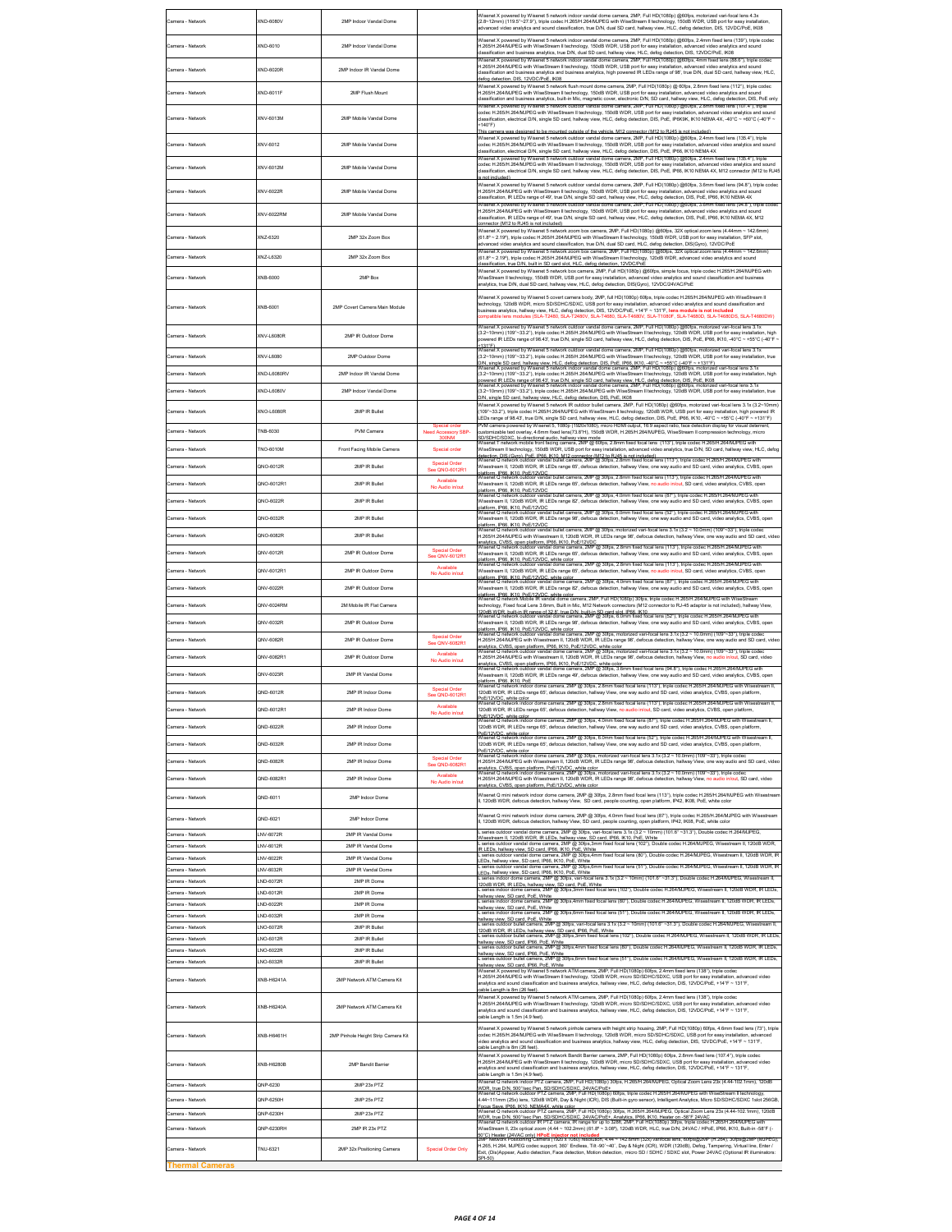| Camera - Network | XND-6080V | 2MP Indoor Vandal Dome | | Wisenet X powered by Wisenet 5 network indoor vandal dome camera, 2MP, Full HD(1080p) @60fps, motorized vari-focal lens 4.3x (2.8~12mm) (119.5°~27.9°), triple codec H.265/H.264/MJPEG with WiseStream II technology, 150dB WDR, USB port for easy installation, advanced video analytics and sound classification, true D/N, dual SD card, hallway view, HLC, defog detection, DIS, 12VDC/PoE, IK08 |
|---|---|---|---|---|
| Camera - Network | XND-6010 | 2MP Indoor Vandal Dome | | Wisenet X powered by Wisenet 5 network indoor vandal dome camera, 2MP, Full HD(1080p) @60fps, 2.4mm fixed lens (139°), triple codec H.265/H.264/MJPEG with WiseStream II technology, 150dB WDR, USB port for easy installation, advanced video analytics and sound classification and business analytics, true D/N, dual SD card, hallway view, HLC, defog detection, DIS, 12VDC/PoE, IK08 |
| Camera - Network | XND-6020R | 2MP Indoor IR Vandal Dome | | Wisenet X powered by Wisenet 5 network indoor vandal dome camera, 2MP, Full HD(1080p) @60fps, 4mm fixed lens (88.6°), triple codec H.265/H.264/MJPEG with WiseStream II technology, 150dB WDR, USB port for easy installation, advanced video analytics and sound classification and business analytics, high powered IR LEDs range of 98', true D/N, dual SD card, hallway view, HLC, defog detection, DIS, 12VDC/PoE, IK08 |
| Camera - Network | XND-6011F | 2MP Flush Mount | | Wisenet X powered by Wisenet 5 network flush mount dome camera, 2MP, Full HD(1080p) @ 60fps, 2.8mm fixed lens (112°), triple codec H.265/H.264/MJPEG with WiseStream II technology, 150dB WDR, USB port for easy installation, advanced video analytics and sound classification and business analytics, built-in Mic, magnetic cover, electronic D/N, SD card, hallway view, HLC, defog detection, DIS, PoE only |
| Camera - Network | XNV-6013M | 2MP Mobile Vandal Dome | | Wisenet X powered by Wisenet 5 network outdoor vandal dome camera, 2MP, Full HD(1080p) @60fps, 2.8mm fixed lens (107.4°), triple codec H.265/H.264/MJPEG with WiseStream II technology, 150dB WDR, USB port for easy installation, advanced video analytics and sound classification, electrical D/N, single SD card, hallway view, HLC, defog detection, DIS, PoE, IP6K9K, IK10 NEMA 4X, -40°C ~ +60°C (-40°F ~ +140°F) This camera was designed to be mounted outside of the vehicle. M12 connector (M12 to RJ45 is not included) |
| Camera - Network | XNV-6012 | 2MP Mobile Vandal Dome | | Wisenet X powered by Wisenet 5 network outdoor vandal dome camera, 2MP, Full HD(1080p) @60fps, 2.4mm fixed lens (135.4°), triple codec H.265/H.264/MJPEG with WiseStream II technology, 150dB WDR, USB port for easy installation, advanced video analytics and sound classification, electrical D/N, single SD card, hallway view, HLC, defog detection, DIS, PoE, IP66, IK10 NEMA 4X |
| Camera - Network | XNV-6012M | 2MP Mobile Vandal Dome | | Wisenet X powered by Wisenet 5 network outdoor vandal dome camera, 2MP, Full HD(1080p) @60fps, 2.4mm fixed lens (135.4°), triple codec H.265/H.264/MJPEG with WiseStream II technology, 150dB WDR, USB port for easy installation, advanced video analytics and sound classification, electrical D/N, single SD card, hallway view, HLC, defog detection, DIS, PoE, IP66, IK10 NEMA 4X, M12 connector (M12 to RJ45 is not included) |
| Camera - Network | XNV-6022R | 2MP Mobile Vandal Dome | | Wisenet X powered by Wisenet 5 network outdoor vandal dome camera, 2MP, Full HD(1080p) @60fps, 3.6mm fixed lens (94.8°), triple codec H.265/H.264/MJPEG with WiseStream II technology, 150dB WDR, USB port for easy installation, advanced video analytics and sound classification, IR LEDs range of 49', true D/N, single SD card, hallway view, HLC, defog detection, DIS, PoE, IP66, IK10 NEMA 4X |
| Camera - Network | XNV-6022RM | 2MP Mobile Vandal Dome | | Wisenet X powered by Wisenet 5 network outdoor vandal dome camera, 2MP, Full HD(1080p) @60fps, 3.6mm fixed lens (94.8°), triple codec H.265/H.264/MJPEG with WiseStream II technology, 150dB WDR, USB port for easy installation, advanced video analytics and sound classification, IR LEDs range of 49', true D/N, single SD card, hallway view, HLC, defog detection, DIS, PoE, IP66, IK10 NEMA 4X, M12 connector (M12 to RJ45 is not included) |
| Camera - Network | XNZ-6320 | 2MP 32x Zoom Box | | Wisenet X powered by Wisenet 5 network zoom box camera, 2MP, Full HD(1080p) @60fps, 32X optical zoom lens (4.44mm ~ 142.6mm) (61.8°~ 2.19°), triple codec H.265/H.264/MJPEG with WiseStream II technology, 150dB WDR, USB port for easy installation, SFP slot, advanced video analytics and sound classification, true D/N, dual SD card, hallway view, HLC, defog detection, DIS(Gyro), 12VDC/PoE |
| Camera - Network | XNZ-L6320 | 2MP 32x Zoom Box | | Wisenet X powered by Wisenet 5 network zoom box camera, 2MP, Full HD(1080p) @60fps, 32X optical zoom lens (4.44mm ~ 142.6mm) (61.8°~ 2.19°), triple codec H.265/H.264/MJPEG with WiseStream II technology, 120dB WDR, advanced video analytics and sound classification, true D/N, built in SD card slot, HLC, defog detection, 12VDC/PoE |
| Camera - Network | XNB-6000 | 2MP Box | | Wisenet X powered by Wisenet 5 network box camera, 2MP, Full HD(1080p) @60fps, simple focus, triple codec H.265/H.264/MJPEG with WiseStream II technology, 150dB WDR, USB port for easy installation, advanced video analytics and sound classification and business analytics, true D/N, dual SD card, hallway view, HLC, defog detection, DIS(Gyro), 12VDC/24VAC/PoE |
| Camera - Network | XNB-6001 | 2MP Covert Camera Main Module | | Wisenet X powered by Wisenet 5 covert camera body, 2MP, full HD(1080p) 60fps, triple codec H.265/H.264/MJPEG with WiseStream II technology, 120dB WDR, micro SD/SDHC/SDXC, USB port for easy installation, advanced video analytics and sound classification and business analytics, hallway view, HLC, defog detection, DIS, 12VDC/PoE, +14°F ~ 131°F, lens module is not included compatible lens modules (SLA-T2480, SLA-T2480V, SLA-T4680, SLA-T4680V, SLA-T1080F, SLA-T4680D, SLA-T4680DS, SLA-T4680DW) |
| Camera - Network | XNV-L6080R | 2MP IR Outdoor Dome | | Wisenet X powered by Wisenet 5 network outdoor vandal dome camera, 2MP, Full HD(1080p) @60fps, motorized vari-focal lens 3.1x (3.2~10mm) (109°~33.2°), triple codec H.265/H.264/MJPEG with WiseStream II technology, 120dB WDR, USB port for easy installation, high powered IR LEDs range of 98.43', true D/N, single SD card, hallway view, HLC, defog detection, DIS, PoE, IP66, IK10, -40°C ~ +55°C (-40°F ~ +131°F) |
| Camera - Network | XNV-L6080 | 2MP Outdoor Dome | | Wisenet X powered by Wisenet 5 network outdoor vandal dome camera, 2MP, Full HD(1080p) @60fps, motorized vari-focal lens 3.1x (3.2~10mm) (109°~33.2°), triple codec H.265/H.264/MJPEG with WiseStream II technology, 120dB WDR, USB port for easy installation, true D/N, single SD card, hallway view, HLC, defog detection, DIS, PoE, IP66, IK10, -40°C ~ +55°C (-40°F ~ +131°F) |
| Camera - Network | XND-L6080RV | 2MP Indoor IR Vandal Dome | | Wisenet X powered by Wisenet 5 network indoor vandal dome camera, 2MP, Full HD(1080p) @60fps, motorized vari-focal lens 3.1x (3.2~10mm) (109°~33.2°), triple codec H.265/H.264/MJPEG with WiseStream II technology, 120dB WDR, USB port for easy installation, high powered IR LEDs range of 98.43', true D/N, single SD card, hallway view, HLC, defog detection, DIS, PoE, IK08 |
| Camera - Network | XND-L6080V | 2MP Indoor Vandal Dome | | Wisenet X powered by Wisenet 5 network indoor vandal dome camera, 2MP, Full HD(1080p) @60fps, motorized vari-focal lens 3.1x (3.2~10mm) (109°~33.2°), triple codec H.265/H.264/MJPEG with WiseStream II technology, 120dB WDR, USB port for easy installation, true D/N, single SD card, hallway view, HLC, defog detection, DIS, PoE, IK08 |
| Camera - Network | XNO-L6080R | 2MP IR Bullet | | Wisenet X powered by Wisenet 5 network IR outdoor bullet camera, 2MP, Full HD(1080p) @60fps, motorized vari-focal lens 3.1x (3.2~10mm) (109°~33.2°), triple codec H.265/H.264/MJPEG with WiseStream II technology, 120dB WDR, USB port for easy installation, high powered IR LEDs range of 98.43', true D/N, single SD card, hallway view, HLC, defog detection, DIS, PoE, IP66, IK10, -40°C ~ +55°C (-40°F ~ +131°F) |
| Camera - Network | TNB-6030 | PVM Camera | Special order Need Accessory SBP-300NM | PVM camera powered by Wisenet 5, 1080p (1920x1080), micro HDMI output, 16:9 aspect ratio, face detection display for visual deterrent, customizable text overlay, 4.6mm fixed lens(73.8°H), 150dB WDR, H.265/H.264/MJPEG, WiseStream II compression technology, micro SD/SDHC/SDXC, bi-directional audio, hallway view mode |
| Camera - Network | TNO-6010M | Front Facing Mobile Camera | Special order | Wisenet T network mobile front facing camera, 2MP @ 60fps, 2.8mm fixed focal lens (113°), triple codec H.265/H.264/MJPEG with WiseStream II technology, 150dB WDR, USB port for easy installation, advanced video analytics, true D/N, SD card, hallway view, HLC, defog detection, DIS (Gyro), PoE, IP66, IK10, M12 connector (M12 to RJ45 is not included) |
| Camera - Network | QNO-6012R | 2MP IR Bullet | Special Order See QNO-6012R1 | Wisenet Q network outdoor vandal bullet camera, 2MP @ 30fps, 2.8mm fixed focal lens (113°), triple codec H.265/H.264/MJPEG with Wisestream II, 120dB WDR, IR LEDs range 65', defocus detection, hallway View, one way audio and SD card, video analytics, CVBS, open platform, IP66, IK10, PoE/12VDC |
| Camera - Network | QNO-6012R1 | 2MP IR Bullet | Available No Audio in/out | Wisenet Q network outdoor vandal bullet camera, 2MP @ 30fps, 2.8mm fixed focal lens (113°), triple codec H.265/H.264/MJPEG with Wisestream II, 120dB WDR, IR LEDs range 65', defocus detection, hallway View, no audio in/out, SD card, video analytics, CVBS, open platform, IP66, IK10, PoE/12VDC |
| Camera - Network | QNO-6022R | 2MP IR Bullet | | Wisenet Q network outdoor vandal bullet camera, 2MP @ 30fps, 4.0mm fixed focal lens (87°), triple codec H.265/H.264/MJPEG with Wisestream II, 120dB WDR, IR LEDs range 82', defocus detection, hallway View, one way audio and SD card, video analytics, CVBS, open platform, IP66, IK10, PoE/12VDC |
| Camera - Network | QNO-6032R | 2MP IR Bullet | | Wisenet Q network outdoor vandal bullet camera, 2MP @ 30fps, 6.0mm fixed focal lens (52°), triple codec H.265/H.264/MJPEG with Wisestream II, 120dB WDR, IR LEDs range 98', defocus detection, hallway View, one way audio and SD card, video analytics, CVBS, open platform, IP66, IK10, PoE/12VDC |
| Camera - Network | QNO-6082R | 2MP IR Bullet | | Wisenet Q network outdoor vandal bullet camera, 2MP @ 30fps, motorized vari-focal lens 3.1x (3.2 ~ 10.0mm) (109°~33°), triple codec H.265/H.264/MJPEG with Wisestream II, 120dB WDR, IR LEDs range 98', defocus detection, hallway View, one way audio and SD card, video analytics, CVBS, open platform, IP66, IK10, PoE/12VDC |
| Camera - Network | QNV-6012R | 2MP IR Outdoor Dome | Special Order See QNV-6012R1 | Wisenet Q network outdoor vandal dome camera, 2MP @ 30fps, 2.8mm fixed focal lens (113°), triple codec H.265/H.264/MJPEG with Wisestream II, 120dB WDR, IR LEDs range 65', defocus detection, hallway View, one way audio and SD card, video analytics, CVBS, open platform, IP66, IK10, PoE/12VDC, white color |
| Camera - Network | QNV-6012R1 | 2MP IR Outdoor Dome | Available No Audio in/out | Wisenet Q network outdoor vandal dome camera, 2MP @ 30fps, 2.8mm fixed focal lens (113°), triple codec H.265/H.264/MJPEG with Wisestream II, 120dB WDR, IR LEDs range 65', defocus detection, hallway View, no audio in/out, SD card, video analytics, CVBS, open platform, IP66, IK10, PoE/12VDC, white color |
| Camera - Network | QNV-6022R | 2MP IR Outdoor Dome | | Wisenet Q network outdoor vandal dome camera, 2MP @ 30fps, 4.0mm fixed focal lens (87°), triple codec H.265/H.264/MJPEG with Wisestream II, 120dB WDR, IR LEDs range 82', defocus detection, hallway View, one way audio and SD card, video analytics, CVBS, open platform, IP66, IK10, PoE/12VDC, white color |
| Camera - Network | QNV-6024RM | 2M Mobile IR Flat Camera | | Wisenet Q network Mobile IR vandal dome camera, 2MP, Full HD(1080p) 30fps, triple codec H.265/H.264/MJPEG with WiseStream technology, Fixed focal lens 3.6mm, Built in Mic, M12 Network connectors (M12 connector to RJ-45 adaptor is not included), Hallway View, 120dB WDR, built-in IR range of 32.8', true D/N, built-in SD card slot, IP66, IK10 |
| Camera - Network | QNV-6032R | 2MP IR Outdoor Dome | | Wisenet Q network outdoor vandal dome camera, 2MP @ 30fps, 6.0mm fixed focal lens (52°), triple codec H.265/H.264/MJPEG with Wisestream II, 120dB WDR, IR LEDs range 98', defocus detection, hallway View, one way audio and SD card, video analytics, CVBS, open platform, IP66, IK10, PoE/12VDC, white color |
| Camera - Network | QNV-6082R | 2MP IR Outdoor Dome | Special Order See QNV-6082R1 | Wisenet Q network outdoor vandal dome camera, 2MP @ 30fps, motorized vari-focal lens 3.1x (3.2 ~ 10.0mm) (109°~33°), triple codec H.265/H.264/MJPEG with Wisestream II, 120dB WDR, IR LEDs range 98', defocus detection, hallway View, one way audio and SD card, video analytics, CVBS, open platform, IP66, IK10, PoE/12VDC, white color |
| Camera - Network | QNV-6082R1 | 2MP IR Outdoor Dome | Available No Audio in/out | Wisenet Q network outdoor vandal dome camera, 2MP @ 30fps, motorized vari-focal lens 3.1x (3.2 ~ 10.0mm) (109°~33°), triple codec H.265/H.264/MJPEG with Wisestream II, 120dB WDR, IR LEDs range 98', defocus detection, hallway View, no audio in/out, SD card, video analytics, CVBS, open platform, IP66, IK10, PoE/12VDC, white color |
| Camera - Network | QNV-6023R | 2MP IR Vandal Dome | | Wisenet Q network outdoor vandal dome camera, 2MP @ 30fps, 3.6mm fixed focal lens (94.8°), triple codec H.265/H.264/MJPEG with Wisestream II, 120dB WDR, IR LEDs range 49', defocus detection, hallway View, one way audio and SD card, video analytics, CVBS, open platform, IP66, IK10, PoE |
| Camera - Network | QND-6012R | 2MP IR Indoor Dome | Special Order See QND-6012R1 | Wisenet Q network indoor dome camera, 2MP @ 30fps, 2.8mm fixed focal lens (113°), triple codec H.265/H.264/MJPEG with Wisestream II, 120dB WDR, IR LEDs range 65', defocus detection, hallway View, one way audio and SD card, video analytics, CVBS, open platform, PoE/12VDC, white color |
| Camera - Network | QND-6012R1 | 2MP IR Indoor Dome | Available No Audio in/out | Wisenet Q network indoor dome camera, 2MP @ 30fps, 2.8mm fixed focal lens (113°), triple codec H.265/H.264/MJPEG with Wisestream II, 120dB WDR, IR LEDs range 65', defocus detection, hallway View, no audio in/out, SD card, video analytics, CVBS, open platform, PoE/12VDC, white color |
| Camera - Network | QND-6022R | 2MP IR Indoor Dome | | Wisenet Q network indoor dome camera, 2MP @ 30fps, 4.0mm fixed focal lens (87°), triple codec H.265/H.264/MJPEG with Wisestream II, 120dB WDR, IR LEDs range 65', defocus detection, hallway View, one way audio and SD card, video analytics, CVBS, open platform, PoE/12VDC, white color |
| Camera - Network | QND-6032R | 2MP IR Indoor Dome | | Wisenet Q network indoor dome camera, 2MP @ 30fps, 6.0mm fixed focal lens (52°), triple codec H.265/H.264/MJPEG with Wisestream II, 120dB WDR, IR LEDs range 65', defocus detection, hallway View, one way audio and SD card, video analytics, CVBS, open platform, PoE/12VDC, white color |
| Camera - Network | QND-6082R | 2MP IR Indoor Dome | Special Order See QND-6082R1 | Wisenet Q network indoor dome camera, 2MP @ 30fps, motorized vari-focal lens 3.1x (3.2 ~ 10.0mm) (109°~33°), triple codec H.265/H.264/MJPEG with Wisestream II, 120dB WDR, IR LEDs range 98', defocus detection, hallway View, one way audio and SD card, video analytics, CVBS, open platform, PoE/12VDC, white color |
| Camera - Network | QND-6082R1 | 2MP IR Indoor Dome | Available No Audio in/out | Wisenet Q network indoor dome camera, 2MP @ 30fps, motorized vari-focal lens 3.1x (3.2 ~ 10.0mm) (109°~33°), triple codec H.265/H.264/MJPEG with Wisestream II, 120dB WDR, IR LEDs range 98', defocus detection, hallway View, no audio in/out, SD card, video analytics, CVBS, open platform, PoE/12VDC, white color |
| Camera - Network | QND-6011 | 2MP Indoor Dome | | Wisenet Q mini network indoor dome camera, 2MP @ 30fps, 2.8mm fixed focal lens (113°), triple codec H.265/H.264/MJPEG with Wisestream II, 120dB WDR, defocus detection, hallway View, SD card, people counting, open platform, IP42, IK08, PoE, white color |
| Camera - Network | QND-6021 | 2MP Indoor Dome | | Wisenet Q mini network indoor dome camera, 2MP @ 30fps, 4.0mm fixed focal lens (87°), triple codec H.265/H.264/MJPEG with Wisestream II, 120dB WDR, defocus detection, hallway View, SD card, people counting, open platform, IP42, IK08, PoE, white color |
| Camera - Network | LNV-6072R | 2MP IR Vandal Dome | | L series outdoor vandal dome camera, 2MP @ 30fps, vari-focal lens 3.1x (3.2 ~ 10mm) (101.6° ~31.3°), Double codec H.264/MJPEG, Wisestream II, 120dB WDR, IR LEDs, hallway view, SD card, IP66, IK10, PoE, White |
| Camera - Network | LNV-6012R | 2MP IR Vandal Dome | | L series outdoor vandal dome camera, 2MP @ 30fps,3mm fixed focal lens (102°), Double codec H.264/MJPEG, Wisestream II, 120dB WDR, IR LEDs, hallway view, SD card, IP66, IK10, PoE, White |
| Camera - Network | LNV-6022R | 2MP IR Vandal Dome | | L series outdoor vandal dome camera, 2MP @ 30fps,4mm fixed focal lens (80°), Double codec H.264/MJPEG, Wisestream II, 120dB WDR, IR LEDs, hallway view, SD card, IP66, IK10, PoE, White |
| Camera - Network | LNV-6032R | 2MP IR Vandal Dome | | L series outdoor vandal dome camera, 2MP @ 30fps,6mm fixed focal lens (51°), Double codec H.264/MJPEG, Wisestream II, 120dB WDR, IR LEDs, hallway view, SD card, IP66, IK10, PoE, White |
| Camera - Network | LND-6072R | 2MP IR Dome | | L series indoor dome camera, 2MP @ 30fps, vari-focal lens 3.1x (3.2 ~ 10mm) (101.6° ~31.3°), Double codec H.264/MJPEG, Wisestream II, 120dB WDR, IR LEDs, hallway view, SD card, PoE, White |
| Camera - Network | LND-6012R | 2MP IR Dome | | L series indoor dome camera, 2MP @ 30fps,3mm fixed focal lens (102°), Double codec H.264/MJPEG, Wisestream II, 120dB WDR, IR LEDs, hallway view, SD card, PoE, White |
| Camera - Network | LND-6022R | 2MP IR Dome | | L series indoor dome camera, 2MP @ 30fps,4mm fixed focal lens (80°), Double codec H.264/MJPEG, Wisestream II, 120dB WDR, IR LEDs, hallway view, SD card, PoE, White |
| Camera - Network | LND-6032R | 2MP IR Dome | | L series indoor dome camera, 2MP @ 30fps,6mm fixed focal lens (51°), Double codec H.264/MJPEG, Wisestream II, 120dB WDR, IR LEDs, hallway view, SD card, PoE, White |
| Camera - Network | LNO-6072R | 2MP IR Bullet | | L series outdoor bullet camera, 2MP @ 30fps, vari-focal lens 3.1x (3.2 ~ 10mm) (101.6° ~31.3°), Double codec H.264/MJPEG, Wisestream II, 120dB WDR, IR LEDs, hallway view, SD card, IP66, PoE, White |
| Camera - Network | LNO-6012R | 2MP IR Bullet | | L series outdoor bullet camera, 2MP @ 30fps,3mm fixed focal lens (102°), Double codec H.264/MJPEG, Wisestream II, 120dB WDR, IR LEDs, hallway view, SD card, IP66, PoE, White |
| Camera - Network | LNO-6022R | 2MP IR Bullet | | L series outdoor bullet camera, 2MP @ 30fps,4mm fixed focal lens (80°), Double codec H.264/MJPEG, Wisestream II, 120dB WDR, IR LEDs, hallway view, SD card, IP66, PoE, White |
| Camera - Network | LNO-6032R | 2MP IR Bullet | | L series outdoor bullet camera, 2MP @ 30fps,6mm fixed focal lens (51°), Double codec H.264/MJPEG, Wisestream II, 120dB WDR, IR LEDs, hallway view, SD card, IP66, PoE, White |
| Camera - Network | XNB-H6241A | 2MP Network ATM Camera Kit | | Wisenet X powered by Wisenet 5 network ATM camera, 2MP, Full HD(1080p) 60fps, 2.4mm fixed lens (138°), triple codec H.265/H.264/MJPEG with WiseStream II technology, 120dB WDR, micro SD/SDHC/SDXC, USB port for easy installation, advanced video analytics and sound classification and business analytics, hallway view, HLC, defog detection, DIS, 12VDC/PoE, +14°F ~ 131°F, cable Length is 8m (26 feet). |
| Camera - Network | XNB-H6240A | 2MP Network ATM Camera Kit | | Wisenet X powered by Wisenet 5 network ATM camera, 2MP, Full HD(1080p) 60fps, 2.4mm fixed lens (138°), triple codec H.265/H.264/MJPEG with WiseStream II technology, 120dB WDR, micro SD/SDHC/SDXC, USB port for easy installation, advanced video analytics and sound classification and business analytics, hallway view, HLC, defog detection, DIS, 12VDC/PoE, +14°F ~ 131°F, cable Length is 1.5m (4.9 feet). |
| Camera - Network | XNB-H6461H | 2MP Pinhole Height Strip Camera Kit | | Wisenet X powered by Wisenet 5 network pinhole camera with height strip housing, 2MP, Full HD(1080p) 60fps, 4.6mm fixed lens (73°), triple codec H.265/H.264/MJPEG with WiseStream II technology, 120dB WDR, micro SD/SDHC/SDXC, USB port for easy installation, advanced video analytics and sound classification and business analytics, hallway view, HLC, defog detection, DIS, 12VDC/PoE, +14°F ~ 131°F, cable Length is 8m (26 feet). |
| Camera - Network | XNB-H6280B | 2MP Bandit Barrier | | Wisenet X powered by Wisenet 5 network Bandit Barrier camera, 2MP, Full HD(1080p) 60fps, 2.8mm fixed lens (107.4°), triple codec H.265/H.264/MJPEG with WiseStream II technology, 120dB WDR, micro SD/SDHC/SDXC, USB port for easy installation, advanced video analytics and sound classification and business analytics, hallway view, HLC, defog detection, DIS, 12VDC/PoE, +14°F ~ 131°F, cable Length is 1.5m (4.9 feet). |
| Camera - Network | QNP-6230 | 2MP 23x PTZ | | Wisenet Q network indoor PTZ camera, 2MP, Full HD(1080p) 30fps, H.265/H.264/MJPEG, Optical Zoom Lens 23x (4.44-102.1mm), 120dB WDR, true D/N, 500°/sec Pan, SD/SDHC/SDXC, 24VAC/PoE+ |
| Camera - Network | QNP-6250H | 2MP 25x PTZ | | Wisenet Q network outdoor PTZ camera, 2MP, Full HD(1080p) 60fps, triple codec H.265/H.264/MJPEG with WiseStream II technology, 4.44~111mm (25x) lens, 120dB WDR, Day & Night (ICR), DIS (Built-in gyro sensor), Intelligent Analytics, Micro SD/SDHC/SDXC 1slot 256GB, Focus Save, IP66, IK10, NEMA4X, white color |
| Camera - Network | QNP-6230H | 2MP 23x PTZ | | Wisenet Q network outdoor PTZ camera, 2MP, Full HD(1080p) 30fps, H.265/H.264/MJPEG, Optical Zoom Lens 23x (4.44-102.1mm), 120dB WDR, true D/N, 500°/sec Pan, SD/SDHC/SDXC, 24VAC/PoE+, Analytics, IP66, IK10, Heater on -58°F 24VAC |
| Camera - Network | QNP-6230RH | 2MP IR 23x PTZ | | Wisenet Q network outdoor IR PTZ camera, IR range for up to 328ft, 2MP, Full HD(1080p) 30fps, triple codec H.265/H.264/MJPEG with WiseStream II, 23x optical zoom (4.44 ~ 102.2mm) (61.8° ~ 3.08°), 120dB WDR, HLC, true D/N, 24VAC / HPoE, IP66, IK10, Built-in -58°F (-50°C) Heater (24VAC only) HPoE injector not included |
| Camera - Network | TNU-6321 | 2MP 32x Positioning Camera | Special Order Only | 2MP Network Positioning Camera (1920 x 1080) resolution, 4.44 ~ 142.6mm (32x) varifocal lens, 60fps@2MP (H.264), 30fps@2MP (MJPEG), H.265, H.264, MJPEG codec support, 360° Endless, Tilt -90°~40°, Day & Night (ICR), WDR (120dB), Defog, Tampering, Virtual line, Enter / Exit, (Dis)Appear, Audio detection, Face detection, Motion detection, micro SD / SDHC / SDXC slot, Power 24VAC (Optional IR illuminators: SPI-50) |

## Thermal Cameras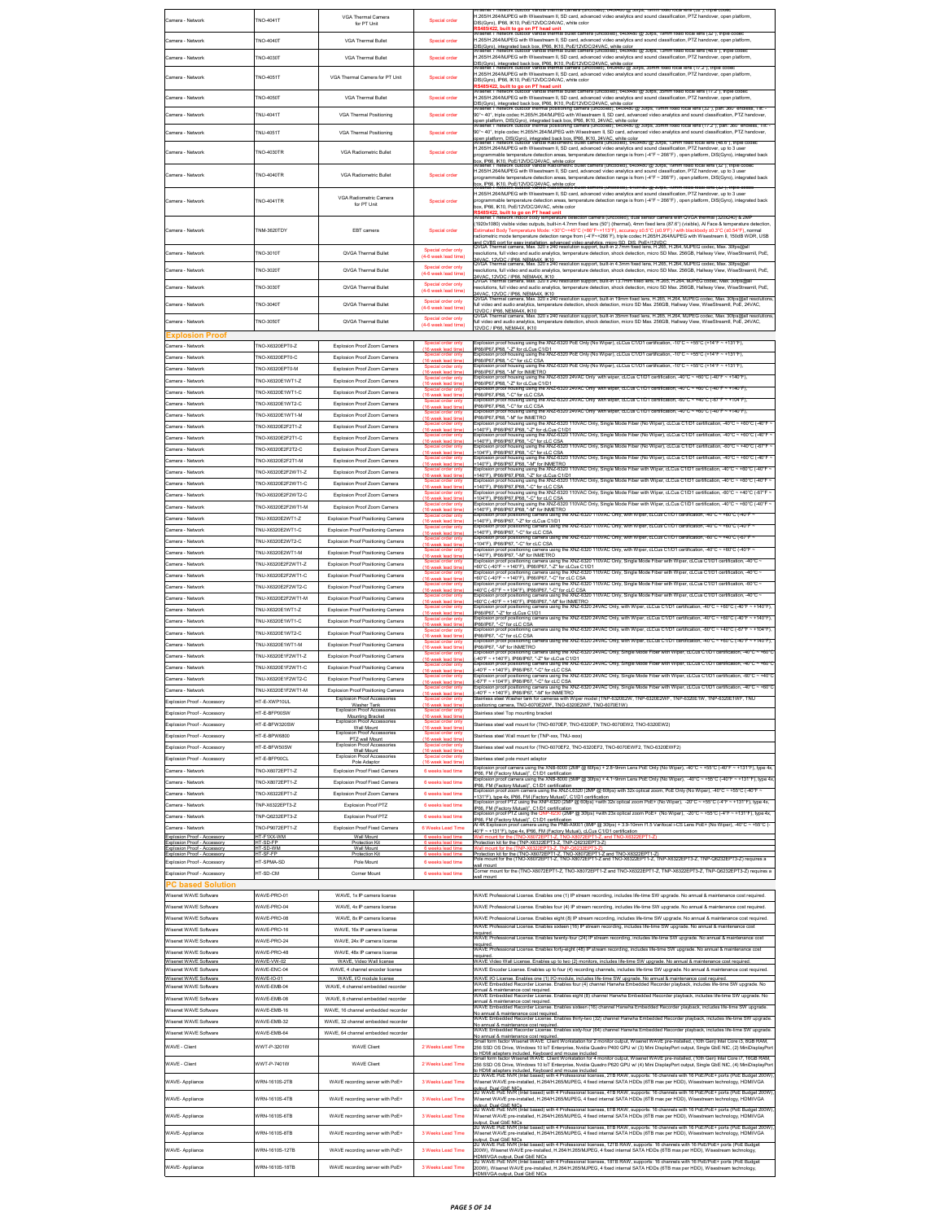| | | | | |
|---|---|---|---|---|
| Camera - Network | TNO-4041T | VGA Thermal Camera for PT Unit | Special order | Wisenet T network outdoor vandal thermal camera (uncooled), 640x480 @ 30fps, 19mm fixed focal lens (32°), triple codec H.265/H.264/MJPEG with Wisestream II, SD card, advanced video analytics and sound classification, PTZ handover, open platform, DIS(Gyro), IP66, IK10, PoE/12VDC/24VAC, white color RS485/422, built to go on PT head unit |
| Camera - Network | TNO-4040T | VGA Thermal Bullet | Special order | Wisenet T network outdoor vandal thermal bullet camera (uncooled), 640x480 @ 30fps, 19mm fixed focal lens (32°), triple codec H.265/H.264/MJPEG with Wisestream II, SD card, advanced video analytics and sound classification, PTZ handover, open platform, DIS(Gyro), integrated back box, IP66, IK10, PoE/12VDC/24VAC, white color |
| Camera - Network | TNO-4030T | VGA Thermal Bullet | Special order | Wisenet T network outdoor vandal thermal bullet camera (uncooled), 640x480 @ 30fps, 13mm fixed focal lens (48.6°), triple codec H.265/H.264/MJPEG with Wisestream II, SD card, advanced video analytics and sound classification, PTZ handover, open platform, DIS(Gyro), integrated back box, IP66, IK10, PoE/12VDC/24VAC, white color |
| Camera - Network | TNO-4051T | VGA Thermal Camera for PT Unit | Special order | Wisenet T network outdoor vandal thermal camera (uncooled), 640x480 @ 30fps, 35mm fixed focal lens (17.2°), triple codec H.265/H.264/MJPEG with Wisestream II, SD card, advanced video analytics and sound classification, PTZ handover, open platform, DIS(Gyro), IP66, IK10, PoE/12VDC/24VAC, white color RS485/422, built to go on PT head unit |
| Camera - Network | TNO-4050T | VGA Thermal Bullet | Special order | Wisenet T network outdoor vandal thermal bullet camera (uncooled), 640x480 @ 30fps, 35mm fixed focal lens (17.2°), triple codec H.265/H.264/MJPEG with Wisestream II, SD card, advanced video analytics and sound classification, PTZ handover, open platform, DIS(Gyro), integrated back box, IP66, IK10, PoE/12VDC/24VAC, white color |
| Camera - Network | TNU-4041T | VGA Thermal Positioning | Special order | Wisenet T network outdoor thermal positioning camera (uncooled), 640x480 @ 30fps, 19mm fixed focal lens (32°), pan: 360° endless, Tilt: -90°~ 40°, triple codec H.265/H.264/MJPEG with Wisestream II, SD card, advanced video analytics and sound classification, PTZ handover, open platform, DIS(Gyro), integrated back box, IP66, IK10, 24VAC, white color |
| Camera - Network | TNU-4051T | VGA Thermal Positioning | Special order | Wisenet T network outdoor thermal positioning camera (uncooled), 640x480 @ 30fps, 35mm fixed focal lens (17.2°), pan: 360° endless, Tilt: -90°~ 40°, triple codec H.265/H.264/MJPEG with Wisestream II, SD card, advanced video analytics and sound classification, PTZ handover, open platform, DIS(Gyro), integrated back box, IP66, IK10, 24VAC, white color |
| Camera - Network | TNO-4030TR | VGA Radiometric Bullet | Special order | Wisenet T network outdoor vandal radiometric bullet camera (uncooled), 640x480 @ 30fps, 13mm fixed focal lens (48.6°), triple codec H.265/H.264/MJPEG with Wisestream II, SD card, advanced video analytics and sound classification, PTZ handover, up to 3 user programmable temperature detection areas, temperature detection range is from (-4°F ~ 266°F) , open platform, DIS(Gyro), integrated back box, IP66, IK10, PoE/12VDC/24VAC, white color |
| Camera - Network | TNO-4040TR | VGA Radiometric Bullet | Special order | Wisenet T network outdoor vandal radiometric bullet camera (uncooled), 640x480 @ 30fps, 19mm fixed focal lens (32°), triple codec H.265/H.264/MJPEG with Wisestream II, SD card, advanced video analytics and sound classification, PTZ handover, up to 3 user programmable temperature detection areas, temperature detection range is from (-4°F ~ 266°F) , open platform, DIS(Gyro), integrated back box, IP66, IK10, PoE/12VDC/24VAC, white color |
| Camera - Network | TNO-4041TR | VGA Radiometric Camera for PT Unit | Special order | Wisenet T network outdoor vandal radiometric camera (uncooled), 640x480 @ 30fps, 19mm fixed focal lens (32°), triple codec H.265/H.264/MJPEG with Wisestream II, SD card, advanced video analytics and sound classification, PTZ handover, up to 3 user programmable temperature detection areas, temperature detection range is from (-4°F ~ 266°F) , open platform, DIS(Gyro), integrated back box, IP66, IK10, PoE/12VDC/24VAC, white color RS485/422, built to go on PT head unit |
| Camera - Network | TNM-3620TDY | EBT camera | Special order | Wisenet T network indoor body temperature detection camera (uncooled), dual sensor camera with QVGA thermal (320x240) & 2MP (1920x1080) visible video outputs, built-in 4.7mm fixed lens (50°) (thermal), 4mm fixed lens (87.6°) (visible), AI Face & temperature detection, Estimated Body Temperature Mode: +30°C~+45°C (+86°F~+113°F), accuracy ±0.5°C (±0.9°F) / with blackbody ±0.3°C (±0.54°F), normal radiometric mode temperature detection range from (-4°F~+266°F), triple codec H.265/H.264/MJPEG with Wisestream II, 150dB WDR, USB and CVBS port for easy installation, advanced video analytics, micro SD, DIS, PoE/12VDC |
| Camera - Network | TNO-3010T | QVGA Thermal Bullet | Special order only (4-6 week lead time) | QVGA Thermal camera, Max. 320 x 240 resolution support, built-in 2.7mm fixed lens, H.265, H.264, MJPEG codec, Max. 30fps@all resolutions, full video and audio analytics, temperature detection, shock detection, micro SD Max. 256GB, Hallway View, WiseStreamII, PoE, 24VAC, 12VDC / IP66, NEMA4X, IK10 |
| Camera - Network | TNO-3020T | QVGA Thermal Bullet | Special order only (4-6 week lead time) | QVGA Thermal camera, Max. 320 x 240 resolution support, built-in 4.3mm fixed lens, H.265, H.264, MJPEG codec, Max. 30fps@all resolutions, full video and audio analytics, temperature detection, shock detection, micro SD Max. 256GB, Hallway View, WiseStreamII, PoE, 24VAC, 12VDC / IP66, NEMA4X, IK10 |
| Camera - Network | TNO-3030T | QVGA Thermal Bullet | Special order only (4-6 week lead time) | QVGA Thermal camera, Max. 320 x 240 resolution support, built-in 13.7mm fixed lens, H.265, H.264, MJPEG codec, Max. 30fps@all resolutions, full video and audio analytics, temperature detection, shock detection, micro SD Max. 256GB, Hallway View, WiseStreamII, PoE, 24VAC, 12VDC / IP66, NEMA4X, IK10 |
| Camera - Network | TNO-3040T | QVGA Thermal Bullet | Special order only (4-6 week lead time) | QVGA Thermal camera, Max. 320 x 240 resolution support, built-in 19mm fixed lens, H.265, H.264, MJPEG codec, Max. 30fps@all resolutions, full video and audio analytics, temperature detection, shock detection, micro SD Max. 256GB, Hallway View, WiseStreamII, PoE, 24VAC, 12VDC / IP66, NEMA4X, IK10 |
| Camera - Network | TNO-3050T | QVGA Thermal Bullet | Special order only (4-6 week lead time) | QVGA Thermal camera, Max. 320 x 240 resolution support, built-in 35mm fixed lens, H.265, H.264, MJPEG codec, Max. 30fps@all resolutions, full video and audio analytics, temperature detection, shock detection, micro SD Max. 256GB, Hallway View, WiseStreamII, PoE, 24VAC, 12VDC / IP66, NEMA4X, IK10 |

## Explosion Proof

| | | | | |
|---|---|---|---|---|
| Camera - Network | TNO-X6320EPT0-Z | Explosion Proof Zoom Camera | Special order only (16 week lead time) | Explosion proof housing using the XNZ-6320 PoE Only (No Wiper), cLCus C1/D1 certification, -10°C ~ +55°C (+14°F ~ +131°F), IP66/IP67 IP68, "-Z" for cLCus C1/D1 |
| Camera - Network | TNO-X6320EPT0-C | Explosion Proof Zoom Camera | Special order only (16 week lead time) | Explosion proof housing using the XNZ-6320 PoE Only (No Wiper), cLCus C1/D1 certification, -10°C ~ +55°C (+14°F ~ +131°F), IP66/IP67 IP68, "-C" for cLC CSA |
| Camera - Network | TNO-X6320EPT0-M | Explosion Proof Zoom Camera | Special order only (16 week lead time) | Explosion proof housing using the XNZ-6320 PoE Only (No Wiper), cLCus C1/D1 certification, -10°C ~ +55°C (+14°F ~ +131°F), IP66/IP67 IP68, "-M" for INMETRO |
| Camera - Network | TNO-X6320E1WT1-Z | Explosion Proof Zoom Camera | Special order only (16 week lead time) | Explosion proof housing using the XNZ-6320 24VAC Only with wiper, cLCus C1/D1 certification, -40°C ~ +60°C (-40°F ~ +140°F), IP66/IP67 IP68, "-Z" for cLCus C1/D1 |
| Camera - Network | TNO-X6320E1WT1-C | Explosion Proof Zoom Camera | Special order only (16 week lead time) | Explosion proof housing using the XNZ-6320 24VAC Only with wiper, cLCus C1/D1 certification, -40°C ~ +60°C (-40°F ~ +140°F), IP66/IP67 IP68, "-C" for cLC CSA |
| Camera - Network | TNO-X6320E1WT2-C | Explosion Proof Zoom Camera | Special order only (16 week lead time) | Explosion proof housing using the XNZ-6320 24VAC Only with wiper, cLCus C1/D1 certification, -60°C ~ +40°C (-67°F ~ +104°F), IP66/IP67 IP68, "-C" for cLC CSA |
| Camera - Network | TNO-X6320E1WT1-M | Explosion Proof Zoom Camera | Special order only (16 week lead time) | Explosion proof housing using the XNZ-6320 24VAC Only with wiper, cLCus C1/D1 certification, -40°C ~ +60°C (-40°F ~ +140°F), IP66/IP67 IP68, "-M" for INMETRO |
| Camera - Network | TNO-X6320E2FT1-Z | Explosion Proof Zoom Camera | Special order only (16 week lead time) | Explosion proof housing using the XNZ-6320 110VAC Only, Single Mode Fiber (No Wiper), cLCus C1/D1 certification, -40°C ~ +60°C (-40°F ~ +140°F), IP66/IP67 IP68, "-Z" for cLCus C1/D1 |
| Camera - Network | TNO-X6320E2FT1-C | Explosion Proof Zoom Camera | Special order only (16 week lead time) | Explosion proof housing using the XNZ-6320 110VAC Only, Single Mode Fiber (No Wiper), cLCus C1/D1 certification, -40°C ~ +60°C (-40°F ~ +140°F), IP66/IP67 IP68, "-C" for cLC CSA |
| Camera - Network | TNO-X6320E2FT2-C | Explosion Proof Zoom Camera | Special order only (16 week lead time) | Explosion proof housing using the XNZ-6320 110VAC Only, Single Mode Fiber (No Wiper), cLCus C1/D1 certification, -60°C ~ +40°C (-67°F ~ +104°F), IP66/IP67 IP68, "-C" for cLC CSA |
| Camera - Network | TNO-X6320E2FT1-M | Explosion Proof Zoom Camera | Special order only (16 week lead time) | Explosion proof housing using the XNZ-6320 110VAC Only, Single Mode Fiber (No Wiper), cLCus C1/D1 certification, -40°C ~ +60°C (-40°F ~ +140°F), IP66/IP67 IP68, "-M" for INMETRO |
| Camera - Network | TNO-X6320E2FWT1-Z | Explosion Proof Zoom Camera | Special order only (16 week lead time) | Explosion proof housing using the XNZ-6320 110VAC Only, Single Mode Fiber with Wiper, cLCus C1/D1 certification, -40°C ~ +60°C (-40°F ~ +140°F), IP66/IP67 IP68, "-Z" for cLCus C1/D1 |
| Camera - Network | TNO-X6320E2FWT1-C | Explosion Proof Zoom Camera | Special order only (16 week lead time) | Explosion proof housing using the XNZ-6320 110VAC Only, Single Mode Fiber with Wiper, cLCus C1/D1 certification, -40°C ~ +60°C (-40°F ~ +140°F), IP66/IP67 IP68, "-C" for cLC CSA |
| Camera - Network | TNO-X6320E2FWT2-C | Explosion Proof Zoom Camera | Special order only (16 week lead time) | Explosion proof housing using the XNZ-6320 110VAC Only, Single Mode Fiber with Wiper, cLCus C1/D1 certification, -60°C ~ +40°C (-67°F ~ +104°F), IP66/IP67 IP68, "-C" for cLC CSA |
| Camera - Network | TNO-X6320E2FWT1-M | Explosion Proof Zoom Camera | Special order only (16 week lead time) | Explosion proof housing using the XNZ-6320 110VAC Only, Single Mode Fiber with Wiper, cLCus C1/D1 certification, -40°C ~ +60°C (-40°F ~ +140°F), IP66/IP67 IP68, "-M" for INMETRO |
| Camera - Network | TNU-X6320E2WT1-Z | Explosion Proof Positioning Camera | Special order only (16 week lead time) | Explosion proof positioning camera using the XNZ-6320 110VAC Only, with Wiper, cLCus C1/D1 certification, -40°C ~ +60°C (-40°F ~ +140°F), IP66/IP67, "-Z" for cLCus C1/D1 |
| Camera - Network | TNU-X6320E2WT1-C | Explosion Proof Positioning Camera | Special order only (16 week lead time) | Explosion proof positioning camera using the XNZ-6320 110VAC Only, with Wiper, cLCus C1/D1 certification, -40°C ~ +60°C (-40°F ~ +140°F), IP66/IP67, "-C" for cLC CSA |
| Camera - Network | TNU-X6320E2WT2-C | Explosion Proof Positioning Camera | Special order only (16 week lead time) | Explosion proof positioning camera using the XNZ-6320 110VAC Only, with Wiper, cLCus C1/D1 certification, -60°C ~ +40°C (-67°F ~ +104°F), IP66/IP67, "-C" for cLC CSA |
| Camera - Network | TNU-X6320E2WT1-M | Explosion Proof Positioning Camera | Special order only (16 week lead time) | Explosion proof positioning camera using the XNZ-6320 110VAC Only, with Wiper, cLCus C1/D1 certification, -40°C ~ +60°C (-40°F ~ +140°F), IP66/IP67, "-M" for INMETRO |
| Camera - Network | TNU-X6320E2FWT1-Z | Explosion Proof Positioning Camera | Special order only (16 week lead time) | Explosion proof positioning camera using the XNZ-6320 110VAC Only, Single Mode Fiber with Wiper, cLCus C1/D1 certification, -40°C ~ +60°C (-40°F ~ +140°F), IP66/IP67, "-Z" for cLCus C1/D1 |
| Camera - Network | TNU-X6320E2FWT1-C | Explosion Proof Positioning Camera | Special order only (16 week lead time) | Explosion proof positioning camera using the XNZ-6320 110VAC Only, Single Mode Fiber with Wiper, cLCus C1/D1 certification, -40°C ~ +60°C (-40°F ~ +140°F), IP66/IP67, "-C" for cLC CSA |
| Camera - Network | TNU-X6320E2FWT2-C | Explosion Proof Positioning Camera | Special order only (16 week lead time) | Explosion proof positioning camera using the XNZ-6320 110VAC Only, Single Mode Fiber with Wiper, cLCus C1/D1 certification, -60°C ~ +40°C (-67°F ~ +104°F), IP66/IP67, "-C" for cLC CSA |
| Camera - Network | TNU-X6320E2FWT1-M | Explosion Proof Positioning Camera | Special order only (16 week lead time) | Explosion proof positioning camera using the XNZ-6320 110VAC Only, Single Mode Fiber with Wiper, cLCus C1/D1 certification, -40°C ~ +60°C (-40°F ~ +140°F), IP66/IP67, "-M" for INMETRO |
| Camera - Network | TNU-X6320E1WT1-Z | Explosion Proof Positioning Camera | Special order only (16 week lead time) | Explosion proof positioning camera using the XNZ-6320 24VAC Only, with Wiper, cLCus C1/D1 certification, -40°C ~ +60°C (-40°F ~ +140°F), IP66/IP67, "-Z" for cLCus C1/D1 |
| Camera - Network | TNU-X6320E1WT1-C | Explosion Proof Positioning Camera | Special order only (16 week lead time) | Explosion proof positioning camera using the XNZ-6320 24VAC Only, with Wiper, cLCus C1/D1 certification, -40°C ~ +60°C (-40°F ~ +140°F), IP66/IP67, "-C" for cLC CSA |
| Camera - Network | TNU-X6320E1WT2-C | Explosion Proof Positioning Camera | Special order only (16 week lead time) | Explosion proof positioning camera using the XNZ-6320 24VAC Only, with Wiper, cLCus C1/D1 certification, -60°C ~ +40°C (-67°F ~ +104°F), IP66/IP67, "-C" for cLC CSA |
| Camera - Network | TNU-X6320E1WT1-M | Explosion Proof Positioning Camera | Special order only (16 week lead time) | Explosion proof positioning camera using the XNZ-6320 24VAC Only, with Wiper, cLCus C1/D1 certification, -40°C ~ +60°C (-40°F ~ +140°F), IP66/IP67, "-M" for INMETRO |
| Camera - Network | TNU-X6320E1FWT1-Z | Explosion Proof Positioning Camera | Special order only (16 week lead time) | Explosion proof positioning camera using the XNZ-6320 24VAC Only, Single Fiber with Wiper, cLCus C1/D1 certification, -40°C ~ +60°C (-40°F ~ +140°F), IP66/IP67, "-Z" for cLCus C1/D1 |
| Camera - Network | TNU-X6320E1FWT1-C | Explosion Proof Positioning Camera | Special order only (16 week lead time) | Explosion proof positioning camera using the XNZ-6320 24VAC Only, Single Fiber with Wiper, cLCus C1/D1 certification, -40°C ~ +60°C (-40°F ~ +140°F), IP66/IP67, "-C" for cLC CSA |
| Camera - Network | TNU-X6320E1FWT2-C | Explosion Proof Positioning Camera | Special order only (16 week lead time) | Explosion proof positioning camera using the XNZ-6320 24VAC Only, Single Fiber with Wiper, cLCus C1/D1 certification, -60°C ~ +40°C (-67°F ~ +104°F), IP66/IP67, "-C" for cLC CSA |
| Camera - Network | TNU-X6320E1FWT1-M | Explosion Proof Positioning Camera | Special order only (16 week lead time) | Explosion proof positioning camera using the XNZ-6320 24VAC Only, Single Fiber with Wiper, cLCus C1/D1 certification, -40°C ~ +60°C (-40°F ~ +140°F), IP66/IP67, "-M" for INMETRO |
| Explosion Proof - Accessory | HT-E-XWP10UL | Explosion Proof Accessories Washer Tank | Special order only (16 week lead time) | Stainless steel Washer tank for cameras with Wiper model (TNP-6320E2W, TNP-6320E2WF, TNP-6320E1W, TNU positioning camera, TNO-6070E2WF, TNO-6320E2WF, TNO-6070E1W) |
| Explosion Proof - Accessory | HT-E-BFP00SW | Explosion Proof Accessories Mounting Bracket | Special order only (16 week lead time) | Stainless steel Top mounting bracket |
| Explosion Proof - Accessory | HT-E-BFW320SW | Explosion Proof Accessories Wall Mount | Special order only (16 week lead time) | Stainless steel wall mount for (TNO-6070EP, TNO-6320EP, TNO-6070EW2, TNO-6320EW2) |
| Explosion Proof - Accessory | HT-E-BPW6800 | Explosion Proof Accessories PTZ wall Mount | Special order only (16 week lead time) | Stainless steel Wall mount for (TNP-xxx, TNU-xxxx) |
| Explosion Proof - Accessory | HT-E-BFW50SW | Explosion Proof Accessories Wall Mount | Special order only (16 week lead time) | Stainless steel wall mount for (TNO-6070E2, TNO-6320E2, TNO-6070EWF2, TNO-6320EWF2) |
| Explosion Proof - Accessory | HT-E-BFP00CL | Explosion Proof Accessories Pole Adaptor | Special order only (16 week lead time) | Stainless steel pole mount adaptor |
| Camera - Network | TNO-X6072EPT1-Z | Explosion Proof Fixed Camera | 6 weeks lead time | Explosion proof camera using the XNB-6000 (2MP @ 60fps) + 2.8-9mm Lens PoE Only (No Wiper), -40°C ~ +55°C (-40°F ~ +131°F), type 4x, IP66, FM (Factory Mutual)", C1/D1 certification |
| Camera - Network | TNO-X8072EPT1-Z | Explosion Proof Fixed Camera | 6 weeks lead time | Explosion proof camera using the XNB-8000 (5MP @ 30fps) + 4.1-9mm Lens PoE Only (No Wiper), -40°C ~ +55°C (-40°F ~ +131°F), type 4x, IP66, FM (Factory Mutual)", C1/D1 certification |
| Camera - Network | TNO-X6322EPT1-Z | Explosion Proof Zoom Camera | 6 weeks lead time | Explosion proof zoom camera using the XNZ-6320 (2MP @ 60fps) with 32x optical zoom, PoE Only (No Wiper), -40°C ~ +55°C (-40°F ~ +131°F), type 4x, IP66, FM (Factory Mutual)", C1/D1 certification |
| Camera - Network | TNP-X6322EPT3-Z | Explosion Proof PTZ | 6 weeks lead time | Explosion proof PTZ using the XNP-6320 (2MP @ 60fps) +with 32x optical zoom PoE+ (No Wiper), -20°C ~ +55°C (-4°F ~ +131°F), type 4x, IP66, FM (Factory Mutual)", C1/D1 certification |
| Camera - Network | TNP-Q6232EPT3-Z | Explosion Proof PTZ | 6 weeks lead time | Explosion proof PTZ using the QNP-6230 (2MP @ 30fps) +with 23x optical zoom PoE+ (No Wiper), -20°C ~ +55°C (-4°F ~ +131°F), type 4x, IP66, FM (Factory Mutual)", C1/D1 certification |
| Camera - Network | TNO-P9072EPT1-Z | Explosion Proof Fixed Camera | 6 Weeks Lead Time | 4K Explosion proof camera using the PNB-A9001 (8MP @ 30fps) + 3.9-10mm f1.5 Varifocal i-CS Lens PoE+ (No Wiper), -40°C ~ +55°C (-40°F ~ +131°F), type 4x, IP66, FM (Factory Mutual), cLCus C1/D1 certification |
| Explosion Proof - Accessory | HT-FXX-WM | Wall Mount | 6 weeks lead time | Wall mount for the (TNO-X6072EPT1-Z, TNO-X8072EPT1-Z, and TNO-X6322EPT1-Z) |
| Explosion Proof - Accessory | HT-SD-FP | Protection Kit | 6 weeks lead time | Protection kit for the ( TNP-X6322EPT3-Z, TNP-Q6232EPT3-Z) |
| Explosion Proof - Accessory | HT-SD-WM | Wall Mount | 6 weeks lead time | Wall mount for the (TNP-X6322EPT3-Z, TNP-Q6232EPT3-Z) |
| Explosion Proof - Accessory | HT-SF-FP | Protection Kit | 6 weeks lead time | Protection kit for the (TNO-X6072EPT1-Z, TNO-X8072EPT1-Z and TNO-X6322EPT1-Z) |
| Explosion Proof - Accessory | HT-SPMA-SD | Pole Mount | 6 weeks lead time | Pole mount for the (TNO-X6072EPT1-Z, TNO-X8072EPT1-Z and TNO-X6322EPT1-Z, TNP-X6322EPT3-Z, TNP-Q6232EPT3-Z) requires a wall mount |
| Explosion Proof - Accessory | HT-SD-CM | Corner Mount | 6 weeks lead time | Corner mount for the (TNO-X6072EPT1-Z, TNO-X8072EPT1-Z, TNO-X6322EPT1-Z, TNP-X6322EPT3-Z, TNP-Q6232EPT3-Z) requires a wall mount |

## PC based Solution

| | | | | |
|---|---|---|---|---|
| Wisenet WAVE Software | WAVE-PRO-01 | WAVE, 1x IP camera license | | WAVE Professional License. Enables one (1) IP stream recording, includes life-time SW upgrade. No annual & maintenance cost required. |
| Wisenet WAVE Software | WAVE-PRO-04 | WAVE, 4x IP camera license | | WAVE Professional License. Enables four (4) IP stream recording, includes life-time SW upgrade. No annual & maintenance cost required. |
| Wisenet WAVE Software | WAVE-PRO-08 | WAVE, 8x IP camera license | | WAVE Professional License. Enables eight (8) IP stream recording, includes life-time SW upgrade. No annual & maintenance cost required. |
| Wisenet WAVE Software | WAVE-PRO-16 | WAVE, 16x IP camera license | | WAVE Professional License. Enables sixteen (16) IP stream recording, includes life-time SW upgrade. No annual & maintenance cost required. |
| Wisenet WAVE Software | WAVE-PRO-24 | WAVE, 24x IP camera license | | WAVE Professional License. Enables twenty-four (24) IP stream recording, includes life-time SW upgrade. No annual & maintenance cost required. |
| Wisenet WAVE Software | WAVE-PRO-48 | WAVE, 48x IP camera license | | WAVE Professional License. Enables forty-eight (48) IP stream recording, includes life-time SW upgrade. No annual & maintenance cost required. |
| Wisenet WAVE Software | WAVE-VW-02 | WAVE, Video Wall license | | WAVE Video Wall License. Enables up to two (2) monitors, includes life-time SW upgrade. No annual & maintenance cost required. |
| Wisenet WAVE Software | WAVE-ENC-04 | WAVE, 4 channel encoder license | | WAVE Encoder License. Enables up to four (4) recording channels, includes life-time SW upgrade. No annual & maintenance cost required. |
| Wisenet WAVE Software | WAVE-IO-01 | WAVE, I/O module license | | WAVE I/O License. Enables one (1) I/O module, includes life-time SW upgrade. No annual & maintenance cost required. |
| Wisenet WAVE Software | WAVE-EMB-04 | WAVE, 4 channel embedded recorder | | WAVE Embedded Recorder License. Enables four (4) channel Hanwha Embedded Recorder playback, includes life-time SW upgrade. No annual & maintenance cost required. |
| Wisenet WAVE Software | WAVE-EMB-08 | WAVE, 8 channel embedded recorder | | WAVE Embedded Recorder License. Enables eight (8) channel Hanwha Embedded Recorder playback, includes life-time SW upgrade. No annual & maintenance cost required. |
| Wisenet WAVE Software | WAVE-EMB-16 | WAVE, 16 channel embedded recorder | | WAVE Embedded Recorder License. Enables sixteen (16) channel Hanwha Embedded Recorder playback, includes life-time SW upgrade. No annual & maintenance cost required. |
| Wisenet WAVE Software | WAVE-EMB-32 | WAVE, 32 channel embedded recorder | | WAVE Embedded Recorder License. Enables thirty-two (32) channel Hanwha Embedded Recorder playback, includes life-time SW upgrade. No annual & maintenance cost required. |
| Wisenet WAVE Software | WAVE-EMB-64 | WAVE, 64 channel embedded recorder | | WAVE Embedded Recorder License. Enables sixty-four (64) channel Hanwha Embedded Recorder playback, includes life-time SW upgrade. No annual & maintenance cost required. |
| WAVE - Client | WWT-P-3201W | WAVE Client | 2 Weeks Lead Time | Small form factor Wisenet WAVE Client Workstation for 2 monitor output, Wisenet WAVE pre-installed, (10th Gen) Intel Core i3, 8GB RAM, 256 SSD OS Drive, Windows 10 IoT Enterprise, Nvidia Quadro P400 GPU w/ (3) Mini DisplayPort output, Single GbE NIC, (2) MiniDisplayPort to HDMI adapters included, Keyboard and mouse included |
| WAVE - Client | WWT-P-7401W | WAVE Client | 2 Weeks Lead Time | Small form factor Wisenet WAVE Client Workstation for 4 monitor output, Wisenet WAVE pre-installed, (10th Gen) Intel Core i7, 16GB RAM, 256 SSD OS Drive, Windows 10 IoT Enterprise, Nvidia Quadro P620 GPU w/ (4) Mini DisplayPort output, Single GbE NIC, (4) MiniDisplayPort to HDMI adapters included, Keyboard and mouse included |
| WAVE- Appliance | WRN-1610S-2TB | WAVE recording server with PoE+ | 3 Weeks Lead Time | 2U WAVE PoE NVR (Intel based) with 4 Professional licenses, 2TB RAW, supports: 16 channels with 16 PoE/PoE+ ports (PoE Budget 200W), Wisenet WAVE pre-installed, H.264/H.265/MJPEG, 4 fixed internal SATA HDDs (6TB max per HDD), Wisestream technology, HDMI/VGA output, Dual GbE NICs |
| WAVE- Appliance | WRN-1610S-4TB | WAVE recording server with PoE+ | 3 Weeks Lead Time | 2U WAVE PoE NVR (Intel based) with 4 Professional licenses, 4TB RAW, supports: 16 channels with 16 PoE/PoE+ ports (PoE Budget 200W), Wisenet WAVE pre-installed, H.264/H.265/MJPEG, 4 fixed internal SATA HDDs (6TB max per HDD), Wisestream technology, HDMI/VGA output, Dual GbE NICs |
| WAVE- Appliance | WRN-1610S-6TB | WAVE recording server with PoE+ | 3 Weeks Lead Time | 2U WAVE PoE NVR (Intel based) with 4 Professional licenses, 6TB RAW, supports: 16 channels with 16 PoE/PoE+ ports (PoE Budget 200W), Wisenet WAVE pre-installed, H.264/H.265/MJPEG, 4 fixed internal SATA HDDs (6TB max per HDD), Wisestream technology, HDMI/VGA output, Dual GbE NICs |
| WAVE- Appliance | WRN-1610S-8TB | WAVE recording server with PoE+ | 3 Weeks Lead Time | 2U WAVE PoE NVR (Intel based) with 4 Professional licenses, 8TB RAW, supports: 16 channels with 16 PoE/PoE+ ports (PoE Budget 200W), Wisenet WAVE pre-installed, H.264/H.265/MJPEG, 4 fixed internal SATA HDDs (6TB max per HDD), Wisestream technology, HDMI/VGA output, Dual GbE NICs |
| WAVE- Appliance | WRN-1610S-12TB | WAVE recording server with PoE+ | 3 Weeks Lead Time | 2U WAVE PoE NVR (Intel based) with 4 Professional licenses, 12TB RAW, supports: 16 channels with 16 PoE/PoE+ ports (PoE Budget 200W), Wisenet WAVE pre-installed, H.264/H.265/MJPEG, 4 fixed internal SATA HDDs (6TB max per HDD), Wisestream technology, HDMI/VGA output, Dual GbE NICs |
| WAVE- Appliance | WRN-1610S-18TB | WAVE recording server with PoE+ | 3 Weeks Lead Time | 2U WAVE PoE NVR (Intel based) with 4 Professional licenses, 18TB RAW, supports: 16 channels with 16 PoE/PoE+ ports (PoE Budget 200W), Wisenet WAVE pre-installed, H.264/H.265/MJPEG, 4 fixed internal SATA HDDs (6TB max per HDD), Wisestream technology, HDMI/VGA output, Dual GbE NICs |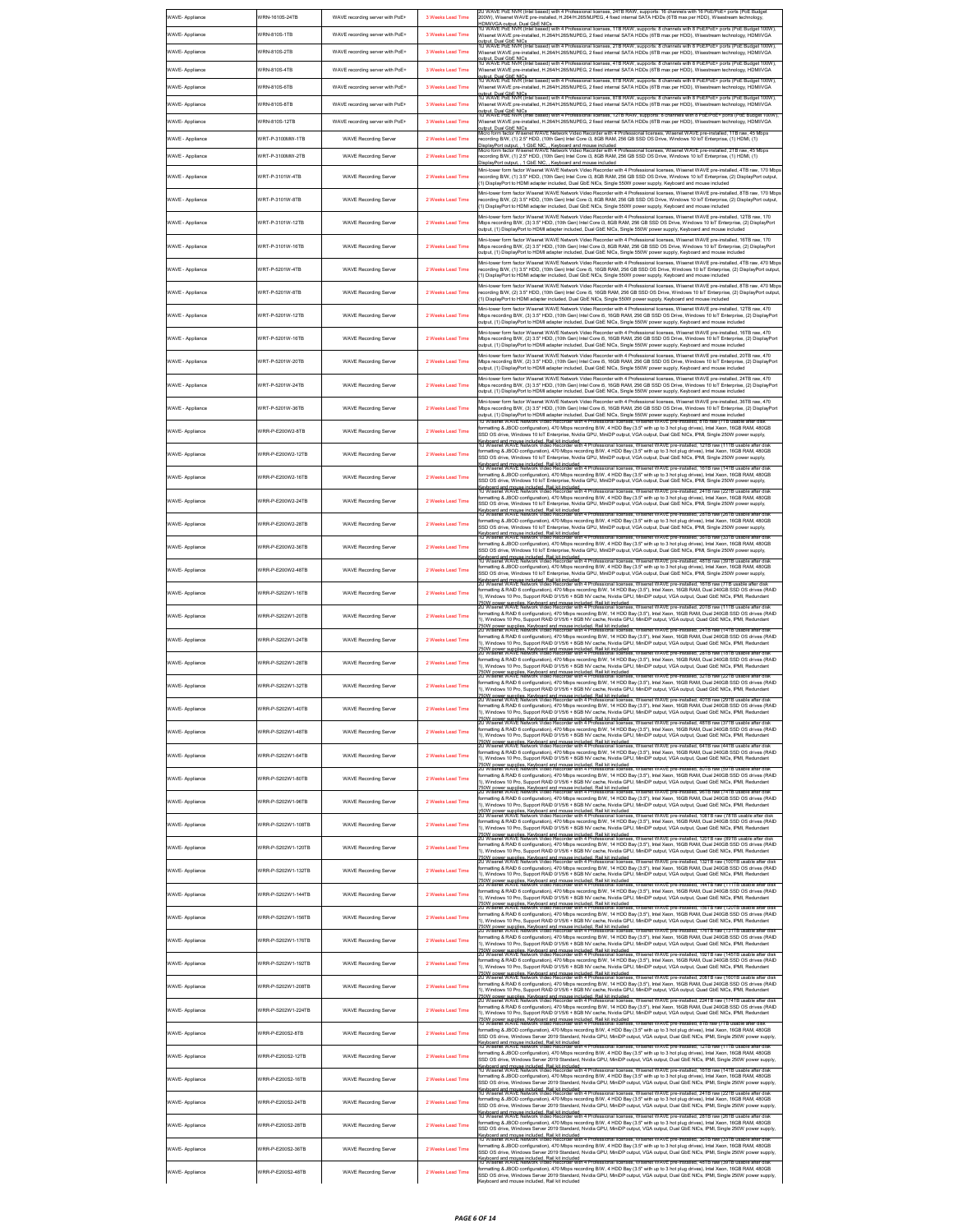| WAVE- Appliance | WRN-1610S-24TB | WAVE recording server with PoE+ | 3 Weeks Lead Time | 20 WAVE PoE NVR (Intel based) with 4 Professional licenses, 24TB RAW, supports: 16 channels with 16 PoE/PoE+ ports (PoE Budget 200W), Wisenet WAVE pre-installed, H.264/H.265/MJPEG, 4 fixed internal SATA HDDs (6TB max per HDD), Wisestream technology, HDMI/VGA output, Dual GbE NICs |
|---|---|---|---|---|
| WAVE- Appliance | WRN-810S-1TB | WAVE recording server with PoE+ | 3 Weeks Lead Time | 10 WAVE PoE NVR (Intel based) with 4 Professional licenses, 1TB RAW, supports: 8 channels with 8 PoE/PoE+ ports (PoE Budget 100W), Wisenet WAVE pre-installed, H.264/H.265/MJPEG, 2 fixed internal SATA HDDs (6TB max per HDD), Wisestream technology, HDMI/VGA output, Dual GbE NICs |
| WAVE- Appliance | WRN-810S-2TB | WAVE recording server with PoE+ | 3 Weeks Lead Time | 10 WAVE PoE NVR (Intel based) with 4 Professional licenses, 2TB RAW, supports: 8 channels with 8 PoE/PoE+ ports (PoE Budget 100W), Wisenet WAVE pre-installed, H.264/H.265/MJPEG, 2 fixed internal SATA HDDs (6TB max per HDD), Wisestream technology, HDMI/VGA output, Dual GbE NICs |
| WAVE- Appliance | WRN-810S-4TB | WAVE recording server with PoE+ | 3 Weeks Lead Time | 10 WAVE PoE NVR (Intel based) with 4 Professional licenses, 4TB RAW, supports: 8 channels with 8 PoE/PoE+ ports (PoE Budget 100W), Wisenet WAVE pre-installed, H.264/H.265/MJPEG, 2 fixed internal SATA HDDs (6TB max per HDD), Wisestream technology, HDMI/VGA output, Dual GbE NICs |
| WAVE- Appliance | WRN-810S-6TB | WAVE recording server with PoE+ | 3 Weeks Lead Time | 10 WAVE PoE NVR (Intel based) with 4 Professional licenses, 6TB RAW, supports: 8 channels with 8 PoE/PoE+ ports (PoE Budget 100W), Wisenet WAVE pre-installed, H.264/H.265/MJPEG, 2 fixed internal SATA HDDs (6TB max per HDD), Wisestream technology, HDMI/VGA output, Dual GbE NICs |
| WAVE- Appliance | WRN-810S-8TB | WAVE recording server with PoE+ | 3 Weeks Lead Time | 10 WAVE PoE NVR (Intel based) with 4 Professional licenses, 8TB RAW, supports: 8 channels with 8 PoE/PoE+ ports (PoE Budget 100W), Wisenet WAVE pre-installed, H.264/H.265/MJPEG, 2 fixed internal SATA HDDs (6TB max per HDD), Wisestream technology, HDMI/VGA output, Dual GbE NICs |
| WAVE- Appliance | WRN-810S-12TB | WAVE recording server with PoE+ | 3 Weeks Lead Time | 10 WAVE PoE NVR (Intel based) with 4 Professional licenses, 12TB RAW, supports: 8 channels with 8 PoE/PoE+ ports (PoE Budget 100W), Wisenet WAVE pre-installed, H.264/H.265/MJPEG, 2 fixed internal SATA HDDs (6TB max per HDD), Wisestream technology, HDMI/VGA output, Dual GbE NICs |
| WAVE - Appliance | WRT-P-3100MW-1TB | WAVE Recording Server | 2 Weeks Lead Time | Micro form factor Wisenet WAVE Network Video Recorder with 4 Professional licenses, Wisenet WAVE pre-installed, 1TB raw, 45 Mbps recording B/W, (1) 2.5" HDD, (10th Gen) Intel Core i3, 8GB RAM, 256 GB SSD OS Drive, Windows 10 IoT Enterprise, (1) HDMI, (1) DisplayPort output, , 1 GbE NIC, , Keyboard and mouse included |
| WAVE - Appliance | WRT-P-3100MW-2TB | WAVE Recording Server | 2 Weeks Lead Time | Micro form factor Wisenet WAVE Network Video Recorder with 4 Professional licenses, Wisenet WAVE pre-installed, 2TB raw, 45 Mbps recording B/W, (1) 2.5" HDD, (10th Gen) Intel Core i3, 8GB RAM, 256 GB SSD OS Drive, Windows 10 IoT Enterprise, (1) HDMI, (1) DisplayPort output, , 1 GbE NIC, , Keyboard and mouse included |
| WAVE - Appliance | WRT-P-3101W-4TB | WAVE Recording Server | 2 Weeks Lead Time | Mini-tower form factor Wisenet WAVE Network Video Recorder with 4 Professional licenses, Wisenet WAVE pre-installed, 4TB raw, 170 Mbps recording B/W, (1) 3.5" HDD, (10th Gen) Intel Core i3, 8GB RAM, 256 GB SSD OS Drive, Windows 10 IoT Enterprise, (2) DisplayPort output, (1) DisplayPort to HDMI adapter included, Dual GbE NICs, Single 550W power supply, Keyboard and mouse included |
| WAVE - Appliance | WRT-P-3101W-8TB | WAVE Recording Server | 2 Weeks Lead Time | Mini-tower form factor Wisenet WAVE Network Video Recorder with 4 Professional licenses, Wisenet WAVE pre-installed, 8TB raw, 170 Mbps recording B/W, (2) 3.5" HDD, (10th Gen) Intel Core i3, 8GB RAM, 256 GB SSD OS Drive, Windows 10 IoT Enterprise, (2) DisplayPort output, (1) DisplayPort to HDMI adapter included, Dual GbE NICs, Single 550W power supply, Keyboard and mouse included |
| WAVE - Appliance | WRT-P-3101W-12TB | WAVE Recording Server | 2 Weeks Lead Time | Mini-tower form factor Wisenet WAVE Network Video Recorder with 4 Professional licenses, Wisenet WAVE pre-installed, 12TB raw, 170 Mbps recording B/W, (3) 3.5" HDD, (10th Gen) Intel Core i3, 8GB RAM, 256 GB SSD OS Drive, Windows 10 IoT Enterprise, (2) DisplayPort output, (1) DisplayPort to HDMI adapter included, Dual GbE NICs, Single 550W power supply, Keyboard and mouse included |
| WAVE - Appliance | WRT-P-3101W-16TB | WAVE Recording Server | 2 Weeks Lead Time | Mini-tower form factor Wisenet WAVE Network Video Recorder with 4 Professional licenses, Wisenet WAVE pre-installed, 16TB raw, 170 Mbps recording B/W, (2) 3.5" HDD, (10th Gen) Intel Core i3, 8GB RAM, 256 GB SSD OS Drive, Windows 10 IoT Enterprise, (2) DisplayPort output, (1) DisplayPort to HDMI adapter included, Dual GbE NICs, Single 550W power supply, Keyboard and mouse included |
| WAVE - Appliance | WRT-P-5201W-4TB | WAVE Recording Server | 2 Weeks Lead Time | Mini-tower form factor Wisenet WAVE Network Video Recorder with 4 Professional licenses, Wisenet WAVE pre-installed, 4TB raw, 470 Mbps recording B/W, (1) 3.5" HDD, (10th Gen) Intel Core i5, 16GB RAM, 256 GB SSD OS Drive, Windows 10 IoT Enterprise, (2) DisplayPort output, (1) DisplayPort to HDMI adapter included, Dual GbE NICs, Single 550W power supply, Keyboard and mouse included |
| WAVE - Appliance | WRT-P-5201W-8TB | WAVE Recording Server | 2 Weeks Lead Time | Mini-tower form factor Wisenet WAVE Network Video Recorder with 4 Professional licenses, Wisenet WAVE pre-installed, 8TB raw, 470 Mbps recording B/W, (2) 3.5" HDD, (10th Gen) Intel Core i5, 16GB RAM, 256 GB SSD OS Drive, Windows 10 IoT Enterprise, (2) DisplayPort output, (1) DisplayPort to HDMI adapter included, Dual GbE NICs, Single 550W power supply, Keyboard and mouse included |
| WAVE - Appliance | WRT-P-5201W-12TB | WAVE Recording Server | 2 Weeks Lead Time | Mini-tower form factor Wisenet WAVE Network Video Recorder with 4 Professional licenses, Wisenet WAVE pre-installed, 12TB raw, 470 Mbps recording B/W, (3) 3.5" HDD, (10th Gen) Intel Core i5, 16GB RAM, 256 GB SSD OS Drive, Windows 10 IoT Enterprise, (2) DisplayPort output, (1) DisplayPort to HDMI adapter included, Dual GbE NICs, Single 550W power supply, Keyboard and mouse included |
| WAVE - Appliance | WRT-P-5201W-16TB | WAVE Recording Server | 2 Weeks Lead Time | Mini-tower form factor Wisenet WAVE Network Video Recorder with 4 Professional licenses, Wisenet WAVE pre-installed, 16TB raw, 470 Mbps recording B/W, (2) 3.5" HDD, (10th Gen) Intel Core i5, 16GB RAM, 256 GB SSD OS Drive, Windows 10 IoT Enterprise, (2) DisplayPort output, (1) DisplayPort to HDMI adapter included, Dual GbE NICs, Single 550W power supply, Keyboard and mouse included |
| WAVE - Appliance | WRT-P-5201W-20TB | WAVE Recording Server | 2 Weeks Lead Time | Mini-tower form factor Wisenet WAVE Network Video Recorder with 4 Professional licenses, Wisenet WAVE pre-installed, 20TB raw, 470 Mbps recording B/W, (2) 3.5" HDD, (10th Gen) Intel Core i5, 16GB RAM, 256 GB SSD OS Drive, Windows 10 IoT Enterprise, (2) DisplayPort output, (1) DisplayPort to HDMI adapter included, Dual GbE NICs, Single 550W power supply, Keyboard and mouse included |
| WAVE - Appliance | WRT-P-5201W-24TB | WAVE Recording Server | 2 Weeks Lead Time | Mini-tower form factor Wisenet WAVE Network Video Recorder with 4 Professional licenses, Wisenet WAVE pre-installed, 24TB raw, 470 Mbps recording B/W, (3) 3.5" HDD, (10th Gen) Intel Core i5, 16GB RAM, 256 GB SSD OS Drive, Windows 10 IoT Enterprise, (2) DisplayPort output, (1) DisplayPort to HDMI adapter included, Dual GbE NICs, Single 550W power supply, Keyboard and mouse included |
| WAVE - Appliance | WRT-P-5201W-36TB | WAVE Recording Server | 2 Weeks Lead Time | Mini-tower form factor Wisenet WAVE Network Video Recorder with 4 Professional licenses, Wisenet WAVE pre-installed, 36TB raw, 470 Mbps recording B/W, (3) 3.5" HDD, (10th Gen) Intel Core i5, 16GB RAM, 256 GB SSD OS Drive, Windows 10 IoT Enterprise, (2) DisplayPort output, (1) DisplayPort to HDMI adapter included, Dual GbE NICs, Single 550W power supply, Keyboard and mouse included |
| WAVE- Appliance | WRR-P-E200W2-8TB | WAVE Recording Server | 2 Weeks Lead Time | 1U Wisenet WAVE Network Video Recorder with 4 Professional licenses, Wisenet WAVE pre-installed, 8TB raw (7TB usable after disk formatting & JBOD configuration), 470 Mbps recording B/W, 4 HDD Bay (3.5" with up to 3 hot plug drives), Intel Xeon, 16GB RAM, 480GB SSD OS drive, Windows 10 IoT Enterprise, Nvidia GPU, MiniDP output, VGA output, Dual GbE NICs, IPMI, Single 250W power supply, Keyboard and mouse included, Rail kit included |
| WAVE- Appliance | WRR-P-E200W2-12TB | WAVE Recording Server | 2 Weeks Lead Time | 1U Wisenet WAVE Network Video Recorder with 4 Professional licenses, Wisenet WAVE pre-installed, 12TB raw (11TB usable after disk formatting & JBOD configuration), 470 Mbps recording B/W, 4 HDD Bay (3.5" with up to 3 hot plug drives), Intel Xeon, 16GB RAM, 480GB SSD OS drive, Windows 10 IoT Enterprise, Nvidia GPU, MiniDP output, VGA output, Dual GbE NICs, IPMI, Single 250W power supply, Keyboard and mouse included, Rail kit included |
| WAVE- Appliance | WRR-P-E200W2-16TB | WAVE Recording Server | 2 Weeks Lead Time | 1U Wisenet WAVE Network Video Recorder with 4 Professional licenses, Wisenet WAVE pre-installed, 16TB raw (14TB usable after disk formatting & JBOD configuration), 470 Mbps recording B/W, 4 HDD Bay (3.5" with up to 3 hot plug drives), Intel Xeon, 16GB RAM, 480GB SSD OS drive, Windows 10 IoT Enterprise, Nvidia GPU, MiniDP output, VGA output, Dual GbE NICs, IPMI, Single 250W power supply, Keyboard and mouse included, Rail kit included |
| WAVE- Appliance | WRR-P-E200W2-24TB | WAVE Recording Server | 2 Weeks Lead Time | 1U Wisenet WAVE Network Video Recorder with 4 Professional licenses, Wisenet WAVE pre-installed, 24TB raw (22TB usable after disk formatting & JBOD configuration), 470 Mbps recording B/W, 4 HDD Bay (3.5" with up to 3 hot plug drives), Intel Xeon, 16GB RAM, 480GB SSD OS drive, Windows 10 IoT Enterprise, Nvidia GPU, MiniDP output, VGA output, Dual GbE NICs, IPMI, Single 250W power supply, Keyboard and mouse included, Rail kit included |
| WAVE- Appliance | WRR-P-E200W2-28TB | WAVE Recording Server | 2 Weeks Lead Time | 1U Wisenet WAVE Network Video Recorder with 4 Professional licenses, Wisenet WAVE pre-installed, 28TB raw (26TB usable after disk formatting & JBOD configuration), 470 Mbps recording B/W, 4 HDD Bay (3.5" with up to 3 hot plug drives), Intel Xeon, 16GB RAM, 480GB SSD OS drive, Windows 10 IoT Enterprise, Nvidia GPU, MiniDP output, VGA output, Dual GbE NICs, IPMI, Single 250W power supply, Keyboard and mouse included, Rail kit included |
| WAVE- Appliance | WRR-P-E200W2-36TB | WAVE Recording Server | 2 Weeks Lead Time | 1U Wisenet WAVE Network Video Recorder with 4 Professional licenses, Wisenet WAVE pre-installed, 36TB raw (33TB usable after disk formatting & JBOD configuration), 470 Mbps recording B/W, 4 HDD Bay (3.5" with up to 3 hot plug drives), Intel Xeon, 16GB RAM, 480GB SSD OS drive, Windows 10 IoT Enterprise, Nvidia GPU, MiniDP output, VGA output, Dual GbE NICs, IPMI, Single 250W power supply, Keyboard and mouse included, Rail kit included |
| WAVE- Appliance | WRR-P-E200W2-48TB | WAVE Recording Server | 2 Weeks Lead Time | 1U Wisenet WAVE Network Video Recorder with 4 Professional licenses, Wisenet WAVE pre-installed, 48TB raw (39TB usable after disk formatting & JBOD configuration), 470 Mbps recording B/W, 4 HDD Bay (3.5" with up to 3 hot plug drives), Intel Xeon, 16GB RAM, 480GB SSD OS drive, Windows 10 IoT Enterprise, Nvidia GPU, MiniDP output, VGA output, Dual GbE NICs, IPMI, Single 250W power supply, Keyboard and mouse included, Rail kit included |
| WAVE- Appliance | WRR-P-S202W1-16TB | WAVE Recording Server | 2 Weeks Lead Time | 2U Wisenet WAVE Network Video Recorder with 4 Professional licenses, Wisenet WAVE pre-installed, 16TB raw (7TB usable after disk formatting & RAID 6 configuration), 470 Mbps recording B/W, 14 HDD Bay (3.5"), Intel Xeon, 16GB RAM, Dual 240GB SSD OS drives (RAID 1), Windows 10 Pro, Support RAID 0/1/5/6 + 8GB NV cache, Nvidia GPU, MiniDP output, VGA output, Quad GbE NICs, IPMI, Redundant 750W power supplies, Keyboard and mouse included, Rail kit included |
| WAVE- Appliance | WRR-P-S202W1-20TB | WAVE Recording Server | 2 Weeks Lead Time | 2U Wisenet WAVE Network Video Recorder with 4 Professional licenses, Wisenet WAVE pre-installed, 20TB raw (11TB usable after disk formatting & RAID 6 configuration), 470 Mbps recording B/W, 14 HDD Bay (3.5"), Intel Xeon, 16GB RAM, Dual 240GB SSD OS drives (RAID 1), Windows 10 Pro, Support RAID 0/1/5/6 + 8GB NV cache, Nvidia GPU, MiniDP output, VGA output, Quad GbE NICs, IPMI, Redundant 750W power supplies, Keyboard and mouse included, Rail kit included |
| WAVE- Appliance | WRR-P-S202W1-24TB | WAVE Recording Server | 2 Weeks Lead Time | 2U Wisenet WAVE Network Video Recorder with 4 Professional licenses, Wisenet WAVE pre-installed, 24TB raw (14TB usable after disk formatting & RAID 6 configuration), 470 Mbps recording B/W, 14 HDD Bay (3.5"), Intel Xeon, 16GB RAM, Dual 240GB SSD OS drives (RAID 1), Windows 10 Pro, Support RAID 0/1/5/6 + 8GB NV cache, Nvidia GPU, MiniDP output, VGA output, Quad GbE NICs, IPMI, Redundant 750W power supplies, Keyboard and mouse included, Rail kit included |
| WAVE- Appliance | WRR-P-S202W1-28TB | WAVE Recording Server | 2 Weeks Lead Time | 2U Wisenet WAVE Network Video Recorder with 4 Professional licenses, Wisenet WAVE pre-installed, 28TB raw (18TB usable after disk formatting & RAID 6 configuration), 470 Mbps recording B/W, 14 HDD Bay (3.5"), Intel Xeon, 16GB RAM, Dual 240GB SSD OS drives (RAID 1), Windows 10 Pro, Support RAID 0/1/5/6 + 8GB NV cache, Nvidia GPU, MiniDP output, VGA output, Quad GbE NICs, IPMI, Redundant 750W power supplies, Keyboard and mouse included, Rail kit included |
| WAVE- Appliance | WRR-P-S202W1-32TB | WAVE Recording Server | 2 Weeks Lead Time | 2U Wisenet WAVE Network Video Recorder with 4 Professional licenses, Wisenet WAVE pre-installed, 32TB raw (22TB usable after disk formatting & RAID 6 configuration), 470 Mbps recording B/W, 14 HDD Bay (3.5"), Intel Xeon, 16GB RAM, Dual 240GB SSD OS drives (RAID 1), Windows 10 Pro, Support RAID 0/1/5/6 + 8GB NV cache, Nvidia GPU, MiniDP output, VGA output, Quad GbE NICs, IPMI, Redundant 750W power supplies, Keyboard and mouse included, Rail kit included |
| WAVE- Appliance | WRR-P-S202W1-40TB | WAVE Recording Server | 2 Weeks Lead Time | 2U Wisenet WAVE Network Video Recorder with 4 Professional licenses, Wisenet WAVE pre-installed, 40TB raw (29TB usable after disk formatting & RAID 6 configuration), 470 Mbps recording B/W, 14 HDD Bay (3.5"), Intel Xeon, 16GB RAM, Dual 240GB SSD OS drives (RAID 1), Windows 10 Pro, Support RAID 0/1/5/6 + 8GB NV cache, Nvidia GPU, MiniDP output, VGA output, Quad GbE NICs, IPMI, Redundant 750W power supplies, Keyboard and mouse included, Rail kit included |
| WAVE- Appliance | WRR-P-S202W1-48TB | WAVE Recording Server | 2 Weeks Lead Time | 2U Wisenet WAVE Network Video Recorder with 4 Professional licenses, Wisenet WAVE pre-installed, 48TB raw (37TB usable after disk formatting & RAID 6 configuration), 470 Mbps recording B/W, 14 HDD Bay (3.5"), Intel Xeon, 16GB RAM, Dual 240GB SSD OS drives (RAID 1), Windows 10 Pro, Support RAID 0/1/5/6 + 8GB NV cache, Nvidia GPU, MiniDP output, VGA output, Quad GbE NICs, IPMI, Redundant 750W power supplies, Keyboard and mouse included, Rail kit included |
| WAVE- Appliance | WRR-P-S202W1-64TB | WAVE Recording Server | 2 Weeks Lead Time | 2U Wisenet WAVE Network Video Recorder with 4 Professional licenses, Wisenet WAVE pre-installed, 64TB raw (44TB usable after disk formatting & RAID 6 configuration), 470 Mbps recording B/W, 14 HDD Bay (3.5"), Intel Xeon, 16GB RAM, Dual 240GB SSD OS drives (RAID 1), Windows 10 Pro, Support RAID 0/1/5/6 + 8GB NV cache, Nvidia GPU, MiniDP output, VGA output, Quad GbE NICs, IPMI, Redundant 750W power supplies, Keyboard and mouse included, Rail kit included |
| WAVE- Appliance | WRR-P-S202W1-80TB | WAVE Recording Server | 2 Weeks Lead Time | 2U Wisenet WAVE Network Video Recorder with 4 Professional licenses, Wisenet WAVE pre-installed, 80TB raw (58TB usable after disk formatting & RAID 6 configuration), 470 Mbps recording B/W, 14 HDD Bay (3.5"), Intel Xeon, 16GB RAM, Dual 240GB SSD OS drives (RAID 1), Windows 10 Pro, Support RAID 0/1/5/6 + 8GB NV cache, Nvidia GPU, MiniDP output, VGA output, Quad GbE NICs, IPMI, Redundant 750W power supplies, Keyboard and mouse included, Rail kit included |
| WAVE- Appliance | WRR-P-S202W1-96TB | WAVE Recording Server | 2 Weeks Lead Time | 2U Wisenet WAVE Network Video Recorder with 4 Professional licenses, Wisenet WAVE pre-installed, 96TB raw (74TB usable after disk formatting & RAID 6 configuration), 470 Mbps recording B/W, 14 HDD Bay (3.5"), Intel Xeon, 16GB RAM, Dual 240GB SSD OS drives (RAID 1), Windows 10 Pro, Support RAID 0/1/5/6 + 8GB NV cache, Nvidia GPU, MiniDP output, VGA output, Quad GbE NICs, IPMI, Redundant 750W power supplies, Keyboard and mouse included, Rail kit included |
| WAVE- Appliance | WRR-P-S202W1-108TB | WAVE Recording Server | 2 Weeks Lead Time | 2U Wisenet WAVE Network Video Recorder with 4 Professional licenses, Wisenet WAVE pre-installed, 108TB raw (78TB usable after disk formatting & RAID 6 configuration), 470 Mbps recording B/W, 14 HDD Bay (3.5"), Intel Xeon, 16GB RAM, Dual 240GB SSD OS drives (RAID 1), Windows 10 Pro, Support RAID 0/1/5/6 + 8GB NV cache, Nvidia GPU, MiniDP output, VGA output, Quad GbE NICs, IPMI, Redundant 750W power supplies, Keyboard and mouse included, Rail kit included |
| WAVE- Appliance | WRR-P-S202W1-120TB | WAVE Recording Server | 2 Weeks Lead Time | 2U Wisenet WAVE Network Video Recorder with 4 Professional licenses, Wisenet WAVE pre-installed, 120TB raw (89TB usable after disk formatting & RAID 6 configuration), 470 Mbps recording B/W, 14 HDD Bay (3.5"), Intel Xeon, 16GB RAM, Dual 240GB SSD OS drives (RAID 1), Windows 10 Pro, Support RAID 0/1/5/6 + 8GB NV cache, Nvidia GPU, MiniDP output, VGA output, Quad GbE NICs, IPMI, Redundant 750W power supplies, Keyboard and mouse included, Rail kit included |
| WAVE- Appliance | WRR-P-S202W1-132TB | WAVE Recording Server | 2 Weeks Lead Time | 2U Wisenet WAVE Network Video Recorder with 4 Professional licenses, Wisenet WAVE pre-installed, 132TB raw (100TB usable after disk formatting & RAID 6 configuration), 470 Mbps recording B/W, 14 HDD Bay (3.5"), Intel Xeon, 16GB RAM, Dual 240GB SSD OS drives (RAID 1), Windows 10 Pro, Support RAID 0/1/5/6 + 8GB NV cache, Nvidia GPU, MiniDP output, VGA output, Quad GbE NICs, IPMI, Redundant 750W power supplies, Keyboard and mouse included, Rail kit included |
| WAVE- Appliance | WRR-P-S202W1-144TB | WAVE Recording Server | 2 Weeks Lead Time | 2U Wisenet WAVE Network Video Recorder with 4 Professional licenses, Wisenet WAVE pre-installed, 144TB raw (111TB usable after disk formatting & RAID 6 configuration), 470 Mbps recording B/W, 14 HDD Bay (3.5"), Intel Xeon, 16GB RAM, Dual 240GB SSD OS drives (RAID 1), Windows 10 Pro, Support RAID 0/1/5/6 + 8GB NV cache, Nvidia GPU, MiniDP output, VGA output, Quad GbE NICs, IPMI, Redundant 750W power supplies, Keyboard and mouse included, Rail kit included |
| WAVE- Appliance | WRR-P-S202W1-156TB | WAVE Recording Server | 2 Weeks Lead Time | 2U Wisenet WAVE Network Video Recorder with 4 Professional licenses, Wisenet WAVE pre-installed, 156TB raw (120TB usable after disk formatting & RAID 6 configuration), 470 Mbps recording B/W, 14 HDD Bay (3.5"), Intel Xeon, 16GB RAM, Dual 240GB SSD OS drives (RAID 1), Windows 10 Pro, Support RAID 0/1/5/6 + 8GB NV cache, Nvidia GPU, MiniDP output, VGA output, Quad GbE NICs, IPMI, Redundant 750W power supplies, Keyboard and mouse included, Rail kit included |
| WAVE- Appliance | WRR-P-S202W1-176TB | WAVE Recording Server | 2 Weeks Lead Time | 2U Wisenet WAVE Network Video Recorder with 4 Professional licenses, Wisenet WAVE pre-installed, 176TB raw (131TB usable after disk formatting & RAID 6 configuration), 470 Mbps recording B/W, 14 HDD Bay (3.5"), Intel Xeon, 16GB RAM, Dual 240GB SSD OS drives (RAID 1), Windows 10 Pro, Support RAID 0/1/5/6 + 8GB NV cache, Nvidia GPU, MiniDP output, VGA output, Quad GbE NICs, IPMI, Redundant 750W power supplies, Keyboard and mouse included, Rail kit included |
| WAVE- Appliance | WRR-P-S202W1-192TB | WAVE Recording Server | 2 Weeks Lead Time | 2U Wisenet WAVE Network Video Recorder with 4 Professional licenses, Wisenet WAVE pre-installed, 192TB raw (145TB usable after disk formatting & RAID 6 configuration), 470 Mbps recording B/W, 14 HDD Bay (3.5"), Intel Xeon, 16GB RAM, Dual 240GB SSD OS drives (RAID 1), Windows 10 Pro, Support RAID 0/1/5/6 + 8GB NV cache, Nvidia GPU, MiniDP output, VGA output, Quad GbE NICs, IPMI, Redundant 750W power supplies, Keyboard and mouse included, Rail kit included |
| WAVE- Appliance | WRR-P-S202W1-208TB | WAVE Recording Server | 2 Weeks Lead Time | 2U Wisenet WAVE Network Video Recorder with 4 Professional licenses, Wisenet WAVE pre-installed, 208TB raw (160TB usable after disk formatting & RAID 6 configuration), 470 Mbps recording B/W, 14 HDD Bay (3.5"), Intel Xeon, 16GB RAM, Dual 240GB SSD OS drives (RAID 1), Windows 10 Pro, Support RAID 0/1/5/6 + 8GB NV cache, Nvidia GPU, MiniDP output, VGA output, Quad GbE NICs, IPMI, Redundant 750W power supplies, Keyboard and mouse included, Rail kit included |
| WAVE- Appliance | WRR-P-S202W1-224TB | WAVE Recording Server | 2 Weeks Lead Time | 2U Wisenet WAVE Network Video Recorder with 4 Professional licenses, Wisenet WAVE pre-installed, 224TB raw (174TB usable after disk formatting & RAID 6 configuration), 470 Mbps recording B/W, 14 HDD Bay (3.5"), Intel Xeon, 16GB RAM, Dual 240GB SSD OS drives (RAID 1), Windows 10 Pro, Support RAID 0/1/5/6 + 8GB NV cache, Nvidia GPU, MiniDP output, VGA output, Quad GbE NICs, IPMI, Redundant 750W power supplies, Keyboard and mouse included, Rail kit included |
| WAVE- Appliance | WRR-P-E200S2-8TB | WAVE Recording Server | 2 Weeks Lead Time | 1U Wisenet WAVE Network Video Recorder with 4 Professional licenses, Wisenet WAVE pre-installed, 8TB raw (7TB usable after disk formatting & JBOD configuration), 470 Mbps recording B/W, 4 HDD Bay (3.5" with up to 3 hot plug drives), Intel Xeon, 16GB RAM, 480GB SSD OS drive, Windows Server 2019 Standard, Nvidia GPU, MiniDP output, VGA output, Dual GbE NICs, IPMI, Single 250W power supply, Keyboard and mouse included, Rail kit included |
| WAVE- Appliance | WRR-P-E200S2-12TB | WAVE Recording Server | 2 Weeks Lead Time | 1U Wisenet WAVE Network Video Recorder with 4 Professional licenses, Wisenet WAVE pre-installed, 12TB raw (11TB usable after disk formatting & JBOD configuration), 470 Mbps recording B/W, 4 HDD Bay (3.5" with up to 3 hot plug drives), Intel Xeon, 16GB RAM, 480GB SSD OS drive, Windows Server 2019 Standard, Nvidia GPU, MiniDP output, VGA output, Dual GbE NICs, IPMI, Single 250W power supply, Keyboard and mouse included, Rail kit included |
| WAVE- Appliance | WRR-P-E200S2-16TB | WAVE Recording Server | 2 Weeks Lead Time | 1U Wisenet WAVE Network Video Recorder with 4 Professional licenses, Wisenet WAVE pre-installed, 16TB raw (14TB usable after disk formatting & JBOD configuration), 470 Mbps recording B/W, 4 HDD Bay (3.5" with up to 3 hot plug drives), Intel Xeon, 16GB RAM, 480GB SSD OS drive, Windows Server 2019 Standard, Nvidia GPU, MiniDP output, VGA output, Dual GbE NICs, IPMI, Single 250W power supply, Keyboard and mouse included, Rail kit included |
| WAVE- Appliance | WRR-P-E200S2-24TB | WAVE Recording Server | 2 Weeks Lead Time | 1U Wisenet WAVE Network Video Recorder with 4 Professional licenses, Wisenet WAVE pre-installed, 24TB raw (22TB usable after disk formatting & JBOD configuration), 470 Mbps recording B/W, 4 HDD Bay (3.5" with up to 3 hot plug drives), Intel Xeon, 16GB RAM, 480GB SSD OS drive, Windows Server 2019 Standard, Nvidia GPU, MiniDP output, VGA output, Dual GbE NICs, IPMI, Single 250W power supply, Keyboard and mouse included, Rail kit included |
| WAVE- Appliance | WRR-P-E200S2-28TB | WAVE Recording Server | 2 Weeks Lead Time | 1U Wisenet WAVE Network Video Recorder with 4 Professional licenses, Wisenet WAVE pre-installed, 28TB raw (26TB usable after disk formatting & JBOD configuration), 470 Mbps recording B/W, 4 HDD Bay (3.5" with up to 3 hot plug drives), Intel Xeon, 16GB RAM, 480GB SSD OS drive, Windows Server 2019 Standard, Nvidia GPU, MiniDP output, VGA output, Dual GbE NICs, IPMI, Single 250W power supply, Keyboard and mouse included, Rail kit included |
| WAVE- Appliance | WRR-P-E200S2-36TB | WAVE Recording Server | 2 Weeks Lead Time | 1U Wisenet WAVE Network Video Recorder with 4 Professional licenses, Wisenet WAVE pre-installed, 36TB raw (33TB usable after disk formatting & JBOD configuration), 470 Mbps recording B/W, 4 HDD Bay (3.5" with up to 3 hot plug drives), Intel Xeon, 16GB RAM, 480GB SSD OS drive, Windows Server 2019 Standard, Nvidia GPU, MiniDP output, VGA output, Dual GbE NICs, IPMI, Single 250W power supply, Keyboard and mouse included, Rail kit included |
| WAVE- Appliance | WRR-P-E200S2-48TB | WAVE Recording Server | 2 Weeks Lead Time | 1U Wisenet WAVE Network Video Recorder with 4 Professional licenses, Wisenet WAVE pre-installed, 48TB raw (39TB usable after disk formatting & JBOD configuration), 470 Mbps recording B/W, 4 HDD Bay (3.5" with up to 3 hot plug drives), Intel Xeon, 16GB RAM, 480GB SSD OS drive, Windows Server 2019 Standard, Nvidia GPU, MiniDP output, VGA output, Dual GbE NICs, IPMI, Single 250W power supply, Keyboard and mouse included, Rail kit included |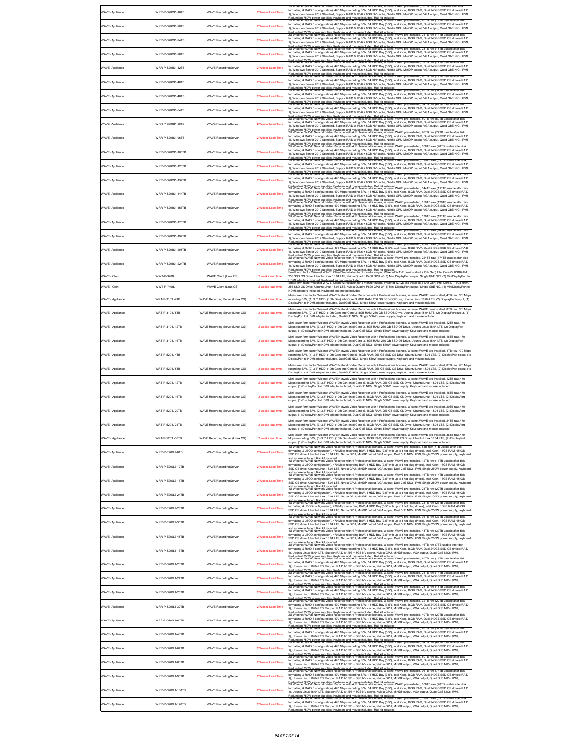| | | | | |
|---|---|---|---|---|
| WAVE- Appliance | WRR-P-S202S1-16TB | WAVE Recording Server | 2 Weeks Lead Time | 2U Wisenet WAVE Network Video Recorder with 4 Professional licenses, Wisenet WAVE pre-installed, 16TB raw (11TB usable after disk formatting & RAID 6 configuration), 470 Mbps recording B/W, 14 HDD Bay (3.5"), Intel Xeon, 16GB RAM, Dual 240GB SSD OS drives (RAID 1), Windows Server 2019 Standard, Support RAID 0/1/5/6 + 8GB NV cache, Nvidia GPU, MiniDP output, VGA output, Quad GbE NICs, IPMI, Redundant 750W power supplies, Keyboard and mouse included, Rail kit included |
| WAVE- Appliance | WRR-P-S202S1-20TB | WAVE Recording Server | 2 Weeks Lead Time | 2U Wisenet WAVE Network Video Recorder with 4 Professional licenses, Wisenet WAVE pre-installed, 20TB raw (11TB usable after disk formatting & RAID 6 configuration), 470 Mbps recording B/W, 14 HDD Bay (3.5"), Intel Xeon, 16GB RAM, Dual 240GB SSD OS drives (RAID 1), Windows Server 2019 Standard, Support RAID 0/1/5/6 + 8GB NV cache, Nvidia GPU, MiniDP output, VGA output, Quad GbE NICs, IPMI, Redundant 750W power supplies, Keyboard and mouse included, Rail kit included |
| WAVE- Appliance | WRR-P-S202S1-24TB | WAVE Recording Server | 2 Weeks Lead Time | 2U Wisenet WAVE Network Video Recorder with 4 Professional licenses, Wisenet WAVE pre-installed, 24TB raw (14TB usable after disk formatting & RAID 6 configuration), 470 Mbps recording B/W, 14 HDD Bay (3.5"), Intel Xeon, 16GB RAM, Dual 240GB SSD OS drives (RAID 1), Windows Server 2019 Standard, Support RAID 0/1/5/6 + 8GB NV cache, Nvidia GPU, MiniDP output, VGA output, Quad GbE NICs, IPMI, Redundant 750W power supplies, Keyboard and mouse included, Rail kit included |
| WAVE- Appliance | WRR-P-S202S1-28TB | WAVE Recording Server | 2 Weeks Lead Time | 2U Wisenet WAVE Network Video Recorder with 4 Professional licenses, Wisenet WAVE pre-installed, 28TB raw (18TB usable after disk formatting & RAID 6 configuration), 470 Mbps recording B/W, 14 HDD Bay (3.5"), Intel Xeon, 16GB RAM, Dual 240GB SSD OS drives (RAID 1), Windows Server 2019 Standard, Support RAID 0/1/5/6 + 8GB NV cache, Nvidia GPU, MiniDP output, VGA output, Quad GbE NICs, IPMI, Redundant 750W power supplies, Keyboard and mouse included, Rail kit included |
| WAVE- Appliance | WRR-P-S202S1-32TB | WAVE Recording Server | 2 Weeks Lead Time | 2U Wisenet WAVE Network Video Recorder with 4 Professional licenses, Wisenet WAVE pre-installed, 32TB raw (22TB usable after disk formatting & RAID 6 configuration), 470 Mbps recording B/W, 14 HDD Bay (3.5"), Intel Xeon, 16GB RAM, Dual 240GB SSD OS drives (RAID 1), Windows Server 2019 Standard, Support RAID 0/1/5/6 + 8GB NV cache, Nvidia GPU, MiniDP output, VGA output, Quad GbE NICs, IPMI, Redundant 750W power supplies, Keyboard and mouse included, Rail kit included |
| WAVE- Appliance | WRR-P-S202S1-40TB | WAVE Recording Server | 2 Weeks Lead Time | 2U Wisenet WAVE Network Video Recorder with 4 Professional licenses, Wisenet WAVE pre-installed, 40TB raw (29TB usable after disk formatting & RAID 6 configuration), 470 Mbps recording B/W, 14 HDD Bay (3.5"), Intel Xeon, 16GB RAM, Dual 240GB SSD OS drives (RAID 1), Windows Server 2019 Standard, Support RAID 0/1/5/6 + 8GB NV cache, Nvidia GPU, MiniDP output, VGA output, Quad GbE NICs, IPMI, Redundant 750W power supplies, Keyboard and mouse included, Rail kit included |
| WAVE- Appliance | WRR-P-S202S1-48TB | WAVE Recording Server | 2 Weeks Lead Time | 2U Wisenet WAVE Network Video Recorder with 4 Professional licenses, Wisenet WAVE pre-installed, 48TB raw (37TB usable after disk formatting & RAID 6 configuration), 470 Mbps recording B/W, 14 HDD Bay (3.5"), Intel Xeon, 16GB RAM, Dual 240GB SSD OS drives (RAID 1), Windows Server 2019 Standard, Support RAID 0/1/5/6 + 8GB NV cache, Nvidia GPU, MiniDP output, VGA output, Quad GbE NICs, IPMI, Redundant 750W power supplies, Keyboard and mouse included, Rail kit included |
| WAVE- Appliance | WRR-P-S202S1-64TB | WAVE Recording Server | 2 Weeks Lead Time | 2U Wisenet WAVE Network Video Recorder with 4 Professional licenses, Wisenet WAVE pre-installed, 64TB raw (44TB usable after disk formatting & RAID 6 configuration), 470 Mbps recording B/W, 14 HDD Bay (3.5"), Intel Xeon, 16GB RAM, Dual 240GB SSD OS drives (RAID 1), Windows Server 2019 Standard, Support RAID 0/1/5/6 + 8GB NV cache, Nvidia GPU, MiniDP output, VGA output, Quad GbE NICs, IPMI, Redundant 750W power supplies, Keyboard and mouse included, Rail kit included |
| WAVE- Appliance | WRR-P-S202S1-80TB | WAVE Recording Server | 2 Weeks Lead Time | 2U Wisenet WAVE Network Video Recorder with 4 Professional licenses, Wisenet WAVE pre-installed, 80TB raw (59TB usable after disk formatting & RAID 6 configuration), 470 Mbps recording B/W, 14 HDD Bay (3.5"), Intel Xeon, 16GB RAM, Dual 240GB SSD OS drives (RAID 1), Windows Server 2019 Standard, Support RAID 0/1/5/6 + 8GB NV cache, Nvidia GPU, MiniDP output, VGA output, Quad GbE NICs, IPMI, Redundant 750W power supplies, Keyboard and mouse included, Rail kit included |
| WAVE- Appliance | WRR-P-S202S1-96TB | WAVE Recording Server | 2 Weeks Lead Time | 2U Wisenet WAVE Network Video Recorder with 4 Professional licenses, Wisenet WAVE pre-installed, 96TB raw (74TB usable after disk formatting & RAID 6 configuration), 470 Mbps recording B/W, 14 HDD Bay (3.5"), Intel Xeon, 16GB RAM, Dual 240GB SSD OS drives (RAID 1), Windows Server 2019 Standard, Support RAID 0/1/5/6 + 8GB NV cache, Nvidia GPU, MiniDP output, VGA output, Quad GbE NICs, IPMI, Redundant 750W power supplies, Keyboard and mouse included, Rail kit included |
| WAVE- Appliance | WRR-P-S202S1-108TB | WAVE Recording Server | 2 Weeks Lead Time | 2U Wisenet WAVE Network Video Recorder with 4 Professional licenses, Wisenet WAVE pre-installed, 108TB raw (78TB usable after disk formatting & RAID 6 configuration), 470 Mbps recording B/W, 14 HDD Bay (3.5"), Intel Xeon, 16GB RAM, Dual 240GB SSD OS drives (RAID 1), Windows Server 2019 Standard, Support RAID 0/1/5/6 + 8GB NV cache, Nvidia GPU, MiniDP output, VGA output, Quad GbE NICs, IPMI, Redundant 750W power supplies, Keyboard and mouse included, Rail kit included |
| WAVE- Appliance | WRR-P-S202S1-120TB | WAVE Recording Server | 2 Weeks Lead Time | 2U Wisenet WAVE Network Video Recorder with 4 Professional licenses, Wisenet WAVE pre-installed, 120TB raw (89TB usable after disk formatting & RAID 6 configuration), 470 Mbps recording B/W, 14 HDD Bay (3.5"), Intel Xeon, 16GB RAM, Dual 240GB SSD OS drives (RAID 1), Windows Server 2019 Standard, Support RAID 0/1/5/6 + 8GB NV cache, Nvidia GPU, MiniDP output, VGA output, Quad GbE NICs, IPMI, Redundant 750W power supplies, Keyboard and mouse included, Rail kit included |
| WAVE- Appliance | WRR-P-S202S1-132TB | WAVE Recording Server | 2 Weeks Lead Time | 2U Wisenet WAVE Network Video Recorder with 4 Professional licenses, Wisenet WAVE pre-installed, 132TB raw (100TB usable after disk formatting & RAID 6 configuration), 470 Mbps recording B/W, 14 HDD Bay (3.5"), Intel Xeon, 16GB RAM, Dual 240GB SSD OS drives (RAID 1), Windows Server 2019 Standard, Support RAID 0/1/5/6 + 8GB NV cache, Nvidia GPU, MiniDP output, VGA output, Quad GbE NICs, IPMI, Redundant 750W power supplies, Keyboard and mouse included, Rail kit included |
| WAVE- Appliance | WRR-P-S202S1-144TB | WAVE Recording Server | 2 Weeks Lead Time | 2U Wisenet WAVE Network Video Recorder with 4 Professional licenses, Wisenet WAVE pre-installed, 144TB raw (111TB usable after disk formatting & RAID 6 configuration), 470 Mbps recording B/W, 14 HDD Bay (3.5"), Intel Xeon, 16GB RAM, Dual 240GB SSD OS drives (RAID 1), Windows Server 2019 Standard, Support RAID 0/1/5/6 + 8GB NV cache, Nvidia GPU, MiniDP output, VGA output, Quad GbE NICs, IPMI, Redundant 750W power supplies, Keyboard and mouse included, Rail kit included |
| WAVE- Appliance | WRR-P-S202S1-156TB | WAVE Recording Server | 2 Weeks Lead Time | 2U Wisenet WAVE Network Video Recorder with 4 Professional licenses, Wisenet WAVE pre-installed, 156TB raw (120TB usable after disk formatting & RAID 6 configuration), 470 Mbps recording B/W, 14 HDD Bay (3.5"), Intel Xeon, 16GB RAM, Dual 240GB SSD OS drives (RAID 1), Windows Server 2019 Standard, Support RAID 0/1/5/6 + 8GB NV cache, Nvidia GPU, MiniDP output, VGA output, Quad GbE NICs, IPMI, Redundant 750W power supplies, Keyboard and mouse included, Rail kit included |
| WAVE- Appliance | WRR-P-S202S1-176TB | WAVE Recording Server | 2 Weeks Lead Time | 2U Wisenet WAVE Network Video Recorder with 4 Professional licenses, Wisenet WAVE pre-installed, 176TB raw (131TB usable after disk formatting & RAID 6 configuration), 470 Mbps recording B/W, 14 HDD Bay (3.5"), Intel Xeon, 16GB RAM, Dual 240GB SSD OS drives (RAID 1), Windows Server 2019 Standard, Support RAID 0/1/5/6 + 8GB NV cache, Nvidia GPU, MiniDP output, VGA output, Quad GbE NICs, IPMI, Redundant 750W power supplies, Keyboard and mouse included, Rail kit included |
| WAVE- Appliance | WRR-P-S202S1-192TB | WAVE Recording Server | 2 Weeks Lead Time | 2U Wisenet WAVE Network Video Recorder with 4 Professional licenses, Wisenet WAVE pre-installed, 192TB raw (145TB usable after disk formatting & RAID 6 configuration), 470 Mbps recording B/W, 14 HDD Bay (3.5"), Intel Xeon, 16GB RAM, Dual 240GB SSD OS drives (RAID 1), Windows Server 2019 Standard, Support RAID 0/1/5/6 + 8GB NV cache, Nvidia GPU, MiniDP output, VGA output, Quad GbE NICs, IPMI, Redundant 750W power supplies, Keyboard and mouse included, Rail kit included |
| WAVE- Appliance | WRR-P-S202S1-208TB | WAVE Recording Server | 2 Weeks Lead Time | 2U Wisenet WAVE Network Video Recorder with 4 Professional licenses, Wisenet WAVE pre-installed, 208TB raw (160TB usable after disk formatting & RAID 6 configuration), 470 Mbps recording B/W, 14 HDD Bay (3.5"), Intel Xeon, 16GB RAM, Dual 240GB SSD OS drives (RAID 1), Windows Server 2019 Standard, Support RAID 0/1/5/6 + 8GB NV cache, Nvidia GPU, MiniDP output, VGA output, Quad GbE NICs, IPMI, Redundant 750W power supplies, Keyboard and mouse included, Rail kit included |
| WAVE- Appliance | WRR-P-S202S1-224TB | WAVE Recording Server | 2 Weeks Lead Time | 2U Wisenet WAVE Network Video Recorder with 4 Professional licenses, Wisenet WAVE pre-installed, 224TB raw (174TB usable after disk formatting & RAID 6 configuration), 470 Mbps recording B/W, 14 HDD Bay (3.5"), Intel Xeon, 16GB RAM, Dual 240GB SSD OS drives (RAID 1), Windows Server 2019 Standard, Support RAID 0/1/5/6 + 8GB NV cache, Nvidia GPU, MiniDP output, VGA output, Quad GbE NICs, IPMI, Redundant 750W power supplies, Keyboard and mouse included, Rail kit included |
| WAVE - Client | WWT-P-3201L | WAVE Client (Linux OS) | 2 weeks lead time | Small form factor Wisenet WAVE Client Workstation for 2 monitor output, Wisenet WAVE pre-installed, (10th Gen) Intel Core i3, 8GB RAM, 256 SSD OS Drive, Ubuntu Linux 18.04 LTS, Nvidia Quadro P400 GPU w/ (3) Mini DisplayPort output, Single GbE NIC, (2) MiniDisplayPort to HDMI adapters included, Keyboard and mouse included |
| WAVE - Client | WWT-P-7401L | WAVE Client (Linux OS) | 2 weeks lead time | Small form factor Wisenet WAVE Client Workstation for 4 monitor output, Wisenet WAVE pre-installed, (10th Gen) Intel Core i7, 16GB RAM, 256 SSD OS Drive, Ubuntu Linux 18.04 LTS, Nvidia Quadro P620 GPU w/ (4) Mini DisplayPort output, Single GbE NIC, (4) MiniDisplayPort to HDMI adapters included, Keyboard and mouse included |
| WAVE - Appliance | WRT-P-3101L-4TB | WAVE Recording Server (Linux OS) | 2 weeks lead time | Mini-tower form factor Wisenet WAVE Network Video Recorder with 4 Professional licenses, Wisenet WAVE pre-installed, 4TB raw, 170 Mbps recording B/W, (1) 3.5" HDD, (10th Gen) Intel Core i3, 8GB RAM, 256 GB SSD OS Drive, Ubuntu Linux 18.04 LTS, (2) DisplayPort output, (1) DisplayPort to HDMI adapter included, Dual GbE NICs, Single 550W power supply, Keyboard and mouse included |
| WAVE - Appliance | WRT-P-3101L-8TB | WAVE Recording Server (Linux OS) | 2 weeks lead time | Mini-tower form factor Wisenet WAVE Network Video Recorder with 4 Professional licenses, Wisenet WAVE pre-installed, 8TB raw, 170 Mbps recording B/W, (2) 3.5" HDD, (10th Gen) Intel Core i3, 8GB RAM, 256 GB SSD OS Drive, Ubuntu Linux 18.04 LTS, (2) DisplayPort output, (1) DisplayPort to HDMI adapter included, Dual GbE NICs, Single 550W power supply, Keyboard and mouse included |
| WAVE - Appliance | WRT-P-3101L-12TB | WAVE Recording Server (Linux OS) | 2 weeks lead time | Mini-tower form factor Wisenet WAVE Network Video Recorder with 4 Professional licenses, Wisenet WAVE pre-installed, 12TB raw, 170 Mbps recording B/W, (3) 3.5" HDD, (10th Gen) Intel Core i3, 8GB RAM, 256 GB SSD OS Drive, Ubuntu Linux 18.04 LTS, (2) DisplayPort output, (1) DisplayPort to HDMI adapter included, Dual GbE NICs, Single 550W power supply, Keyboard and mouse included |
| WAVE - Appliance | WRT-P-3101L-16TB | WAVE Recording Server (Linux OS) | 2 weeks lead time | Mini-tower form factor Wisenet WAVE Network Video Recorder with 4 Professional licenses, Wisenet WAVE pre-installed, 16TB raw, 170 Mbps recording B/W, (2) 3.5" HDD, (10th Gen) Intel Core i3, 8GB RAM, 256 GB SSD OS Drive, Ubuntu Linux 18.04 LTS, (2) DisplayPort output, (1) DisplayPort to HDMI adapter included, Dual GbE NICs, Single 550W power supply, Keyboard and mouse included |
| WAVE - Appliance | WRT-P-5201L-4TB | WAVE Recording Server (Linux OS) | 2 weeks lead time | Mini-tower form factor Wisenet WAVE Network Video Recorder with 4 Professional licenses, Wisenet WAVE pre-installed, 4TB raw, 470 Mbps recording B/W, (1) 3.5" HDD, (10th Gen) Intel Core i5, 16GB RAM, 256 GB SSD OS Drive, Ubuntu Linux 18.04 LTS, (2) DisplayPort output, (1) DisplayPort to HDMI adapter included, Dual GbE NICs, Single 550W power supply, Keyboard and mouse included |
| WAVE - Appliance | WRT-P-5201L-8TB | WAVE Recording Server (Linux OS) | 2 weeks lead time | Mini-tower form factor Wisenet WAVE Network Video Recorder with 4 Professional licenses, Wisenet WAVE pre-installed, 8TB raw, 470 Mbps recording B/W, (2) 3.5" HDD, (10th Gen) Intel Core i5, 16GB RAM, 256 GB SSD OS Drive, Ubuntu Linux 18.04 LTS, (2) DisplayPort output, (1) DisplayPort to HDMI adapter included, Dual GbE NICs, Single 550W power supply, Keyboard and mouse included |
| WAVE - Appliance | WRT-P-5201L-12TB | WAVE Recording Server (Linux OS) | 2 weeks lead time | Mini-tower form factor Wisenet WAVE Network Video Recorder with 4 Professional licenses, Wisenet WAVE pre-installed, 12TB raw, 470 Mbps recording B/W, (3) 3.5" HDD, (10th Gen) Intel Core i5, 16GB RAM, 256 GB SSD OS Drive, Ubuntu Linux 18.04 LTS, (2) DisplayPort output, (1) DisplayPort to HDMI adapter included, Dual GbE NICs, Single 550W power supply, Keyboard and mouse included |
| WAVE - Appliance | WRT-P-5201L-16TB | WAVE Recording Server (Linux OS) | 2 weeks lead time | Mini-tower form factor Wisenet WAVE Network Video Recorder with 4 Professional licenses, Wisenet WAVE pre-installed, 16TB raw, 470 Mbps recording B/W, (2) 3.5" HDD, (10th Gen) Intel Core i5, 16GB RAM, 256 GB SSD OS Drive, Ubuntu Linux 18.04 LTS, (2) DisplayPort output, (1) DisplayPort to HDMI adapter included, Dual GbE NICs, Single 550W power supply, Keyboard and mouse included |
| WAVE - Appliance | WRT-P-5201L-20TB | WAVE Recording Server (Linux OS) | 2 weeks lead time | Mini-tower form factor Wisenet WAVE Network Video Recorder with 4 Professional licenses, Wisenet WAVE pre-installed, 20TB raw, 470 Mbps recording B/W, (2) 3.5" HDD, (10th Gen) Intel Core i5, 16GB RAM, 256 GB SSD OS Drive, Ubuntu Linux 18.04 LTS, (2) DisplayPort output, (1) DisplayPort to HDMI adapter included, Dual GbE NICs, Single 550W power supply, Keyboard and mouse included |
| WAVE - Appliance | WRT-P-5201L-24TB | WAVE Recording Server (Linux OS) | 2 weeks lead time | Mini-tower form factor Wisenet WAVE Network Video Recorder with 4 Professional licenses, Wisenet WAVE pre-installed, 24TB raw, 470 Mbps recording B/W, (3) 3.5" HDD, (10th Gen) Intel Core i5, 16GB RAM, 256 GB SSD OS Drive, Ubuntu Linux 18.04 LTS, (2) DisplayPort output, (1) DisplayPort to HDMI adapter included, Dual GbE NICs, Single 550W power supply, Keyboard and mouse included |
| WAVE - Appliance | WRT-P-5201L-36TB | WAVE Recording Server (Linux OS) | 2 weeks lead time | Mini-tower form factor Wisenet WAVE Network Video Recorder with 4 Professional licenses, Wisenet WAVE pre-installed, 36TB raw, 470 Mbps recording B/W, (3) 3.5" HDD, (10th Gen) Intel Core i5, 16GB RAM, 256 GB SSD OS Drive, Ubuntu Linux 18.04 LTS, (2) DisplayPort output, (1) DisplayPort to HDMI adapter included, Dual GbE NICs, Single 550W power supply, Keyboard and mouse included |
| WAVE- Appliance | WRR-P-E200L2-8TB | WAVE Recording Server | 2 Weeks Lead Time | 1U Wisenet WAVE Network Video Recorder with 4 Professional licenses, Wisenet WAVE pre-installed, 8TB raw (7TB usable after disk formatting & JBOD configuration), 470 Mbps recording B/W, 4 HDD Bay (3.5" with up to 3 hot plug drives), Intel Xeon, 16GB RAM, 480GB SSD OS drive, Ubuntu Linux 18.04 LTS, Nvidia GPU, MiniDP output, VGA output, Dual GbE NICs, IPMI, Single 250W power supply, Keyboard and mouse included, Rail kit included |
| WAVE- Appliance | WRR-P-E200L2-12TB | WAVE Recording Server | 2 Weeks Lead Time | 1U Wisenet WAVE Network Video Recorder with 4 Professional licenses, Wisenet WAVE pre-installed, 12TB raw (11TB usable after disk formatting & JBOD configuration), 470 Mbps recording B/W, 4 HDD Bay (3.5" with up to 3 hot plug drives), Intel Xeon, 16GB RAM, 480GB SSD OS drive, Ubuntu Linux 18.04 LTS, Nvidia GPU, MiniDP output, VGA output, Dual GbE NICs, IPMI, Single 250W power supply, Keyboard and mouse included, Rail kit included |
| WAVE- Appliance | WRR-P-E200L2-16TB | WAVE Recording Server | 2 Weeks Lead Time | 1U Wisenet WAVE Network Video Recorder with 4 Professional licenses, Wisenet WAVE pre-installed, 16TB raw (14TB usable after disk formatting & JBOD configuration), 470 Mbps recording B/W, 4 HDD Bay (3.5" with up to 3 hot plug drives), Intel Xeon, 16GB RAM, 480GB SSD OS drive, Ubuntu Linux 18.04 LTS, Nvidia GPU, MiniDP output, VGA output, Dual GbE NICs, IPMI, Single 250W power supply, Keyboard and mouse included, Rail kit included |
| WAVE- Appliance | WRR-P-E200L2-24TB | WAVE Recording Server | 2 Weeks Lead Time | 1U Wisenet WAVE Network Video Recorder with 4 Professional licenses, Wisenet WAVE pre-installed, 24TB raw (22TB usable after disk formatting & JBOD configuration), 470 Mbps recording B/W, 4 HDD Bay (3.5" with up to 3 hot plug drives), Intel Xeon, 16GB RAM, 480GB SSD OS drive, Ubuntu Linux 18.04 LTS, Nvidia GPU, MiniDP output, VGA output, Dual GbE NICs, IPMI, Single 250W power supply, Keyboard and mouse included, Rail kit included |
| WAVE- Appliance | WRR-P-E200L2-28TB | WAVE Recording Server | 2 Weeks Lead Time | 1U Wisenet WAVE Network Video Recorder with 4 Professional licenses, Wisenet WAVE pre-installed, 28TB raw (26TB usable after disk formatting & JBOD configuration), 470 Mbps recording B/W, 4 HDD Bay (3.5" with up to 3 hot plug drives), Intel Xeon, 16GB RAM, 480GB SSD OS drive, Ubuntu Linux 18.04 LTS, Nvidia GPU, MiniDP output, VGA output, Dual GbE NICs, IPMI, Single 250W power supply, Keyboard and mouse included, Rail kit included |
| WAVE- Appliance | WRR-P-E200L2-36TB | WAVE Recording Server | 2 Weeks Lead Time | 1U Wisenet WAVE Network Video Recorder with 4 Professional licenses, Wisenet WAVE pre-installed, 36TB raw (33TB usable after disk formatting & JBOD configuration), 470 Mbps recording B/W, 4 HDD Bay (3.5" with up to 3 hot plug drives), Intel Xeon, 16GB RAM, 480GB SSD OS drive, Ubuntu Linux 18.04 LTS, Nvidia GPU, MiniDP output, VGA output, Dual GbE NICs, IPMI, Single 250W power supply, Keyboard and mouse included, Rail kit included |
| WAVE- Appliance | WRR-P-E200L2-48TB | WAVE Recording Server | 2 Weeks Lead Time | 1U Wisenet WAVE Network Video Recorder with 4 Professional licenses, Wisenet WAVE pre-installed, 48TB raw (44TB usable after disk formatting & JBOD configuration), 470 Mbps recording B/W, 4 HDD Bay (3.5" with up to 3 hot plug drives), Intel Xeon, 16GB RAM, 480GB SSD OS drive, Ubuntu Linux 18.04 LTS, Nvidia GPU, MiniDP output, VGA output, Dual GbE NICs, IPMI, Single 250W power supply, Keyboard and mouse included, Rail kit included |
| WAVE- Appliance | WRR-P-S202L1-16TB | WAVE Recording Server | 2 Weeks Lead Time | 2U Wisenet WAVE Network Video Recorder with 4 Professional licenses, Wisenet WAVE pre-installed, 16TB raw (11TB usable after disk formatting & RAID 6 configuration), 470 Mbps recording B/W, 14 HDD Bay (3.5"), Intel Xeon, 16GB RAM, Dual 240GB SSD OS drives (RAID 1), Ubuntu Linux 18.04 LTS, Support RAID 0/1/5/6 + 8GB NV cache, Nvidia GPU, MiniDP output, VGA output, Quad GbE NICs, IPMI, Redundant 750W power supplies, Keyboard and mouse included, Rail kit included |
| WAVE- Appliance | WRR-P-S202L1-20TB | WAVE Recording Server | 2 Weeks Lead Time | 2U Wisenet WAVE Network Video Recorder with 4 Professional licenses, Wisenet WAVE pre-installed, 20TB raw (11TB usable after disk formatting & RAID 6 configuration), 470 Mbps recording B/W, 14 HDD Bay (3.5"), Intel Xeon, 16GB RAM, Dual 240GB SSD OS drives (RAID 1), Ubuntu Linux 18.04 LTS, Support RAID 0/1/5/6 + 8GB NV cache, Nvidia GPU, MiniDP output, VGA output, Quad GbE NICs, IPMI, Redundant 750W power supplies, Keyboard and mouse included, Rail kit included |
| WAVE- Appliance | WRR-P-S202L1-24TB | WAVE Recording Server | 2 Weeks Lead Time | 2U Wisenet WAVE Network Video Recorder with 4 Professional licenses, Wisenet WAVE pre-installed, 24TB raw (14TB usable after disk formatting & RAID 6 configuration), 470 Mbps recording B/W, 14 HDD Bay (3.5"), Intel Xeon, 16GB RAM, Dual 240GB SSD OS drives (RAID 1), Ubuntu Linux 18.04 LTS, Support RAID 0/1/5/6 + 8GB NV cache, Nvidia GPU, MiniDP output, VGA output, Quad GbE NICs, IPMI, Redundant 750W power supplies, Keyboard and mouse included, Rail kit included |
| WAVE- Appliance | WRR-P-S202L1-28TB | WAVE Recording Server | 2 Weeks Lead Time | 2U Wisenet WAVE Network Video Recorder with 4 Professional licenses, Wisenet WAVE pre-installed, 28TB raw (18TB usable after disk formatting & RAID 6 configuration), 470 Mbps recording B/W, 14 HDD Bay (3.5"), Intel Xeon, 16GB RAM, Dual 240GB SSD OS drives (RAID 1), Ubuntu Linux 18.04 LTS, Support RAID 0/1/5/6 + 8GB NV cache, Nvidia GPU, MiniDP output, VGA output, Quad GbE NICs, IPMI, Redundant 750W power supplies, Keyboard and mouse included, Rail kit included |
| WAVE- Appliance | WRR-P-S202L1-32TB | WAVE Recording Server | 2 Weeks Lead Time | 2U Wisenet WAVE Network Video Recorder with 4 Professional licenses, Wisenet WAVE pre-installed, 32TB raw (22TB usable after disk formatting & RAID 6 configuration), 470 Mbps recording B/W, 14 HDD Bay (3.5"), Intel Xeon, 16GB RAM, Dual 240GB SSD OS drives (RAID 1), Ubuntu Linux 18.04 LTS, Support RAID 0/1/5/6 + 8GB NV cache, Nvidia GPU, MiniDP output, VGA output, Quad GbE NICs, IPMI, Redundant 750W power supplies, Keyboard and mouse included, Rail kit included |
| WAVE- Appliance | WRR-P-S202L1-40TB | WAVE Recording Server | 2 Weeks Lead Time | 2U Wisenet WAVE Network Video Recorder with 4 Professional licenses, Wisenet WAVE pre-installed, 40TB raw (29TB usable after disk formatting & RAID 6 configuration), 470 Mbps recording B/W, 14 HDD Bay (3.5"), Intel Xeon, 16GB RAM, Dual 240GB SSD OS drives (RAID 1), Ubuntu Linux 18.04 LTS, Support RAID 0/1/5/6 + 8GB NV cache, Nvidia GPU, MiniDP output, VGA output, Quad GbE NICs, IPMI, Redundant 750W power supplies, Keyboard and mouse included, Rail kit included |
| WAVE- Appliance | WRR-P-S202L1-48TB | WAVE Recording Server | 2 Weeks Lead Time | 2U Wisenet WAVE Network Video Recorder with 4 Professional licenses, Wisenet WAVE pre-installed, 48TB raw (37TB usable after disk formatting & RAID 6 configuration), 470 Mbps recording B/W, 14 HDD Bay (3.5"), Intel Xeon, 16GB RAM, Dual 240GB SSD OS drives (RAID 1), Ubuntu Linux 18.04 LTS, Support RAID 0/1/5/6 + 8GB NV cache, Nvidia GPU, MiniDP output, VGA output, Quad GbE NICs, IPMI, Redundant 750W power supplies, Keyboard and mouse included, Rail kit included |
| WAVE- Appliance | WRR-P-S202L1-64TB | WAVE Recording Server | 2 Weeks Lead Time | 2U Wisenet WAVE Network Video Recorder with 4 Professional licenses, Wisenet WAVE pre-installed, 64TB raw (44TB usable after disk formatting & RAID 6 configuration), 470 Mbps recording B/W, 14 HDD Bay (3.5"), Intel Xeon, 16GB RAM, Dual 240GB SSD OS drives (RAID 1), Ubuntu Linux 18.04 LTS, Support RAID 0/1/5/6 + 8GB NV cache, Nvidia GPU, MiniDP output, VGA output, Quad GbE NICs, IPMI, Redundant 750W power supplies, Keyboard and mouse included, Rail kit included |
| WAVE- Appliance | WRR-P-S202L1-80TB | WAVE Recording Server | 2 Weeks Lead Time | 2U Wisenet WAVE Network Video Recorder with 4 Professional licenses, Wisenet WAVE pre-installed, 80TB raw (59TB usable after disk formatting & RAID 6 configuration), 470 Mbps recording B/W, 14 HDD Bay (3.5"), Intel Xeon, 16GB RAM, Dual 240GB SSD OS drives (RAID 1), Ubuntu Linux 18.04 LTS, Support RAID 0/1/5/6 + 8GB NV cache, Nvidia GPU, MiniDP output, VGA output, Quad GbE NICs, IPMI, Redundant 750W power supplies, Keyboard and mouse included, Rail kit included |
| WAVE- Appliance | WRR-P-S202L1-96TB | WAVE Recording Server | 2 Weeks Lead Time | 2U Wisenet WAVE Network Video Recorder with 4 Professional licenses, Wisenet WAVE pre-installed, 96TB raw (74TB usable after disk formatting & RAID 6 configuration), 470 Mbps recording B/W, 14 HDD Bay (3.5"), Intel Xeon, 16GB RAM, Dual 240GB SSD OS drives (RAID 1), Ubuntu Linux 18.04 LTS, Support RAID 0/1/5/6 + 8GB NV cache, Nvidia GPU, MiniDP output, VGA output, Quad GbE NICs, IPMI, Redundant 750W power supplies, Keyboard and mouse included, Rail kit included |
| WAVE- Appliance | WRR-P-S202L1-108TB | WAVE Recording Server | 2 Weeks Lead Time | 2U Wisenet WAVE Network Video Recorder with 4 Professional licenses, Wisenet WAVE pre-installed, 108TB raw (78TB usable after disk formatting & RAID 6 configuration), 470 Mbps recording B/W, 14 HDD Bay (3.5"), Intel Xeon, 16GB RAM, Dual 240GB SSD OS drives (RAID 1), Ubuntu Linux 18.04 LTS, Support RAID 0/1/5/6 + 8GB NV cache, Nvidia GPU, MiniDP output, VGA output, Quad GbE NICs, IPMI, Redundant 750W power supplies, Keyboard and mouse included, Rail kit included |
| WAVE- Appliance | WRR-P-S202L1-120TB | WAVE Recording Server | 2 Weeks Lead Time | 2U Wisenet WAVE Network Video Recorder with 4 Professional licenses, Wisenet WAVE pre-installed, 120TB raw (89TB usable after disk formatting & RAID 6 configuration), 470 Mbps recording B/W, 14 HDD Bay (3.5"), Intel Xeon, 16GB RAM, Dual 240GB SSD OS drives (RAID 1), Ubuntu Linux 18.04 LTS, Support RAID 0/1/5/6 + 8GB NV cache, Nvidia GPU, MiniDP output, VGA output, Quad GbE NICs, IPMI, Redundant 750W power supplies, Keyboard and mouse included, Rail kit included |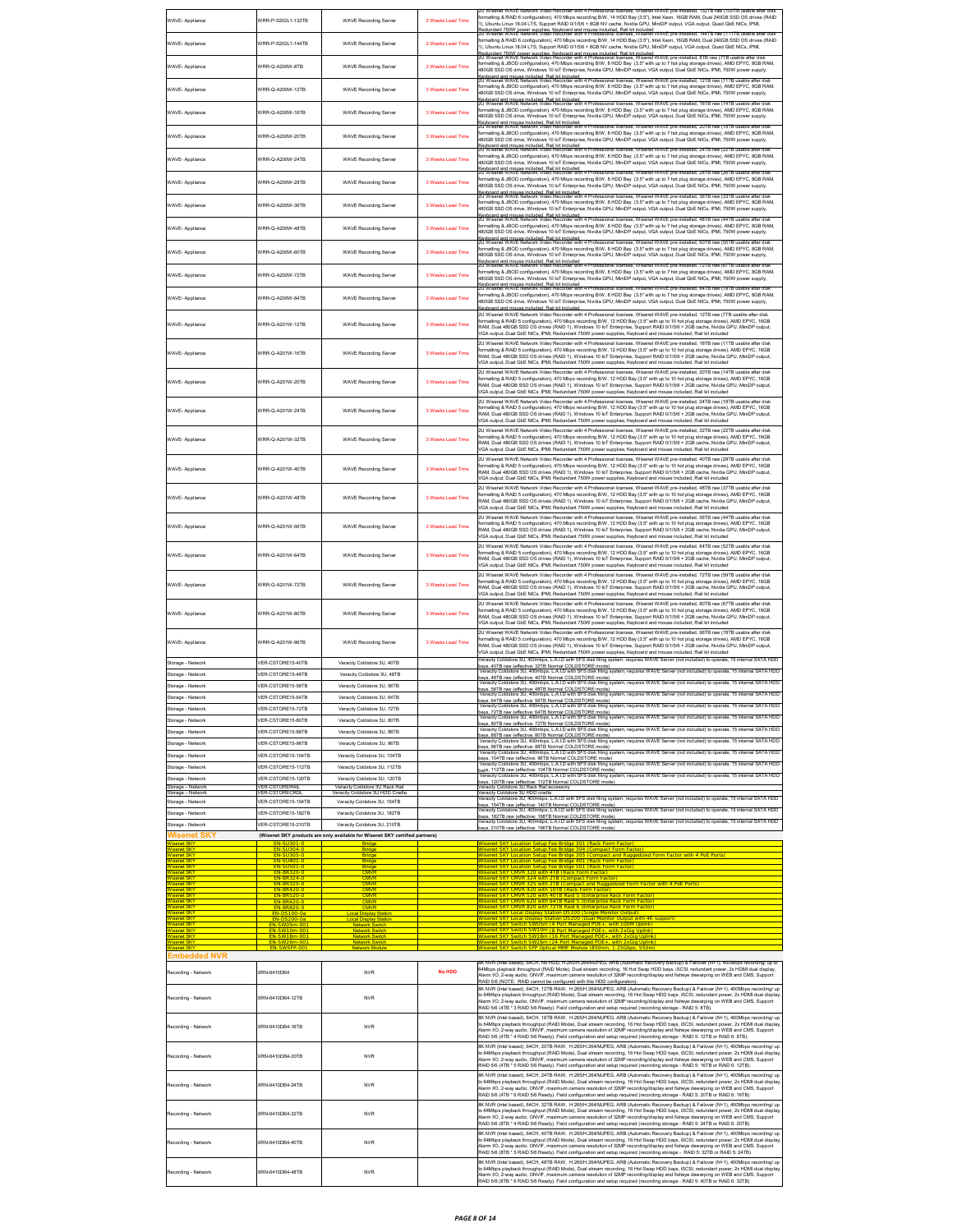| WAVE- Appliance | WRR-P-S202L1-132TB | WAVE Recording Server | 2 Weeks Lead Time | 2U Wisenet WAVE Network Video Recorder with 4 Professional licenses, Wisenet WAVE pre-installed, 132TB raw (100TB usable after disk formatting & RAID 6 configuration), 470 Mbps recording B/W, 14 HDD Bay (3.5"), Intel Xeon, 16GB RAM, Dual 240GB SSD OS drives (RAID 1), Ubuntu Linux 18.04 LTS, Support RAID 0/1/5/6 + 8GB NV cache, Nvidia GPU, MiniDP output, VGA output, Quad GbE NICs, IPMI, Redundant 750W power supplies, Keyboard and mouse included, Rail kit included |
|---|---|---|---|---|
| WAVE- Appliance | WRR-P-S202L1-144TB | WAVE Recording Server | 2 Weeks Lead Time | 2U Wisenet WAVE Network Video Recorder with 4 Professional licenses, Wisenet WAVE pre-installed, 144TB raw (111TB usable after disk formatting & RAID 6 configuration), 470 Mbps recording B/W, 14 HDD Bay (3.5"), Intel Xeon, 16GB RAM, Dual 240GB SSD OS drives (RAID 1), Ubuntu Linux 18.04 LTS, Support RAID 0/1/5/6 + 8GB NV cache, Nvidia GPU, MiniDP output, VGA output, Quad GbE NICs, IPMI, Redundant 750W power supplies, Keyboard and mouse included, Rail kit included |
| WAVE- Appliance | WRR-Q-A200W-8TB | WAVE Recording Server | 3 Weeks Lead Time | 2U Wisenet WAVE Network Video Recorder with 4 Professional licenses, Wisenet WAVE pre-installed, 8TB raw (7TB usable after disk formatting & JBOD configuration), 470 Mbps recording B/W, 8 HDD Bay (3.5" with up to 7 hot plug storage drives), AMD EPYC, 8GB RAM, 480GB SSD OS drive, Windows 10 IoT Enterprise, Nvidia GPU, MiniDP output, VGA output, Dual GbE NICs, IPMI, 750W power supply, Keyboard and mouse included, Rail kit included |
| WAVE- Appliance | WRR-Q-A200W-12TB | WAVE Recording Server | 3 Weeks Lead Time | 2U Wisenet WAVE Network Video Recorder with 4 Professional licenses, Wisenet WAVE pre-installed, 12TB raw (11TB usable after disk formatting & JBOD configuration), 470 Mbps recording B/W, 8 HDD Bay (3.5" with up to 7 hot plug storage drives), AMD EPYC, 8GB RAM, 480GB SSD OS drive, Windows 10 IoT Enterprise, Nvidia GPU, MiniDP output, VGA output, Dual GbE NICs, IPMI, 750W power supply, Keyboard and mouse included, Rail kit included |
| WAVE- Appliance | WRR-Q-A200W-16TB | WAVE Recording Server | 3 Weeks Lead Time | 2U Wisenet WAVE Network Video Recorder with 4 Professional licenses, Wisenet WAVE pre-installed, 16TB raw (14TB usable after disk formatting & JBOD configuration), 470 Mbps recording B/W, 8 HDD Bay (3.5" with up to 7 hot plug storage drives), AMD EPYC, 8GB RAM, 480GB SSD OS drive, Windows 10 IoT Enterprise, Nvidia GPU, MiniDP output, VGA output, Dual GbE NICs, IPMI, 750W power supply, Keyboard and mouse included, Rail kit included |
| WAVE- Appliance | WRR-Q-A200W-20TB | WAVE Recording Server | 3 Weeks Lead Time | 2U Wisenet WAVE Network Video Recorder with 4 Professional licenses, Wisenet WAVE pre-installed, 20TB raw (18TB usable after disk formatting & JBOD configuration), 470 Mbps recording B/W, 8 HDD Bay (3.5" with up to 7 hot plug storage drives), AMD EPYC, 8GB RAM, 480GB SSD OS drive, Windows 10 IoT Enterprise, Nvidia GPU, MiniDP output, VGA output, Dual GbE NICs, IPMI, 750W power supply, Keyboard and mouse included, Rail kit included |
| WAVE- Appliance | WRR-Q-A200W-24TB | WAVE Recording Server | 3 Weeks Lead Time | 2U Wisenet WAVE Network Video Recorder with 4 Professional licenses, Wisenet WAVE pre-installed, 24TB raw (22TB usable after disk formatting & JBOD configuration), 470 Mbps recording B/W, 8 HDD Bay (3.5" with up to 7 hot plug storage drives), AMD EPYC, 8GB RAM, 480GB SSD OS drive, Windows 10 IoT Enterprise, Nvidia GPU, MiniDP output, VGA output, Dual GbE NICs, IPMI, 750W power supply, Keyboard and mouse included, Rail kit included |
| WAVE- Appliance | WRR-Q-A200W-28TB | WAVE Recording Server | 3 Weeks Lead Time | 2U Wisenet WAVE Network Video Recorder with 4 Professional licenses, Wisenet WAVE pre-installed, 28TB raw (26TB usable after disk formatting & JBOD configuration), 470 Mbps recording B/W, 8 HDD Bay (3.5" with up to 7 hot plug storage drives), AMD EPYC, 8GB RAM, 480GB SSD OS drive, Windows 10 IoT Enterprise, Nvidia GPU, MiniDP output, VGA output, Dual GbE NICs, IPMI, 750W power supply, Keyboard and mouse included, Rail kit included |
| WAVE- Appliance | WRR-Q-A200W-36TB | WAVE Recording Server | 3 Weeks Lead Time | 2U Wisenet WAVE Network Video Recorder with 4 Professional licenses, Wisenet WAVE pre-installed, 36TB raw (33TB usable after disk formatting & JBOD configuration), 470 Mbps recording B/W, 8 HDD Bay (3.5" with up to 7 hot plug storage drives), AMD EPYC, 8GB RAM, 480GB SSD OS drive, Windows 10 IoT Enterprise, Nvidia GPU, MiniDP output, VGA output, Dual GbE NICs, IPMI, 750W power supply, Keyboard and mouse included, Rail kit included |
| WAVE- Appliance | WRR-Q-A200W-48TB | WAVE Recording Server | 3 Weeks Lead Time | 2U Wisenet WAVE Network Video Recorder with 4 Professional licenses, Wisenet WAVE pre-installed, 48TB raw (44TB usable after disk formatting & JBOD configuration), 470 Mbps recording B/W, 8 HDD Bay (3.5" with up to 7 hot plug storage drives), AMD EPYC, 8GB RAM, 480GB SSD OS drive, Windows 10 IoT Enterprise, Nvidia GPU, MiniDP output, VGA output, Dual GbE NICs, IPMI, 750W power supply, Keyboard and mouse included, Rail kit included |
| WAVE- Appliance | WRR-Q-A200W-60TB | WAVE Recording Server | 3 Weeks Lead Time | 2U Wisenet WAVE Network Video Recorder with 4 Professional licenses, Wisenet WAVE pre-installed, 60TB raw (55TB usable after disk formatting & JBOD configuration), 470 Mbps recording B/W, 8 HDD Bay (3.5" with up to 7 hot plug storage drives), AMD EPYC, 8GB RAM, 480GB SSD OS drive, Windows 10 IoT Enterprise, Nvidia GPU, MiniDP output, VGA output, Dual GbE NICs, IPMI, 750W power supply, Keyboard and mouse included, Rail kit included |
| WAVE- Appliance | WRR-Q-A200W-72TB | WAVE Recording Server | 3 Weeks Lead Time | 2U Wisenet WAVE Network Video Recorder with 4 Professional licenses, Wisenet WAVE pre-installed, 72TB raw (67TB usable after disk formatting & JBOD configuration), 470 Mbps recording B/W, 8 HDD Bay (3.5" with up to 7 hot plug storage drives), AMD EPYC, 8GB RAM, 480GB SSD OS drive, Windows 10 IoT Enterprise, Nvidia GPU, MiniDP output, VGA output, Dual GbE NICs, IPMI, 750W power supply, Keyboard and mouse included, Rail kit included |
| WAVE- Appliance | WRR-Q-A200W-84TB | WAVE Recording Server | 3 Weeks Lead Time | 2U Wisenet WAVE Network Video Recorder with 4 Professional licenses, Wisenet WAVE pre-installed, 84TB raw (78TB usable after disk formatting & JBOD configuration), 470 Mbps recording B/W, 8 HDD Bay (3.5" with up to 7 hot plug storage drives), AMD EPYC, 8GB RAM, 480GB SSD OS drive, Windows 10 IoT Enterprise, Nvidia GPU, MiniDP output, VGA output, Dual GbE NICs, IPMI, 750W power supply, Keyboard and mouse included, Rail kit included |
| WAVE- Appliance | WRR-Q-A201W-12TB | WAVE Recording Server | 3 Weeks Lead Time | 2U Wisenet WAVE Network Video Recorder with 4 Professional licenses, Wisenet WAVE pre-installed, 12TB raw (7TB usable after disk formatting & RAID 5 configuration), 470 Mbps recording B/W, 12 HDD Bay (3.5" with up to 10 hot plug storage drives), AMD EPYC, 16GB RAM, Dual 480GB SSD OS drives (RAID 1), Windows 10 IoT Enterprise, Support RAID 0/1/5/6 + 2GB cache, Nvidia GPU, MiniDP output, VGA output, Dual GbE NICs, IPMI, Redundant 750W power supplies, Keyboard and mouse included, Rail kit included |
| WAVE- Appliance | WRR-Q-A201W-16TB | WAVE Recording Server | 3 Weeks Lead Time | 2U Wisenet WAVE Network Video Recorder with 4 Professional licenses, Wisenet WAVE pre-installed, 16TB raw (11TB usable after disk formatting & RAID 5 configuration), 470 Mbps recording B/W, 12 HDD Bay (3.5" with up to 10 hot plug storage drives), AMD EPYC, 16GB RAM, Dual 480GB SSD OS drives (RAID 1), Windows 10 IoT Enterprise, Support RAID 0/1/5/6 + 2GB cache, Nvidia GPU, MiniDP output, VGA output, Dual GbE NICs, IPMI, Redundant 750W power supplies, Keyboard and mouse included, Rail kit included |
| WAVE- Appliance | WRR-Q-A201W-20TB | WAVE Recording Server | 3 Weeks Lead Time | 2U Wisenet WAVE Network Video Recorder with 4 Professional licenses, Wisenet WAVE pre-installed, 20TB raw (14TB usable after disk formatting & RAID 5 configuration), 470 Mbps recording B/W, 12 HDD Bay (3.5" with up to 10 hot plug storage drives), AMD EPYC, 16GB RAM, Dual 480GB SSD OS drives (RAID 1), Windows 10 IoT Enterprise, Support RAID 0/1/5/6 + 2GB cache, Nvidia GPU, MiniDP output, VGA output, Dual GbE NICs, IPMI, Redundant 750W power supplies, Keyboard and mouse included, Rail kit included |
| WAVE- Appliance | WRR-Q-A201W-24TB | WAVE Recording Server | 3 Weeks Lead Time | 2U Wisenet WAVE Network Video Recorder with 4 Professional licenses, Wisenet WAVE pre-installed, 24TB raw (18TB usable after disk formatting & RAID 5 configuration), 470 Mbps recording B/W, 12 HDD Bay (3.5" with up to 10 hot plug storage drives), AMD EPYC, 16GB RAM, Dual 480GB SSD OS drives (RAID 1), Windows 10 IoT Enterprise, Support RAID 0/1/5/6 + 2GB cache, Nvidia GPU, MiniDP output, VGA output, Dual GbE NICs, IPMI, Redundant 750W power supplies, Keyboard and mouse included, Rail kit included |
| WAVE- Appliance | WRR-Q-A201W-32TB | WAVE Recording Server | 3 Weeks Lead Time | 2U Wisenet WAVE Network Video Recorder with 4 Professional licenses, Wisenet WAVE pre-installed, 32TB raw (22TB usable after disk formatting & RAID 5 configuration), 470 Mbps recording B/W, 12 HDD Bay (3.5" with up to 10 hot plug storage drives), AMD EPYC, 16GB RAM, Dual 480GB SSD OS drives (RAID 1), Windows 10 IoT Enterprise, Support RAID 0/1/5/6 + 2GB cache, Nvidia GPU, MiniDP output, VGA output, Dual GbE NICs, IPMI, Redundant 750W power supplies, Keyboard and mouse included, Rail kit included |
| WAVE- Appliance | WRR-Q-A201W-40TB | WAVE Recording Server | 3 Weeks Lead Time | 2U Wisenet WAVE Network Video Recorder with 4 Professional licenses, Wisenet WAVE pre-installed, 40TB raw (29TB usable after disk formatting & RAID 5 configuration), 470 Mbps recording B/W, 12 HDD Bay (3.5" with up to 10 hot plug storage drives), AMD EPYC, 16GB RAM, Dual 480GB SSD OS drives (RAID 1), Windows 10 IoT Enterprise, Support RAID 0/1/5/6 + 2GB cache, Nvidia GPU, MiniDP output, VGA output, Dual GbE NICs, IPMI, Redundant 750W power supplies, Keyboard and mouse included, Rail kit included |
| WAVE- Appliance | WRR-Q-A201W-48TB | WAVE Recording Server | 3 Weeks Lead Time | 2U Wisenet WAVE Network Video Recorder with 4 Professional licenses, Wisenet WAVE pre-installed, 48TB raw (37TB usable after disk formatting & RAID 5 configuration), 470 Mbps recording B/W, 12 HDD Bay (3.5" with up to 10 hot plug storage drives), AMD EPYC, 16GB RAM, Dual 480GB SSD OS drives (RAID 1), Windows 10 IoT Enterprise, Support RAID 0/1/5/6 + 2GB cache, Nvidia GPU, MiniDP output, VGA output, Dual GbE NICs, IPMI, Redundant 750W power supplies, Keyboard and mouse included, Rail kit included |
| WAVE- Appliance | WRR-Q-A201W-56TB | WAVE Recording Server | 3 Weeks Lead Time | 2U Wisenet WAVE Network Video Recorder with 4 Professional licenses, Wisenet WAVE pre-installed, 56TB raw (44TB usable after disk formatting & RAID 5 configuration), 470 Mbps recording B/W, 12 HDD Bay (3.5" with up to 10 hot plug storage drives), AMD EPYC, 16GB RAM, Dual 480GB SSD OS drives (RAID 1), Windows 10 IoT Enterprise, Support RAID 0/1/5/6 + 2GB cache, Nvidia GPU, MiniDP output, VGA output, Dual GbE NICs, IPMI, Redundant 750W power supplies, Keyboard and mouse included, Rail kit included |
| WAVE- Appliance | WRR-Q-A201W-64TB | WAVE Recording Server | 3 Weeks Lead Time | 2U Wisenet WAVE Network Video Recorder with 4 Professional licenses, Wisenet WAVE pre-installed, 64TB raw (52TB usable after disk formatting & RAID 5 configuration), 470 Mbps recording B/W, 12 HDD Bay (3.5" with up to 10 hot plug storage drives), AMD EPYC, 16GB RAM, Dual 480GB SSD OS drives (RAID 1), Windows 10 IoT Enterprise, Support RAID 0/1/5/6 + 2GB cache, Nvidia GPU, MiniDP output, VGA output, Dual GbE NICs, IPMI, Redundant 750W power supplies, Keyboard and mouse included, Rail kit included |
| WAVE- Appliance | WRR-Q-A201W-72TB | WAVE Recording Server | 3 Weeks Lead Time | 2U Wisenet WAVE Network Video Recorder with 4 Professional licenses, Wisenet WAVE pre-installed, 72TB raw (59TB usable after disk formatting & RAID 5 configuration), 470 Mbps recording B/W, 12 HDD Bay (3.5" with up to 10 hot plug storage drives), AMD EPYC, 16GB RAM, Dual 480GB SSD OS drives (RAID 1), Windows 10 IoT Enterprise, Support RAID 0/1/5/6 + 2GB cache, Nvidia GPU, MiniDP output, VGA output, Dual GbE NICs, IPMI, Redundant 750W power supplies, Keyboard and mouse included, Rail kit included |
| WAVE- Appliance | WRR-Q-A201W-80TB | WAVE Recording Server | 3 Weeks Lead Time | 2U Wisenet WAVE Network Video Recorder with 4 Professional licenses, Wisenet WAVE pre-installed, 80TB raw (67TB usable after disk formatting & RAID 5 configuration), 470 Mbps recording B/W, 12 HDD Bay (3.5" with up to 10 hot plug storage drives), AMD EPYC, 16GB RAM, Dual 480GB SSD OS drives (RAID 1), Windows 10 IoT Enterprise, Support RAID 0/1/5/6 + 2GB cache, Nvidia GPU, MiniDP output, VGA output, Dual GbE NICs, IPMI, Redundant 750W power supplies, Keyboard and mouse included, Rail kit included |
| WAVE- Appliance | WRR-Q-A201W-96TB | WAVE Recording Server | 3 Weeks Lead Time | 2U Wisenet WAVE Network Video Recorder with 4 Professional licenses, Wisenet WAVE pre-installed, 96TB raw (78TB usable after disk formatting & RAID 5 configuration), 470 Mbps recording B/W, 12 HDD Bay (3.5" with up to 10 hot plug storage drives), AMD EPYC, 16GB RAM, Dual 480GB SSD OS drives (RAID 1), Windows 10 IoT Enterprise, Support RAID 0/1/5/6 + 2GB cache, Nvidia GPU, MiniDP output, VGA output, Dual GbE NICs, IPMI, Redundant 750W power supplies, Keyboard and mouse included, Rail kit included |
| Storage - Network | VER-CSTORE15-40TB | Veracity Coldstore 3U, 40TB | | Veracity Coldstore 3U, 400mbps, L.A.I.D with SFS disk filing system, requires WAVE Server (not included) to operate, 15 internal SATA HDD bays, 40TB raw (effective: 32TB Normal COLDSTORE mode) |
| Storage - Network | VER-CSTORE15-48TB | Veracity Coldstore 3U, 48TB | | Veracity Coldstore 3U, 400mbps, L.A.I.D with SFS disk filing system, requires WAVE Server (not included) to operate, 15 internal SATA HDD bays, 48TB raw (effective: 40TB Normal COLDSTORE mode) |
| Storage - Network | VER-CSTORE15-56TB | Veracity Coldstore 3U, 56TB | | Veracity Coldstore 3U, 400mbps, L.A.I.D with SFS disk filing system, requires WAVE Server (not included) to operate, 15 internal SATA HDD bays, 56TB raw (effective: 48TB Normal COLDSTORE mode) |
| Storage - Network | VER-CSTORE15-64TB | Veracity Coldstore 3U, 64TB | | Veracity Coldstore 3U, 400mbps, L.A.I.D with SFS disk filing system, requires WAVE Server (not included) to operate, 15 internal SATA HDD bays, 64TB raw (effective: 56TB Normal COLDSTORE mode) |
| Storage - Network | VER-CSTORE15-72TB | Veracity Coldstore 3U, 72TB | | Veracity Coldstore 3U, 400mbps, L.A.I.D with SFS disk filing system, requires WAVE Server (not included) to operate, 15 internal SATA HDD bays, 72TB raw (effective: 64TB Normal COLDSTORE mode) |
| Storage - Network | VER-CSTORE15-80TB | Veracity Coldstore 3U, 80TB | | Veracity Coldstore 3U, 400mbps, L.A.I.D with SFS disk filing system, requires WAVE Server (not included) to operate, 15 internal SATA HDD bays, 80TB raw (effective: 72TB Normal COLDSTORE mode) |
| Storage - Network | VER-CSTORE15-88TB | Veracity Coldstore 3U, 88TB | | Veracity Coldstore 3U, 400mbps, L.A.I.D with SFS disk filing system, requires WAVE Server (not included) to operate, 15 internal SATA HDD bays, 88TB raw (effective: 80TB Normal COLDSTORE mode) |
| Storage - Network | VER-CSTORE15-96TB | Veracity Coldstore 3U, 96TB | | Veracity Coldstore 3U, 400mbps, L.A.I.D with SFS disk filing system, requires WAVE Server (not included) to operate, 15 internal SATA HDD bays, 96TB raw (effective: 88TB Normal COLDSTORE mode) |
| Storage - Network | VER-CSTORE15-104TB | Veracity Coldstore 3U, 104TB | | Veracity Coldstore 3U, 400mbps, L.A.I.D with SFS disk filing system, requires WAVE Server (not included) to operate, 15 internal SATA HDD bays, 104TB raw (effective: 96TB Normal COLDSTORE mode) |
| Storage - Network | VER-CSTORE15-112TB | Veracity Coldstore 3U, 112TB | | Veracity Coldstore 3U, 400mbps, L.A.I.D with SFS disk filing system, requires WAVE Server (not included) to operate, 15 internal SATA HDD bays, 112TB raw (effective: 104TB Normal COLDSTORE mode) |
| Storage - Network | VER-CSTORE15-120TB | Veracity Coldstore 3U, 120TB | | Veracity Coldstore 3U, 400mbps, L.A.I.D with SFS disk filing system, requires WAVE Server (not included) to operate, 15 internal SATA HDD bays, 120TB raw (effective: 112TB Normal COLDSTORE mode) |
| Storage – Network | VER-CSTORERAIL | Veracity Coldstore 3U Rack Rail | | Veracity Coldstore 3U Rack Rail accessory |
| Storage – Network | VER-CSTORECRDL | Veracity Coldstore 3U HDD Cradle | | Veracity Coldstore 3U HDD cradle |
| Storage - Network | VER-CSTORE15-154TB | Veracity Coldstore 3U, 154TB | | Veracity Coldstore 3U, 400mbps, L.A.I.D with SFS disk filing system, requires WAVE Server (not included) to operate, 15 internal SATA HDD bays, 154TB raw (effective: 140TB Normal COLDSTORE mode) |
| Storage - Network | VER-CSTORE15-182TB | Veracity Coldstore 3U, 182TB | | Veracity Coldstore 3U, 400mbps, L.A.I.D with SFS disk filing system, requires WAVE Server (not included) to operate, 15 internal SATA HDD bays, 182TB raw (effective: 168TB Normal COLDSTORE mode) |
| Storage - Network | VER-CSTORE15-210TB | Veracity Coldstore 3U, 210TB | | Veracity Coldstore 3U, 400mbps, L.A.I.D with SFS disk filing system, requires WAVE Server (not included) to operate, 15 internal SATA HDD bays, 210TB raw (effective: 196TB Normal COLDSTORE mode) |

## Wisenet SKY

(Wisenet SKY products are only available for Wisenet SKY certified partners)

| | | | | |
|---|---|---|---|---|
| Wisenet SKY | EN-SU301-0 | Bridge | | Wisenet SKY Location Setup Fee Bridge 301 (Rack Form Factor) |
| Wisenet SKY | EN-SU304-0 | Bridge | | Wisenet SKY Location Setup Fee Bridge 304 (Compact Form Factor) |
| Wisenet SKY | EN-SU305-0 | Bridge | | Wisenet SKY Location Setup Fee Bridge 305 (Compact and Ruggedized Form Factor with 4 PoE Ports) |
| Wisenet SKY | EN-SU401-0 | Bridge | | Wisenet SKY Location Setup Fee Bridge 401 (Rack Form Factor) |
| Wisenet SKY | EN-SU501-0 | Bridge | | Wisenet SKY Location Setup Fee Bridge 501 (Rack Form Factor) |
| Wisenet SKY | EN-BR320-0 | CMVR | | Wisenet SKY CMVR 320 with 4TB (Rack Form Factor) |
| Wisenet SKY | EN-BR324-0 | CMVR | | Wisenet SKY CMVR 324 with 2TB (Compact Form Factor) |
| Wisenet SKY | EN-BR325-0 | CMVR | | Wisenet SKY CMVR 325 with 2TB (Compact and Ruggedized Form Factor with 4 PoE Ports) |
| Wisenet SKY | EN-BR420-0 | CMVR | | Wisenet SKY CMVR 420 with 10TB (Rack Form Factor) |
| Wisenet SKY | EN-BR520-0 | CMVR | | Wisenet SKY CMVR 520 with 40TB Raid 5 (Enterprise Rack Form Factor) |
| Wisenet SKY | EN-BR620-0 | CMVR | | Wisenet SKY CMVR 620 with 64TB Raid 5 (Enterprise Rack Form Factor) |
| Wisenet SKY | EN-BR820-0 | CMVR | | Wisenet SKY CMVR 820 with 72TB Raid 6 (Enterprise Rack Form Factor) |
| Wisenet SKY | EN-DS100-0a | Local Display Station | | Wisenet SKY Local Display Station DS100 (Single Monitor Output) |
| Wisenet SKY | EN-DS200-0a | Local Display Station | | Wisenet SKY Local Display Station DS200 (Dual Monitor Output with 4K support) |
| Wisenet SKY | EN-SW05m-001 | Network Switch | | Wisenet SKY Switch SW05m (4 Port Managed POE+, with 100M Uplink) |
| Wisenet SKY | EN-SW10m-001 | Network Switch | | Wisenet SKY Switch SW10m (8 Port Managed POE+, with 2xGig Uplink) |
| Wisenet SKY | EN-SW18m-001 | Network Switch | | Wisenet SKY Switch SW18m (16 Port Managed POE+, with 2xGig Uplink) |
| Wisenet SKY | EN-SW26m-001 | Network Switch | | Wisenet SKY Switch SW26m (24 Port Managed POE+, with 2xGig Uplink) |
| Wisenet SKY | EN-SWSFP-001 | Network Module | | Wisenet SKY Switch SFP Optical MMF Module (850nm, 1.25Gbps, 550m) |

## Embedded NVR

| | | | | |
|---|---|---|---|---|
| Recording - Network | XRN-6410DB4 | NVR | No HDD | 8K NVR (Intel based), 64CH, No HDD, H.265/H.264/MJPEG, ARB (Automatic Recovery Backup) & Failover (N+1), 400Mbps recording/ up to 64Mbps playback throughput (RAID Mode), Dual stream recording, 16 Hot Swap HDD bays, iSCSI, redundant power, 2x HDMI dual display, Alarm I/O, 2-way audio, ONVIF, maximum camera resolution of 32MP recording/display and fisheye dewarping on WEB and CMS. Support RAID 5/6 (NOTE: RAID cannot be configured with this HDD configuration). |
| Recording - Network | XRN-6410DB4-12TB | NVR | | 8K NVR (Intel based), 64CH, 12TB RAW, H.265/H.264/MJPEG, ARB (Automatic Recovery Backup) & Failover (N+1), 400Mbps recording/ up to 64Mbps playback throughput (RAID Mode), Dual stream recording, 16 Hot Swap HDD bays, iSCSI, redundant power, 2x HDMI dual display, Alarm I/O, 2-way audio, ONVIF, maximum camera resolution of 32MP recording/display and fisheye dewarping on WEB and CMS. Support RAID 5/6 (4TB * 3 RAID 5/6 Ready). Field configuration and setup required (recording storage - RAID 5: 8TB). |
| Recording - Network | XRN-6410DB4-16TB | NVR | | 8K NVR (Intel based), 64CH, 16TB RAW, H.265/H.264/MJPEG, ARB (Automatic Recovery Backup) & Failover (N+1), 400Mbps recording/ up to 64Mbps playback throughput (RAID Mode), Dual stream recording, 16 Hot Swap HDD bays, iSCSI, redundant power, 2x HDMI dual display, Alarm I/O, 2-way audio, ONVIF, maximum camera resolution of 32MP recording/display and fisheye dewarping on WEB and CMS. Support RAID 5/6 (4TB * 4 RAID 5/6 Ready). Field configuration and setup required (recording storage - RAID 5: 12TB or RAID 6: 8TB). |
| Recording - Network | XRN-6410DB4-20TB | NVR | | 8K NVR (Intel based), 64CH, 20TB RAW, H.265/H.264/MJPEG, ARB (Automatic Recovery Backup) & Failover (N+1), 400Mbps recording/ up to 64Mbps playback throughput (RAID Mode), Dual stream recording, 16 Hot Swap HDD bays, iSCSI, redundant power, 2x HDMI dual display, Alarm I/O, 2-way audio, ONVIF, maximum camera resolution of 32MP recording/display and fisheye dewarping on WEB and CMS. Support RAID 5/6 (4TB * 5 RAID 5/6 Ready). Field configuration and setup required (recording storage - RAID 5: 16TB or RAID 6: 12TB). |
| Recording - Network | XRN-6410DB4-24TB | NVR | | 8K NVR (Intel based), 64CH, 24TB RAW, H.265/H.264/MJPEG, ARB (Automatic Recovery Backup) & Failover (N+1), 400Mbps recording/ up to 64Mbps playback throughput (RAID Mode), Dual stream recording, 16 Hot Swap HDD bays, iSCSI, redundant power, 2x HDMI dual display, Alarm I/O, 2-way audio, ONVIF, maximum camera resolution of 32MP recording/display and fisheye dewarping on WEB and CMS. Support RAID 5/6 (4TB * 6 RAID 5/6 Ready). Field configuration and setup required (recording storage - RAID 5: 20TB or RAID 6: 16TB) |
| Recording - Network | XRN-6410DB4-32TB | NVR | | 8K NVR (Intel based), 64CH, 32TB RAW, H.265/H.264/MJPEG, ARB (Automatic Recovery Backup) & Failover (N+1), 400Mbps recording/ up to 64Mbps playback throughput (RAID Mode), Dual stream recording, 16 Hot Swap HDD bays, iSCSI, redundant power, 2x HDMI dual display, Alarm I/O, 2-way audio, ONVIF, maximum camera resolution of 32MP recording/display and fisheye dewarping on WEB and CMS. Support RAID 5/6 (8TB * 4 RAID 5/6 Ready). Field configuration and setup required (recording storage - RAID 5: 24TB or RAID 6: 20TB) |
| Recording - Network | XRN-6410DB4-40TB | NVR | | 8K NVR (Intel based), 64CH, 40TB RAW, H.265/H.264/MJPEG, ARB (Automatic Recovery Backup) & Failover (N+1), 400Mbps recording/ up to 64Mbps playback throughput (RAID Mode), Dual stream recording, 16 Hot Swap HDD bays, iSCSI, redundant power, 2x HDMI dual display, Alarm I/O, 2-way audio, ONVIF, maximum camera resolution of 32MP recording/display and fisheye dewarping on WEB and CMS. Support RAID 5/6 (8TB * 5 RAID 5/6 Ready). Field configuration and setup required (recording storage - RAID 5: 32TB or RAID 6: 24TB) |
| Recording - Network | XRN-6410DB4-48TB | NVR | | 8K NVR (Intel based), 64CH, 48TB RAW, H.265/H.264/MJPEG, ARB (Automatic Recovery Backup) & Failover (N+1), 400Mbps recording/ up to 64Mbps playback throughput (RAID Mode), Dual stream recording, 16 Hot Swap HDD bays, iSCSI, redundant power, 2x HDMI dual display, Alarm I/O, 2-way audio, ONVIF, maximum camera resolution of 32MP recording/display and fisheye dewarping on WEB and CMS. Support RAID 5/6 (8TB * 6 RAID 5/6 Ready). Field configuration and setup required (recording storage - RAID 5: 40TB or RAID 6: 32TB) |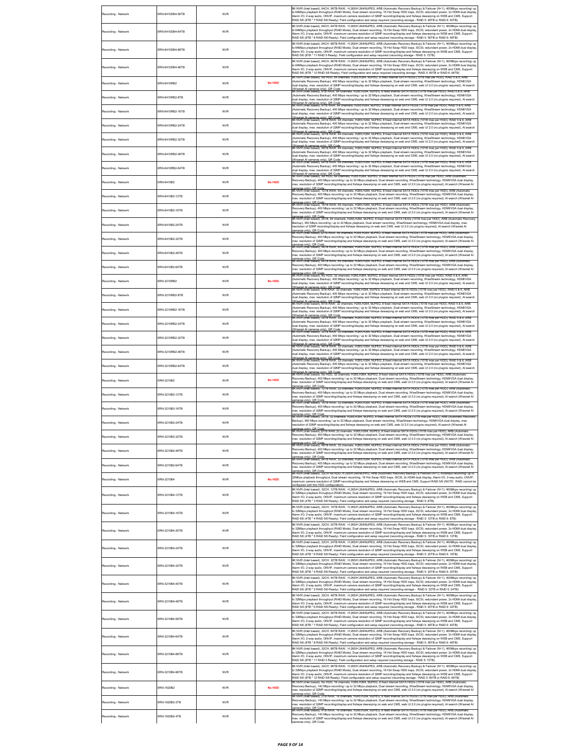| Recording - Network | XRN-6410DB4-56TB | NVR | | 8K NVR (Intel based), 64CH, 56TB RAW, H.265/H.264/MJPEG, ARB (Automatic Recovery Backup) & Failover (N+1), 400Mbps recording/ up to 64Mbps playback throughput (RAID Mode), Dual stream recording, 16 Hot Swap HDD bays, iSCSI, redundant power, 2x HDMI dual display, Alarm I/O, 2-way audio, ONVIF, maximum camera resolution of 32MP recording/display and fisheye dewarping on WEB and CMS, Support RAID 5/6 (8TB * 7 RAID 5/6 Ready). Field configuration and setup required (recording storage - RAID 5: 48TB or RAID 6: 40TB) |
|---|---|---|---|---|
| Recording - Network | XRN-6410DB4-64TB | NVR | | 8K NVR (Intel based), 64CH, 64TB RAW, H.265/H.264/MJPEG, ARB (Automatic Recovery Backup) & Failover (N+1), 400Mbps recording/ up to 64Mbps playback throughput (RAID Mode), Dual stream recording, 16 Hot Swap HDD bays, iSCSI, redundant power, 2x HDMI dual display, Alarm I/O, 2-way audio, ONVIF, maximum camera resolution of 32MP recording/display and fisheye dewarping on WEB and CMS, Support RAID 5/6 (8TB * 8 RAID 5/6 Ready). Field configuration and setup required (recording storage - RAID 5: 56TB or RAID 6: 48TB) |
| Recording - Network | XRN-6410DB4-88TB | NVR | | 8K NVR (Intel based), 64CH, 88TB RAW , H.265/H.264/MJPEG, ARB (Automatic Recovery Backup) & Failover (N+1), 400Mbps recording/ up to 64Mbps playback throughput (RAID Mode), Dual stream recording, 16 Hot Swap HDD bays, iSCSI, redundant power, 2x HDMI dual display, Alarm I/O, 2-way audio, ONVIF, maximum camera resolution of 32MP recording/display and fisheye dewarping on WEB and CMS, Support RAID 5/6 (8TB * 11 RAID 5 Ready). Field configuration and setup required (recording storage - RAID 5: 72TB) |
| Recording - Network | XRN-6410DB4-96TB | NVR | | 8K NVR (Intel based), 64CH, 96TB RAW , H.265/H.264/MJPEG, ARB (Automatic Recovery Backup) & Failover (N+1), 400Mbps recording/ up to 64Mbps playback throughput (RAID Mode), Dual stream recording, 16 Hot Swap HDD bays, iSCSI, redundant power, 2x HDMI dual display, Alarm I/O, 2-way audio, ONVIF, maximum camera resolution of 32MP recording/display and fisheye dewarping on WEB and CMS, Support RAID 5/6 (8TB * 12 RAID 5/6 Ready). Field configuration and setup required (recording storage - RAID 5: 80TB or RAID 6: 64TB) |
| Recording - Network | XRN-6410RB2 | NVR | No HDD | 8K NVR (Intel based), No HDD, 64 channels, H265,H264, MJPEG, 8 fixed internal SATA HDDs (10TB max per HDD), RAID 5 & 6, ARB (Automatic Recovery Backup), 400 Mbps recording / up to 32 Mbps playback, Dual stream recording, WiseStream technology, HDMI/VGA dual display, max. resolution of 32MP recording/display and fisheye dewarping on web and CMS, web UI 2.0 (no plugins required), AI search (Wisenet AI cameras only), QR Code |
| Recording - Network | XRN-6410RB2-8TB | NVR | | 8K NVR (Intel based), 8TB RAW, 64 channels, H265,H264, MJPEG, 8 fixed internal SATA HDDs (10TB max per HDD), RAID 5 & 6, ARB (Automatic Recovery Backup), 400 Mbps recording / up to 32 Mbps playback, Dual stream recording, WiseStream technology, HDMI/VGA dual display, max. resolution of 32MP recording/display and fisheye dewarping on web and CMS, web UI 2.0 (no plugins required), AI search (Wisenet AI cameras only), QR Code |
| Recording - Network | XRN-6410RB2-16TB | NVR | | 8K NVR (Intel based), 16TB RAW, 64 channels, H265,H264, MJPEG, 8 fixed internal SATA HDDs (10TB max per HDD), RAID 5 & 6, ARB (Automatic Recovery Backup), 400 Mbps recording / up to 32 Mbps playback, Dual stream recording, WiseStream technology, HDMI/VGA dual display, max. resolution of 32MP recording/display and fisheye dewarping on web and CMS, web UI 2.0 (no plugins required), AI search (Wisenet AI cameras only), QR Code |
| Recording - Network | XRN-6410RB2-24TB | NVR | | 8K NVR (Intel based), 24TB RAW, 64 channels, H265,H264, MJPEG, 8 fixed internal SATA HDDs (10TB max per HDD), RAID 5 & 6, ARB (Automatic Recovery Backup), 400 Mbps recording / up to 32 Mbps playback, Dual stream recording, WiseStream technology, HDMI/VGA dual display, max. resolution of 32MP recording/display and fisheye dewarping on web and CMS, web UI 2.0 (no plugins required), AI search (Wisenet AI cameras only), QR Code |
| Recording - Network | XRN-6410RB2-32TB | NVR | | 8K NVR (Intel based), 32TB RAW, 64 channels, H265,H264, MJPEG, 8 fixed internal SATA HDDs (10TB max per HDD), RAID 5 & 6, ARB (Automatic Recovery Backup), 400 Mbps recording / up to 32 Mbps playback, Dual stream recording, WiseStream technology, HDMI/VGA dual display, max. resolution of 32MP recording/display and fisheye dewarping on web and CMS, web UI 2.0 (no plugins required), AI search (Wisenet AI cameras only), QR Code |
| Recording - Network | XRN-6410RB2-48TB | NVR | | 8K NVR (Intel based), 48TB RAW, 64 channels, H265,H264, MJPEG, 8 fixed internal SATA HDDs (10TB max per HDD), RAID 5 & 6, ARB (Automatic Recovery Backup), 400 Mbps recording / up to 32 Mbps playback, Dual stream recording, WiseStream technology, HDMI/VGA dual display, max. resolution of 32MP recording/display and fisheye dewarping on web and CMS, web UI 2.0 (no plugins required), AI search (Wisenet AI cameras only), QR Code |
| Recording - Network | XRN-6410RB2-64TB | NVR | | 8K NVR (Intel based), 64TB RAW, 64 channels, H265,H264, MJPEG, 8 fixed internal SATA HDDs (10TB max per HDD), RAID 5 & 6, ARB (Automatic Recovery Backup), 400 Mbps recording / up to 32 Mbps playback, Dual stream recording, WiseStream technology, HDMI/VGA dual display, max. resolution of 32MP recording/display and fisheye dewarping on web and CMS, web UI 2.0 (no plugins required), AI search (Wisenet AI cameras only), QR Code |
| Recording - Network | XRN-6410B2 | NVR | No HDD | 8K NVR (Intel based), No HDD, 64 channels, H265,H264, MJPEG, 8 fixed internal SATA HDDs (10TB max per HDD), ARB (Automatic Recovery Backup), 400 Mbps recording / up to 32 Mbps playback, Dual stream recording, WiseStream technology, HDMI/VGA dual display, max. resolution of 32MP recording/display and fisheye dewarping on web and CMS, web UI 2.0 (no plugins required), AI search (Wisenet AI cameras only), QR Code |
| Recording - Network | XRN-6410B2-12TB | NVR | | 8K NVR (Intel based), 12TB RAW, 64 channels, H265,H264, MJPEG, 8 fixed internal SATA HDDs (10TB max per HDD), ARB (Automatic Recovery Backup), 400 Mbps recording / up to 32 Mbps playback, Dual stream recording, WiseStream technology, HDMI/VGA dual display, max. resolution of 32MP recording/display and fisheye dewarping on web and CMS, web UI 2.0 (no plugins required), AI search (Wisenet AI cameras only), QR Code |
| Recording - Network | XRN-6410B2-16TB | NVR | | 8K NVR (Intel based), 16TB RAW, 64 channels, H265,H264, MJPEG, 8 fixed internal SATA HDDs (10TB max per HDD), ARB (Automatic Recovery Backup), 400 Mbps recording / up to 32 Mbps playback, Dual stream recording, WiseStream technology, HDMI/VGA dual display, max. resolution of 32MP recording/display and fisheye dewarping on web and CMS, web UI 2.0 (no plugins required), AI search (Wisenet AI cameras only), QR Code |
| Recording - Network | XRN-6410B2-24TB | NVR | | 8K NVR (Intel based), 24TB, 64 channels, H265,H264, MJPEG, 8 fixed internal SATA HDDs (10TB max per HDD), ARB (Automatic Recovery Backup), 400 Mbps recording / up to 32 Mbps playback, Dual stream recording, WiseStream technology, HDMI/VGA dual display, max. resolution of 32MP recording/display and fisheye dewarping on web and CMS, web UI 2.0 (no plugins required), AI search (Wisenet AI cameras only), QR Code |
| Recording - Network | XRN-6410B2-32TB | NVR | | 8K NVR (Intel based),32TB RAW, 64 channels, H265,H264, MJPEG, 8 fixed internal SATA HDDs (10TB max per HDD), ARB (Automatic Recovery Backup), 400 Mbps recording / up to 32 Mbps playback, Dual stream recording, WiseStream technology, HDMI/VGA dual display, max. resolution of 32MP recording/display and fisheye dewarping on web and CMS, web UI 2.0 (no plugins required), AI search (Wisenet AI cameras only), QR Code |
| Recording - Network | XRN-6410B2-48TB | NVR | | 8K NVR (Intel based), 48TB RAW, 64 channels, H265,H264, MJPEG, 8 fixed internal SATA HDDs (10TB max per HDD), ARB (Automatic Recovery Backup), 400 Mbps recording / up to 32 Mbps playback, Dual stream recording, WiseStream technology, HDMI/VGA dual display, max. resolution of 32MP recording/display and fisheye dewarping on web and CMS, web UI 2.0 (no plugins required), AI search (Wisenet AI cameras only), QR Code |
| Recording - Network | XRN-6410B2-64TB | NVR | | 8K NVR (Intel based), 64TB RAW, 64 channels, H265,H264, MJPEG, 8 fixed internal SATA HDDs (10TB max per HDD), ARB (Automatic Recovery Backup), 400 Mbps recording / up to 32 Mbps playback, Dual stream recording, WiseStream technology, HDMI/VGA dual display, max. resolution of 32MP recording/display and fisheye dewarping on web and CMS, web UI 2.0 (no plugins required), AI search (Wisenet AI cameras only), QR Code |
| Recording - Network | XRN-3210RB2 | NVR | No HDD | 8K NVR (Intel based), No HDD, 32 channels, H265,H264, MJPEG, 8 fixed internal SATA HDDs (10TB max per HDD), RAID 5 & 6, ARB (Automatic Recovery Backup), 400 Mbps recording / up to 32 Mbps playback, Dual stream recording, WiseStream technology, HDMI/VGA dual display, max. resolution of 32MP recording/display and fisheye dewarping on web and CMS, web UI 2.0 (no plugins required), AI search (Wisenet AI cameras only), QR Code |
| Recording - Network | XRN-3210RB2-8TB | NVR | | 8K NVR (Intel based), 8TB RAW, 32 channels, H265,H264, MJPEG, 8 fixed internal SATA HDDs (10TB max per HDD), RAID 5 & 6, ARB (Automatic Recovery Backup), 400 Mbps recording / up to 32 Mbps playback, Dual stream recording, WiseStream technology, HDMI/VGA dual display, max. resolution of 32MP recording/display and fisheye dewarping on web and CMS, web UI 2.0 (no plugins required), AI search (Wisenet AI cameras only), QR Code |
| Recording - Network | XRN-3210RB2-16TB | NVR | | 8K NVR (Intel based),16TB RAW, 32 channels, H265,H264, MJPEG, 8 fixed internal SATA HDDs (10TB max per HDD), RAID 5 & 6, ARB (Automatic Recovery Backup), 400 Mbps recording / up to 32 Mbps playback, Dual stream recording, WiseStream technology, HDMI/VGA dual display, max. resolution of 32MP recording/display and fisheye dewarping on web and CMS, web UI 2.0 (no plugins required), AI search (Wisenet AI cameras only), QR Code |
| Recording - Network | XRN-3210RB2-24TB | NVR | | 8K NVR (Intel based), 24TB RAW, 32 channels, H265,H264, MJPEG, 8 fixed internal SATA HDDs (10TB max per HDD), RAID 5 & 6, ARB (Automatic Recovery Backup), 400 Mbps recording / up to 32 Mbps playback, Dual stream recording, WiseStream technology, HDMI/VGA dual display, max. resolution of 32MP recording/display and fisheye dewarping on web and CMS, web UI 2.0 (no plugins required), AI search (Wisenet AI cameras only), QR Code |
| Recording - Network | XRN-3210RB2-32TB | NVR | | 8K NVR (Intel based), 32TB RAW, 32 channels, H265,H264, MJPEG, 8 fixed internal SATA HDDs (10TB max per HDD), RAID 5 & 6, ARB (Automatic Recovery Backup), 400 Mbps recording / up to 32 Mbps playback, Dual stream recording, WiseStream technology, HDMI/VGA dual display, max. resolution of 32MP recording/display and fisheye dewarping on web and CMS, web UI 2.0 (no plugins required), AI search (Wisenet AI cameras only), QR Code |
| Recording - Network | XRN-3210RB2-48TB | NVR | | 8K NVR (Intel based), 48TB RAW, 32 channels, H265,H264, MJPEG, 8 fixed internal SATA HDDs (10TB max per HDD), RAID 5 & 6, ARB (Automatic Recovery Backup), 400 Mbps recording / up to 32 Mbps playback, Dual stream recording, WiseStream technology, HDMI/VGA dual display, max. resolution of 32MP recording/display and fisheye dewarping on web and CMS, web UI 2.0 (no plugins required), AI search (Wisenet AI cameras only), QR Code |
| Recording - Network | XRN-3210RB2-64TB | NVR | | 8K NVR (Intel based), 64TB RAW, 32 channels, H265,H264, MJPEG, 8 fixed internal SATA HDDs (10TB max per HDD), RAID 5 & 6, ARB (Automatic Recovery Backup), 400 Mbps recording / up to 32 Mbps playback, Dual stream recording, WiseStream technology, HDMI/VGA dual display, max. resolution of 32MP recording/display and fisheye dewarping on web and CMS, web UI 2.0 (no plugins required), AI search (Wisenet AI cameras only), QR Code |
| Recording - Network | XRN-3210B2 | NVR | No HDD | 8K NVR (Intel based), No HDD, 32 channels, H265,H264, MJPEG, 8 fixed internal SATA HDDs (10TB max per HDD), ARB (Automatic Recovery Backup), 400 Mbps recording / up to 32 Mbps playback, Dual stream recording, WiseStream technology, HDMI/VGA dual display, max. resolution of 32MP recording/display and fisheye dewarping on web and CMS, web UI 2.0 (no plugins required), AI search (Wisenet AI cameras only), QR Code |
| Recording - Network | XRN-3210B2-12TB | NVR | | 8K NVR (Intel based), 12TB RAW, 32 channels, H265,H264, MJPEG, 8 fixed internal SATA HDDs (10TB max per HDD), ARB (Automatic Recovery Backup), 400 Mbps recording / up to 32 Mbps playback, Dual stream recording, WiseStream technology, HDMI/VGA dual display, max. resolution of 32MP recording/display and fisheye dewarping on web and CMS, web UI 2.0 (no plugins required), AI search (Wisenet AI cameras only), QR Code |
| Recording - Network | XRN-3210B2-16TB | NVR | | 8K NVR (Intel based), 16TB RAW, 32 channels, H265,H264, MJPEG, 8 fixed internal SATA HDDs (10TB max per HDD), ARB (Automatic Recovery Backup), 400 Mbps recording / up to 32 Mbps playback, Dual stream recording, WiseStream technology, HDMI/VGA dual display, max. resolution of 32MP recording/display and fisheye dewarping on web and CMS, web UI 2.0 (no plugins required), AI search (Wisenet AI cameras only), QR Code |
| Recording - Network | XRN-3210B2-24TB | NVR | | 8K NVR (Intel based), 24TB, 32 channels, H265,H264, MJPEG, 8 fixed internal SATA HDDs (10TB max per HDD), ARB (Automatic Recovery Backup), 400 Mbps recording / up to 32 Mbps playback, Dual stream recording, WiseStream technology, HDMI/VGA dual display, max. resolution of 32MP recording/display and fisheye dewarping on web and CMS, web UI 2.0 (no plugins required), AI search (Wisenet AI cameras only), QR Code |
| Recording - Network | XRN-3210B2-32TB | NVR | | 8K NVR (Intel based),32TB RAW,32 channels, H265,H264, MJPEG, 8 fixed internal SATA HDDs (10TB max per HDD), ARB (Automatic Recovery Backup), 400 Mbps recording / up to 32 Mbps playback, Dual stream recording, WiseStream technology, HDMI/VGA dual display, max. resolution of 32MP recording/display and fisheye dewarping on web and CMS, web UI 2.0 (no plugins required), AI search (Wisenet AI cameras only), QR Code |
| Recording - Network | XRN-3210B2-48TB | NVR | | 8K NVR (Intel based), 48TB RAW, 32 channels, H265,H264, MJPEG, 8 fixed internal SATA HDDs (10TB max per HDD), ARB (Automatic Recovery Backup), 400 Mbps recording / up to 32 Mbps playback, Dual stream recording, WiseStream technology, HDMI/VGA dual display, max. resolution of 32MP recording/display and fisheye dewarping on web and CMS, web UI 2.0 (no plugins required), AI search (Wisenet AI cameras only), QR Code |
| Recording - Network | XRN-3210B2-64TB | NVR | | 8K NVR (Intel based), 64TB RAW, 32 channels, H265,H264, MJPEG, 8 fixed internal SATA HDDs (10TB max per HDD), ARB (Automatic Recovery Backup), 400 Mbps recording / up to 32 Mbps playback, Dual stream recording, WiseStream technology, HDMI/VGA dual display, max. resolution of 32MP recording/display and fisheye dewarping on web and CMS, web UI 2.0 (no plugins required), AI search (Wisenet AI cameras only), QR Code |
| Recording - Network | XRN-3210B4 | NVR | No HDD | 8K NVR (Intel based), 32CH No HDD, H.265/H.264/MJPEG, ARB (Automatic Recovery Backup) & Failover (N+1), 400Mbps recording/ up to 32Mbps playback throughput, Dual stream recording, 16 Hot Swap HDD bays, iSCSI, 2x HDMI dual display, Alarm I/O, 2-way audio, ONVIF, maximum camera resolution of 32MP recording/display and fisheye dewarping on WEB and CMS, Support RAID 5/6 (NOTE: RAID cannot be configured with this HDD configuration) |
| Recording - Network | XRN-3210B4-12TB | NVR | | 8K NVR (Intel based), 32CH, 12TB RAW, H.265/H.264/MJPEG, ARB (Automatic Recovery Backup) & Failover (N+1), 400Mbps recording/ up to 32Mbps playback throughput (RAID Mode), Dual stream recording, 16 Hot Swap HDD bays, iSCSI, redundant power, 2x HDMI dual display, Alarm I/O, 2-way audio, ONVIF, maximum camera resolution of 32MP recording/display and fisheye dewarping on WEB and CMS, Support RAID 5/6 (4TB * 3 RAID 5/6 Ready). Field configuration and setup required (recording storage - RAID 5: 8TB) |
| Recording - Network | XRN-3210B4-16TB | NVR | | 8K NVR (Intel based), 32CH, 16TB RAW, H.265/H.264/MJPEG, ARB (Automatic Recovery Backup) & Failover (N+1), 400Mbps recording/ up to 32Mbps playback throughput (RAID Mode), Dual stream recording, 16 Hot Swap HDD bays, iSCSI, redundant power, 2x HDMI dual display, Alarm I/O, 2-way audio, ONVIF, maximum camera resolution of 32MP recording/display and fisheye dewarping on WEB and CMS, Support RAID 5/6 (4TB * 4 RAID 5/6 Ready). Field configuration and setup required (recording storage - RAID 5: 12TB or RAID 6: 8TB) |
| Recording - Network | XRN-3210B4-20TB | NVR | | 8K NVR (Intel based), 32CH, 20TB RAW, H.265/H.264/MJPEG, ARB (Automatic Recovery Backup) & Failover (N+1), 400Mbps recording/ up to 32Mbps playback throughput (RAID Mode), Dual stream recording, 16 Hot Swap HDD bays, iSCSI, redundant power, 2x HDMI dual display, Alarm I/O, 2-way audio, ONVIF, maximum camera resolution of 32MP recording/display and fisheye dewarping on WEB and CMS, Support RAID 5/6 (4TB * 5 RAID 5/6 Ready). Field configuration and setup required (recording storage - RAID 5: 16TB or RAID 6: 12TB) |
| Recording - Network | XRN-3210B4-24TB | NVR | | 8K NVR (Intel based), 32CH, 24TB RAW, H.265/H.264/MJPEG, ARB (Automatic Recovery Backup) & Failover (N+1), 400Mbps recording/ up to 32Mbps playback throughput (RAID Mode), Dual stream recording, 16 Hot Swap HDD bays, iSCSI, redundant power, 2x HDMI dual display, Alarm I/O, 2-way audio, ONVIF, maximum camera resolution of 32MP recording/display and fisheye dewarping on WEB and CMS, Support RAID 5/6 (4TB * 6 RAID 5/6 Ready). Field configuration and setup required (recording storage - RAID 5: 20TB or RAID 6: 16TB) |
| Recording - Network | XRN-3210B4-32TB | NVR | | 8K NVR (Intel based), 32CH, 32TB RAW, H.265/H.264/MJPEG, ARB (Automatic Recovery Backup) & Failover (N+1), 400Mbps recording/ up to 32Mbps playback throughput (RAID Mode), Dual stream recording, 16 Hot Swap HDD bays, iSCSI, redundant power, 2x HDMI dual display, Alarm I/O, 2-way audio, ONVIF, maximum camera resolution of 32MP recording/display and fisheye dewarping on WEB and CMS, Support RAID 5/6 (8TB * 4 RAID 5/6 Ready). Field configuration and setup required (recording storage - RAID 5: 24TB or RAID 6: 20TB) |
| Recording - Network | XRN-3210B4-40TB | NVR | | 8K NVR (Intel based), 32CH, 40TB RAW , H.265/H.264/MJPEG, ARB (Automatic Recovery Backup) & Failover (N+1), 400Mbps recording/ up to 32Mbps playback throughput (RAID Mode), Dual stream recording, 16 Hot Swap HDD bays, iSCSI, redundant power, 2x HDMI dual display, Alarm I/O, 2-way audio, ONVIF, maximum camera resolution of 32MP recording/display and fisheye dewarping on WEB and CMS, Support RAID 5/6 (8TB * 5 RAID 5/6 Ready). Field configuration and setup required (recording storage - RAID 5: 32TB or RAID 6: 24TB) |
| Recording - Network | XRN-3210B4-48TB | NVR | | 8K NVR (Intel based), 32CH, 48TB RAW , H.265/H.264/MJPEG, ARB (Automatic Recovery Backup) & Failover (N+1), 400Mbps recording/ up to 32Mbps playback throughput (RAID Mode), Dual stream recording, 16 Hot Swap HDD bays, iSCSI, redundant power, 2x HDMI dual display, Alarm I/O, 2-way audio, ONVIF, maximum camera resolution of 32MP recording/display and fisheye dewarping on WEB and CMS, Support RAID 5/6 (8TB * 6 RAID 5/6 Ready). Field configuration and setup required (recording storage - RAID 5: 40TB or RAID 6: 32TB) |
| Recording - Network | XRN-3210B4-56TB | NVR | | 8K NVR (Intel based), 32CH, 56TB RAW , H.265/H.264/MJPEG, ARB (Automatic Recovery Backup) & Failover (N+1), 400Mbps recording/ up to 32Mbps playback throughput (RAID Mode), Dual stream recording, 16 Hot Swap HDD bays, iSCSI, redundant power, 2x HDMI dual display, Alarm I/O, 2-way audio, ONVIF, maximum camera resolution of 32MP recording/display and fisheye dewarping on WEB and CMS, Support RAID 5/6 (8TB * 7 RAID 5/6 Ready). Field configuration and setup required (recording storage - RAID 5: 48TB or RAID 6: 40TB) |
| Recording - Network | XRN-3210B4-64TB | NVR | | 8K NVR (Intel based), 32CH, 64TB RAW, H.265/H.264/MJPEG, ARB (Automatic Recovery Backup) & Failover (N+1), 400Mbps recording/ up to 32Mbps playback throughput (RAID Mode), Dual stream recording, 16 Hot Swap HDD bays, iSCSI, redundant power, 2x HDMI dual display, Alarm I/O, 2-way audio, ONVIF, maximum camera resolution of 32MP recording/display and fisheye dewarping on WEB and CMS, Support RAID 5/6 (8TB * 8 RAID 5/6 Ready). Field configuration and setup required (recording storage - RAID 5: 56TB or RAID 6: 48TB) |
| Recording - Network | XRN-3210B4-88TB | NVR | | 8K NVR (Intel based), 32CH, 88TB RAW , H.265/H.264/MJPEG, ARB (Automatic Recovery Backup) & Failover (N+1), 400Mbps recording/ up to 32Mbps playback throughput (RAID Mode), Dual stream recording, 16 Hot Swap HDD bays, iSCSI, redundant power, 2x HDMI dual display, Alarm I/O, 2-way audio, ONVIF, maximum camera resolution of 32MP recording/display and fisheye dewarping on WEB and CMS, Support RAID 5/6 (8TB * 11 RAID 5 Ready). Field configuration and setup required (recording storage - RAID 5: 72TB) |
| Recording - Network | XRN-3210B4-96TB | NVR | | 8K NVR (Intel based), 32CH, 96TB RAW , H.265/H.264/MJPEG, ARB (Automatic Recovery Backup) & Failover (N+1), 400Mbps recording/ up to 32Mbps playback throughput (RAID Mode), Dual stream recording, 16 Hot Swap HDD bays, iSCSI, redundant power, 2x HDMI dual display, Alarm I/O, 2-way audio, ONVIF, maximum camera resolution of 32MP recording/display and fisheye dewarping on WEB and CMS, Support RAID 5/6 (8TB * 12 RAID 5/6 Ready). Field configuration and setup required (recording storage - RAID 5: 80TB or RAID 6: 64TB) |
| Recording - Network | XRN-1620B2 | NVR | No HDD | 8K NVR (Intel based), No HDD, 16 channels, H265,H264, MJPEG, 8 fixed internal SATA HDDs (10TB max per HDD), ARB (Automatic Recovery Backup), 140 Mbps recording / up to 32 Mbps playback, Dual stream recording, WiseStream technology, HDMI/VGA dual display, max. resolution of 32MP recording/display and fisheye dewarping on web and CMS, web UI 2.0 (no plugins required), AI search (Wisenet AI cameras only), QR Code |
| Recording - Network | XRN-1620B2-2TB | NVR | | 8K NVR (Intel based), 2TB RAW, 16 channels, H265,H264, MJPEG, 8 fixed internal SATA HDDs (10TB max per HDD), ARB (Automatic Recovery Backup), 140 Mbps recording / up to 32 Mbps playback, Dual stream recording, WiseStream technology, HDMI/VGA dual display, max. resolution of 32MP recording/display and fisheye dewarping on web and CMS, web UI 2.0 (no plugins required), AI search (Wisenet AI cameras only), QR Code |
| Recording - Network | XRN-1620B2-4TB | NVR | | 8K NVR (Intel based), 4TB RAW, 16 channels, H265,H264, MJPEG, 8 fixed internal SATA HDDs (10TB max per HDD), ARB (Automatic Recovery Backup), 140 Mbps recording / up to 32 Mbps playback, Dual stream recording, WiseStream technology, HDMI/VGA dual display, max. resolution of 32MP recording/display and fisheye dewarping on web and CMS, web UI 2.0 (no plugins required), AI search (Wisenet AI cameras only), QR Code |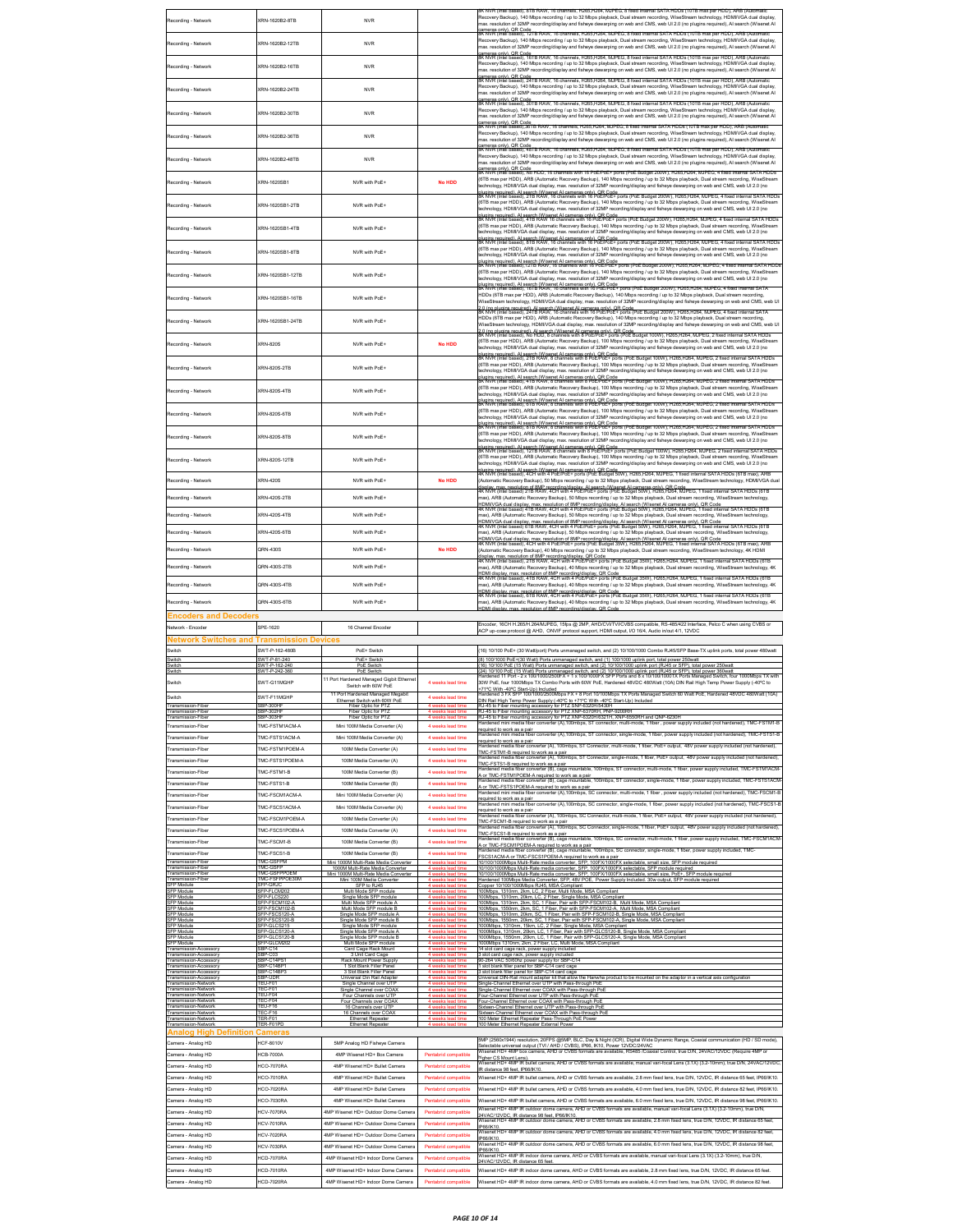| | | | | |
|---|---|---|---|---|
| Recording - Network | XRN-1620B2-8TB | NVR | | 8K NVR (Intel based), 8TB RAW, 16 channels, H265,H264, MJPEG, 8 fixed internal SATA HDDs (10TB max per HDD), ARB (Automatic Recovery Backup), 140 Mbps recording / up to 32 Mbps playback, Dual stream recording, WiseStream technology, HDMI/VGA dual display, max. resolution of 32MP recording/display and fisheye dewarping on web and CMS, web UI 2.0 (no plugins required), AI search (Wisenet AI cameras only), QR Code |
| Recording - Network | XRN-1620B2-12TB | NVR | | 8K NVR (Intel based), 12TB RAW, 16 channels, H265,H264, MJPEG, 8 fixed internal SATA HDDs (10TB max per HDD), ARB (Automatic Recovery Backup), 140 Mbps recording / up to 32 Mbps playback, Dual stream recording, WiseStream technology, HDMI/VGA dual display, max. resolution of 32MP recording/display and fisheye dewarping on web and CMS, web UI 2.0 (no plugins required), AI search (Wisenet AI cameras only), QR Code |
| Recording - Network | XRN-1620B2-16TB | NVR | | 8K NVR (Intel based), 16TB RAW, 16 channels, H265,H264, MJPEG, 8 fixed internal SATA HDDs (10TB max per HDD), ARB (Automatic Recovery Backup), 140 Mbps recording / up to 32 Mbps playback, Dual stream recording, WiseStream technology, HDMI/VGA dual display, max. resolution of 32MP recording/display and fisheye dewarping on web and CMS, web UI 2.0 (no plugins required), AI search (Wisenet AI cameras only), QR Code |
| Recording - Network | XRN-1620B2-24TB | NVR | | 8K NVR (Intel based), 24TB RAW, 16 channels, H265,H264, MJPEG, 8 fixed internal SATA HDDs (10TB max per HDD), ARB (Automatic Recovery Backup), 140 Mbps recording / up to 32 Mbps playback, Dual stream recording, WiseStream technology, HDMI/VGA dual display, max. resolution of 32MP recording/display and fisheye dewarping on web and CMS, web UI 2.0 (no plugins required), AI search (Wisenet AI cameras only), QR Code |
| Recording - Network | XRN-1620B2-30TB | NVR | | 8K NVR (Intel based), 30TB RAW, 16 channels, H265,H264, MJPEG, 8 fixed internal SATA HDDs (10TB max per HDD), ARB (Automatic Recovery Backup), 140 Mbps recording / up to 32 Mbps playback, Dual stream recording, WiseStream technology, HDMI/VGA dual display, max. resolution of 32MP recording/display and fisheye dewarping on web and CMS, web UI 2.0 (no plugins required), AI search (Wisenet AI cameras only), QR Code |
| Recording - Network | XRN-1620B2-36TB | NVR | | 8K NVR (Intel based), 36TB RAW, 16 channels, H265,H264, MJPEG, 8 fixed internal SATA HDDs (10TB max per HDD), ARB (Automatic Recovery Backup), 140 Mbps recording / up to 32 Mbps playback, Dual stream recording, WiseStream technology, HDMI/VGA dual display, max. resolution of 32MP recording/display and fisheye dewarping on web and CMS, web UI 2.0 (no plugins required), AI search (Wisenet AI cameras only), QR Code |
| Recording - Network | XRN-1620B2-48TB | NVR | | 8K NVR (Intel based), 48TB RAW, 16 channels, H265,H264, MJPEG, 8 fixed internal SATA HDDs (10TB max per HDD), ARB (Automatic Recovery Backup), 140 Mbps recording / up to 32 Mbps playback, Dual stream recording, WiseStream technology, HDMI/VGA dual display, max. resolution of 32MP recording/display and fisheye dewarping on web and CMS, web UI 2.0 (no plugins required), AI search (Wisenet AI cameras only), QR Code |
| Recording - Network | XRN-1620SB1 | NVR with PoE+ | No HDD | 8K NVR (Intel based), No HDD, 16 channels with 16 PoE/PoE+ ports (PoE Budget 200W), H265,H264, MJPEG, 4 fixed internal SATA HDDs (6TB max per HDD), ARB (Automatic Recovery Backup), 140 Mbps recording / up to 32 Mbps playback, Dual stream recording, WiseStream technology, HDMI/VGA dual display, max. resolution of 32MP recording/display and fisheye dewarping on web and CMS, web UI 2.0 (no plugins required), AI search (Wisenet AI cameras only), QR Code |
| Recording - Network | XRN-1620SB1-2TB | NVR with PoE+ | | 8K NVR (Intel based), 2TB RAW, 16 channels with 16 PoE/PoE+ ports (PoE Budget 200W), H265,H264, MJPEG, 4 fixed internal SATA HDDs (6TB max per HDD), ARB (Automatic Recovery Backup), 140 Mbps recording / up to 32 Mbps playback, Dual stream recording, WiseStream technology, HDMI/VGA dual display, max. resolution of 32MP recording/display and fisheye dewarping on web and CMS, web UI 2.0 (no plugins required), AI search (Wisenet AI cameras only), QR Code |
| Recording - Network | XRN-1620SB1-4TB | NVR with PoE+ | | 8K NVR (Intel based), 4TB RAW 16 channels with 16 PoE/PoE+ ports (PoE Budget 200W), H265,H264, MJPEG, 4 fixed internal SATA HDDs (6TB max per HDD), ARB (Automatic Recovery Backup), 140 Mbps recording / up to 32 Mbps playback, Dual stream recording, WiseStream technology, HDMI/VGA dual display, max. resolution of 32MP recording/display and fisheye dewarping on web and CMS, web UI 2.0 (no plugins required), AI search (Wisenet AI cameras only), QR Code |
| Recording - Network | XRN-1620SB1-8TB | NVR with PoE+ | | 8K NVR (Intel based), 8TB RAW, 16 channels with 16 PoE/PoE+ ports (PoE Budget 200W), H265,H264, MJPEG, 4 fixed internal SATA HDDs (6TB max per HDD), ARB (Automatic Recovery Backup), 140 Mbps recording / up to 32 Mbps playback, Dual stream recording, WiseStream technology, HDMI/VGA dual display, max. resolution of 32MP recording/display and fisheye dewarping on web and CMS, web UI 2.0 (no plugins required), AI search (Wisenet AI cameras only), QR Code |
| Recording - Network | XRN-1620SB1-12TB | NVR with PoE+ | | 8K NVR (Intel based), 12TB RAW, 16 channels with 16 PoE/PoE+ ports (PoE Budget 200W), H265,H264, MJPEG, 4 fixed internal SATA HDDs (6TB max per HDD), ARB (Automatic Recovery Backup), 140 Mbps recording / up to 32 Mbps playback, Dual stream recording, WiseStream technology, HDMI/VGA dual display, max. resolution of 32MP recording/display and fisheye dewarping on web and CMS, web UI 2.0 (no plugins required), AI search (Wisenet AI cameras only), QR Code |
| Recording - Network | XRN-1620SB1-16TB | NVR with PoE+ | | 8K NVR (Intel based), 16TB RAW, 16 channels with 16 PoE/PoE+ ports (PoE Budget 200W), H265,H264, MJPEG, 4 fixed internal SATA HDDs (6TB max per HDD), ARB (Automatic Recovery Backup), 140 Mbps recording / up to 32 Mbps playback, Dual stream recording, WiseStream technology, HDMI/VGA dual display, max. resolution of 32MP recording/display and fisheye dewarping on web and CMS, web UI 2.0 (no plugins required), AI search (Wisenet AI cameras only), QR Code |
| Recording - Network | XRN-1620SB1-24TB | NVR with PoE+ | | 8K NVR (Intel based), 24TB RAW, 16 channels with 16 PoE/PoE+ ports (PoE Budget 200W), H265,H264, MJPEG, 4 fixed internal SATA HDDs (6TB max per HDD), ARB (Automatic Recovery Backup), 140 Mbps recording / up to 32 Mbps playback, Dual stream recording, WiseStream technology, HDMI/VGA dual display, max. resolution of 32MP recording/display and fisheye dewarping on web and CMS, web UI 2.0 (no plugins required), AI search (Wisenet AI cameras only), QR Code |
| Recording - Network | XRN-820S | NVR with PoE+ | No HDD | 8K NVR (Intel based), No HDD, 8 channels with 8 PoE/PoE+ ports (PoE Budget 100W), H265,H264, MJPEG, 2 fixed internal SATA HDDs (6TB max per HDD), ARB (Automatic Recovery Backup), 100 Mbps recording / up to 32 Mbps playback, Dual stream recording, WiseStream technology, HDMI/VGA dual display, max. resolution of 32MP recording/display and fisheye dewarping on web and CMS, web UI 2.0 (no plugins required), AI search (Wisenet AI cameras only), QR Code |
| Recording - Network | XRN-820S-2TB | NVR with PoE+ | | 8K NVR (Intel based), 2TB RAW, 8 channels with 8 PoE/PoE+ ports (PoE Budget 100W), H265,H264, MJPEG, 2 fixed internal SATA HDDs (6TB max per HDD), ARB (Automatic Recovery Backup), 100 Mbps recording / up to 32 Mbps playback, Dual stream recording, WiseStream technology, HDMI/VGA dual display, max. resolution of 32MP recording/display and fisheye dewarping on web and CMS, web UI 2.0 (no plugins required), AI search (Wisenet AI cameras only), QR Code |
| Recording - Network | XRN-820S-4TB | NVR with PoE+ | | 8K NVR (Intel based), 4TB RAW, 8 channels with 8 PoE/PoE+ ports (PoE Budget 100W), H265,H264, MJPEG, 2 fixed internal SATA HDDs (6TB max per HDD), ARB (Automatic Recovery Backup), 100 Mbps recording / up to 32 Mbps playback, Dual stream recording, WiseStream technology, HDMI/VGA dual display, max. resolution of 32MP recording/display and fisheye dewarping on web and CMS, web UI 2.0 (no plugins required), AI search (Wisenet AI cameras only), QR Code |
| Recording - Network | XRN-820S-6TB | NVR with PoE+ | | 8K NVR (Intel based), 6TB RAW, 8 channels with 8 PoE/PoE+ ports (PoE Budget 100W), H265,H264, MJPEG, 2 fixed internal SATA HDDs (6TB max per HDD), ARB (Automatic Recovery Backup), 100 Mbps recording / up to 32 Mbps playback, Dual stream recording, WiseStream technology, HDMI/VGA dual display, max. resolution of 32MP recording/display and fisheye dewarping on web and CMS, web UI 2.0 (no plugins required), AI search (Wisenet AI cameras only), QR Code |
| Recording - Network | XRN-820S-8TB | NVR with PoE+ | | 8K NVR (Intel based), 8TB RAW, 8 channels with 8 PoE/PoE+ ports (PoE Budget 100W), H265,H264, MJPEG, 2 fixed internal SATA HDDs (6TB max per HDD), ARB (Automatic Recovery Backup), 100 Mbps recording / up to 32 Mbps playback, Dual stream recording, WiseStream technology, HDMI/VGA dual display, max. resolution of 32MP recording/display and fisheye dewarping on web and CMS, web UI 2.0 (no plugins required), AI search (Wisenet AI cameras only), QR Code |
| Recording - Network | XRN-820S-12TB | NVR with PoE+ | | 8K NVR (Intel based), 12TB RAW, 8 channels with 8 PoE/PoE+ ports (PoE Budget 100W), H265,H264, MJPEG, 2 fixed internal SATA HDDs (6TB max per HDD), ARB (Automatic Recovery Backup), 100 Mbps recording / up to 32 Mbps playback, Dual stream recording, WiseStream technology, HDMI/VGA dual display, max. resolution of 32MP recording/display and fisheye dewarping on web and CMS, web UI 2.0 (no plugins required), AI search (Wisenet AI cameras only), QR Code |
| Recording - Network | XRN-420S | NVR with PoE+ | No HDD | 4K NVR (Intel based), 4CH with 4 PoE/PoE+ ports (PoE Budget 50W), H265,H264, MJPEG, 1 fixed internal SATA HDDs (6TB max), ARB (Automatic Recovery Backup), 50 Mbps recording / up to 32 Mbps playback, Dual stream recording, WiseStream technology, HDMI/VGA dual display, max. resolution of 8MP recording/display, AI search (Wisenet AI cameras only), QR Code |
| Recording - Network | XRN-420S-2TB | NVR with PoE+ | | 4K NVR (Intel based), 2TB RAW, 4CH with 4 PoE/PoE+ ports (PoE Budget 50W), H265,H264, MJPEG, 1 fixed internal SATA HDDs (6TB max), ARB (Automatic Recovery Backup), 50 Mbps recording / up to 32 Mbps playback, Dual stream recording, WiseStream technology, HDMI/VGA dual display, max. resolution of 8MP recording/display, AI search (Wisenet AI cameras only), QR Code |
| Recording - Network | XRN-420S-4TB | NVR with PoE+ | | 4K NVR (Intel based), 4TB RAW, 4CH with 4 PoE/PoE+ ports (PoE Budget 50W), H265,H264, MJPEG, 1 fixed internal SATA HDDs (6TB max), ARB (Automatic Recovery Backup), 50 Mbps recording / up to 32 Mbps playback, Dual stream recording, WiseStream technology, HDMI/VGA dual display, max. resolution of 8MP recording/display, AI search (Wisenet AI cameras only), QR Code |
| Recording - Network | XRN-420S-6TB | NVR with PoE+ | | 4K NVR (Intel based), 6TB RAW, 4CH with 4 PoE/PoE+ ports (PoE Budget 50W), H265,H264, MJPEG, 1 fixed internal SATA HDDs (6TB max), ARB (Automatic Recovery Backup), 50 Mbps recording / up to 32 Mbps playback, Dual stream recording, WiseStream technology, HDMI/VGA dual display, max. resolution of 8MP recording/display, AI search (Wisenet AI cameras only), QR Code |
| Recording - Network | QRN-430S | NVR with PoE+ | No HDD | 4K NVR (Intel based), 4CH with 4 PoE/PoE+ ports (PoE Budget 35W), H265,H264, MJPEG, 1 fixed internal SATA HDDs (6TB max), ARB (Automatic Recovery Backup), 40 Mbps recording / up to 32 Mbps playback, Dual stream recording, WiseStream technology, 4K HDMI display, max. resolution of 8MP recording/display, QR Code |
| Recording - Network | QRN-430S-2TB | NVR with PoE+ | | 4K NVR (Intel based), 2TB RAW, 4CH with 4 PoE/PoE+ ports (PoE Budget 35W), H265,H264, MJPEG, 1 fixed internal SATA HDDs (6TB max), ARB (Automatic Recovery Backup), 40 Mbps recording / up to 32 Mbps playback, Dual stream recording, WiseStream technology, 4K HDMI display, max. resolution of 8MP recording/display, QR Code |
| Recording - Network | QRN-430S-4TB | NVR with PoE+ | | 4K NVR (Intel based), 4TB RAW, 4CH with 4 PoE/PoE+ ports (PoE Budget 35W), H265,H264, MJPEG, 1 fixed internal SATA HDDs (6TB max), ARB (Automatic Recovery Backup), 40 Mbps recording / up to 32 Mbps playback, Dual stream recording, WiseStream technology, 4K HDMI display, max. resolution of 8MP recording/display, QR Code |
| Recording - Network | QRN-430S-6TB | NVR with PoE+ | | 4K NVR (Intel based), 6TB RAW, 4CH with 4 PoE/PoE+ ports (PoE Budget 35W), H265,H264, MJPEG, 1 fixed internal SATA HDDs (6TB max), ARB (Automatic Recovery Backup), 40 Mbps recording / up to 32 Mbps playback, Dual stream recording, WiseStream technology, 4K HDMI display, max. resolution of 8MP recording/display, QR Code |

## Encoders and Decoders

| | | | | |
|---|---|---|---|---|
| Network - Encoder | SPE-1620 | 16 Channel Encoder | | Encoder, 16CH H.265/H.264/MJPEG, 15fps @ 2MP, AHD/CVI/TVI/CVBS compatible, RS-485/422 interface, Pelco C when using CVBS or ACP up-coax protocol @ AHD, ONVIF protocol support, HDMI output, I/O 16/4, Audio in/out 4/1, 12VDC |

## Network Switches and Transmission Devices

| | | | | |
|---|---|---|---|---|
| Switch | SWT-P-162-480B | PoE+ Switch | | (16) 10/100 PoE+ (30 Watt/port) Ports unmanaged switch, and (2) 10/100/1000 Combo RJ45/SFP Base-TX uplink ports, total power 480watt |
| Switch | SWT-P-81-240 | PoE+ Switch | | (8) 10G/1000 PoE+(30 Watt) Ports unmanaged switch, and (1) 10G/1000 uplink port, total power 250watt |
| Switch | SWT-P-162-240 | PoE Switch | | (16) 10/100 PoE (15 Watt) Ports unmanaged switch, and (2) 10/100/1000 uplink port (RJ45 or SFP), total power 250watt |
| Switch | SWT-P-242-360 | PoE Switch | | (24) 10/100 PoE (15 Watt) Ports unmanaged switch, and (2) 10/100/1000 uplink port (RJ45 or SFP), total power 360watt |
| Switch | SWT-G11MGHP | 11 Port Hardened Managed Gigabit Ethernet Switch with 60W PoE | 4 weeks lead time | Hardened 11 Port - 2 x 100/1000/2500FX + 1 x 100/1000FX SFP Ports and 8 x 10/100/1000TX Ports Managed Switch, four 1000Mbps TX with 30W PoE, four 1000Mbps TX Combo Ports with 60W PoE, Hardened 48VDC 480Watt (10A) DIN Rail High Temp Power Supply (-40°C to +71°C With -40°C Start-Up) Included |
| Switch | SWT-F11MGHP | 11 Port Hardened Managed Megabit Ethernet Switch with 60W PoE | 4 weeks lead time | Hardened 3 FX SFP 100/1000/2500Mbps FX + 8 Port 10/100Mbps TX Ports Managed Switch 60 Watt PoE, Hardened 48VDC 480Watt (10A) DIN Rail High Temp Power Supply (-40°C to +71°C With -40°C Start-Up) Included |
| Transmission-Fiber | SBP-300HF | Fiber Optic for PTZ | 4 weeks lead time | RJ-45 to Fiber mounting accessory for PTZ SNP-6320H/6430H |
| Transmission-Fiber | SBP-302HF | Fiber Optic for PTZ | 4 weeks lead time | RJ-45 to Fiber mounting accessory for PTZ XNP-6370RH, PNP-9200RH |
| Transmission-Fiber | SBP-303HF | Fiber Optic for PTZ | 4 weeks lead time | RJ-45 to Fiber mounting accessory for PTZ XNP-6320H/6321H, XNP-6550RH and QNP-6230H |
| Transmission-Fiber | TMC-FSTM1ACM-A | Mini 100M Media Converter (A) | 4 weeks lead time | Hardened mini media fiber converter (A),100mbps, ST connector, multi-mode, 1 fiber , power supply included (not hardened), TMC-FSTM1-B required to work as a pair |
| Transmission-Fiber | TMC-FSTS1ACM-A | Mini 100M Media Converter (A) | 4 weeks lead time | Hardened mini media fiber converter (A),100mbps, ST connector, single-mode, 1 fiber, power supply included (not hardened), TMC-FSTS1-B required to work as a pair |
| Transmission-Fiber | TMC-FSTM1POEM-A | 100M Media Converter (A) | 4 weeks lead time | Hardened media fiber converter (A), 100mbps, ST Connector, multi-mode, 1 fiber, PoE+ output, 48V power supply included (not hardened), TMC-FSTM1-B required to work as a pair |
| Transmission-Fiber | TMC-FSTS1POEM-A | 100M Media Converter (A) | 4 weeks lead time | Hardened media fiber converter (A), 100mbps, ST Connector, single-mode, 1 fiber, PoE+ output, 48V power supply included (not hardened), TMC-FSTS1-B required to work as a pair |
| Transmission-Fiber | TMC-FSTM1-B | 100M Media Converter (B) | 4 weeks lead time | Hardened media fiber converter (B), cage mountable, 100mbps, ST connector, multi-mode, 1 fiber, power supply included, TMC-FSTM1ACM-A or TMC-FSTM1POEM-A required to work as a pair |
| Transmission-Fiber | TMC-FSTS1-B | 100M Media Converter (B) | 4 weeks lead time | Hardened media fiber converter (B), cage mountable, 100mbps, ST connector, single-mode, 1 fiber, power supply included, TMC-FSTS1ACM-A or TMC-FSTS1POEM-A required to work as a pair |
| Transmission-Fiber | TMC-FSCM1ACM-A | Mini 100M Media Converter (A) | 4 weeks lead time | Hardened mini media fiber converter (A),100mbps, SC connector, multi-mode, 1 fiber , power supply included (not hardened), TMC-FSCM1-B required to work as a pair |
| Transmission-Fiber | TMC-FSCS1ACM-A | Mini 100M Media Converter (A) | 4 weeks lead time | Hardened mini media fiber converter (A),100mbps, SC connector, single-mode, 1 fiber , power supply included (not hardened), TMC-FSCS1-B required to work as a pair |
| Transmission-Fiber | TMC-FSCM1POEM-A | 100M Media Converter (A) | 4 weeks lead time | Hardened media fiber converter (A), 100mbps, SC Connector, multi-mode, 1 fiber, PoE+ output, 48V power supply included (not hardened), TMC-FSCM1-B required to work as a pair |
| Transmission-Fiber | TMC-FSCS1POEM-A | 100M Media Converter (A) | 4 weeks lead time | Hardened media fiber converter (A), 100mbps, SC Connector, single-mode, 1 fiber, PoE+ output, 48V power supply included (not hardened), TMC-FSCS1-B required to work as a pair |
| Transmission-Fiber | TMC-FSCM1-B | 100M Media Converter (B) | 4 weeks lead time | Hardened media fiber converter (B), cage mountable, 100mbps, SC connector, multi-mode, 1 fiber, power supply included, TMC-FSCM1ACM-A or TMC-FSCM1POEM-A required to work as a pair |
| Transmission-Fiber | TMC-FSCS1-B | 100M Media Converter (B) | 4 weeks lead time | Hardened media fiber converter (B), cage mountable, 100mbps, SC connector, single-mode, 1 fiber, power supply included, TMC-FSCS1ACM-A or TMC-FSCS1POEM-A required to work as a pair |
| Transmission-Fiber | TMC-GSFPM | Mini 1000M Multi-Rate Media Converter | 4 weeks lead time | 10/100/1000Mbps Multi-Rate media converter, SFP, 100FX/1000FX selectable, small size, SFP module required |
| Transmission-Fiber | TMC-GSFP | 1000M Multi-Rate Media Converter | 4 weeks lead time | 10/100/1000Mbps Multi-Rate media converter, SFP, 100FX/1000FX selectable, SFP module required |
| Transmission-Fiber | TMC-GSFPPOEM | Mini 1000M Multi-Rate Media Converter | 4 weeks lead time | 10/100/1000Mbps Multi-Rate media converter, SFP, 100FX/1000FX selectable, small size, PoE+, SFP module required |
| Transmission-Fiber | TMC-FSFPPOE30M | Mini 100M Media Converter | 4 weeks lead time | Hardened 100Mbps Media Converter, SFP, 48V PoE , Power Supply Included, 30w output, SFP module required |
| SFP Module | SFP-GRJC | SFP to RJ45 | 4 weeks lead time | Copper 10/100/1000Mbps RJ45, MSA Compliant |
| SFP Module | SFP-FLCM202 | Multi Mode SFP module | 4 weeks lead time | 100Mbps, 1310nm, 2km, LC, 2 Fiber, Multi Mode, MSA Compliant |
| SFP Module | SFP-FLCS220 | Single Mode SFP module | 4 weeks lead time | 100Mbps, 1310nm, 20km, LC, 2 Fiber, Single Mode, MSA Compliant |
| SFP Module | SFP-FSCM102-A | Multi Mode SFP module A | 4 weeks lead time | 100Mbps, 1310nm, 2km, SC, 1 Fiber, Pair with SFP-FSCM102-B, Multi Mode, MSA Compliant |
| SFP Module | SFP-FSCM102-B | Multi Mode SFP module B | 4 weeks lead time | 100Mbps, 1550nm, 2km, SC, 1 Fiber, Pair with SFP-FSCM102-A, Multi Mode, MSA Compliant |
| SFP Module | SFP-FSCS120-A | Single Mode SFP module A | 4 weeks lead time | 100Mbps, 1310nm, 20km, SC, 1 Fiber, Pair with SFP-FSCM102-B, Single Mode, MSA Compliant |
| SFP Module | SFP-FSCS120-B | Single Mode SFP module B | 4 weeks lead time | 100Mbps, 1550nm, 20km, SC, 1 Fiber, Pair with SFP-FSCM102-A, Single Mode, MSA Compliant |
| SFP Module | SFP-GLCS215 | Single Mode SFP module | 4 weeks lead time | 1000Mbps, 1310nm, 15km, LC, 2 Fiber, Single Mode, MSA Compliant |
| SFP Module | SFP-GLCS120-A | Single Mode SFP module A | 4 weeks lead time | 1000Mbps, 1310nm, 20km, LC, 1 Fiber, Pair with SFP-GLCS120-B, Single Mode, MSA Compliant |
| SFP Module | SFP-GLCS120-B | Single Mode SFP module B | 4 weeks lead time | 1000Mbps, 1550nm, 20km, LC, 1 Fiber, Pair with SFP-GLCS120-A, Single Mode, MSA Compliant |
| SFP Module | SFP-GLCM202 | Multi Mode SFP module | 4 weeks lead time | 1000Mbps 1310nm, 2km, 2 Fiber, LC, Multi Mode, MSA Compliant |
| Transmission-Accessory | SBP-C14 | Card Cage Rack Mount | 4 weeks lead time | 14 slot card cage rack, power supply included |
| Transmission-Accessory | SBP-C03 | 3 Unit Card Cage | 4 weeks lead time | 3 slot card cage rack, power supply included |
| Transmission-Accessory | SBP-C14PS1 | Rack Mount Power Supply | 4 weeks lead time | 90-264 VAC 50/60hz power supply for SBP-C14 |
| Transmission-Accessory | SBP-C14BP1 | 1 Slot Blank Filler Panel | 4 weeks lead time | 1 slot blank filler panel for SBP-C14 card cage |
| Transmission-Accessory | SBP-C14BP3 | 3 Slot Blank Filler Panel | 4 weeks lead time | 3 slot blank filler panel for SBP-C14 card cage |
| Transmission-Accessory | SBP-10DR | Universal Din Rail Adapter | 4 weeks lead time | Universal DIN-Rail mount adapter kit that allow the Hanwha product to be mounted on the adaptor in a vertical axis configuration |
| Transmission-Network | TEU-F01 | Single Channel over UTP | 4 weeks lead time | Single-Channel Ethernet over UTP with Pass-through PoE |
| Transmission-Network | TEC-F01 | Single Channel over COAX | 4 weeks lead time | Single-Channel Ethernet over COAX with Pass-through PoE |
| Transmission-Network | TEU-F04 | Four Channels over UTP | 4 weeks lead time | Four-Channel Ethernet over UTP with Pass-through PoE |
| Transmission-Network | TEC-F04 | Four Channels over COAX | 4 weeks lead time | Four-Channel Ethernet over COAX with Pass-through PoE |
| Transmission-Network | TEU-F16 | 16 Channels over UTP | 4 weeks lead time | Sixteen-Channel Ethernet over UTP with Pass-through PoE |
| Transmission-Network | TEC-F16 | 16 Channels over COAX | 4 weeks lead time | Sixteen-Channel Ethernet over COAX with Pass-through PoE |
| Transmission-Network | TER-F01 | Ethernet Repeater | 4 weeks lead time | 100 Meter Ethernet Repeater Pass-Through PoE Power |
| Transmission-Network | TER-F01PD | Ethernet Repeater | 4 weeks lead time | 100 Meter Ethernet Repeater External Power |

## Analog High Definition Cameras

| | | | | |
|---|---|---|---|---|
| Camera - Analog HD | HCF-8010V | 5MP Analog HD Fisheye Camera | | 5MP (2560x1944) resolution, 20FPS @5MP, BLC, Day & Night (ICR), Digital Wide Dynamic Range, Coaxial communication (HD / SD mode), Selectable universal output (TVI / AHD / CVBS), IP66, IK10, Power 12VDC/24VAC |
| Camera - Analog HD | HCB-7000A | 4MP Wisenet HD+ Box Camera | Pentabrid compatible | Wisenet HD+ 4MP box camera, AHD or CVBS formats are available, RS485 (Coaxial Control, true D/N, 24VAC/12VDC (Require 4MP or higher CS Mount Lens) |
| Camera - Analog HD | HCO-7070RA | 4MP Wisenet HD+ Bullet Camera | Pentabrid compatible | Wisenet HD+ 4MP IR bullet camera, AHD or CVBS formats are available, manual vari-focal Lens (3.1X) (3.2~10mm), true D/N, 24VAC/12VDC, IR distance 98 feet, IP66/IK10 |
| Camera - Analog HD | HCO-7010RA | 4MP Wisenet HD+ Bullet Camera | Pentabrid compatible | Wisenet HD+ 4MP IR bullet cameras, AHD or CVBS formats are available, 2.8 mm fixed lens, true D/N, 12VDC, IR distance 65 feet, IP66/IK10. |
| Camera - Analog HD | HCO-7020RA | 4MP Wisenet HD+ Bullet Camera | Pentabrid compatible | Wisenet HD+ 4MP IR bullet cameras, AHD or CVBS formats are available, 4.0 mm fixed lens, true D/N, 12VDC, IR distance 82 feet, IP66/IK10. |
| Camera - Analog HD | HCO-7030RA | 4MP Wisenet HD+ Bullet Camera | Pentabrid compatible | Wisenet HD+ 4MP IR bullet cameras, AHD or CVBS formats are available, 6.0 mm fixed lens, true D/N, 12VDC, IR distance 98 feet, IP66/IK10. |
| Camera - Analog HD | HCV-7070RA | 4MP Wisenet HD+ Outdoor Dome Camera | Pentabrid compatible | Wisenet HD+ 4MP IR outdoor dome camera, AHD or CVBS formats are available, manual vari-focal Lens (3.1X) (3.2~10mm), true D/N, 24VAC/12VDC, IR distance 98 feet, IP66/IK10 |
| Camera - Analog HD | HCV-7010RA | 4MP Wisenet HD+ Outdoor Dome Camera | Pentabrid compatible | Wisenet HD+ 4MP IR outdoor dome camera, AHD or CVBS formats are available, 2.8 mm fixed lens, true D/N, 12VDC, IR distance 65 feet, IP66/IK10. |
| Camera - Analog HD | HCV-7020RA | 4MP Wisenet HD+ Outdoor Dome Camera | Pentabrid compatible | Wisenet HD+ 4MP IR outdoor dome camera, AHD or CVBS formats are available, 4.0 mm fixed lens, true D/N, 12VDC, IR distance 82 feet, IP66/IK10. |
| Camera - Analog HD | HCV-7030RA | 4MP Wisenet HD+ Outdoor Dome Camera | Pentabrid compatible | Wisenet HD+ 4MP IR outdoor dome camera, AHD or CVBS formats are available, 6.0 mm fixed lens, true D/N, 12VDC, IR distance 98 feet, IP66/IK10. |
| Camera - Analog HD | HCD-7070RA | 4MP Wisenet HD+ Indoor Dome Camera | Pentabrid compatible | Wisenet HD+ 4MP IR indoor dome camera, AHD or CVBS formats are available, manual vari-focal Lens (3.1X) (3.2~10mm), true D/N, 24VAC/12VDC, IR distance 65 feet. |
| Camera - Analog HD | HCD-7010RA | 4MP Wisenet HD+ Indoor Dome Camera | Pentabrid compatible | Wisenet HD+ 4MP IR indoor dome camera, AHD or CVBS formats are available, 2.8 mm fixed lens, true D/N, 12VDC, IR distance 65 feet. |
| Camera - Analog HD | HCD-7020RA | 4MP Wisenet HD+ Indoor Dome Camera | Pentabrid compatible | Wisenet HD+ 4MP IR indoor dome camera, AHD or CVBS formats are available, 4.0 mm fixed lens, true D/N, 12VDC, IR distance 82 feet. |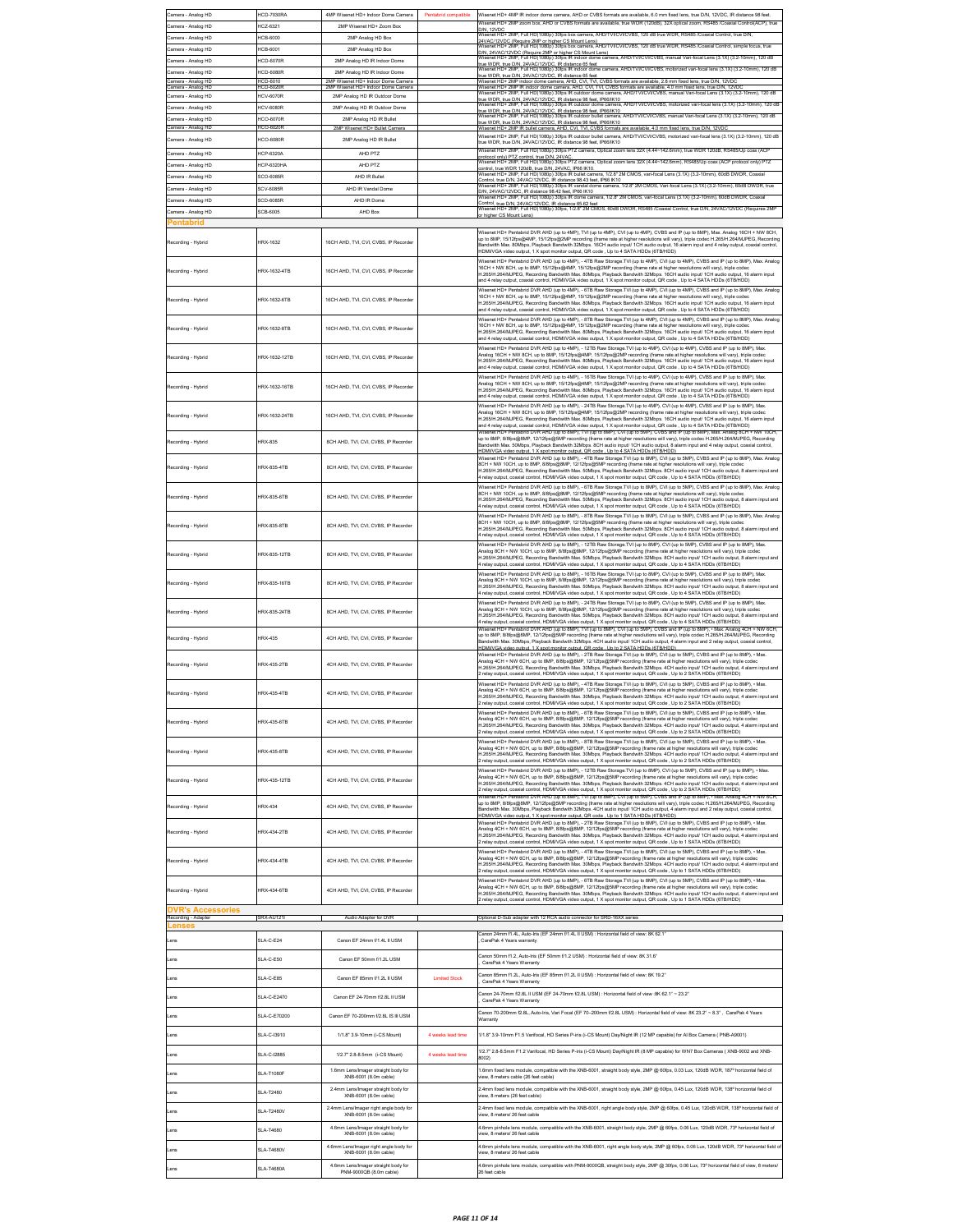| | | | | |
|---|---|---|---|---|
| Camera - Analog HD | HCD-7030RA | 4MP Wisenet HD+ Indoor Dome Camera | Pentabrid compatible | Wisenet HD+ 4MP IR indoor dome camera, AHD or CVBS formats are available, 6.0 mm fixed lens, true D/N, 12VDC, IR distance 98 feet. |
| Camera - Analog HD | HCZ-6321 | 2MP Wisenet HD+ Zoom Box | | Wisenet HD+ 2MP zoom box, AHD or CVBS formats are available, true WDR (120dB), 32X optical zoom, RS485 /Coaxial Control(ACP), true D/N, 12VDC |
| Camera - Analog HD | HCB-6000 | 2MP Analog HD Box | | Wisenet HD+ 2MP, Full HD(1080p) 30fps box camera, AHD/TVI/CVI/CVBS, 120 dB true WDR, RS485 /Coaxial Control, true D/N, 24VAC/12VDC (Require 2MP or higher CS Mount Lens) |
| Camera - Analog HD | HCB-6001 | 2MP Analog HD Box | | Wisenet HD+ 2MP, Full HD(1080p) 30fps box camera, AHD/TVI/CVI/CVBS, 120 dB true WDR, RS485 /Coaxial Control, simple focus, true D/N, 24VAC/12VDC (Require 2MP or higher CS Mount Lens) |
| Camera - Analog HD | HCD-6070R | 2MP Analog HD IR Indoor Dome | | Wisenet HD+ 2MP, Full HD(1080p) 30fps IR indoor dome camera, AHD/TVI/CVI/CVBS, manual Vari-focal Lens (3.1X) (3.2-10mm), 120 dB true WDR, true D/N, 24VAC/12VDC, IR distance 65 feet |
| Camera - Analog HD | HCD-6080R | 2MP Analog HD IR Indoor Dome | | Wisenet HD+ 2MP, Full HD(1080p) 30fps IR indoor dome camera, AHD/TVI/CVI/CVBS, motorized vari-focal lens (3.1X) (3.2-10mm), 120 dB true WDR, true D/N, 24VAC/12VDC, IR distance 65 feet |
| Camera - Analog HD | HCD-6010 | 2MP Wisenet HD+ Indoor Dome Camera | | Wisenet HD+ 2MP indoor dome camera, AHD, CVI, TVI, CVBS formats are available, 2.8 mm fixed lens, true D/N, 12VDC |
| Camera - Analog HD | HCD-6020R | 2MP Wisenet HD+ Indoor Dome Camera | | Wisenet HD+ 2MP IR indoor dome camera, AHD, CVI, TVI, CVBS formats are available, 4.0 mm fixed lens, true D/N, 12VDC |
| Camera - Analog HD | HCV-6070R | 2MP Analog HD IR Outdoor Dome | | Wisenet HD+ 2MP, Full HD(1080p) 30fps IR outdoor dome camera, AHD/TVI/CVI/CVBS, manual Vari-focal Lens (3.1X) (3.2-10mm), 120 dB true WDR, true D/N, 24VAC/12VDC, IR distance 98 feet, IP66/IK10 |
| Camera - Analog HD | HCV-6080R | 2MP Analog HD IR Outdoor Dome | | Wisenet HD+ 2MP, Full HD(1080p) 30fps IR outdoor dome camera, AHD/TVI/CVI/CVBS, motorized vari-focal lens (3.1X) (3.2-10mm), 120 dB true WDR, true D/N, 24VAC/12VDC, IR distance 98 feet, IP66/IK10 |
| Camera - Analog HD | HCO-6070R | 2MP Analog HD IR Bullet | | Wisenet HD+ 2MP, Full HD(1080p) 30fps IR outdoor bullet camera, AHD/TVI/CVI/CVBS, manual Vari-focal Lens (3.1X) (3.2-10mm), 120 dB true WDR, true D/N, 24VAC/12VDC, IR distance 98 feet, IP66/IK10 |
| Camera - Analog HD | HCO-6020R | 2MP Wisenet HD+ Bullet Camera | | Wisenet HD+ 2MP IR bullet camera, AHD, CVI, TVI, CVBS formats are available, 4.0 mm fixed lens, true D/N, 12VDC |
| Camera - Analog HD | HCO-6080R | 2MP Analog HD IR Bullet | | Wisenet HD+ 2MP, Full HD(1080p) 30fps IR outdoor bullet camera, AHD/TVI/CVI/CVBS, motorized vari-focal lens (3.1X) (3.2-10mm), 120 dB true WDR, true D/N, 24VAC/12VDC, IR distance 98 feet, IP66/IK10 |
| Camera - Analog HD | HCP-6320A | AHD PTZ | | Wisenet HD+ 2MP, Full HD(1080p) 30fps PTZ camera, Optical zoom lens 32X (4.44~142.6mm), true WDR 120dB, RS485/Up coax (ACP protocol only) PTZ control, true D/N, 24VAC, |
| Camera - Analog HD | HCP-6320HA | AHD PTZ | | Wisenet HD+ 2MP, Full HD(1080p) 30fps PTZ camera, Optical zoom lens 32X (4.44~142.6mm), RS485/Up coax (ACP protocol only) PTZ control, true WDR 120dB, true D/N, 24VAC, IP66 IK10, |
| Camera - Analog HD | SCO-6085R | AHD IR Bullet | | Wisenet HD+ 2MP, Full HD(1080p) 30fps IR bullet camera, 1/2.8" 2M CMOS, vari-focal Lens (3.1X) (3.2-10mm), 60dB DWDR, Coaxial Control, true D/N, 24VAC/12VDC, IR distance 98.43 feet, IP66 IK10 |
| Camera - Analog HD | SCV-6085R | AHD IR Vandal Dome | | Wisenet HD+ 2MP, Full HD(1080p) 30fps IR vandal dome camera, 1/2.8" 2M CMOS, Vari-focal Lens (3.1X) (3.2-10mm), 60dB DWDR, true D/N, 24VAC/12VDC, IR distance 98.42 feet, IP66 IK10 |
| Camera - Analog HD | SCD-6085R | AHD IR Dome | | Wisenet HD+ 2MP, Full HD(1080p) 30fps IR dome camera, 1/2.8" 2M CMOS, vari-focal Lens (3.1X) (3.2-10mm), 60dB DWDR, Coaxial Control, true D/N, 24VAC/12VDC, IR distance 65.62 feet |
| Camera - Analog HD | SCB-6005 | AHD Box | | Wisenet HD+ 2MP, Full HD(1080p) 30fps, 1/2.8" 2M CMOS, 60dB DWDR, RS485 /Coaxial Control, true D/N, 24VAC/12VDC (Requires 2MP or higher CS Mount Lens) |

## Pentabrid

| | | | | |
|---|---|---|---|---|
| Recording - Hybrid | HRX-1632 | 16CH AHD, TVI, CVI, CVBS, IP Recorder | | Wisenet HD+ Pentabrid DVR AHD (up to 4MP), TVI (up to 4MP), CVI (up to 4MP), CVBS and IP (up to 8MP), Max. Analog 16CH + NW 8CH, up to 8MP, 15/12fps@4MP, 15/12fps@2MP recording (frame rate at higher resolutions will vary), triple codec H.265/H.264/MJPEG, Recording Bandwidth Max. 80Mbps, Playback Bandwidth 32Mbps. 16CH audio input/ 1CH audio output, 16 alarm input and 4 relay output, coaxial control, HDMI/VGA video output, 1 X spot monitor output, QR code , Up to 4 SATA HDDs (6TB/HDD) |
| Recording - Hybrid | HRX-1632-4TB | 16CH AHD, TVI, CVI, CVBS, IP Recorder | | Wisenet HD+ Pentabrid DVR AHD (up to 4MP), - 4TB Raw Storage.TVI (up to 4MP), CVI (up to 4MP), CVBS and IP (up to 8MP), Max. Analog 16CH + NW 8CH, up to 8MP, 15/12fps@4MP, 15/12fps@2MP recording (frame rate at higher resolutions will vary), triple codec H.265/H.264/MJPEG, Recording Bandwidth Max. 80Mbps, Playback Bandwidth 32Mbps. 16CH audio input/ 1CH audio output, 16 alarm input and 4 relay output, coaxial control, HDMI/VGA video output, 1 X spot monitor output, QR code , Up to 4 SATA HDDs (6TB/HDD) |
| Recording - Hybrid | HRX-1632-6TB | 16CH AHD, TVI, CVI, CVBS, IP Recorder | | Wisenet HD+ Pentabrid DVR AHD (up to 4MP), - 6TB Raw Storage.TVI (up to 4MP), CVI (up to 4MP), CVBS and IP (up to 8MP), Max. Analog 16CH + NW 8CH, up to 8MP, 15/12fps@4MP, 15/12fps@2MP recording (frame rate at higher resolutions will vary), triple codec H.265/H.264/MJPEG, Recording Bandwidth Max. 80Mbps, Playback Bandwidth 32Mbps. 16CH audio input/ 1CH audio output, 16 alarm input and 4 relay output, coaxial control, HDMI/VGA video output, 1 X spot monitor output, QR code , Up to 4 SATA HDDs (6TB/HDD) |
| Recording - Hybrid | HRX-1632-8TB | 16CH AHD, TVI, CVI, CVBS, IP Recorder | | Wisenet HD+ Pentabrid DVR AHD (up to 4MP), - 8TB Raw Storage.TVI (up to 4MP), CVI (up to 4MP), CVBS and IP (up to 8MP), Max. Analog 16CH + NW 8CH, up to 8MP, 15/12fps@4MP, 15/12fps@2MP recording (frame rate at higher resolutions will vary), triple codec H.265/H.264/MJPEG, Recording Bandwidth Max. 80Mbps, Playback Bandwidth 32Mbps. 16CH audio input/ 1CH audio output, 16 alarm input and 4 relay output, coaxial control, HDMI/VGA video output, 1 X spot monitor output, QR code , Up to 4 SATA HDDs (6TB/HDD) |
| Recording - Hybrid | HRX-1632-12TB | 16CH AHD, TVI, CVI, CVBS, IP Recorder | | Wisenet HD+ Pentabrid DVR AHD (up to 4MP), - 12TB Raw Storage.TVI (up to 4MP), CVI (up to 4MP), CVBS and IP (up to 8MP), Max. Analog 16CH + NW 8CH, up to 8MP, 15/12fps@4MP, 15/12fps@2MP recording (frame rate at higher resolutions will vary), triple codec H.265/H.264/MJPEG, Recording Bandwidth Max. 80Mbps, Playback Bandwidth 32Mbps. 16CH audio input/ 1CH audio output, 16 alarm input and 4 relay output, coaxial control, HDMI/VGA video output, 1 X spot monitor output, QR code , Up to 4 SATA HDDs (6TB/HDD) |
| Recording - Hybrid | HRX-1632-16TB | 16CH AHD, TVI, CVI, CVBS, IP Recorder | | Wisenet HD+ Pentabrid DVR AHD (up to 4MP), - 16TB Raw Storage.TVI (up to 4MP), CVI (up to 4MP), CVBS and IP (up to 8MP), Max. Analog 16CH + NW 8CH, up to 8MP, 15/12fps@4MP, 15/12fps@2MP recording (frame rate at higher resolutions will vary), triple codec H.265/H.264/MJPEG, Recording Bandwidth Max. 80Mbps, Playback Bandwidth 32Mbps. 16CH audio input/ 1CH audio output, 16 alarm input and 4 relay output, coaxial control, HDMI/VGA video output, 1 X spot monitor output, QR code , Up to 4 SATA HDDs (6TB/HDD) |
| Recording - Hybrid | HRX-1632-24TB | 16CH AHD, TVI, CVI, CVBS, IP Recorder | | Wisenet HD+ Pentabrid DVR AHD (up to 4MP), - 24TB Raw Storage.TVI (up to 4MP), CVI (up to 4MP), CVBS and IP (up to 8MP), Max. Analog 16CH + NW 8CH, up to 8MP, 15/12fps@4MP, 15/12fps@2MP recording (frame rate at higher resolutions will vary), triple codec H.265/H.264/MJPEG, Recording Bandwidth Max. 80Mbps, Playback Bandwidth 32Mbps. 16CH audio input/ 1CH audio output, 16 alarm input and 4 relay output, coaxial control, HDMI/VGA video output, 1 X spot monitor output, QR code , Up to 4 SATA HDDs (6TB/HDD) |
| Recording - Hybrid | HRX-835 | 8CH AHD, TVI, CVI, CVBS, IP Recorder | | Wisenet HD+ Pentabrid DVR AHD (up to 8MP), TVI (up to 8MP), CVI (up to 5MP), CVBS and IP (up to 8MP), Max. Analog 8CH + NW 10CH, up to 8MP, 8/8fps@8MP, 12/12fps@5MP recording (frame rate at higher resolutions will vary), triple codec H.265/H.264/MJPEG, Recording Bandwidth Max. 50Mbps, Playback Bandwidth 32Mbps. 8CH audio input/ 1CH audio output, 8 alarm input and 4 relay output, coaxial control, HDMI/VGA video output, 1 X spot monitor output, QR code , Up to 4 SATA HDDs (6TB/HDD) |
| Recording - Hybrid | HRX-835-4TB | 8CH AHD, TVI, CVI, CVBS, IP Recorder | | Wisenet HD+ Pentabrid DVR AHD (up to 8MP), - 4TB Raw Storage.TVI (up to 8MP), CVI (up to 5MP), CVBS and IP (up to 8MP), Max. Analog 8CH + NW 10CH, up to 8MP, 8/8fps@8MP, 12/12fps@5MP recording (frame rate at higher resolutions will vary), triple codec H.265/H.264/MJPEG, Recording Bandwidth Max. 50Mbps, Playback Bandwidth 32Mbps. 8CH audio input/ 1CH audio output, 8 alarm input and 4 relay output, coaxial control, HDMI/VGA video output, 1 X spot monitor output, QR code , Up to 4 SATA HDDs (6TB/HDD) |
| Recording - Hybrid | HRX-835-6TB | 8CH AHD, TVI, CVI, CVBS, IP Recorder | | Wisenet HD+ Pentabrid DVR AHD (up to 8MP), - 6TB Raw Storage.TVI (up to 8MP), CVI (up to 5MP), CVBS and IP (up to 8MP), Max. Analog 8CH + NW 10CH, up to 8MP, 8/8fps@8MP, 12/12fps@5MP recording (frame rate at higher resolutions will vary), triple codec H.265/H.264/MJPEG, Recording Bandwidth Max. 50Mbps, Playback Bandwidth 32Mbps. 8CH audio input/ 1CH audio output, 8 alarm input and 4 relay output, coaxial control, HDMI/VGA video output, 1 X spot monitor output, QR code , Up to 4 SATA HDDs (6TB/HDD) |
| Recording - Hybrid | HRX-835-8TB | 8CH AHD, TVI, CVI, CVBS, IP Recorder | | Wisenet HD+ Pentabrid DVR AHD (up to 8MP), - 8TB Raw Storage.TVI (up to 8MP), CVI (up to 5MP), CVBS and IP (up to 8MP), Max. Analog 8CH + NW 10CH, up to 8MP, 8/8fps@8MP, 12/12fps@5MP recording (frame rate at higher resolutions will vary), triple codec H.265/H.264/MJPEG, Recording Bandwidth Max. 50Mbps, Playback Bandwidth 32Mbps. 8CH audio input/ 1CH audio output, 8 alarm input and 4 relay output, coaxial control, HDMI/VGA video output, 1 X spot monitor output, QR code , Up to 4 SATA HDDs (6TB/HDD) |
| Recording - Hybrid | HRX-835-12TB | 8CH AHD, TVI, CVI, CVBS, IP Recorder | | Wisenet HD+ Pentabrid DVR AHD (up to 8MP), - 12TB Raw Storage.TVI (up to 8MP), CVI (up to 5MP), CVBS and IP (up to 8MP), Max. Analog 8CH + NW 10CH, up to 8MP, 8/8fps@8MP, 12/12fps@5MP recording (frame rate at higher resolutions will vary), triple codec H.265/H.264/MJPEG, Recording Bandwidth Max. 50Mbps, Playback Bandwidth 32Mbps. 8CH audio input/ 1CH audio output, 8 alarm input and 4 relay output, coaxial control, HDMI/VGA video output, 1 X spot monitor output, QR code , Up to 4 SATA HDDs (6TB/HDD) |
| Recording - Hybrid | HRX-835-16TB | 8CH AHD, TVI, CVI, CVBS, IP Recorder | | Wisenet HD+ Pentabrid DVR AHD (up to 8MP), - 16TB Raw Storage.TVI (up to 8MP), CVI (up to 5MP), CVBS and IP (up to 8MP), Max. Analog 8CH + NW 10CH, up to 8MP, 8/8fps@8MP, 12/12fps@5MP recording (frame rate at higher resolutions will vary), triple codec H.265/H.264/MJPEG, Recording Bandwidth Max. 50Mbps, Playback Bandwidth 32Mbps. 8CH audio input/ 1CH audio output, 8 alarm input and 4 relay output, coaxial control, HDMI/VGA video output, 1 X spot monitor output, QR code , Up to 4 SATA HDDs (6TB/HDD) |
| Recording - Hybrid | HRX-835-24TB | 8CH AHD, TVI, CVI, CVBS, IP Recorder | | Wisenet HD+ Pentabrid DVR AHD (up to 8MP), - 24TB Raw Storage.TVI (up to 8MP), CVI (up to 5MP), CVBS and IP (up to 8MP), Max. Analog 8CH + NW 10CH, up to 8MP, 8/8fps@8MP, 12/12fps@5MP recording (frame rate at higher resolutions will vary), triple codec H.265/H.264/MJPEG, Recording Bandwidth Max. 50Mbps, Playback Bandwidth 32Mbps. 8CH audio input/ 1CH audio output, 8 alarm input and 4 relay output, coaxial control, HDMI/VGA video output, 1 X spot monitor output, QR code , Up to 4 SATA HDDs (6TB/HDD) |
| Recording - Hybrid | HRX-435 | 4CH AHD, TVI, CVI, CVBS, IP Recorder | | Wisenet HD+ Pentabrid DVR AHD (up to 8MP), TVI (up to 8MP), CVI (up to 5MP), CVBS and IP (up to 8MP), • Max. Analog 4CH + NW 6CH, up to 8MP, 8/8fps@8MP, 12/12fps@5MP recording (frame rate at higher resolutions will vary), triple codec H.265/H.264/MJPEG, Recording Bandwidth Max. 30Mbps, Playback Bandwidth 32Mbps. 4CH audio input/ 1CH audio output, 4 alarm input and 2 relay output, coaxial control, HDMI/VGA video output, 1 X spot monitor output, QR code , Up to 2 SATA HDDs (6TB/HDD) |
| Recording - Hybrid | HRX-435-2TB | 4CH AHD, TVI, CVI, CVBS, IP Recorder | | Wisenet HD+ Pentabrid DVR AHD (up to 8MP), - 2TB Raw Storage.TVI (up to 8MP), CVI (up to 5MP), CVBS and IP (up to 8MP), • Max. Analog 4CH + NW 6CH, up to 8MP, 8/8fps@8MP, 12/12fps@5MP recording (frame rate at higher resolutions will vary), triple codec H.265/H.264/MJPEG, Recording Bandwidth Max. 30Mbps, Playback Bandwidth 32Mbps. 4CH audio input/ 1CH audio output, 4 alarm input and 2 relay output, coaxial control, HDMI/VGA video output, 1 X spot monitor output, QR code , Up to 2 SATA HDDs (6TB/HDD) |
| Recording - Hybrid | HRX-435-4TB | 4CH AHD, TVI, CVI, CVBS, IP Recorder | | Wisenet HD+ Pentabrid DVR AHD (up to 8MP), - 4TB Raw Storage.TVI (up to 8MP), CVI (up to 5MP), CVBS and IP (up to 8MP), • Max. Analog 4CH + NW 6CH, up to 8MP, 8/8fps@8MP, 12/12fps@5MP recording (frame rate at higher resolutions will vary), triple codec H.265/H.264/MJPEG, Recording Bandwidth Max. 30Mbps, Playback Bandwidth 32Mbps. 4CH audio input/ 1CH audio output, 4 alarm input and 2 relay output, coaxial control, HDMI/VGA video output, 1 X spot monitor output, QR code , Up to 2 SATA HDDs (6TB/HDD) |
| Recording - Hybrid | HRX-435-6TB | 4CH AHD, TVI, CVI, CVBS, IP Recorder | | Wisenet HD+ Pentabrid DVR AHD (up to 8MP), - 6TB Raw Storage.TVI (up to 8MP), CVI (up to 5MP), CVBS and IP (up to 8MP), • Max. Analog 4CH + NW 6CH, up to 8MP, 8/8fps@8MP, 12/12fps@5MP recording (frame rate at higher resolutions will vary), triple codec H.265/H.264/MJPEG, Recording Bandwidth Max. 30Mbps, Playback Bandwidth 32Mbps. 4CH audio input/ 1CH audio output, 4 alarm input and 2 relay output, coaxial control, HDMI/VGA video output, 1 X spot monitor output, QR code , Up to 2 SATA HDDs (6TB/HDD) |
| Recording - Hybrid | HRX-435-8TB | 4CH AHD, TVI, CVI, CVBS, IP Recorder | | Wisenet HD+ Pentabrid DVR AHD (up to 8MP), - 8TB Raw Storage.TVI (up to 8MP), CVI (up to 5MP), CVBS and IP (up to 8MP), • Max. Analog 4CH + NW 6CH, up to 8MP, 8/8fps@8MP, 12/12fps@5MP recording (frame rate at higher resolutions will vary), triple codec H.265/H.264/MJPEG, Recording Bandwidth Max. 30Mbps, Playback Bandwidth 32Mbps. 4CH audio input/ 1CH audio output, 4 alarm input and 2 relay output, coaxial control, HDMI/VGA video output, 1 X spot monitor output, QR code , Up to 2 SATA HDDs (6TB/HDD) |
| Recording - Hybrid | HRX-435-12TB | 4CH AHD, TVI, CVI, CVBS, IP Recorder | | Wisenet HD+ Pentabrid DVR AHD (up to 8MP), - 12TB Raw Storage.TVI (up to 8MP), CVI (up to 5MP), CVBS and IP (up to 8MP), • Max. Analog 4CH + NW 6CH, up to 8MP, 8/8fps@8MP, 12/12fps@5MP recording (frame rate at higher resolutions will vary), triple codec H.265/H.264/MJPEG, Recording Bandwidth Max. 30Mbps, Playback Bandwidth 32Mbps. 4CH audio input/ 1CH audio output, 4 alarm input and 2 relay output, coaxial control, HDMI/VGA video output, 1 X spot monitor output, QR code , Up to 2 SATA HDDs (6TB/HDD) |
| Recording - Hybrid | HRX-434 | 4CH AHD, TVI, CVI, CVBS, IP Recorder | | Wisenet HD+ Pentabrid DVR AHD (up to 8MP), TVI (up to 8MP), CVI (up to 5MP), CVBS and IP (up to 8MP), • Max. Analog 4CH + NW 6CH, up to 8MP, 8/8fps@8MP, 12/12fps@5MP recording (frame rate at higher resolutions will vary), triple codec H.265/H.264/MJPEG, Recording Bandwidth Max. 30Mbps, Playback Bandwidth 32Mbps. 4CH audio input/ 1CH audio output, 4 alarm input and 2 relay output, coaxial control, HDMI/VGA video output, 1 X spot monitor output, QR code , Up to 1 SATA HDDs (6TB/HDD) |
| Recording - Hybrid | HRX-434-2TB | 4CH AHD, TVI, CVI, CVBS, IP Recorder | | Wisenet HD+ Pentabrid DVR AHD (up to 8MP), - 2TB Raw Storage.TVI (up to 8MP), CVI (up to 5MP), CVBS and IP (up to 8MP), • Max. Analog 4CH + NW 6CH, up to 8MP, 8/8fps@8MP, 12/12fps@5MP recording (frame rate at higher resolutions will vary), triple codec H.265/H.264/MJPEG, Recording Bandwidth Max. 30Mbps, Playback Bandwidth 32Mbps. 4CH audio input/ 1CH audio output, 4 alarm input and 2 relay output, coaxial control, HDMI/VGA video output, 1 X spot monitor output, QR code , Up to 1 SATA HDDs (6TB/HDD) |
| Recording - Hybrid | HRX-434-4TB | 4CH AHD, TVI, CVI, CVBS, IP Recorder | | Wisenet HD+ Pentabrid DVR AHD (up to 8MP), - 4TB Raw Storage.TVI (up to 8MP), CVI (up to 5MP), CVBS and IP (up to 8MP), • Max. Analog 4CH + NW 6CH, up to 8MP, 8/8fps@8MP, 12/12fps@5MP recording (frame rate at higher resolutions will vary), triple codec H.265/H.264/MJPEG, Recording Bandwidth Max. 30Mbps, Playback Bandwidth 32Mbps. 4CH audio input/ 1CH audio output, 4 alarm input and 2 relay output, coaxial control, HDMI/VGA video output, 1 X spot monitor output, QR code , Up to 1 SATA HDDs (6TB/HDD) |
| Recording - Hybrid | HRX-434-6TB | 4CH AHD, TVI, CVI, CVBS, IP Recorder | | Wisenet HD+ Pentabrid DVR AHD (up to 8MP), - 6TB Raw Storage.TVI (up to 8MP), CVI (up to 5MP), CVBS and IP (up to 8MP), • Max. Analog 4CH + NW 6CH, up to 8MP, 8/8fps@8MP, 12/12fps@5MP recording (frame rate at higher resolutions will vary), triple codec H.265/H.264/MJPEG, Recording Bandwidth Max. 30Mbps, Playback Bandwidth 32Mbps. 4CH audio input/ 1CH audio output, 4 alarm input and 2 relay output, coaxial control, HDMI/VGA video output, 1 X spot monitor output, QR code , Up to 1 SATA HDDs (6TB/HDD) |

## DVR's Accessories

| | | | | |
|---|---|---|---|---|
| Recording - Adapter | SRX-AD121 | Audio Adapter for DVR | | Optional D-Sub adapter with 12 RCA audio connector for SRD-16XX series |

## Lenses

| | | | | |
|---|---|---|---|---|
| Lens | SLA-C-E24 | Canon EF 24mm f/1.4L II USM | | Canon 24mm f1.4L, Auto-Iris (EF 24mm f/1.4L II USM) : Horizontal field of view: 8K 62.1° CarePak 4 Years Warranty |
| Lens | SLA-C-E50 | Canon EF 50mm f/1.2L USM | | Canon 50mm f1.2, Auto-Iris (EF 50mm f/1.2 USM) : Horizontal field of view: 8K 31.6° CarePak 4 Years Warranty |
| Lens | SLA-C-E85 | Canon EF 85mm f/1.2L II USM | Limited Stock | Canon 85mm f1.2L, Auto-Iris (EF 85mm f/1.2L II USM) : Horizontal field of view: 8K 19.2° CarePak 4 Years Warranty |
| Lens | SLA-C-E2470 | Canon EF 24-70mm f/2.8L II USM | | Canon 24-70mm f2.8L II USM (EF 24-70mm f/2.8L USM) : Horizontal field of view :8K 62.1° ~ 23.2° CarePak 4 Years Warranty |
| Lens | SLA-C-E70200 | Canon EF 70-200mm f/2.8L IS III USM | | Canon 70-200mm f2.8L, Auto-Iris, Vari Focal (EF 70~200mm f/2.8L USM) : Horizontal field of view: 8K 23.2° ~ 8.3° , CarePak 4 Years Warranty |
| Lens | SLA-C-I3910 | 1/1.8" 3.9-10mm (i-CS Mount) | 4 weeks lead time | 1/1.8" 3.9-10mm F1.5 Varifocal, HD Series P-iris (i-CS Mount) Day/Night IR (12 MP capable) for AI Box Camera ( PNB-A9001) |
| Lens | SLA-C-I2885 | 1/2.7" 2.8-8.5mm (i-CS Mount) | 4 weeks lead time | 1/2.7" 2.8-8.5mm F1.2 Varifocal, HD Series P-iris (i-CS Mount) Day/Night IR (8 MP capable) for WN7 Box Cameras ( XNB-9002 and XNB-8002) |
| Lens | SLA-T1080F | 1.6mm Lens/Imager straight body for XNB-6001 (8.0m cable) | | 1.6mm fixed lens module, compatible with the XNB-6001, straight body style, 2MP @ 60fps, 0.03 Lux, 120dB WDR, 187° horizontal field of view, 8 meters cable (26 feet cable) |
| Lens | SLA-T2480 | 2.4mm Lens/Imager straight body for XNB-6001 (8.0m cable) | | 2.4mm fixed lens module, compatible with the XNB-6001, straight body style, 2MP @ 60fps, 0.45 Lux, 120dB WDR, 138° horizontal field of view, 8 meters (26 feet cable) |
| Lens | SLA-T2480V | 2.4mm Lens/Imager right angle body for XNB-6001 (8.0m cable) | | 2.4mm fixed lens module, compatible with the XNB-6001, right angle body style, 2MP @ 60fps, 0.45 Lux, 120dB WDR, 138° horizontal field of view, 8 meters/ 26 feet cable |
| Lens | SLA-T4680 | 4.6mm Lens/Imager straight body for XNB-6001 (8.0m cable) | | 4.6mm pinhole lens module, compatible with the XNB-6001, straight body style, 2MP @ 60fps, 0.06 Lux, 120dB WDR, 73° horizontal field of view, 8 meters/ 26 feet cable |
| Lens | SLA-T4680V | 4.6mm Lens/Imager right angle body for XNB-6001 (8.0m cable) | | 4.6mm pinhole lens module, compatible with the XNB-6001, right angle body style, 2MP @ 60fps, 0.06 Lux, 120dB WDR, 73° horizontal field of view, 8 meters/ 26 feet cable |
| Lens | SLA-T4680A | 4.6mm Lens/Imager straight body for PNM-9000QB (8.0m cable) | | 4.6mm pinhole lens module, compatible with PNM-9000QB, straight body style, 2MP @ 30fps, 0.06 Lux, 73° horizontal field of view, 8 meters/ 26 feet cable |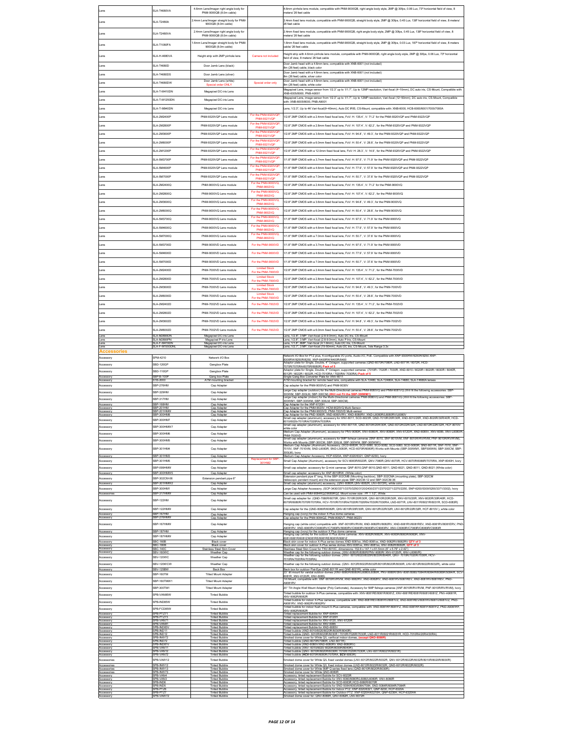| | | | | |
|---|---|---|---|---|
| Lens | SLA-T4680VA | 4.6mm Lens/Imager right angle body for PNM-9000QB (8.0m cable) | | 4.6mm pinhole lens module, compatible with PNM-9000QB, right angle body style, 2MP @ 30fps, 0.06 Lux, 73° horizontal field of view, 8 meters/ 26 feet cable |
| Lens | SLA-T2480A | 2.4mm Lens/Imager straight body for PNM-9000QB (8.0m cable) | | 2.4mm fixed lens module, compatible with PNM-9000QB, straight body style, 2MP @ 30fps, 0.45 Lux, 138° horizontal field of view, 8 meters/ 26 feet cable |
| Lens | SLA-T2480VA | 2.4mm Lens/Imager right angle body for PNM-9000QB (8.0m cable) | | 2.4mm fixed lens module, compatible with PNM-9000QB, right angle body style, 2MP @ 30fps, 0.45 Lux, 138° horizontal field of view, 8 meters/ 26 feet cable |
| Lens | SLA-T1080FA | 1.6mm Lens/Imager straight body for PNM-9000QB (8.0m cable) | | 1.6mm fixed lens module, compatible with PNM-9000QB, straight body style, 2MP @ 30fps, 0.03 Lux, 187° horizontal field of view, 8 meters cable/ 26 feet cable |
| Lens | SLA-H-4680VA | Height strip with 2MP pinhole lens | Camera not included | Height strip with 4.6mm pinhole lens module, compatible with PNM-9000QB, right angle body style, 2MP @ 30fps, 0.06 Lux, 73° horizontal field of view, 8 meters/ 26 feet cable |
| Lens | SLA-T4680D | Door Jamb Lens (black) | | Door Jamb head with a 4.6mm lens, compatible with XNB-6001 (not included) 8m (26 feet) cable, black color |
| Lens | SLA-T4680DS | Door Jamb Lens (silver) | | Door Jamb head with a 4.6mm lens, compatible with XNB-6001 (not included) 8m (26 feet) cable, silver color |
| Lens | SLA-T4680DW | Door Jamb Lens (white) Special order ONLY | Special order only | Door Jamb head with a 4.6mm lens, compatible with XNB-6001 (not included) 8m (26 feet) cable, white color |
| Lens | SLA-T-M410DN | Megapixel DC-iris Lens | | Megapixel Lens, image sensor from 1/2.3" up to 1/1.7", Up to 12MP resolution, Vari-focal (4~10mm), DC auto iris, CS-Mount, Compatible with: XNB-6005/8000, PNB-A9001 |
| Lens | SLA-T-M1250DN | Megapixel DC-iris Lens | | Megapixel Lens, image sensor from 1/2.3" up to 1/1.7", Up to 12MP resolution, Vari-focal (12~50mm), DC auto iris, CS-Mount, Compatible with: XNB-6005/8000, PNB-A9001 |
| Lens | SLA-T-M940DN | Megapixel DC-iris Lens | | Lens, 1/2.5", Up to 4K Vari-focal(9~40mm), Auto DC IRIS, CS-Mount, compatible with: XNB-6000, HCB-6000/6001/7000/7000A |
| Lens | SLA-2M2400P | PNM-9320VQP Lens module | For the PNM-9320VQP PNM-9321VQP | 1/2.8" 2MP CMOS with a 2.4mm fixed focal lens, FoV: H: 135.4˚, V: 71.2˚ for the PNM-9320VQP and PNM-9322VQP |
| Lens | SLA-2M2800P | PNM-9320VQP Lens module | For the PNM-9320VQP PNM-9321VQP | 1/2.8" 2MP CMOS with a 2.8mm fixed focal lens, FoV: H: 107.4˚, V: 62.2˚, for the PNM-9320VQP and PNM-9322VQP |
| Lens | SLA-2M3600P | PNM-9320VQP Lens module | For the PNM-9320VQP PNM-9321VQP | 1/2.8" 2MP CMOS with a 3.6mm fixed focal lens, FoV: H: 94.8˚, V: 49.3˚, for the PNM-9320VQP and PNM-9322VQP |
| Lens | SLA-2M6000P | PNM-9320VQP Lens module | For the PNM-9320VQP PNM-9321VQP | 1/2.8" 2MP CMOS with a 6.0mm fixed focal lens, FoV: H: 50.4˚, V: 28.8˚, for the PNM-9320VQP and PNM-9322VQP |
| Lens | SLA-2M1200P | PNM-9320VQP Lens module | For the PNM-9320VQP PNM-9321VQP | 1/2.8" 2MP CMOS with a 12.0mm fixed focal lens, FoV: H: 26.3˚, V: 14.9˚, for the PNM-9320VQP and PNM-9322VQP |
| Lens | SLA-5M3700P | PNM-9320VQP Lens module | For the PNM-9320VQP PNM-9321VQP | 1/1.8" 5MP CMOS with a 3.7mm fixed focal lens, FoV: H: 97.5˚, V: 71.9˚ for the PNM-9320VQP and PNM-9322VQP |
| Lens | SLA-5M4600P | PNM-9320VQP Lens module | For the PNM-9320VQP PNM-9321VQP | 1/1.8" 5MP CMOS with a 4.6mm fixed focal lens, FoV: H: 77.9˚, V: 57.9˚ for the PNM-9320VQP and PNM-9322VQP |
| Lens | SLA-5M7000P | PNM-9320VQP Lens module | For the PNM-9320VQP PNM-9321VQP | 1/1.8" 5MP CMOS with a 7.0mm fixed focal lens, FoV: H: 50.7˚, V: 37.8˚ for the PNM-9320VQP and PNM-9322VQP |
| Lens | SLA-2M2400Q | PNM-9000VQ Lens module | For the PNM-9000VQ PNM-9002VQ | 1/2.8" 2MP CMOS with a 2.4mm fixed focal lens, FoV: H: 135.4˚, V: 71.2˚ for the PNM-9000VQ |
| Lens | SLA-2M2800Q | PNM-9000VQ Lens module | For the PNM-9000VQ PNM-9002VQ | 1/2.8" 2MP CMOS with a 2.8mm fixed focal lens, FoV: H: 107.4˚, V: 62.2˚, for the PNM-9000VQ |
| Lens | SLA-2M3600Q | PNM-9000VQ Lens module | For the PNM-9000VQ PNM-9002VQ | 1/2.8" 2MP CMOS with a 3.6mm fixed focal lens, FoV: H: 94.8˚, V: 49.3˚, for the PNM-9000VQ |
| Lens | SLA-2M6000Q | PNM-9000VQ Lens module | For the PNM-9000VQ PNM-9002VQ | 1/2.8" 2MP CMOS with a 6.0mm fixed focal lens, FoV: H: 50.4˚, V: 28.8˚, for the PNM-9000VQ |
| Lens | SLA-5M3700Q | PNM-9000VQ Lens module | For the PNM-9000VQ PNM-9002VQ | 1/1.8" 5MP CMOS with a 3.7mm fixed focal lens, FoV: H: 97.5˚, V: 71.9˚ for the PNM-9000VQ |
| Lens | SLA-5M4600Q | PNM-9000VQ Lens module | For the PNM-9000VQ PNM-9002VQ | 1/1.8" 5MP CMOS with a 4.6mm fixed focal lens, FoV: H: 77.9˚, V: 57.9˚ for the PNM-9000VQ |
| Lens | SLA-5M7000Q | PNM-9000VQ Lens module | For the PNM-9000VQ PNM-9002VQ | 1/1.8" 5MP CMOS with a 7.0mm fixed focal lens, FoV: H: 50.7˚, V: 37.8˚ for the PNM-9000VQ |
| Lens | SLA-5M3700D | PNM-9000VD Lens module | For the PNM-9000VD | 1/1.8" 5MP CMOS with a 3.7mm fixed focal lens, FoV: H: 97.5˚, V: 71.9˚ for the PNM-9000VD |
| Lens | SLA-5M4600D | PNM-9000VD Lens module | For the PNM-9000VD | 1/1.8" 5MP CMOS with a 4.6mm fixed focal lens, FoV: H: 77.9˚, V: 57.9˚ for the PNM-9000VD |
| Lens | SLA-5M7000D | PNM-9000VD Lens module | For the PNM-9000VD | 1/1.8" 5MP CMOS with a 7.0mm fixed focal lens, FoV: H: 50.7˚, V: 37.8˚ for the PNM-9000VD |
| Lens | SLA-2M2400D | PNM-7000VD Lens module | Limited Stock For the PNM-7000VD | 1/2.8" 2MP CMOS with a 2.4mm fixed focal lens, FoV: H: 135.4˚, V: 71.2˚, for the PNM-7000VD |
| Lens | SLA-2M2800D | PNM-7000VD Lens module | Limited Stock For the PNM-7000VD | 1/2.8" 2MP CMOS with a 2.8mm fixed focal lens, FoV: H: 107.4˚, V: 62.2˚, for the PNM-7000VD |
| Lens | SLA-2M3600D | PNM-7000VD Lens module | Limited Stock For the PNM-7000VD | 1/2.8" 2MP CMOS with a 3.6mm fixed focal lens, FoV: H: 94.8˚, V: 49.3˚, for the PNM-7000VD |
| Lens | SLA-2M6000D | PNM-7000VD Lens module | Limited Stock For the PNM-7000VD | 1/2.8" 2MP CMOS with a 6.0mm fixed focal lens, FoV: H: 50.4˚, V: 28.8˚, for the PNM-7000VD |
| Lens | SLA-2M2402D | PNM-7002VD Lens module | For the PNM-7002VD | 1/2.8" 2MP CMOS with a 2.4mm fixed focal lens, FoV: H: 135.4˚, V: 71.2˚, for the PNM-7002VD |
| Lens | SLA-2M2802D | PNM-7002VD Lens module | For the PNM-7002VD | 1/2.8" 2MP CMOS with a 2.8mm fixed focal lens, FoV: H: 107.4˚, V: 62.2˚, for the PNM-7002VD |
| Lens | SLA-2M3602D | PNM-7002VD Lens module | For the PNM-7002VD | 1/2.8" 2MP CMOS with a 3.6mm fixed focal lens, FoV: H: 94.8˚, V: 49.3˚, for the PNM-7002VD |
| Lens | SLA-2M6002D | PNM-7002VD Lens module | For the PNM-7002VD | 1/2.8" 2MP CMOS with a 6.0mm fixed focal lens, FoV: H: 50.4˚, V: 28.8˚, for the PNM-7002VD |
| Lens | SLA-M2890DN | Megapixel DC-iris Lens | | Lens, 1/2.8", 3 MP, Vari-focal (2.8-9.0mm), Auto DC Iris, CS-Mount |
| Lens | SLA-M2890PN | Megapixel P-iris Lens | | Lens, 1/2.8", 3 MP, Vari-focal (2.8-9.0mm), Auto P Iris, CS-Mount |
| Lens | SLA-F-M419DN | Megapixel DC-iris Lens | | Lens, 1/1.8", 6MP, Vari-focal (4.1-9mm), Auto DC Iris, CS-Mount |
| Lens | SLA-F-M1550DNL | Megapixel DC-iris Lens | | Lens, 1/2.7", 3 MP, Vari-focal (15-50mm), Auto DC Iris, Tele Range 3.3x |

## Accessories

| | | | | |
|---|---|---|---|---|
| Accessory | SPM-4210 | Network I/O Box | | Network I/O Box for PTZ plus, 4-configurable I/O ports, Audio I/O, PoE. Compatible with XNP-9300RW/9250R/9250 XNP-8300RW/8250R/8250, XNP-6400RW/6400R/6400 |
| Accessory | SBD-120GP | Gangbox Plate | | Adapter plate for Single, Double, 4" Octagon, supported cameras (QND-6070R/7080R, LND-6071R / 6072R, HCD-7070R/7070RA/6070R/6080R) **Pack of 5** |
| Accessory | SBD-110GP | Gangbox Plate | | Adapter plate for Single, Double, 4" Octagon, supported cameras: (7010R / 7020R / 7030R, XND-6010 / 6020R / 8020R / 8030R / 8040R, 6012R / 6022R / 6032R, HCD-7010RA / 7020RA/ 7030RA) **Pack of 5** |
| Accessory | SBP-G-100P | Gang box Plate | | Single Gang Box Converter Plate for XNV-6011 |
| Accessory | STB-2000 | ATM mounting bracket | | ATM mounting bracket for remote head lens, compatible with SLA-T2480, SLA-T2480A, SLA-T4680, SLA-T4680A lenses |
| Accessory | SBP-276HM | Cap Adapter | | Cap adapter for the PNM-9000VQ and PNM-9030V |
| Accessory | SBP-329HM | Cap Adapter | | Large Cap adapter (outdoor) for the Multi-Directional cameras PNM-9080VQ and PNM-9081VQ (Will fit the following accessories: SBP-300WM, SBP-300LM, SBP-300CM) **(Will not Fit the SBP-300WM1)** |
| Accessory | SBP-317HM | Cap Adapter | | Large Cap adapter (indoor) for the Multi-Directional cameras PNM-9080VQ and PNM-9081VQ (Will fit the following accessories: SBP-300WM1, SBP-300WM, SBP-300LM, SBP-300CM) |
| Accessory | SBP-168HM | Cap Adapter | | Cap Adapter for the XNP-6120H |
| Accessory | SBP-201HM | Cap Adapter | | Cap Adapter for the PNM-9020V, HCM-9020VQ Multi-Sensor. |
| Accessory | SBP-201HMW | Cap Adapter | | Cap Adapter for the PNM-9000VD, PNM-7002VD Multi-sensor |
| Accessory | SBP-300HM8 | Cap Adapter | | Cap Adapter for the PND-9080R, XND-8080VRV, XND-8080RV, XND-L6080RV/L6080RV/L6080V |
| Accessory | SBP-300HM7 | Cap Adapter | | Small cap adapter (aluminum), accessory for XNV-6011, SCD-6023R, QND-7010R/20R/30R, XND-6010/20R, XND-8020R/30R/40R, HCD-6010/6020r/7010RA/7020RA/7030RA |
| Accessory | SBP-300HMW7 | Cap Adapter | | Small cap adapter (aluminum), accessory for XNV-6011W, QND-6010R/20R/30R, QND-6012R/22R/32R, LND-6012R/22R/32R, HCF-8010V white color |
| Accessory | SBP-300HM6 | Cap Adapter | | Medium Cap Adapter (Aluminum), accessory for PNV-9080R, XNV-8080R, XNV-8080R, XNV-6120R, XNV-6085V, XNV-6085, XNV-L6080R, PNM-7000VD |
| Accessory | SBP-300HM5 | Cap Adapter | | Small cap adapter (aluminum), accessory for 5MP fisheye cameras (SNF-8010, SNF-8010VM, XNF-8010R/RV/RVM, PNF-9010R/RV/RVM), Works with Mounts (SBP-300CM, SBP-300LM, SBP-300WM, SBP-300WM1) |
| Accessory | SBP-301HM4 | Cap Adapter | | Medium Cap Adapter (Aluminum) Accessory, (SCD-6083R, SCD-5080, SCD-5082, SCD-5083, SCD-5083R, SND-6011R, SNF-7010, SNF-7010V, SNF-7010VM, SND-L6083R, SND-L5083R, HCD-6070R/6080R) Works with Mounts (SBP-300WM1, SBP300WM, SBP-300CM, SBP-300LM), Ivory |
| Accessory | SBP-301HM3 | Cap Adapter | | Medium Cap Adapter Accessory, HCP-6320A, XNP-6320/6321, QNP-6230), Ivory |
| Accessory | SBP-301HM5 | Cap Adapter | Replacement for SBP-301HM2 | Small Cap Adapter (Aluminum), accessory for SCV-6083R/6023R, QNV-7080R,QNV-6070R, HCV-6070R/6080R/7070RA, XNP-6040H, Ivory |
| Accessory | SBP-099HMW | Cap Adapter | | Small cap adapter, accessory for Q-mini cameras: QNF-8010,QNF-9010,QND-6011, QND-6021, QND-8011, QND-8021 (White color) |
| Accessory | SBP-300HMW5 | Cap Adapter | | Small cap adapter, accessory for XNF-8010RW, (White color) |
| Accessory | SBP-302CM-06 | Extension pendant pipe 6" | | Extension pendant pipe 6" long, fit the SBP-302CMB (Mounting backbox), SBP-302CMA (mounting plate), SBP-302CM (telescopic pendant mount) and the extension pipes SBP-302CM-12 and SBP-302CM-36 |
| Accessory | SBP-301HMW2 | Cap Adapter | | Small cap adapter (aluminum) accessory, (QNV-8080R,QNV-8082R,QNV-8072R), white color |
| Accessory | SBP-300HMI | Cap Adapter | | Large Cap Adapter Accessory, (SCP-3430/3371/3370/3250/3120/2430/2371/2370/2271/2270/2250, SNP-6200/5300/5200/3371/3302), Ivory |
| Accessories | SBP-317HMW | Cap Adapter | | Can be used with PNM-9084RQZ/9085RQZ. Mount screw size : PF 1 1/2", White |
| Accessory | SBP-122HM | Cap Adapter | | Small cap adapter for: (QND-7080R/6070R, QNV-7010R/20R/30R, QNV-6010R/20R/30R, XNV-6010/20R, XNV-8020R/30R/40R, HCD-6070R/6080R/7070R/7070RA, HCV-7010R/7010RA/7020R/7020RA/7030R/7030RA, LND-6071R, LNV-6011R/6021R/6031R, SCD-6083R) |
| Accessory | SBP-122HMW | Cap Adapter | | Cap adapter for the (QND-8060R/6082R, QNV-8010R/20R/30R, QNV-6012R/22R/32R, LNV-6012R/22R/32R, HCF-8010V ), white color |
| Accessory | SBP-167HM | Cap Adapter | | Hanging cap (ivory) for the indoor X Plus dome cameras |
| Accessory | SBP-276HMW | Cap Adapter | | Cap adapter for the PNM-9084QZ, PNM-9082VT, PNM-9022V |
| Accessory | SBP-167HMW | Cap Adapter | | Hanging cap (white color) compatible with: XNF-9010RV/RVM, XND-9082RV/8082RV, XND-8081RV/6081REV, XND-8081RV/8081ERV, PND-A9081RV, XND-6083RV/C6083RV/C7083RV/8083RV/C8083RV/9083RV/C9083RV, XNV-C6083R/C7083R/C8083R/C9083R |
| Accessory | SBP-187HM | Cap Adapter | | Hanging cap (ivory) for the outdoor X Plus dome cameras |
| Accessory | SBP-187HMW | Cap Adapter | | Hanging cap (white) for the outdoor X Plus dome cameras: XNV-8082R/9082R, XNV-6083R/8083R/9083R, XNV-6081R/8081R/6081Z/6081RE/8081RE/8081R/8081Z |
| Accessory | SBC-160B | Black cover | | Black skin cover for indoor X-Plus series domes XND-6081xx, XND-8081xx, XND-9082RV/8082RV **QTY of 3** |
| Accessory | SBC-180B | Black cover | | Black skin cover for outdoor X-Plus series domes XNV-6081xx, XNV-8081xx, XNV-9082R/8082R, **QTY of 3** |
| Accessory | SBC-140C | Stainless Steel Skin Cover | | Stainless Steel Skin Cover for TNV-8010C, dimensions: 152.6 x 147.1 x 61.5mm (6" x 5.79" x 2.42") |
| Accessory | SBV-160WC | Weather Cap | | Weather cap for the following outdoor domes: (XNV-6080R/8080R/PNV-9080R/ XNV-6120R, XNV-L6080R) |
| Accessory | SBV-120WC | Weather Cap | | Weather cap for the following outdoor domes: (XNV- 6010/6020/8020R/8030R/8040R, QNV- 7010R/7020R/7030R, HCV-7010RA/7020RA/7030RA) |
| Accessory | SBV-120WCW | Weather Cap | | Weather cap for the following outdoor domes: (QNV- 6012R/6022R/6032R/8010R/8020R/8030R, LNV-6012R/6022R/6032R), white color |
| Accessory | SBP-125BW | Back Box | | Back box for outdoor Flat-Eye (QNE-8011R and QNE-8021R), white color |
| Accessory | SBP-160TM | Tilted Mount Adapter | | 22° tilt mount for vandal outdoor domes (XNV-6080R/6080/L6080/L6080R, PNV-9080R/XNV-8081/8080/7084R/6084/R/6085/6084R, SCV-6081R, XNV-6120/R, XNV-6085) |
| Accessory | SBP-160TMW1 | Tilted Mount Adapter | | Tilt Mount, compatible with: XNF-9010RV/RVM, XND-9082RV, XND-8082RV, XND-6081RV/6081REV, XND-8081RV/8081REV, PND-A9081RV |
| Accessory | SBP-300TM1 | Tilted Mount Adapter | | 20° Tilt Angle Wall Mount Adapter (Poly Carbonate), Accessory for 5MP fisheye cameras (XNF-8010R/RV/RVM, PNF-9010R/RV/RVM), Ivory |
| Accessory | SPB-VAN85W | Tinted Bubble | | Tinted bubble for outdoor X-Plus cameras, compatible with: XNV-8081RE/8081R/8081Z, XNV-6081RE/6081R/6081/6081Z, PNV-A9081R, XNV-9082R/8082R |
| Accessory | SPB-IND85W | Tinted Bubble | | Tinted bubble for indoor X-Plus cameras, compatible with: XND-8081REV/8081RV/8081VZ, XND-6081REV/6081RV/6081V/6081VZ, PND-A9081RV, XND-9082RV/8082RV |
| Accessory | SPB-FCD85W | Tinted Bubble | | Tinted bubble for indoor flush mount X-Plus cameras, compatible with: XND-8081RF/8081FZ, XND-6081RF/6081F/6081FZ, PND-A9081RF, XND-9082RF/8082RF |
| Accessory | SPB-PTZ71 | Tinted Bubble | | Tinted replacement Bubble for XNP-6040H |
| Accessory | SPB-PTZ73 | Tinted Bubble | | Tinted replacement Bubble for XNP-6120H |
| Accessory | SPB-VAN71 | Tinted Bubble | | Tinted replacement Bubble for XNV-6120, XNV-6120R |
| Accessory | SPB-VAN81 | Tinted Bubble | | Tinted replacement Bubble for XNV-6085 |
| Accessory | SPB-IND83V | Tinted Bubble | | Tinted replacement Bubble for XND-6085V |
| Accessory | SPB-IND11 | Tinted Bubble | | Tinted bubble (XND-6010/6020R/8020R/8030R/8040R) |
| Accessory | SPB-IND12 | Tinted Bubble | | Tinted bubble (QND- 6010R/6020R/6030R / 7010R/7020R/7030R, LND-6011R/6021R/6031R, HCD-7010RA/7020RA/7030RA) |
| Accessory | SPB-INW72 | Tinted Bubble | | Smoked dome cover for White Q/L vandal indoor domes, **(except QND-8080R)** |
| Accessory | SPB-IND72 | Tinted Bubble | | Tinted bubble (QND-6070R/7080R, LND-6071R) |
| Accessory | SPB-IND81V | Tinted Bubble | | Tinted bubble (XND-6080V/XND-8080RV/ XND-8080RV) |
| Accessory | SPB-VAN11 | Tinted Bubble | | Tinted bubble (XNV-6010/6020/ 8020R/8030R/8040R) |
| Accessory | SPB-VAN12 | Tinted Bubble | | Tinted bubble (QNV- 6010R/6020R/6030R/ 7010R/7020R/7030R, LNV-6011R/6021R/6031R) |
| Accessory | SPB-VAN72 | Tinted Bubble | | Tinted bubble (HCV-6070R/6080R/7070RA, SCV-6083R) |
| Accessories | SPB-VAW12 | Tinted Bubble | | Smoked dome cover for White Q/L fixed vandal domes (LNV-6012R/6022R/6032R, QNV-6012R/6022R/6032R/8010R/8020R/8030R) |
| Accessories | SPB-INW12 | Tinted Bubble | | Smoked dome cover for White Q/L fixed indoor domes (LND-6012R/6022R/6032R, QND-6012R/6022R/6032R) |
| Accessories | SPB-INW13 | Tinted Bubble | | Smoked dome cover for White 5MP Q series fixed lens (QND-8010R/8020R/8030R) |
| Accessories | SPB-INW73 | Tinted Bubble | | Smoked dome cover for White QND-8080R |
| Accessory | SPB-VAN4 | Tinted Bubble | | Accessory, tinted replacement Bubble for SCV-6023R |
| Accessory | SPB-VAN3 | Tinted Bubble | | Accessory, tinted replacement Bubble for XNV-6080/6080R/L6080R, XNV-8080R |
| Accessory | SPB-IND6 | Tinted Bubble | | Accessory, tinted replacement Bubble for SCD-6083R, HCD-6080R/6070R |
| Accessory | SPB-IND5 | Tinted Bubble | | Accessory, tinted replacement Bubble for SND-5084/6083/6084/7084, SND-6084R/6084R/7084R |
| Accessory | SPB-PTZ6 | Tinted Bubble | | Accessory, tinted replacement Bubble for Indoor PTZ: XNP-6320/6321, QNP-6230, HCP-6320A |
| Accessory | SPB-PTZ7 | Tinted Bubble | | Accessory, tinted replacement Bubble for Outdoor PTZ: XNP-6320H/6370H, QNP-6230H, HCP-6320HA |
| Accessory | SPB-VAW72 | Tinted Bubble | | Smoked dome cover for: QNV-8080R, QNV-8082R, LNV-6072R |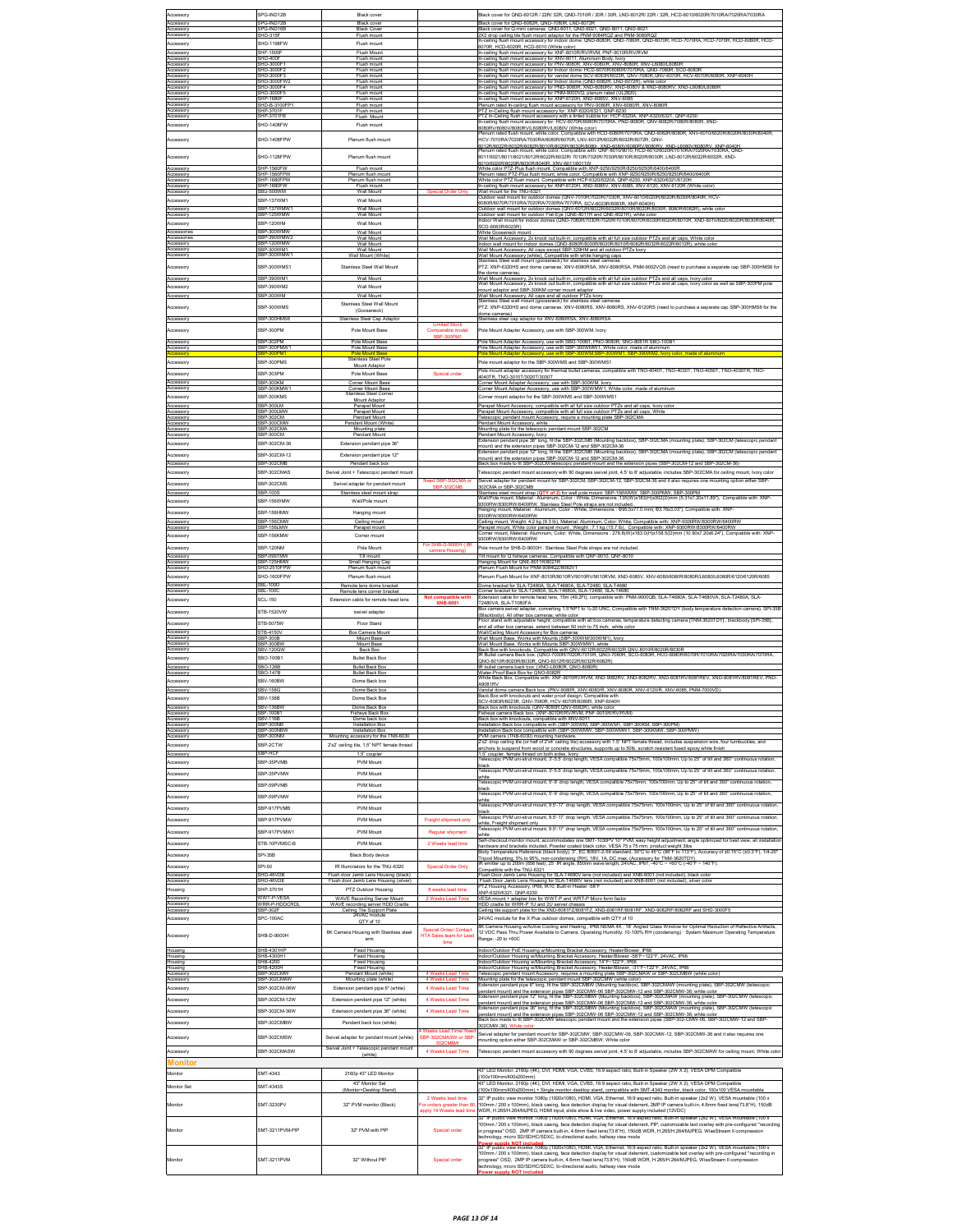| Accessory | SPG-IND12B | Black cover | Black cover for QND-6012R / 22R/ 32R, QND-7010R / 20R / 30R, LND-6012R/ 22R / 32R, HCD-6010/6020R/7010RA/7020RA/7030RA |
|---|---|---|---|
| Accessory | SPG-IND72B | Black cover | Black cover for QND-6082R, QND-7080R, LND-6072R |
| Accessory | SPG-IND16B | Black Cover | Black cover for Q-mini cameras: QND-6011, QND-6021, QND-8011, QND-8021 |
| Accessory | SHD-315F | Flush mount | 2X2 drop ceiling tile flush mount adaptor for the PNM-9084RQZ and PNM-9085RQZ |
| Accessory | SHD-1156FW | Flush mount | In-ceiling flush mount accessory for indoor dome: QND-6080R, QND-7080R, QND-6070R, HCD-7070RA, HCD-7010R, HCD-6070R, HCD-6020R, HCD-6010 (White color) |
| Accessory | SHP-1500F | Flush Mount | In-ceiling flush mount accessory for XNF-8010R/RV/RVM, PNF-9010R/RV/RVM |
| Accessory | SHD-400F | Flush mount | In-ceiling flush mount accessory for XNV-6011, Aluminum Body, Ivory |
| Accessory | SHD-3000F1 | Flush mount | In-ceiling flush mount accessory for PNV-9080R, XNV-6080/R, XNV-L6080/L6080R |
| Accessory | SHD-3000F2 | Flush mount | In-ceiling flush mount accessory for Indoor dome: HCD-6070R/6080R/7070RA, QND-7080R, SCD-6083R |
| Accessory | SHD-3000F3 | Flush mount | In-ceiling flush mount accessory for vandal dome SCV-6083R/6023R, QNV-7080R,QNV-6070R, HCV-6070R/6080R, XNP-6040H |
| Accessory | SHD-3000FW2 | Flush mount | In-ceiling flush mount accessory for indoor dome (QND-6082R, LND-6072R), white color |
| Accessory | SHD-3000F4 | Flush mount | In-ceiling flush mount accessory for PND-9080R, XND-8080RV, XND-8080V & XND-8080RV, XND-L6080/L6080R |
| Accessory | SHD-3000F5 | Flush mount | In-ceiling flush mount accessory for PNM-9000VQ, plenum rated (UL2620) |
| Accessory | SHP-1680F | Flush mount | In-ceiling flush mount accessory for XNP-6120H, XNP-6085V, XNV-6085 |
| Accessory | SHD-B-3100FP1 | Flush mount | Plenum rated In-ceiling flush mount accessory for PNV-9080R, XNV-6080/R, XNV-8080R |
| Accessory | SHP-3701F | Flush mount | PTZ In-Ceiling flush mount accessory for: XNP-6320/6321, QNP-6230 |
| Accessory | SHP-3701FS | Flush Mount | PTZ In-Ceiling flush mount accessory with a tinted bubble for: HCP-6320A, XNP-6320/6321, QNP-6230 |
| Accessory | SHD-1408FW | Flush mount | In-ceiling flush mount accessory for: HCV-6070R/6080R/7070RA, PND-9080R, QNV-6082R/7080R/8080R, XND-8080RV/8080RV/8080RV/L6080RV/L6080V (White color) |
| Accessory | SHD-1408FPW | Plenum flush mount | Plenum rated flush mount, white color. Compatible with HCD-6080R/7070RA, QND-6082R/6080R, XNV-6010/6020R/6030R/6040R, HCV-7010RA/7020RA/7030RA/6080R/6070R, LNV-6012R/6022R/6032R/6072R, QNV-6012R/6022R/6032R/6082R/6010R/6020R/6030R/8080, XND-8080/8080RV/8080RV, XNP-L6080/8080RV, XNP-6040H |
| Accessory | SHD-1128FPW | Plenum flush mount | Plenum rated flush mount, white color. Compatible with QNF-8010/9010, HCD-6010/6020R/7010RA/7020RA/7030RA, QND-6011/6021/6011/6021/6012R/6022R/6032R/ 7010R/7020R/7030R/6010R/6020R/6030R, LND-6012R/6022R/6032R, XND-6010/6020R/6030R/6040R, XNV-6011/6011W |
| Accessory | SHP-1560FW | Flush mount | White color PTZ-Plus flush mount. Compatible with XNP-9250/9250R/8250/8250R/6400/6400R |
| Accessory | SHP-1560FPW | Plenum flush mount | Plenum rated PTZ-Plus flush mount, white color. Compatible with XNP-9250/9250R/8250/8250R/6400/6400R |
| Accessory | SHP-1680FPW | Plenum flush mount | White color PTZ flush mount. Compatible with HCP-6320/6320A, QNP-6230, XNP-6320/6321/6120H |
| Accessory | SHP-1680FW | Flush mount | In-ceiling flush mount accessory for XNP-6120H, XNP-6085V, XNV-6120 (White color) |
| Accessory | SBP-500WM | Wall Mount | Special Order Only — Wall mount for the TNU-6321 |
| Accessory | SBP-137WM1 | Wall Mount | Outdoor wall mount for outdoor domes (QNV-7010R/7020R/7030R, XNV-6010/6020R/6030R/6040R, HCV-6080R/6070R/7010RA/7020RA/7030RA/7070RA, SCV-6023R/6083R, XNP-6040H) |
| Accessory | SBP-137WMW1 | Wall Mount | Outdoor wall mount for outdoor domes (QNV-6012R/6022R/6032R/6010R/6020R/6030R, 8080R/6082R), white color |
| Accessory | SBP-125WMW | Wall Mount | Outdoor wall mount for outdoor Flat-Eye (QNE-8011R and QNE-8021R), white color |
| Accessory | SBP-120WM | Wall Mount | Indoor Wall mount for indoor domes (QND-7080R/7030R/7020R/7010R/6070R/6030R/6020R/6010R, XND-6010/6020R/6030R/6040R, SCD-6083R/6023R) |
| Accessories | SBP-300WMW | Wall Mount | White Gooseneck mount |
| Accessories | SBP-300WMW2 | Wall Mount | Wall Mount Accessory, 2x knock out built-in, compatible with all full size outdoor PTZs and all caps, White color |
| Accessory | SBP-120WMW | Wall Mount | Indoor wall mount for indoor domes (QND-6080R/6030R/6020R/6010R/6082R/6032R/6022R/6012R), white color |
| Accessory | SBP-300WM1 | Wall Mount | Wall Mount Accessory, All caps except SBP-329HM and all outdoor PTZs ivory |
| Accessory | SBP-300WMW1 | Wall Mount (White) | Wall Mount Accessory (white), Compatible with white hanging caps |
| Accessory | SBP-300WMS1 | Stainless Steel Wall Mount | Stainless Steel wall mount (gooseneck) for stainless steel cameras. PTZ: XNP-6320HS and dome cameras: XNV-6080RSA, XNV-8080RSA, PNM-9002VQS (need to purchase a separate cap SBP-300HMS6 for the dome cameras) |
| Accessory | SBP-390WM1 | Wall Mount | Wall Mount Accessory, 2x knock out built-in, compatible with all full size outdoor PTZs and all caps, Ivory color |
| Accessory | SBP-390WM2 | Wall Mount | Wall Mount Accessory, 2x knock out built-in, compatible with all full size outdoor PTZs and all caps, Ivory color as well as SBP-300PM pole mount adaptor and SBP-300KM corner mount adaptor |
| Accessory | SBP-300WM | Wall Mount | Wall Mount Accessory, All caps and all outdoor PTZs Ivory |
| Accessory | SBP-300WMS | Stainless Steel Wall Mount (Gooseneck) | Stainless Steel wall mount (gooseneck) for stainless steel cameras. PTZ: XNP-6320HS and dome cameras: XNV-6080RS, XNV-6080RS, XNV-6120RS (need to purchase a separate cap SBP-300HMS6 for the dome cameras) |
| Accessory | SBP-300HMS6 | Stainless Steel Cap Adaptor | Stainless steel cap adaptor for XNV-6080RSA, XNV-8080RSA |
| Accessory | SBP-300PM | Pole Mount Base | Limited Stock, Comparable model: SBP-300PM1 — Pole Mount Adapter Accessory, use with SBP-300WM, Ivory |
| Accessory | SBP-302PM | Pole Mount Base | Pole Mount Adapter Accessory, use with SBO-100B1, PND-9080R, SNO-8081R SBO-100B1 |
| Accessory | SBP-300PMW1 | Pole Mount Base | Pole Mount Adapter Accessory, use with SBP-300WMW1, White color, made of aluminum |
| Accessory | SBP-300PM1 | Pole Mount Base | Pole Mount Adapter Accessory, use with SBP-300WM,SBP-300WM1, SBP-390WM2, Ivory color, made of aluminum |
| Accessory | SBP-300PMS | Stainless Steel Pole Mount Adaptor | Pole mount adaptor for the SBP-300WMS and SBP-300WMS1 |
| Accessory | SBP-303PM | Pole Mount Base | Special order — Pole mount adaptor accessory for thermal bullet cameras, compatible with TNO-4040T, TNO-4030T, TNO-4050T, TNO-4030TR, TNO-4040TR, TNO-3010T/3020T/3030T |
| Accessory | SBP-300KM | Corner Mount Base | Corner Mount Adapter Accessory, use with SBP-300WM, Ivory |
| Accessory | SBP-300KMW1 | Corner Mount Base | Corner Mount Adapter Accessory, use with SBP-300WMW1, White color, made of aluminum |
| Accessory | SBP-300KMS | Stainless Steel Corner Mount Adaptor | Corner mount adaptor for the SBP-300WMS and SBP-300WMS1 |
| Accessory | SBP-300LM | Parapet Mount | Parapet Mount Accessory, compatible with all full size outdoor PTZs and all caps, Ivory color |
| Accessory | SBP-300LMW | Parapet Mount | Parapet Mount Accessory, compatible with all full size outdoor PTZs and all caps, White |
| Accessory | SBP-302CM | Pendant Mount | Telescopic pendant mount Accessory, require a mounting plate SBP-302CMA |
| Accessory | SBP-300CMW | Pendant Mount (White) | Pendant Mount Accessory, white |
| Accessory | SBP-302CMA | Mounting plate | Mounting plate for the telescopic pendant mount SBP-302CM |
| Accessory | SBP-300CM | Pendant Mount | Pendant Mount Accessory, Ivory |
| Accessory | SBP-302CM-36 | Extension pendant pipe 36" | Extension pendant pipe 36" long, fit the SBP-302CMB (Mounting backbox), SBP-302CMA (mounting plate), SBP-302CM (telescopic pendant mount) and the extension pipes SBP-302CM-12 and SBP-302CM-36 |
| Accessory | SBP-302CM-12 | Extension pendant pipe 12" | Extension pendant pipe 12" long, fit the SBP-302CMB (Mounting backbox), SBP-302CMA (mounting plate), SBP-302CM (telescopic pendant mount) and the extension pipes SBP-302CM-12 and SBP-302CM-36 |
| Accessory | SBP-302CMB | Pendant back box | Back box made to fit SBP-302CM telescopic pendant mount and the extension pipes (SBP-302CM-12 and SBP-302CM-36) |
| Accessory | SBP-302CMAS | Swivel Joint + Telescopic pendant mount | Telescopic pendant mount accessory with 90 degrees swivel joint, 4.5' to 8' adjustable, includes SBP-302CMA for ceiling mount, Ivory color |
| Accessory | SBP-302CMS | Swivel adapter for pendant mount | Need SBP-302CMA or SBP-302CMB — Swivel adapter for pendant mount for SBP-302CM, SBP-302CM-12, SBP-302CM-36 and it also requires one mounting option either SBP-302CMA or SBP-302CMB |
| Accessory | SBP-100S | Stainless steel mount strap | Stainless steel mount strap (QTY of 2) for wall pole mount: SBP-156WMW, SBP-300PMW, SBP-300PM |
| Accessory | SBP-156WMW | Wall/Pole mount | Wall/Pole mount, Material : Aluminum, Color : White, Dimensions : 135(W)x183(H)x302(D)mm (5.31x7.20x11.89"), Compatible with: XNP-9300RW/8300RW/6400RW, Stainless Steel Pole straps are not included |
| Accessory | SBP-156HMW | Hanging mount | Hanging mount, Material : Aluminum, Color : White, Dimensions : Φ95.5x77.0 mm( Φ3.76x3.03"), Compatible with: XNP-9300RW/8300RW/6400RW |
| Accessory | SBP-156CMW | Ceiling mount | Ceiling mount, Weight: 4.2 kg (9.3 lb), Material: Aluminum, Color: White, Compatible with: XNP-9300RW/8300RW/6400RW |
| Accessory | SBP-156LMW | Parapet mount | Parapet mount, White color parapet mount , Weight : 7.1 kg (15.7 lb) , Compatible with: XNP-9300RW/8300RW/6400RW |
| Accessory | SBP-156KMW | Corner mount | Corner mount, Material: Aluminum, Color: White, Dimensions : 276.8(W)x183.0(H)x158.5(D)mm (10.90x7.20x6.24"), Compatible with: XNP-9300RW/8300RW/6400RW |
| Accessory | SBP-120NM | Pole Mount | For SHB-D-9000H ( 8K camera Housing) — Pole mount for SHB-D-9000H . Stainless Steel Pole straps are not included. |
| Accessory | SBP-099TMW | Tilt mount | Tilt mount for Q fisheye cameras, Compatible with QNF-9010, QNF-8010 |
| Accessory | SBP-125HMW | Small Hanging Cap | Hanging Mount for QNE-8011R/8021R |
| Accessory | SHD-2510FPW | Plenum flush mount | Plenum Flush mount for PNM-9084QZ/9082VT |
| Accessory | SHD-1600FPW | Plenum flush mount | Plenum Flush Mount for XNF-8010R/8010RV/9010RV/9010RVM, XND-6085V, XNV-6080/6080R/8080R/L6080R/L6080R/6120/6120R/6085 |
| Accessory | SBL-100D | Remote lens dome bracket | Dome bracket for SLA-T2480A, SLA-T4680A, SLA-T2480, SLA-T4680 |
| Accessory | SBL-100C | Remote lens corner bracket | Corner bracket for SLA-T2480A, SLA-T4680A, SLA-T2480, SLA-T4680 |
| Accessory | SCL-150 | Extension cable for remote head lens | Not compatible with XNB-6001 — Extension cable for remote head lens, 15m (49.2ft), compatible with: PNM-9000QB, SLA-T4680A, SLA-T4680VA, SLA-T2480A, SLA-T2480VA, SLA-T1080FA |
| Accessory | STB-1520VW | swivel adapter | Box camera swivel adapter, converting 1.5"NPT to ¼-20 UNC, Compatible with TNM-3620TDY (body temperature detection camera), SPI-35B (Blackbody), All other box cameras; white color |
| Accessory | STB-5075W | Floor Stand | Floor stand with adjustable height; compatible with all box cameras, temperature detecting camera [TNM-3620TDY] , blackbody [SPI-35B], and all other box cameras, extend between 50 inch to 75 inch; white color |
| Accessory | STB-4150V | Box Camera Mount | Wall/Ceiling Mount Accessory for Box cameras |
| Accessory | SBP-300B | Mount Base | Wall Mount Base, Works with Mounts (SBP-300WM/300WM1), Ivory |
| Accessory | SBP-300BW | Mount Base | Wall Mount Base, Works with Mounts SBP-300WMW1, white |
| Accessory | SBP-120GW | Back Box | Back box with knockouts, Compatible with QNV-6012R/6022R/6032R, QNV-6010R/6020R/6030R |
| Accessory | SBO-100B1 | Bullet Back Box | IR Bullet camera back box (QNO-7030R/7020R/7010R, QNO-7080R, SCO-6083R, HCO-6080R/6070R/7010RA/7020RA/7030RA/7070RA, QNO-6010R/6020R/6030R, QNO-6012R/6022R/6032R/6082R) |
| Accessory | SBO-128B | Bullet Back Box | IR bullet camera back box (XNO-L6080R, QNO-8080R) |
| Accessory | SBO-147B | Bullet Back Box | Water-Proof Back Box for QNO-8082R |
| Accessory | SBV-160BW | Dome back box | White Back Box, Compatible with: XNF-8010R/RV/RVM, XND-8082RV, XND-8082RF, XND-8081RV/RFEV, XND-8081RF/8081REV, PND-A9081RV |
| Accessory | SBV-158G | Dome back box | Vandal dome camera Back box. (PNV-9080R, XNV-6080/R, XNV-8080R, XNV-6120/R, XNV-6085, PNM-7000VD) |
| Accessory | SBV-136B | Dome Back Box | Back Box with knockouts and water proof design, Compatible with SCV-6083R/6023R, QNV-7080R, HCV-6070R/6080R, XNP-6040H |
| Accessory | SBV-136BW | Dome Back Box | Back Box with knockouts (QNV-8080R,QNV-6082R), white color |
| Accessory | SBP-160B1 | Fisheye Back Box | Fisheye camera Back box. (XNF-8010R/RV/RVM, PNF-9010R/RV/RVM) |
| Accessory | SBV-116B | Dome back box | Back box with knockouts, compatible with XNV-6011 |
| Accessory | SBP-300NB | Installation Box | Installation Back box compatible with (SBP-300WM, SBP-300WM1, SBP-300KM, SBP-300PM) |
| Accessory | SBP-300NBW | Installation Box | Installation Back box compatible with (SBP-300WMW, SBP-300WMW1, SBP-300KMW, SBP-300PMW) |
| Accessory | SBP-300NM | Mounting accessory for the TNB-6030 | PVM camera (TNB-6030) mounting hardware |
| Accessory | SBP-2CTW | 2'x2' ceiling tile, 1.5" NPT female thread | 2'x2' drop ceiling tile (in half of 2'x4' ceiling tile) accessory with 1.5" NPT female thread, includes suspension wire, four turnbuckles, and anchors to suspend from wood or concrete structures, supports up to 50lb, scratch resistant fused epoxy white finish |
| Accessory | SBP-HCF | 1.5" coupler | 1.5" coupler, female thread on both sides, Ivory |
| Accessory | SBP-35PVMB | PVM Mount | Telescopic PVM uni-strut mount, 3'-5.5' drop length, VESA compatible 75x75mm, 100x100mm, Up to 25° of tilt and 360° continuous rotation, black |
| Accessory | SBP-35PVMW | PVM Mount | Telescopic PVM uni-strut mount, 3'-5.5' drop length, VESA compatible 75x75mm, 100x100mm, Up to 25° of tilt and 360° continuous rotation, white |
| Accessory | SBP-59PVMB | PVM Mount | Telescopic PVM uni-strut mount, 5'-9' drop length, VESA compatible 75x75mm, 100x100mm, Up to 25° of tilt and 360° continuous rotation, black |
| Accessory | SBP-59PVMW | PVM Mount | Telescopic PVM uni-strut mount, 5'-9' drop length, VESA compatible 75x75mm, 100x100mm, Up to 25° of tilt and 360° continuous rotation, white |
| Accessory | SBP-917PVMB | PVM Mount | Telescopic PVM uni-strut mount, 9.5'-17' drop length, VESA compatible 75x75mm, 100x100mm, Up to 25° of tilt and 360° continuous rotation, black |
| Accessory | SBP-917PVMW | PVM Mount | Freight shipment only — Telescopic PVM uni-strut mount, 9.5'-17' drop length, VESA compatible 75x75mm, 100x100mm, Up to 25° of tilt and 360° continuous rotation, white, Freight shipment only |
| Accessory | SBP-917PVMW1 | PVM Mount | Regular shipment — Telescopic PVM uni-strut mount, 9.5'-17' drop length, VESA compatible 75x75mm, 100x100mm, Up to 25° of tilt and 360° continuous rotation, white |
| Accessory | STB-10PVMSC-B | PVM Mount | 2 Weeks lead time — Self-checkout monitor mount, accommodates one SMT-1030PV 10" PVM, easy height adjustment, angle optimized for best view, all installation hardware and brackets included, Powder coated black color, VESA 75 x 75 mm, product weight 3lbs |
| Accessory | SPI-35B | Black Body device | Body Temperature Reference (black body), 3°, EC 80601-2-59 standard, 30°C to 45°C (86°F to 113°F), Accuracy of ±0.15°C (±0.3°F), 1/4-20" Tripod Mounting, 5% to 95%, non-condensing (RH), 18V, 1A, DC max, (Accessory for TNM-3620TDY) |
| Accessory | SPI-50 | IR Illuminators for the TNO-6320 | Special Order Only — IR emitter up to 200m (656 feet), 25° IR angle, 850nm wave length, 24VAC, IP67, -40°C ~ +60°C (-40°F ~ 140°F). Compatible with the TNU-6321 |
| Accessory | SHD-46VDB | Flush door Jamb Lens Housing (black) | Flush Door Jamb Lens Housing for SLA-T4680V lens (not included) and XNB-6001 (not included), black color |
| Accessory | SHD-46VDE | Flush door Jamb Lens Housing (silver) | Flush Door Jamb Lens Housing for SLA-T4680V lens (not included) and XNB-6001 (not included), silver color |
| Housing | SHP-3701H | PTZ Outdoor Housing | 8 weeks lead time — PTZ Housing Accessory, IP66, IK10, Built-in Heater -58°F XNP-6320/6321, QNP-6230 |
| Accessory | WWT-P-VESA | WAVE Recording Server Mount | 2 Weeks Lead Time — VESA mount + adapter box for WWT-P and WRT-P Micro form factor |
| Accessory | WRR-P-HDDCRDL | WAVE recording server HDD Cradle | HDD cradle for WRR-P 1U and 2U server chassis |
| Accessory | SBP-302F | Ceiling Tile Support Plate | Ceiling tile support plate for the XND-6081F/6081FZ, XND-6081RF/6081RF, XND-9082RF/6082RF and SHD-3000F5 |
| Accessory | SPC-100AC | 24VAC module QTY of 10 | 24VAC module for the X Plus outdoor domes, compatible with QTY of 10 |
| Accessory | SHB-D-9000H | 8K Camera Housing with Stainless steel arm | Special Order/ Contact HTA Sales team for Lead time — 8K Camera Housing w/Active Cooling and Heating , IP66 NEMA 4X , 18° Angled Glass Window for Optimal Reduction of Reflective Artifacts, 12 VDC Pass Thru Power Available to Camera, Operating Humidity: 10-100% RH (condensing) · System Maximum Operating Temperature Range: -20 to +60C |
| Housing | SHB-4301HP | Fixed Housing | Indoor/Outdoor PoE Housing w/Mounting Bracket Accessory, Heater/Blower, IP66 |
| Housing | SHB-4300H1 | Fixed Housing | Indoor/Outdoor Housing w/Mounting Bracket Accessory, Heater/Blower -58°F~122°F, 24VAC, IP66 |
| Housing | SHB-4200 | Fixed Housing | Indoor/Outdoor Housing w/Mounting Bracket Accessory, 14°F~122°F, IP66 |
| Housing | SHB-4200H | Fixed Housing | Indoor/Outdoor Housing w/Mounting Bracket Accessory, Heater/Blower, -31°F~122°F, 24VAC, IP66 |
| Accessory | SBP-302CMW | Pendant Mount (white) | 4 Weeks Lead Time — Telescopic pendant mount Accessory, requires a mounting plate SBP-302CMAW or SBP-302CMBW (white color) |
| Accessory | SBP-302CMAW | Mounting plate (white) | 4 Weeks Lead Time — Mounting plate for the telescopic pendant mount SBP-302CMW (white color) |
| Accessory | SBP-302CM-06W | Extension pendant pipe 6" (white) | 4 Weeks Lead Time — Extension pendant pipe 6" long, fit the SBP-302CMBW (Mounting backbox), SBP-302CMAW (mounting plate), SBP-302CMW (telescopic pendant mount) and the extension pipes SBP-302CMW-06 SBP-302CMW-12 and SBP-302CMW-36, white color |
| Accessory | SBP-302CM-12W | Extension pendant pipe 12" (white) | 4 Weeks Lead Time — Extension pendant pipe 12" long, fit the SBP-302CMBW (Mounting backbox), SBP-302CMAW (mounting plate), SBP-302CMW (telescopic pendant mount) and the extension pipes SBP-302CMW-06 SBP-302CMW-12 and SBP-302CMW-36, white color |
| Accessory | SBP-302CM-36W | Extension pendant pipe 36" (white) | 4 Weeks Lead Time — Extension pendant pipe 36" long, fit the SBP-302CMBW (Mounting backbox), SBP-302CMAW (mounting plate), SBP-302CMW (telescopic pendant mount) and the extension pipes SBP-302CMW-06 SBP-302CMW-12 and SBP-302CMW-36, white color |
| Accessory | SBP-302CMBW | Pendant back box (white) | 4 Weeks Lead Time — Back box made to fit SBP-302CMW telescopic pendant mount and the extension pipes (SBP-302CMW-06, SBP-302CMW-12 and SBP-302CMW-36), White color |
| Accessory | SBP-302CMSW | Swivel adapter for pendant mount (white) | 4 Weeks Lead Time/ Need SBP-302CMASW or SBP-302CMBW — Swivel adapter for pendant mount for SBP-302CMW, SBP-302CMW-06, SBP-302CMW-12, SBP-302CMW-36 and it also requires one mounting option either SBP-302CMAW or SBP-302CMBW; White color |
| Accessory | SBP-302CMASW | Swivel Joint + Telescopic pendant mount (white) | 4 Weeks Lead Time — Telescopic pendant mount accessory with 90 degrees swivel joint, 4.5' to 8' adjustable, includes SBP-302CMAW for ceiling mount, White color |

## Monitor

| Monitor | SMT-4343 | 2160p 43" LED Monitor | 43" LED Monitor, 2160p (4K), DVI, HDMI, VGA, CVBS, 16:9 aspect ratio, Built-in Speaker (2W X 2), VESA DPM Compatible (100x100mm/400x200mm) |
|---|---|---|---|
| Monitor Set | SMT-4343S | 43" Monitor Set (Monitor+Desktop Stand) | 43" LED Monitor, 2160p (4K), DVI, HDMI, VGA, CVBS, 16:9 aspect ratio, Built-in Speaker (2W X 2), VESA DPM Compatible (100x100mm/400x200mm) + Single monitor desktop stand, compatible with SMT-4343 monitor, black color, 100x100 VESA mountable |
| Monitor | SMT-3230PV | 32" PVM monitor (Black) | 2 Weeks lead time. For orders greater than 50, apply 14 Weeks lead time — 32" IP public view monitor,1080p (1920x1080), HDMI, VGA, Ethernet, 16:9 aspect ratio, Built-in speaker (2x2 W), VESA mountable (100 x 100mm / 200 x 100mm), black casing, face detection display for visual deterrent, 2MP IP camera built-in, 4.6mm fixed lens(73.8°H), 150dB WDR, H.265/H.264/MJPEG, HDMI input, slide show & live video, power supply included (12VDC) |
| Monitor | SMT-3211PVM-PIP | 32" PVM with PIP | Special order — 32" IP public view monitor,1080p (1920x1080), HDMI, VGA, Ethernet, 16:9 aspect ratio, Built-in speaker (2x2 W), VESA mountable (100 x 100mm / 200 x 100mm), black casing, face detection display for visual deterrent, PIP, customizable text overlay with pre-configured "recording in progress" OSD, 2MP IP camera built-in, 4.6mm fixed lens(73.8°H), 150dB WDR, H.265/H.264/MJPEG, WiseStream II compression technology, micro SD/SDHC/SDXC, bi-directional audio, hallway view mode. **Power supply NOT included** |
| Monitor | SMT-3211PVM | 32" Without PIP | Special order — 32" IP public view monitor,1080p (1920x1080), HDMI, VGA, Ethernet, 16:9 aspect ratio, Built-in speaker (2x2 W), VESA mountable (100 x 100mm / 200 x 100mm), black casing, face detection display for visual deterrent, customizable text overlay with pre-configured "recording in progress" OSD, 2MP IP camera built-in, 4.6mm fixed lens(73.8°H), 150dB WDR, H.265/H.264/MJPEG, WiseStream II compression technology, micro SD/SDHC/SDXC, bi-directional audio, hallway view mode. **Power supply NOT included** |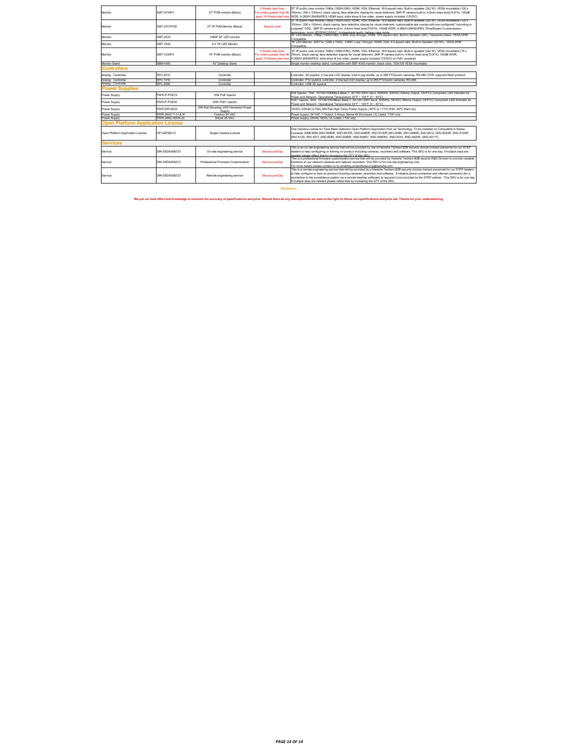| | | | | |
|---|---|---|---|---|
| Monitor | SMT-2730PV | 27" PVM monitor (Black) | 2 Weeks lead time. For orders greater than 80, apply 14 Weeks lead time | 27" IP public view monitor,1080p (1920x1080), HDMI, VGA, Ethernet, 16:9 aspect ratio, Built-in speaker (2x2 W), VESA mountable (100 x 100mm / 200 x 100mm), black casing, face detection display for visual deterrent, 2MP IP camera built-in, 4.6mm fixed lens(73.8°H), 150dB WDR, H.265/H.264/MJPEG, HDMI input, slide show & live video, power supply included (12VDC) |
| Monitor | SMT-2701PVM | 27" IP PVM Monitor (Black) | Special order | 27" IP public view monitor,1080p (1920x1080), HDMI, VGA, Ethernet, 16:9 aspect ratio, Built-in speaker (2x2 W), VESA mountable (100 x 100mm / 200 x 100mm), black casing, face detection display for visual deterrent, customizable text overlay with pre-configured "recording in progress" OSD, 2MP IP camera built-in, 4.6mm fixed lens(73.8°H), 150dB WDR, H.265/H.264/MJPEG, WiseStream II compression technology, micro SD/SDHC/SDXC, bi-directional audio, hallway view mode |
| Monitor | SMT-2233 | 1080P 22" LED monitor | | 22" LED Monitor, 1080p (1920x1080), 2 BNC loop through, HDMI, 16:9 aspect ratio, Built-in Speaker (2W), Tempered Glass, VESA DPM Compatible |
| Monitor | SMT-1935 | 4:3 19" LED Monitor | | 19" LED Monitor, 800TVL (1280 x 1024), 2 BNC Loop Through, HDMI, VGA, 4:3 aspect ratio, Built-in Speaker (2X1W), VESA DPM Compatible |
| Monitor | SMT-1030PV | 10" PVM monitor (Black) | 2 Weeks lead time. For orders greater than 80, apply 14 Weeks lead time | 10" IP public view monitor,1080p (1920x1080), HDMI, VGA, Ethernet, 16:9 aspect ratio, Built-in speaker (2x2 W), VESA mountable (75 x 75mm), black casing, face detection display for visual deterrent, 2MP IP camera built-in, 4.6mm fixed lens(73.8°H), 150dB WDR, H.265/H.264/MJPEG, slide show & live video, power supply included (12VDC) or PoE+ powered |
| Monitor Stand | SBM-4343 | 43" Desktop Stand | | Single monitor desktop stand, compatible with SMT-4343 monitor, black color, 100x100 VESA mountable |

## Controllers

| | | | | |
|---|---|---|---|---|
| Analog - Controller | SPC-2010 | Controller | | Controller, 3D joystick, 2 line text LCD display, built-in jog shuttle, up to 255 PTZ/zoom cameras, RS-485, DVR, supports Multi-protocol |
| Analog - Controller | SPC-1010 | Controller | | Controller, PTZ joystick controller, 2 line text LCD display, up to 255 PTZ/zoom cameras, RS-485 |
| Analog - Controller | SPC-2000 | Controller | | Controller, USB 3D joystick |

## Power Supplies

| | | | | |
|---|---|---|---|---|
| Power Supply | PWR-P-POE15 | 15W PoE Injector | | PoE Injector, 15W, 10/100/1000Mbps Base-T, AC100~240V Input, 50/60Hz, 54VDC/.03Amp Output, CE/FCC Compliant, LED Indicator for Power and Network, Operational Temperature 32°F ~ 104°F (0 ~ 40°C) |
| Power Supply | PWR-P-POE30 | 30W PoE+ Injector | | PoE+ Injector, 30W, 10/100/1000Mbps Base-T, AC100~240V Input, 50/60Hz, 54VDC/.06Amp Output, CE/FCC Compliant, LED Indicator for Power and Network, Operational Temperature 32°F ~ 104°F (0 ~ 40°C) |
| Power Supply | PWR-DR12033 | DIN Rail Mounting 33W Hardened Power Supply | | 12VDC 33Watt (2.75A) DIN Rail High Temp Power Supply (-40ºC to +71ºC With -40ºC Start-Up) |
| Power Supply | PWR-24AC-1-3-ULW | Outdoor 24 VAC | | Power supply, 24 VAC, 1 Output, 3 Amps, Nema 4X Enclosure, UL Listed, 110V only |
| Power Supply | PWR-24AC-50VA-UL | Indoor 24 VAC | | Power supply, 24VAC 50VA, UL Listed, 110V only |

## Open Platform Application License

| | | | | |
|---|---|---|---|---|
| Open Platform Application License | OP-A2FMD-01 | Single Camera License | | One Camera License for Face Mask Detection Open Platform Application from a2 Technology, To be installed on Compatible X-Series Cameras (XNB-6000,XNO-6080R, XNO-6010R, XNO-6080R, XNO-6120R,XNV-6080, XNV-6080R, XNV-6010, XNV-6020R, XNV-6120R, XNV-6120, XNV-6011,XND-6080, XND-6080R, XND-6080V, XND-6080RV, XND-6010, XND-6020R, XND-6011F) |

## Services

| | | | | |
|---|---|---|---|---|
| Service | DIN-SSDA006/CO | On-site engineering service | Service per/Day | This is an on site engineering service that will be provided by one of Hanwha Techwin B2B security division trained personnel for our STEP dealers to help configuring or training on product including cameras, recorders and software. This SKU is for one day, if multiple days are needed please reflect that by increasing the QTY of this SKU. |
| Service | DIN-SSDA003/CO | Professional Firmware Customization | Service per/Day | This is a professional firmware customization service that will be provided by Hanwha Techwin B2B security R&D Division to provide valuable functions on our network cameras and network recorders. This SKU is for one day engineering cost. For more details please contact us by emailing projectfwservice@hanwha.com |
| Service | DIN-SSDA008/CO | Remote engineering service | Service per/Day | This is a remote engineering service that will be provided by a Hanwha Techwin B2B security division trained personnel for our STEP dealers to help configure or train on product including cameras, recorders and software. A reliable phone connection and internet connection (for a connection to the surveillance system via a remote desktop software) is required to be provided by the STEP partner. This SKU is for one day, if multiple days are needed please reflect that by increasing the QTY of the SKU |

**Disclaimer:**

**We put our best effort and knowledge to maintain the accuracy of specifications and price. Should there be any discrepancies we reserve the right to follow our specifications and price set. Thanks for your understanding.**